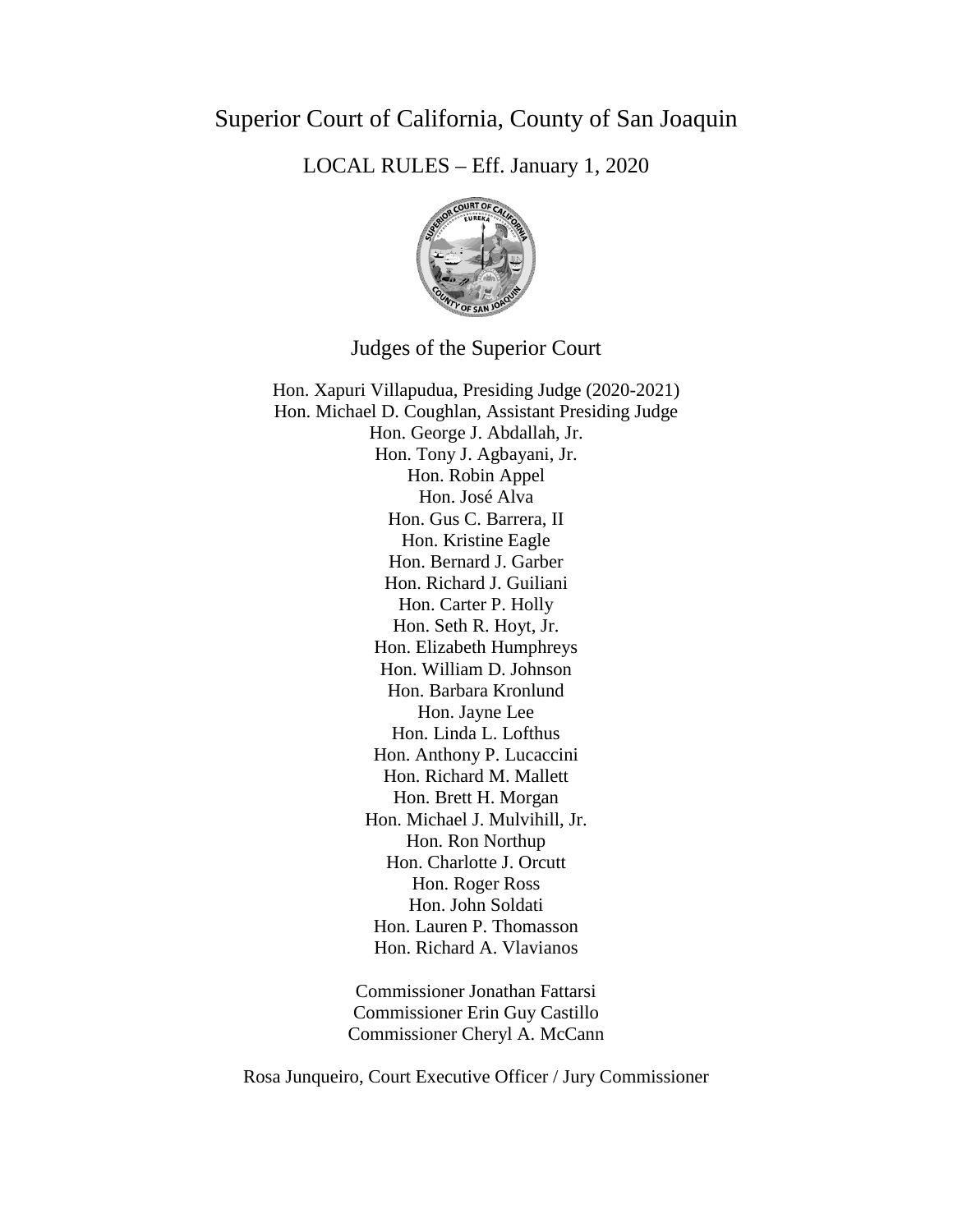# Superior Court of California, County of San Joaquin

## LOCAL RULES – Eff. January 1, 2020

### Judges of the Superior Court

Hon. Xapuri Villapudua, Presiding Judge (2020-2021)
Hon. Michael D. Coughlan, Assistant Presiding Judge
Hon. George J. Abdallah, Jr.
Hon. Tony J. Agbayani, Jr.
Hon. Robin Appel
Hon. José Alva
Hon. Gus C. Barrera, II
Hon. Kristine Eagle
Hon. Bernard J. Garber
Hon. Richard J. Guiliani
Hon. Carter P. Holly
Hon. Seth R. Hoyt, Jr.
Hon. Elizabeth Humphreys
Hon. William D. Johnson
Hon. Barbara Kronlund
Hon. Jayne Lee
Hon. Linda L. Lofthus
Hon. Anthony P. Lucaccini
Hon. Richard M. Mallett
Hon. Brett H. Morgan
Hon. Michael J. Mulvihill, Jr.
Hon. Ron Northup
Hon. Charlotte J. Orcutt
Hon. Roger Ross
Hon. John Soldati
Hon. Lauren P. Thomasson
Hon. Richard A. Vlavianos

Commissioner Jonathan Fattarsi
Commissioner Erin Guy Castillo
Commissioner Cheryl A. McCann

Rosa Junqueiro, Court Executive Officer / Jury Commissioner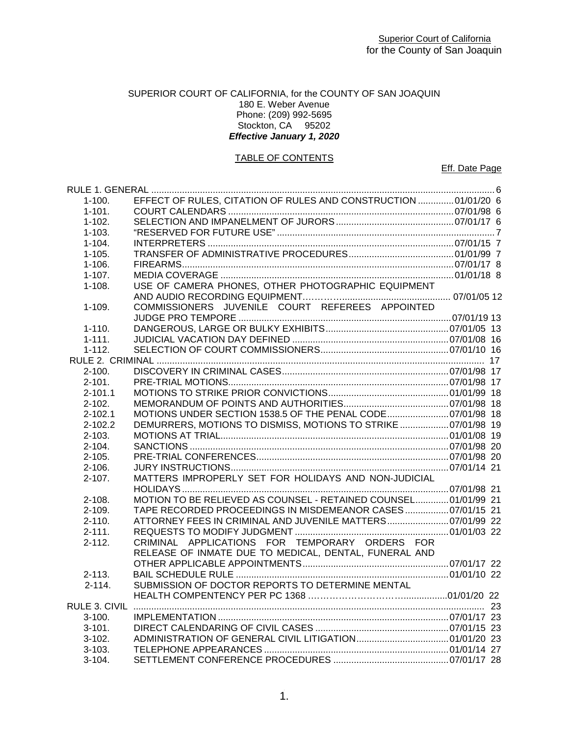SUPERIOR COURT OF CALIFORNIA, for the COUNTY OF SAN JOAQUIN
180 E. Weber Avenue
Phone: (209) 992-5695
Stockton, CA 95202
***Effective January 1, 2020***

TABLE OF CONTENTS

| | | Eff. Date | Page |
|---|---|---|---|
| RULE 1. GENERAL | | | 6 |
| 1-100. | EFFECT OF RULES, CITATION OF RULES AND CONSTRUCTION | 01/01/20 | 6 |
| 1-101. | COURT CALENDARS | 07/01/98 | 6 |
| 1-102. | SELECTION AND IMPANELMENT OF JURORS | 07/01/17 | 6 |
| 1-103. | "RESERVED FOR FUTURE USE" | | 7 |
| 1-104. | INTERPRETERS | 07/01/15 | 7 |
| 1-105. | TRANSFER OF ADMINISTRATIVE PROCEDURES | 01/01/99 | 7 |
| 1-106. | FIREARMS | 07/01/17 | 8 |
| 1-107. | MEDIA COVERAGE | 01/01/18 | 8 |
| 1-108. | USE OF CAMERA PHONES, OTHER PHOTOGRAPHIC EQUIPMENT AND AUDIO RECORDING EQUIPMENT | 07/01/05 | 12 |
| 1-109. | COMMISSIONERS JUVENILE COURT REFEREES APPOINTED JUDGE PRO TEMPORE | 07/01/19 | 13 |
| 1-110. | DANGEROUS, LARGE OR BULKY EXHIBITS | 07/01/05 | 13 |
| 1-111. | JUDICIAL VACATION DAY DEFINED | 07/01/08 | 16 |
| 1-112. | SELECTION OF COURT COMMISSIONERS | 07/01/10 | 16 |
| RULE 2. CRIMINAL | | | 17 |
| 2-100. | DISCOVERY IN CRIMINAL CASES | 07/01/98 | 17 |
| 2-101. | PRE-TRIAL MOTIONS | 07/01/98 | 17 |
| 2-101.1 | MOTIONS TO STRIKE PRIOR CONVICTIONS | 01/01/99 | 18 |
| 2-102. | MEMORANDUM OF POINTS AND AUTHORITIES | 07/01/98 | 18 |
| 2-102.1 | MOTIONS UNDER SECTION 1538.5 OF THE PENAL CODE | 07/01/98 | 18 |
| 2-102.2 | DEMURRERS, MOTIONS TO DISMISS, MOTIONS TO STRIKE | 07/01/98 | 19 |
| 2-103. | MOTIONS AT TRIAL | 01/01/08 | 19 |
| 2-104. | SANCTIONS | 07/01/98 | 20 |
| 2-105. | PRE-TRIAL CONFERENCES | 07/01/98 | 20 |
| 2-106. | JURY INSTRUCTIONS | 07/01/14 | 21 |
| 2-107. | MATTERS IMPROPERLY SET FOR HOLIDAYS AND NON-JUDICIAL HOLIDAYS | 07/01/98 | 21 |
| 2-108. | MOTION TO BE RELIEVED AS COUNSEL - RETAINED COUNSEL | 01/01/99 | 21 |
| 2-109. | TAPE RECORDED PROCEEDINGS IN MISDEMEANOR CASES | 07/01/15 | 21 |
| 2-110. | ATTORNEY FEES IN CRIMINAL AND JUVENILE MATTERS | 07/01/99 | 22 |
| 2-111. | REQUESTS TO MODIFY JUDGMENT | 01/01/03 | 22 |
| 2-112. | CRIMINAL APPLICATIONS FOR TEMPORARY ORDERS FOR RELEASE OF INMATE DUE TO MEDICAL, DENTAL, FUNERAL AND OTHER APPLICABLE APPOINTMENTS | 07/01/17 | 22 |
| 2-113. | BAIL SCHEDULE RULE | 01/01/10 | 22 |
| 2-114. | SUBMISSION OF DOCTOR REPORTS TO DETERMINE MENTAL HEALTH COMPENTENCY PER PC 1368 | 01/01/20 | 22 |
| RULE 3. CIVIL | | | 23 |
| 3-100. | IMPLEMENTATION | 07/01/17 | 23 |
| 3-101. | DIRECT CALENDARING OF CIVIL CASES | 07/01/15 | 23 |
| 3-102. | ADMINISTRATION OF GENERAL CIVIL LITIGATION | 01/01/20 | 23 |
| 3-103. | TELEPHONE APPEARANCES | 01/01/14 | 27 |
| 3-104. | SETTLEMENT CONFERENCE PROCEDURES | 07/01/17 | 28 |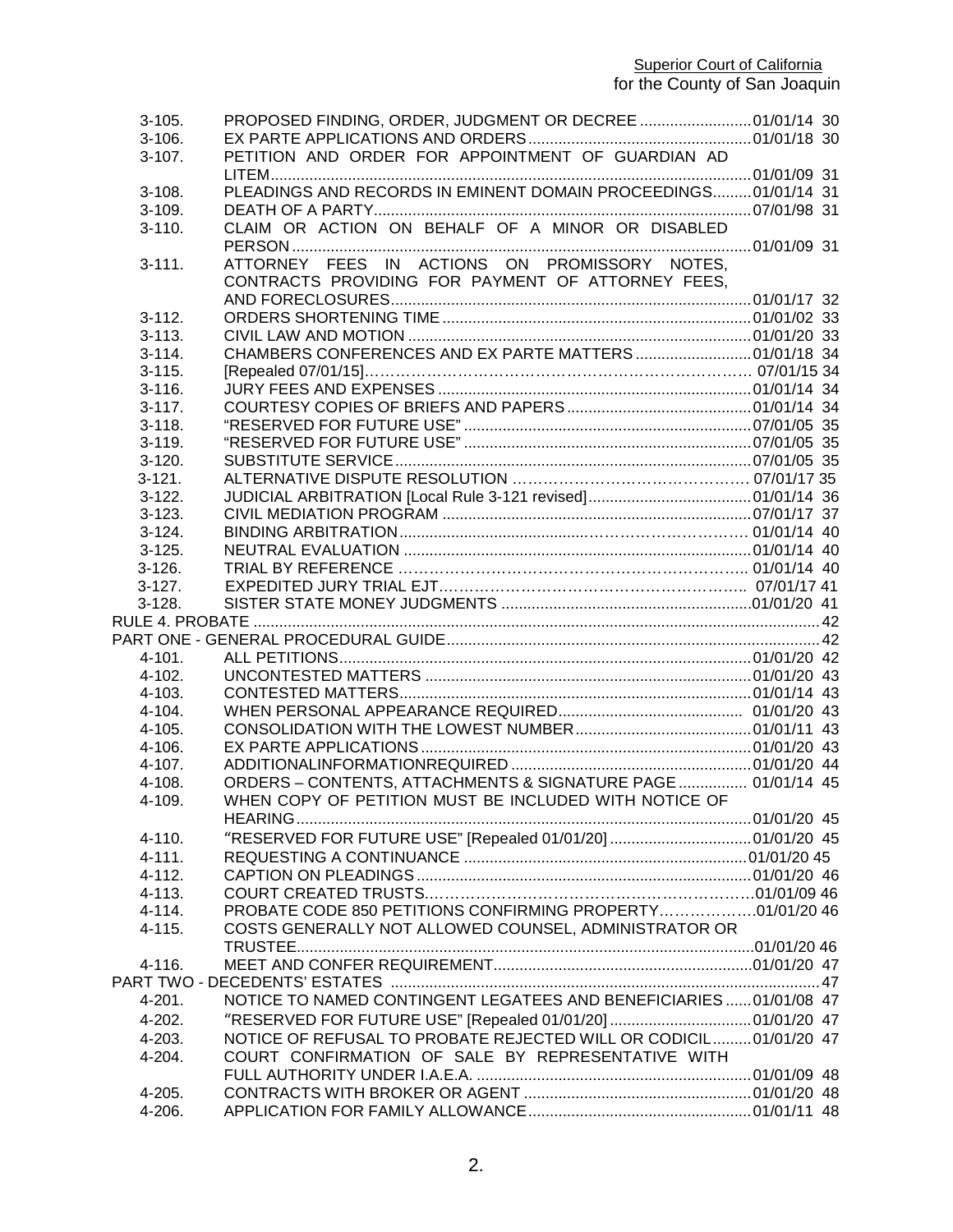| | | | |
|---|---|---|---|
| 3-105. | PROPOSED FINDING, ORDER, JUDGMENT OR DECREE | 01/01/14 | 30 |
| 3-106. | EX PARTE APPLICATIONS AND ORDERS | 01/01/18 | 30 |
| 3-107. | PETITION AND ORDER FOR APPOINTMENT OF GUARDIAN AD LITEM | 01/01/09 | 31 |
| 3-108. | PLEADINGS AND RECORDS IN EMINENT DOMAIN PROCEEDINGS | 01/01/14 | 31 |
| 3-109. | DEATH OF A PARTY | 07/01/98 | 31 |
| 3-110. | CLAIM OR ACTION ON BEHALF OF A MINOR OR DISABLED PERSON | 01/01/09 | 31 |
| 3-111. | ATTORNEY FEES IN ACTIONS ON PROMISSORY NOTES, CONTRACTS PROVIDING FOR PAYMENT OF ATTORNEY FEES, AND FORECLOSURES | 01/01/17 | 32 |
| 3-112. | ORDERS SHORTENING TIME | 01/01/02 | 33 |
| 3-113. | CIVIL LAW AND MOTION | 01/01/20 | 33 |
| 3-114. | CHAMBERS CONFERENCES AND EX PARTE MATTERS | 01/01/18 | 34 |
| 3-115. | [Repealed 07/01/15] | 07/01/15 | 34 |
| 3-116. | JURY FEES AND EXPENSES | 01/01/14 | 34 |
| 3-117. | COURTESY COPIES OF BRIEFS AND PAPERS | 01/01/14 | 34 |
| 3-118. | "RESERVED FOR FUTURE USE" | 07/01/05 | 35 |
| 3-119. | "RESERVED FOR FUTURE USE" | 07/01/05 | 35 |
| 3-120. | SUBSTITUTE SERVICE | 07/01/05 | 35 |
| 3-121. | ALTERNATIVE DISPUTE RESOLUTION | 07/01/17 | 35 |
| 3-122. | JUDICIAL ARBITRATION [Local Rule 3-121 revised] | 01/01/14 | 36 |
| 3-123. | CIVIL MEDIATION PROGRAM | 07/01/17 | 37 |
| 3-124. | BINDING ARBITRATION | 01/01/14 | 40 |
| 3-125. | NEUTRAL EVALUATION | 01/01/14 | 40 |
| 3-126. | TRIAL BY REFERENCE | 01/01/14 | 40 |
| 3-127. | EXPEDITED JURY TRIAL EJT | 07/01/17 | 41 |
| 3-128. | SISTER STATE MONEY JUDGMENTS | 01/01/20 | 41 |
| RULE 4. PROBATE | | | 42 |
| PART ONE - GENERAL PROCEDURAL GUIDE | | | 42 |
| 4-101. | ALL PETITIONS | 01/01/20 | 42 |
| 4-102. | UNCONTESTED MATTERS | 01/01/20 | 43 |
| 4-103. | CONTESTED MATTERS | 01/01/14 | 43 |
| 4-104. | WHEN PERSONAL APPEARANCE REQUIRED | 01/01/20 | 43 |
| 4-105. | CONSOLIDATION WITH THE LOWEST NUMBER | 01/01/11 | 43 |
| 4-106. | EX PARTE APPLICATIONS | 01/01/20 | 43 |
| 4-107. | ADDITIONALINFORMATIONREQUIRED | 01/01/20 | 44 |
| 4-108. | ORDERS – CONTENTS, ATTACHMENTS & SIGNATURE PAGE | 01/01/14 | 45 |
| 4-109. | WHEN COPY OF PETITION MUST BE INCLUDED WITH NOTICE OF HEARING | 01/01/20 | 45 |
| 4-110. | "RESERVED FOR FUTURE USE" [Repealed 01/01/20] | 01/01/20 | 45 |
| 4-111. | REQUESTING A CONTINUANCE | 01/01/20 | 45 |
| 4-112. | CAPTION ON PLEADINGS | 01/01/20 | 46 |
| 4-113. | COURT CREATED TRUSTS | 01/01/09 | 46 |
| 4-114. | PROBATE CODE 850 PETITIONS CONFIRMING PROPERTY | 01/01/20 | 46 |
| 4-115. | COSTS GENERALLY NOT ALLOWED COUNSEL, ADMINISTRATOR OR TRUSTEE | 01/01/20 | 46 |
| 4-116. | MEET AND CONFER REQUIREMENT | 01/01/20 | 47 |
| PART TWO - DECEDENTS' ESTATES | | | 47 |
| 4-201. | NOTICE TO NAMED CONTINGENT LEGATEES AND BENEFICIARIES | 01/01/08 | 47 |
| 4-202. | "RESERVED FOR FUTURE USE" [Repealed 01/01/20] | 01/01/20 | 47 |
| 4-203. | NOTICE OF REFUSAL TO PROBATE REJECTED WILL OR CODICIL | 01/01/20 | 47 |
| 4-204. | COURT CONFIRMATION OF SALE BY REPRESENTATIVE WITH FULL AUTHORITY UNDER I.A.E.A. | 01/01/09 | 48 |
| 4-205. | CONTRACTS WITH BROKER OR AGENT | 01/01/20 | 48 |
| 4-206. | APPLICATION FOR FAMILY ALLOWANCE | 01/01/11 | 48 |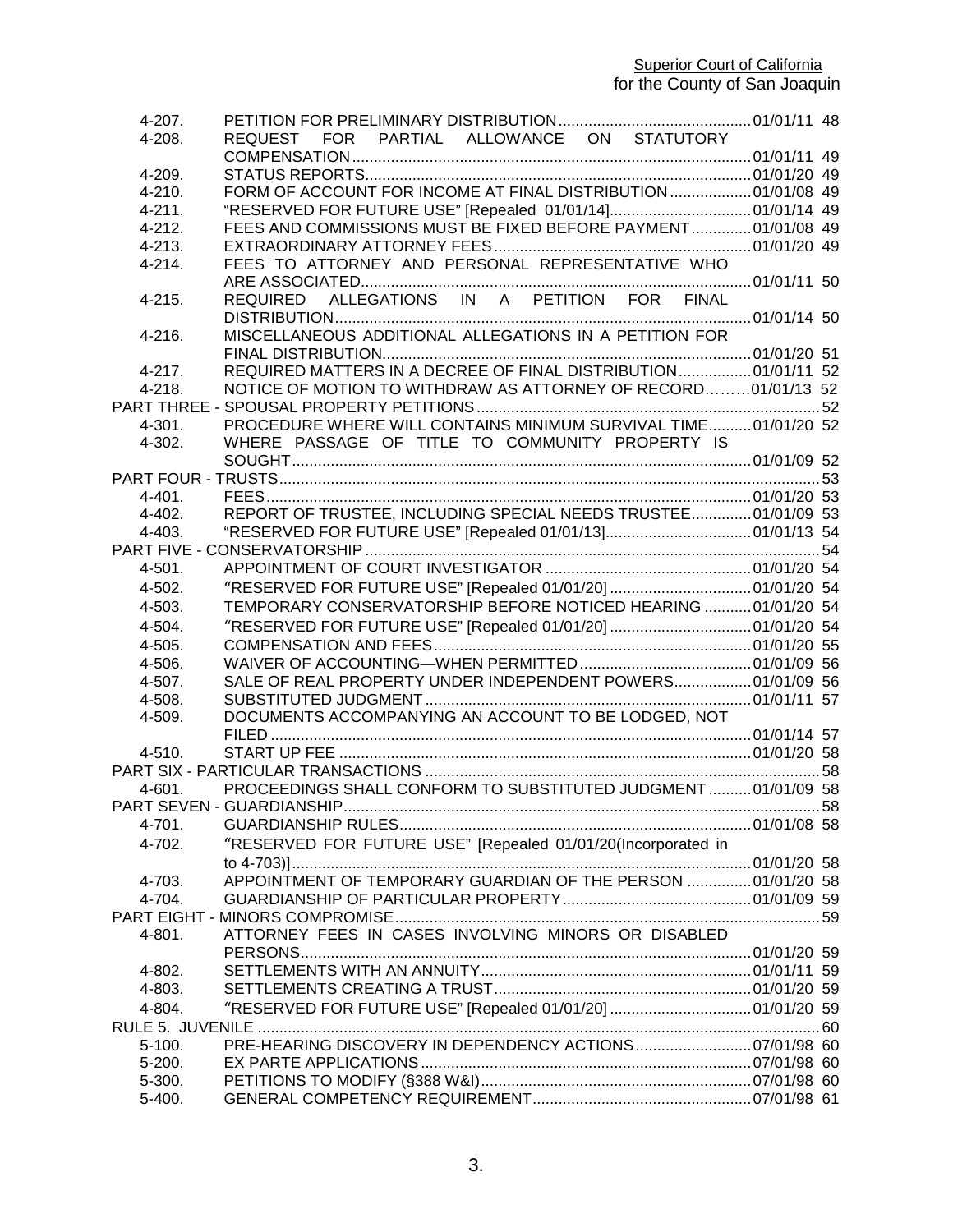| | | | |
|---|---|---|---|
| 4-207. | PETITION FOR PRELIMINARY DISTRIBUTION | 01/01/11 | 48 |
| 4-208. | REQUEST FOR PARTIAL ALLOWANCE ON STATUTORY COMPENSATION | 01/01/11 | 49 |
| 4-209. | STATUS REPORTS | 01/01/20 | 49 |
| 4-210. | FORM OF ACCOUNT FOR INCOME AT FINAL DISTRIBUTION | 01/01/08 | 49 |
| 4-211. | "RESERVED FOR FUTURE USE" [Repealed 01/01/14] | 01/01/14 | 49 |
| 4-212. | FEES AND COMMISSIONS MUST BE FIXED BEFORE PAYMENT | 01/01/08 | 49 |
| 4-213. | EXTRAORDINARY ATTORNEY FEES | 01/01/20 | 49 |
| 4-214. | FEES TO ATTORNEY AND PERSONAL REPRESENTATIVE WHO ARE ASSOCIATED | 01/01/11 | 50 |
| 4-215. | REQUIRED ALLEGATIONS IN A PETITION FOR FINAL DISTRIBUTION | 01/01/14 | 50 |
| 4-216. | MISCELLANEOUS ADDITIONAL ALLEGATIONS IN A PETITION FOR FINAL DISTRIBUTION | 01/01/20 | 51 |
| 4-217. | REQUIRED MATTERS IN A DECREE OF FINAL DISTRIBUTION | 01/01/11 | 52 |
| 4-218. | NOTICE OF MOTION TO WITHDRAW AS ATTORNEY OF RECORD | 01/01/13 | 52 |
| PART THREE - SPOUSAL PROPERTY PETITIONS | | | 52 |
| 4-301. | PROCEDURE WHERE WILL CONTAINS MINIMUM SURVIVAL TIME | 01/01/20 | 52 |
| 4-302. | WHERE PASSAGE OF TITLE TO COMMUNITY PROPERTY IS SOUGHT | 01/01/09 | 52 |
| PART FOUR - TRUSTS | | | 53 |
| 4-401. | FEES | 01/01/20 | 53 |
| 4-402. | REPORT OF TRUSTEE, INCLUDING SPECIAL NEEDS TRUSTEE | 01/01/09 | 53 |
| 4-403. | "RESERVED FOR FUTURE USE" [Repealed 01/01/13] | 01/01/13 | 54 |
| PART FIVE - CONSERVATORSHIP | | | 54 |
| 4-501. | APPOINTMENT OF COURT INVESTIGATOR | 01/01/20 | 54 |
| 4-502. | "RESERVED FOR FUTURE USE" [Repealed 01/01/20] | 01/01/20 | 54 |
| 4-503. | TEMPORARY CONSERVATORSHIP BEFORE NOTICED HEARING | 01/01/20 | 54 |
| 4-504. | "RESERVED FOR FUTURE USE" [Repealed 01/01/20] | 01/01/20 | 54 |
| 4-505. | COMPENSATION AND FEES | 01/01/20 | 55 |
| 4-506. | WAIVER OF ACCOUNTING—WHEN PERMITTED | 01/01/09 | 56 |
| 4-507. | SALE OF REAL PROPERTY UNDER INDEPENDENT POWERS | 01/01/09 | 56 |
| 4-508. | SUBSTITUTED JUDGMENT | 01/01/11 | 57 |
| 4-509. | DOCUMENTS ACCOMPANYING AN ACCOUNT TO BE LODGED, NOT FILED | 01/01/14 | 57 |
| 4-510. | START UP FEE | 01/01/20 | 58 |
| PART SIX - PARTICULAR TRANSACTIONS | | | 58 |
| 4-601. | PROCEEDINGS SHALL CONFORM TO SUBSTITUTED JUDGMENT | 01/01/09 | 58 |
| PART SEVEN - GUARDIANSHIP | | | 58 |
| 4-701. | GUARDIANSHIP RULES | 01/01/08 | 58 |
| 4-702. | "RESERVED FOR FUTURE USE" [Repealed 01/01/20(Incorporated in to 4-703)] | 01/01/20 | 58 |
| 4-703. | APPOINTMENT OF TEMPORARY GUARDIAN OF THE PERSON | 01/01/20 | 58 |
| 4-704. | GUARDIANSHIP OF PARTICULAR PROPERTY | 01/01/09 | 59 |
| PART EIGHT - MINORS COMPROMISE | | | 59 |
| 4-801. | ATTORNEY FEES IN CASES INVOLVING MINORS OR DISABLED PERSONS | 01/01/20 | 59 |
| 4-802. | SETTLEMENTS WITH AN ANNUITY | 01/01/11 | 59 |
| 4-803. | SETTLEMENTS CREATING A TRUST | 01/01/20 | 59 |
| 4-804. | "RESERVED FOR FUTURE USE" [Repealed 01/01/20] | 01/01/20 | 59 |
| RULE 5. JUVENILE | | | 60 |
| 5-100. | PRE-HEARING DISCOVERY IN DEPENDENCY ACTIONS | 07/01/98 | 60 |
| 5-200. | EX PARTE APPLICATIONS | 07/01/98 | 60 |
| 5-300. | PETITIONS TO MODIFY (§388 W&I) | 07/01/98 | 60 |
| 5-400. | GENERAL COMPETENCY REQUIREMENT | 07/01/98 | 61 |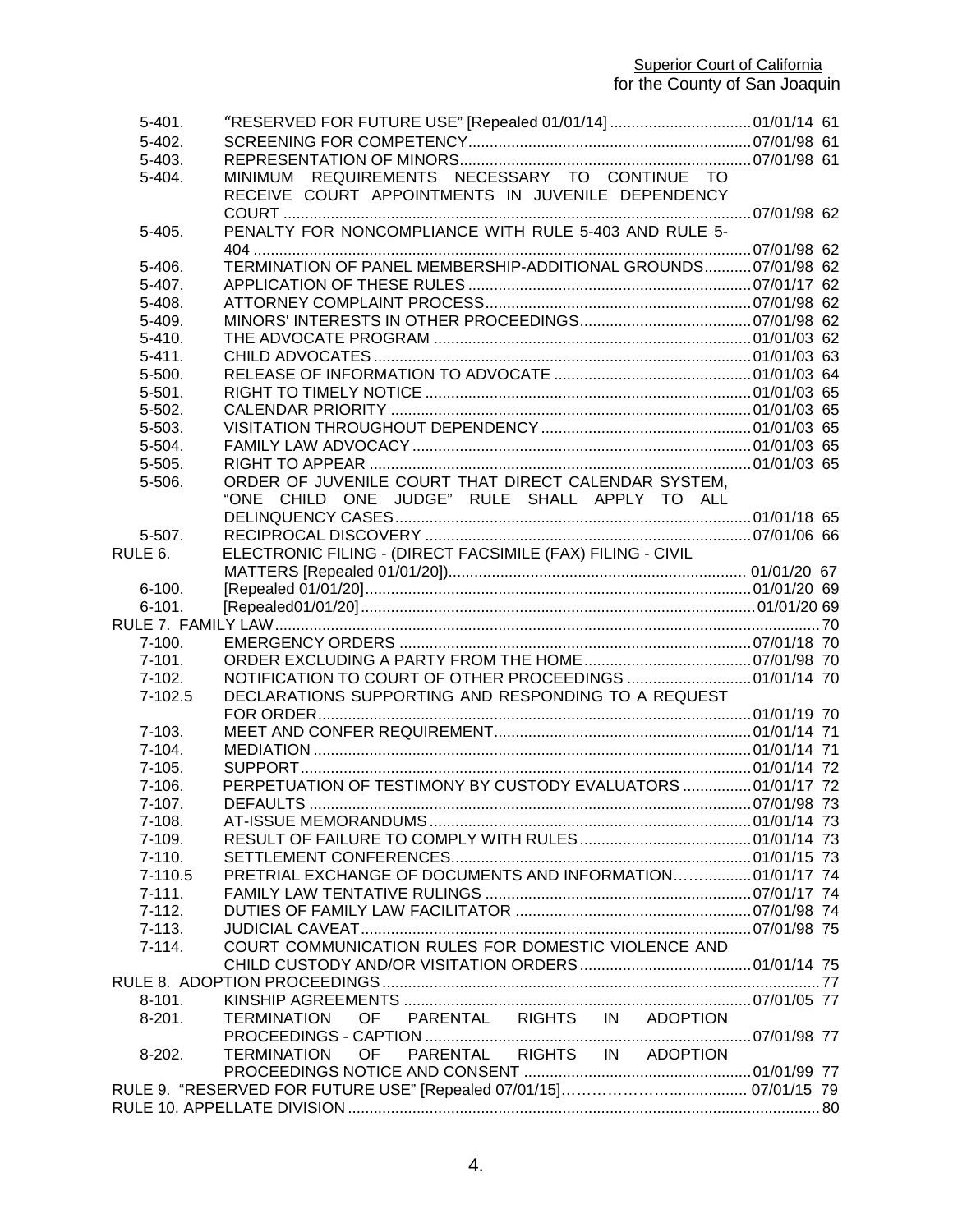| Rule | Title | Date | Page |
|---|---|---|---|
| 5-401. | "RESERVED FOR FUTURE USE" [Repealed 01/01/14] | 01/01/14 | 61 |
| 5-402. | SCREENING FOR COMPETENCY | 07/01/98 | 61 |
| 5-403. | REPRESENTATION OF MINORS | 07/01/98 | 61 |
| 5-404. | MINIMUM REQUIREMENTS NECESSARY TO CONTINUE TO RECEIVE COURT APPOINTMENTS IN JUVENILE DEPENDENCY COURT | 07/01/98 | 62 |
| 5-405. | PENALTY FOR NONCOMPLIANCE WITH RULE 5-403 AND RULE 5-404 | 07/01/98 | 62 |
| 5-406. | TERMINATION OF PANEL MEMBERSHIP-ADDITIONAL GROUNDS | 07/01/98 | 62 |
| 5-407. | APPLICATION OF THESE RULES | 07/01/17 | 62 |
| 5-408. | ATTORNEY COMPLAINT PROCESS | 07/01/98 | 62 |
| 5-409. | MINORS' INTERESTS IN OTHER PROCEEDINGS | 07/01/98 | 62 |
| 5-410. | THE ADVOCATE PROGRAM | 01/01/03 | 62 |
| 5-411. | CHILD ADVOCATES | 01/01/03 | 63 |
| 5-500. | RELEASE OF INFORMATION TO ADVOCATE | 01/01/03 | 64 |
| 5-501. | RIGHT TO TIMELY NOTICE | 01/01/03 | 65 |
| 5-502. | CALENDAR PRIORITY | 01/01/03 | 65 |
| 5-503. | VISITATION THROUGHOUT DEPENDENCY | 01/01/03 | 65 |
| 5-504. | FAMILY LAW ADVOCACY | 01/01/03 | 65 |
| 5-505. | RIGHT TO APPEAR | 01/01/03 | 65 |
| 5-506. | ORDER OF JUVENILE COURT THAT DIRECT CALENDAR SYSTEM, "ONE CHILD ONE JUDGE" RULE SHALL APPLY TO ALL DELINQUENCY CASES | 01/01/18 | 65 |
| 5-507. | RECIPROCAL DISCOVERY | 07/01/06 | 66 |
| RULE 6. | ELECTRONIC FILING - (DIRECT FACSIMILE (FAX) FILING - CIVIL MATTERS [Repealed 01/01/20]) | 01/01/20 | 67 |
| 6-100. | [Repealed 01/01/20] | 01/01/20 | 69 |
| 6-101. | [Repealed01/01/20] | 01/01/20 | 69 |
| RULE 7. FAMILY LAW | | | 70 |
| 7-100. | EMERGENCY ORDERS | 07/01/18 | 70 |
| 7-101. | ORDER EXCLUDING A PARTY FROM THE HOME | 07/01/98 | 70 |
| 7-102. | NOTIFICATION TO COURT OF OTHER PROCEEDINGS | 01/01/14 | 70 |
| 7-102.5 | DECLARATIONS SUPPORTING AND RESPONDING TO A REQUEST FOR ORDER | 01/01/19 | 70 |
| 7-103. | MEET AND CONFER REQUIREMENT | 01/01/14 | 71 |
| 7-104. | MEDIATION | 01/01/14 | 71 |
| 7-105. | SUPPORT | 01/01/14 | 72 |
| 7-106. | PERPETUATION OF TESTIMONY BY CUSTODY EVALUATORS | 01/01/17 | 72 |
| 7-107. | DEFAULTS | 07/01/98 | 73 |
| 7-108. | AT-ISSUE MEMORANDUMS | 01/01/14 | 73 |
| 7-109. | RESULT OF FAILURE TO COMPLY WITH RULES | 01/01/14 | 73 |
| 7-110. | SETTLEMENT CONFERENCES | 01/01/15 | 73 |
| 7-110.5 | PRETRIAL EXCHANGE OF DOCUMENTS AND INFORMATION | 01/01/17 | 74 |
| 7-111. | FAMILY LAW TENTATIVE RULINGS | 07/01/17 | 74 |
| 7-112. | DUTIES OF FAMILY LAW FACILITATOR | 07/01/98 | 74 |
| 7-113. | JUDICIAL CAVEAT | 07/01/98 | 75 |
| 7-114. | COURT COMMUNICATION RULES FOR DOMESTIC VIOLENCE AND CHILD CUSTODY AND/OR VISITATION ORDERS | 01/01/14 | 75 |
| RULE 8. ADOPTION PROCEEDINGS | | | 77 |
| 8-101. | KINSHIP AGREEMENTS | 07/01/05 | 77 |
| 8-201. | TERMINATION OF PARENTAL RIGHTS IN ADOPTION PROCEEDINGS - CAPTION | 07/01/98 | 77 |
| 8-202. | TERMINATION OF PARENTAL RIGHTS IN ADOPTION PROCEEDINGS NOTICE AND CONSENT | 01/01/99 | 77 |
| RULE 9. "RESERVED FOR FUTURE USE" [Repealed 07/01/15] | | 07/01/15 | 79 |
| RULE 10. APPELLATE DIVISION | | | 80 |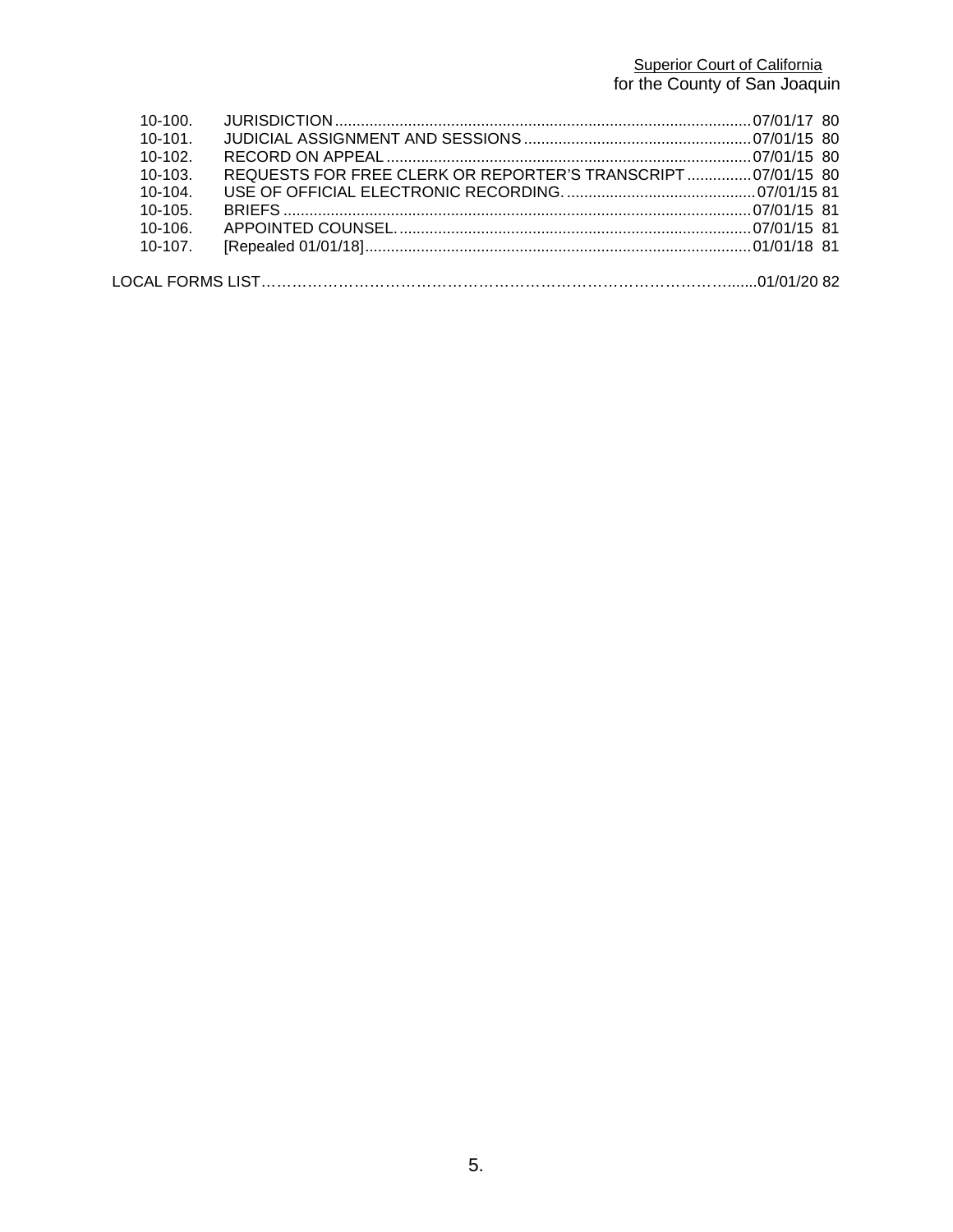| | | | |
|---|---|---|---|
| 10-100. | JURISDICTION | 07/01/17 | 80 |
| 10-101. | JUDICIAL ASSIGNMENT AND SESSIONS | 07/01/15 | 80 |
| 10-102. | RECORD ON APPEAL | 07/01/15 | 80 |
| 10-103. | REQUESTS FOR FREE CLERK OR REPORTER'S TRANSCRIPT | 07/01/15 | 80 |
| 10-104. | USE OF OFFICIAL ELECTRONIC RECORDING. | 07/01/15 | 81 |
| 10-105. | BRIEFS | 07/01/15 | 81 |
| 10-106. | APPOINTED COUNSEL. | 07/01/15 | 81 |
| 10-107. | [Repealed 01/01/18] | 01/01/18 | 81 |

LOCAL FORMS LIST ........ 01/01/20 82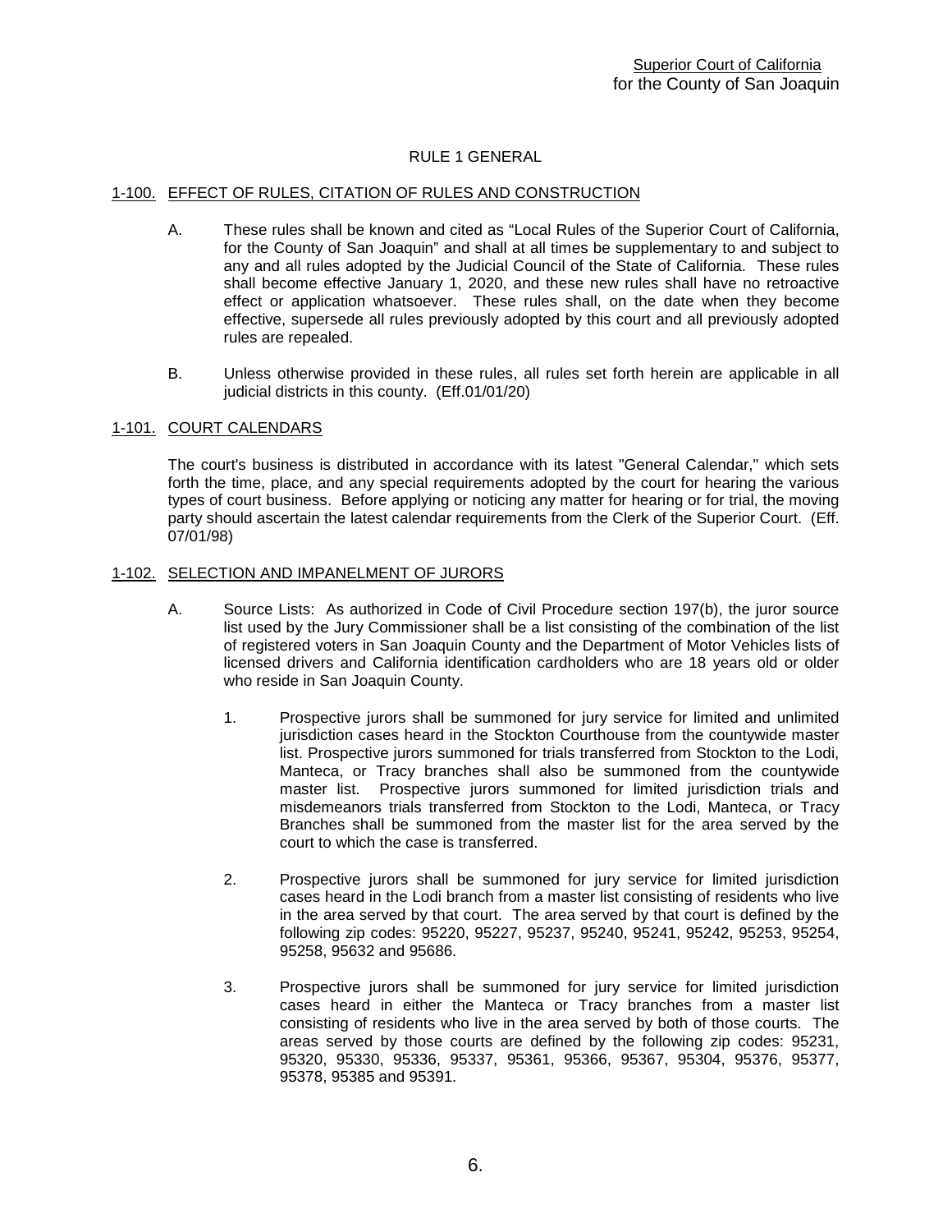# RULE 1 GENERAL

## 1-100. EFFECT OF RULES, CITATION OF RULES AND CONSTRUCTION

A. These rules shall be known and cited as "Local Rules of the Superior Court of California, for the County of San Joaquin" and shall at all times be supplementary to and subject to any and all rules adopted by the Judicial Council of the State of California. These rules shall become effective January 1, 2020, and these new rules shall have no retroactive effect or application whatsoever. These rules shall, on the date when they become effective, supersede all rules previously adopted by this court and all previously adopted rules are repealed.

B. Unless otherwise provided in these rules, all rules set forth herein are applicable in all judicial districts in this county. (Eff.01/01/20)

## 1-101. COURT CALENDARS

The court's business is distributed in accordance with its latest "General Calendar," which sets forth the time, place, and any special requirements adopted by the court for hearing the various types of court business. Before applying or noticing any matter for hearing or for trial, the moving party should ascertain the latest calendar requirements from the Clerk of the Superior Court. (Eff. 07/01/98)

## 1-102. SELECTION AND IMPANELMENT OF JURORS

A. Source Lists: As authorized in Code of Civil Procedure section 197(b), the juror source list used by the Jury Commissioner shall be a list consisting of the combination of the list of registered voters in San Joaquin County and the Department of Motor Vehicles lists of licensed drivers and California identification cardholders who are 18 years old or older who reside in San Joaquin County.

1. Prospective jurors shall be summoned for jury service for limited and unlimited jurisdiction cases heard in the Stockton Courthouse from the countywide master list. Prospective jurors summoned for trials transferred from Stockton to the Lodi, Manteca, or Tracy branches shall also be summoned from the countywide master list. Prospective jurors summoned for limited jurisdiction trials and misdemeanors trials transferred from Stockton to the Lodi, Manteca, or Tracy Branches shall be summoned from the master list for the area served by the court to which the case is transferred.

2. Prospective jurors shall be summoned for jury service for limited jurisdiction cases heard in the Lodi branch from a master list consisting of residents who live in the area served by that court. The area served by that court is defined by the following zip codes: 95220, 95227, 95237, 95240, 95241, 95242, 95253, 95254, 95258, 95632 and 95686.

3. Prospective jurors shall be summoned for jury service for limited jurisdiction cases heard in either the Manteca or Tracy branches from a master list consisting of residents who live in the area served by both of those courts. The areas served by those courts are defined by the following zip codes: 95231, 95320, 95330, 95336, 95337, 95361, 95366, 95367, 95304, 95376, 95377, 95378, 95385 and 95391.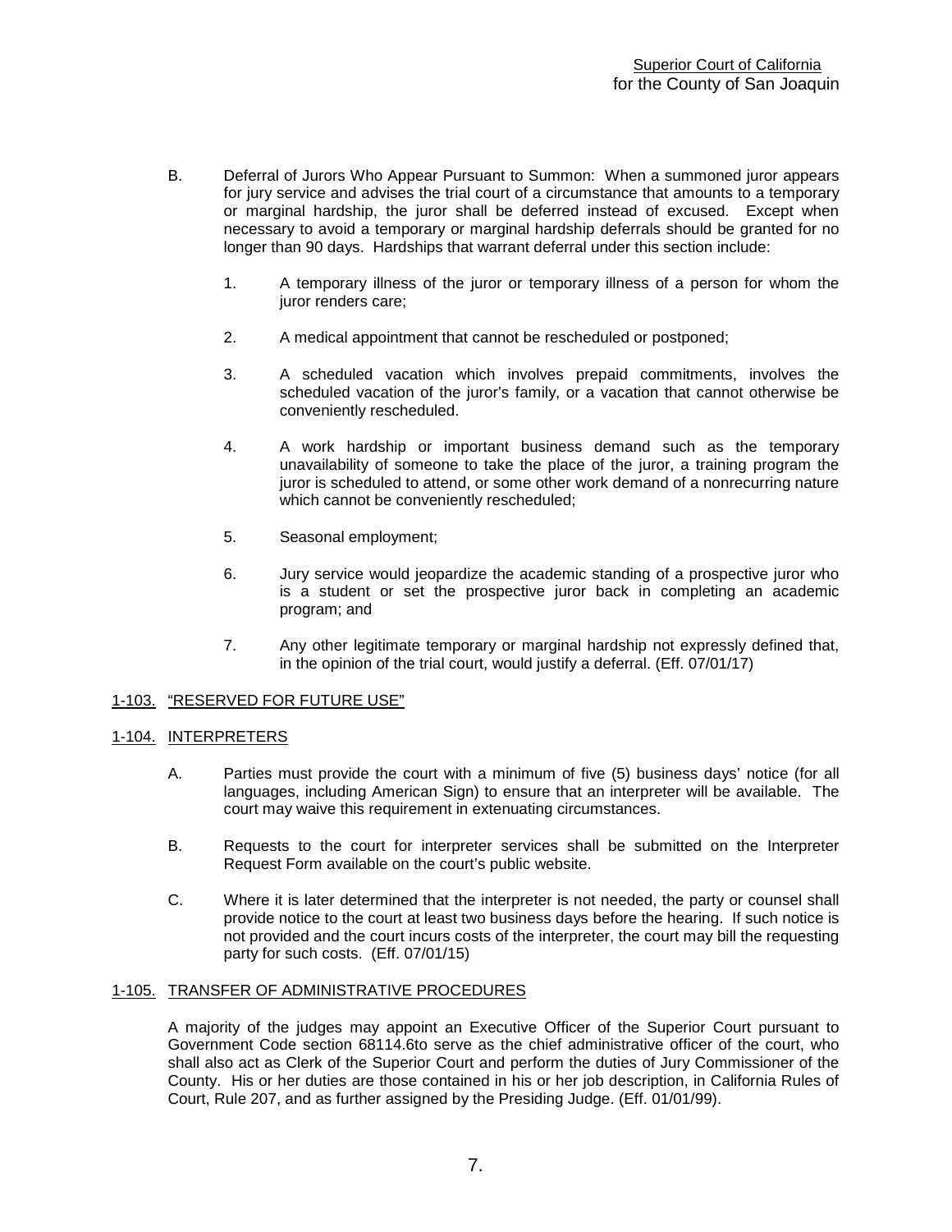B. Deferral of Jurors Who Appear Pursuant to Summon: When a summoned juror appears for jury service and advises the trial court of a circumstance that amounts to a temporary or marginal hardship, the juror shall be deferred instead of excused. Except when necessary to avoid a temporary or marginal hardship deferrals should be granted for no longer than 90 days. Hardships that warrant deferral under this section include:

   1. A temporary illness of the juror or temporary illness of a person for whom the juror renders care;

   2. A medical appointment that cannot be rescheduled or postponed;

   3. A scheduled vacation which involves prepaid commitments, involves the scheduled vacation of the juror's family, or a vacation that cannot otherwise be conveniently rescheduled.

   4. A work hardship or important business demand such as the temporary unavailability of someone to take the place of the juror, a training program the juror is scheduled to attend, or some other work demand of a nonrecurring nature which cannot be conveniently rescheduled;

   5. Seasonal employment;

   6. Jury service would jeopardize the academic standing of a prospective juror who is a student or set the prospective juror back in completing an academic program; and

   7. Any other legitimate temporary or marginal hardship not expressly defined that, in the opinion of the trial court, would justify a deferral. (Eff. 07/01/17)

## 1-103. "RESERVED FOR FUTURE USE"

## 1-104. INTERPRETERS

A. Parties must provide the court with a minimum of five (5) business days' notice (for all languages, including American Sign) to ensure that an interpreter will be available. The court may waive this requirement in extenuating circumstances.

B. Requests to the court for interpreter services shall be submitted on the Interpreter Request Form available on the court's public website.

C. Where it is later determined that the interpreter is not needed, the party or counsel shall provide notice to the court at least two business days before the hearing. If such notice is not provided and the court incurs costs of the interpreter, the court may bill the requesting party for such costs. (Eff. 07/01/15)

## 1-105. TRANSFER OF ADMINISTRATIVE PROCEDURES

A majority of the judges may appoint an Executive Officer of the Superior Court pursuant to Government Code section 68114.6to serve as the chief administrative officer of the court, who shall also act as Clerk of the Superior Court and perform the duties of Jury Commissioner of the County. His or her duties are those contained in his or her job description, in California Rules of Court, Rule 207, and as further assigned by the Presiding Judge. (Eff. 01/01/99).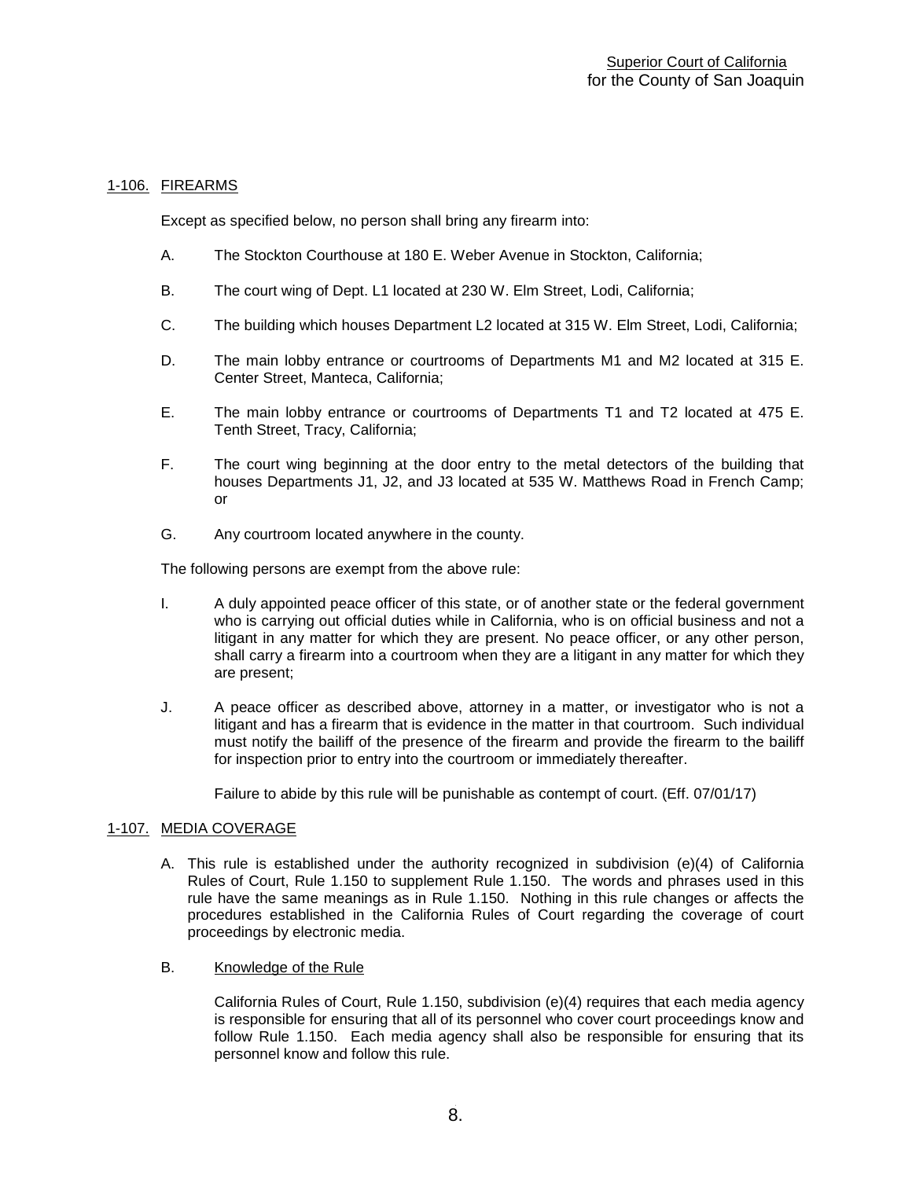## 1-106. FIREARMS

Except as specified below, no person shall bring any firearm into:

A. The Stockton Courthouse at 180 E. Weber Avenue in Stockton, California;

B. The court wing of Dept. L1 located at 230 W. Elm Street, Lodi, California;

C. The building which houses Department L2 located at 315 W. Elm Street, Lodi, California;

D. The main lobby entrance or courtrooms of Departments M1 and M2 located at 315 E. Center Street, Manteca, California;

E. The main lobby entrance or courtrooms of Departments T1 and T2 located at 475 E. Tenth Street, Tracy, California;

F. The court wing beginning at the door entry to the metal detectors of the building that houses Departments J1, J2, and J3 located at 535 W. Matthews Road in French Camp; or

G. Any courtroom located anywhere in the county.

The following persons are exempt from the above rule:

I. A duly appointed peace officer of this state, or of another state or the federal government who is carrying out official duties while in California, who is on official business and not a litigant in any matter for which they are present. No peace officer, or any other person, shall carry a firearm into a courtroom when they are a litigant in any matter for which they are present;

J. A peace officer as described above, attorney in a matter, or investigator who is not a litigant and has a firearm that is evidence in the matter in that courtroom. Such individual must notify the bailiff of the presence of the firearm and provide the firearm to the bailiff for inspection prior to entry into the courtroom or immediately thereafter.

Failure to abide by this rule will be punishable as contempt of court. (Eff. 07/01/17)

## 1-107. MEDIA COVERAGE

A. This rule is established under the authority recognized in subdivision (e)(4) of California Rules of Court, Rule 1.150 to supplement Rule 1.150. The words and phrases used in this rule have the same meanings as in Rule 1.150. Nothing in this rule changes or affects the procedures established in the California Rules of Court regarding the coverage of court proceedings by electronic media.

B. Knowledge of the Rule

California Rules of Court, Rule 1.150, subdivision (e)(4) requires that each media agency is responsible for ensuring that all of its personnel who cover court proceedings know and follow Rule 1.150. Each media agency shall also be responsible for ensuring that its personnel know and follow this rule.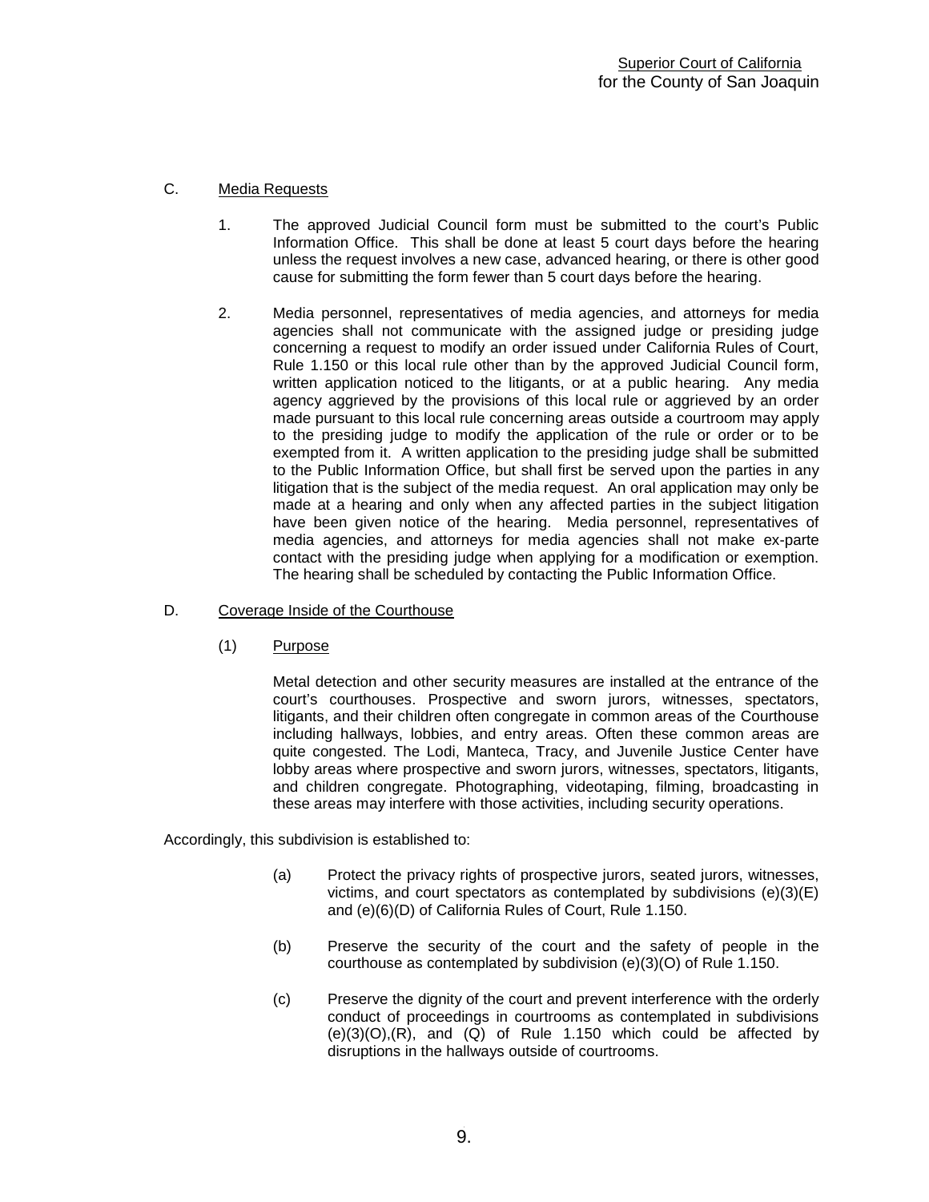C. Media Requests

1. The approved Judicial Council form must be submitted to the court's Public Information Office. This shall be done at least 5 court days before the hearing unless the request involves a new case, advanced hearing, or there is other good cause for submitting the form fewer than 5 court days before the hearing.

2. Media personnel, representatives of media agencies, and attorneys for media agencies shall not communicate with the assigned judge or presiding judge concerning a request to modify an order issued under California Rules of Court, Rule 1.150 or this local rule other than by the approved Judicial Council form, written application noticed to the litigants, or at a public hearing. Any media agency aggrieved by the provisions of this local rule or aggrieved by an order made pursuant to this local rule concerning areas outside a courtroom may apply to the presiding judge to modify the application of the rule or order or to be exempted from it. A written application to the presiding judge shall be submitted to the Public Information Office, but shall first be served upon the parties in any litigation that is the subject of the media request. An oral application may only be made at a hearing and only when any affected parties in the subject litigation have been given notice of the hearing. Media personnel, representatives of media agencies, and attorneys for media agencies shall not make ex-parte contact with the presiding judge when applying for a modification or exemption. The hearing shall be scheduled by contacting the Public Information Office.

D. Coverage Inside of the Courthouse

(1) Purpose

Metal detection and other security measures are installed at the entrance of the court's courthouses. Prospective and sworn jurors, witnesses, spectators, litigants, and their children often congregate in common areas of the Courthouse including hallways, lobbies, and entry areas. Often these common areas are quite congested. The Lodi, Manteca, Tracy, and Juvenile Justice Center have lobby areas where prospective and sworn jurors, witnesses, spectators, litigants, and children congregate. Photographing, videotaping, filming, broadcasting in these areas may interfere with those activities, including security operations.

Accordingly, this subdivision is established to:

(a) Protect the privacy rights of prospective jurors, seated jurors, witnesses, victims, and court spectators as contemplated by subdivisions (e)(3)(E) and (e)(6)(D) of California Rules of Court, Rule 1.150.

(b) Preserve the security of the court and the safety of people in the courthouse as contemplated by subdivision (e)(3)(O) of Rule 1.150.

(c) Preserve the dignity of the court and prevent interference with the orderly conduct of proceedings in courtrooms as contemplated in subdivisions (e)(3)(O),(R), and (Q) of Rule 1.150 which could be affected by disruptions in the hallways outside of courtrooms.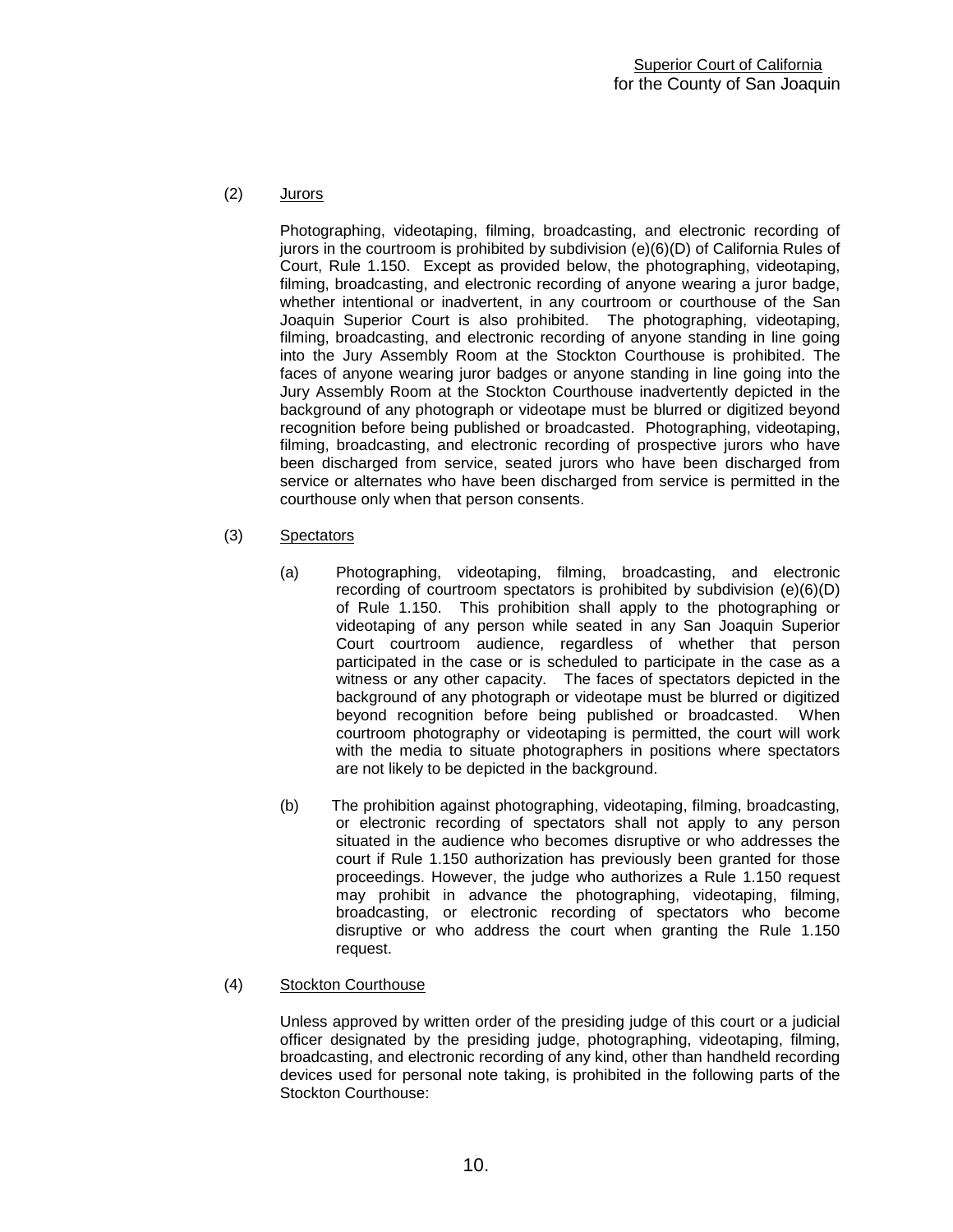(2) Jurors

Photographing, videotaping, filming, broadcasting, and electronic recording of jurors in the courtroom is prohibited by subdivision (e)(6)(D) of California Rules of Court, Rule 1.150. Except as provided below, the photographing, videotaping, filming, broadcasting, and electronic recording of anyone wearing a juror badge, whether intentional or inadvertent, in any courtroom or courthouse of the San Joaquin Superior Court is also prohibited. The photographing, videotaping, filming, broadcasting, and electronic recording of anyone standing in line going into the Jury Assembly Room at the Stockton Courthouse is prohibited. The faces of anyone wearing juror badges or anyone standing in line going into the Jury Assembly Room at the Stockton Courthouse inadvertently depicted in the background of any photograph or videotape must be blurred or digitized beyond recognition before being published or broadcasted. Photographing, videotaping, filming, broadcasting, and electronic recording of prospective jurors who have been discharged from service, seated jurors who have been discharged from service or alternates who have been discharged from service is permitted in the courthouse only when that person consents.

(3) Spectators

(a) Photographing, videotaping, filming, broadcasting, and electronic recording of courtroom spectators is prohibited by subdivision (e)(6)(D) of Rule 1.150. This prohibition shall apply to the photographing or videotaping of any person while seated in any San Joaquin Superior Court courtroom audience, regardless of whether that person participated in the case or is scheduled to participate in the case as a witness or any other capacity. The faces of spectators depicted in the background of any photograph or videotape must be blurred or digitized beyond recognition before being published or broadcasted. When courtroom photography or videotaping is permitted, the court will work with the media to situate photographers in positions where spectators are not likely to be depicted in the background.

(b) The prohibition against photographing, videotaping, filming, broadcasting, or electronic recording of spectators shall not apply to any person situated in the audience who becomes disruptive or who addresses the court if Rule 1.150 authorization has previously been granted for those proceedings. However, the judge who authorizes a Rule 1.150 request may prohibit in advance the photographing, videotaping, filming, broadcasting, or electronic recording of spectators who become disruptive or who address the court when granting the Rule 1.150 request.

(4) Stockton Courthouse

Unless approved by written order of the presiding judge of this court or a judicial officer designated by the presiding judge, photographing, videotaping, filming, broadcasting, and electronic recording of any kind, other than handheld recording devices used for personal note taking, is prohibited in the following parts of the Stockton Courthouse: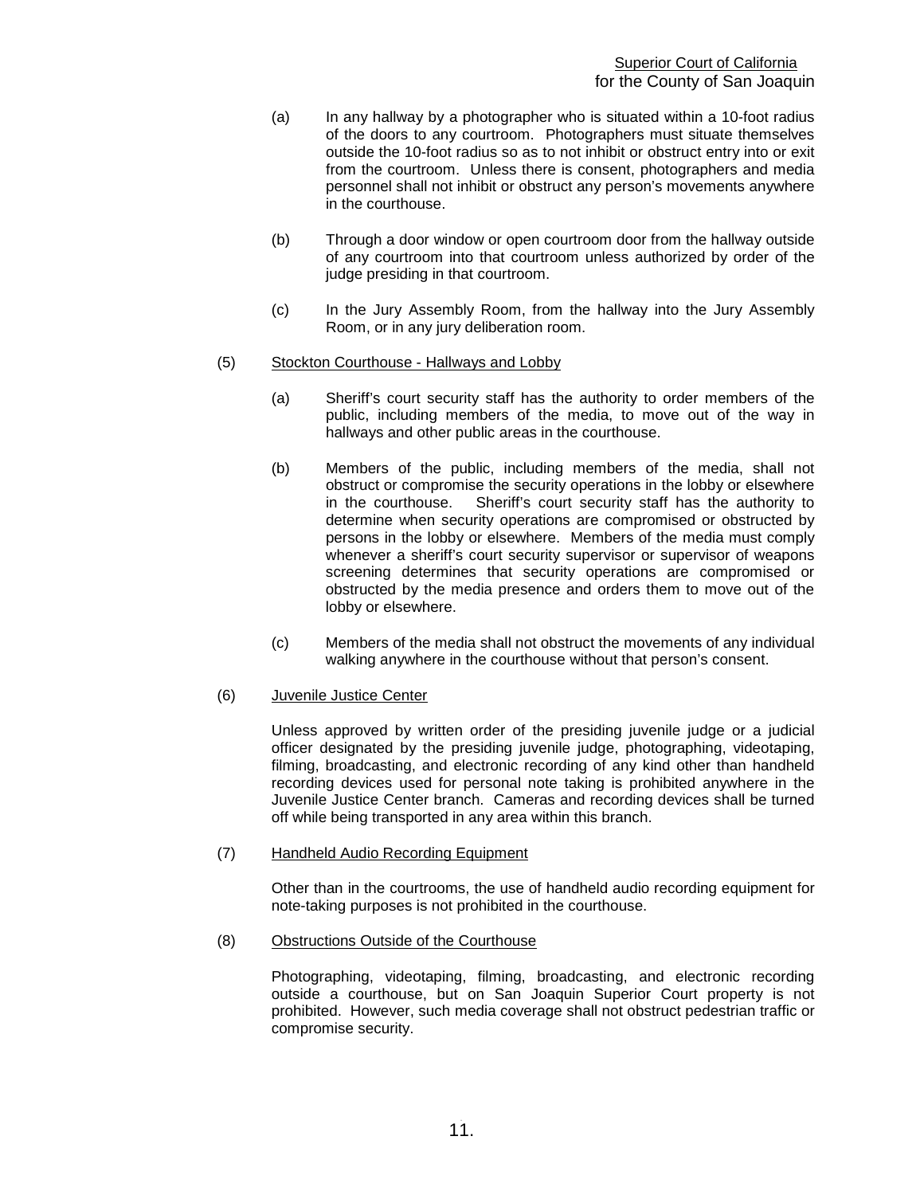(a) In any hallway by a photographer who is situated within a 10-foot radius of the doors to any courtroom. Photographers must situate themselves outside the 10-foot radius so as to not inhibit or obstruct entry into or exit from the courtroom. Unless there is consent, photographers and media personnel shall not inhibit or obstruct any person's movements anywhere in the courthouse.

(b) Through a door window or open courtroom door from the hallway outside of any courtroom into that courtroom unless authorized by order of the judge presiding in that courtroom.

(c) In the Jury Assembly Room, from the hallway into the Jury Assembly Room, or in any jury deliberation room.

(5) Stockton Courthouse - Hallways and Lobby

(a) Sheriff's court security staff has the authority to order members of the public, including members of the media, to move out of the way in hallways and other public areas in the courthouse.

(b) Members of the public, including members of the media, shall not obstruct or compromise the security operations in the lobby or elsewhere in the courthouse. Sheriff's court security staff has the authority to determine when security operations are compromised or obstructed by persons in the lobby or elsewhere. Members of the media must comply whenever a sheriff's court security supervisor or supervisor of weapons screening determines that security operations are compromised or obstructed by the media presence and orders them to move out of the lobby or elsewhere.

(c) Members of the media shall not obstruct the movements of any individual walking anywhere in the courthouse without that person's consent.

(6) Juvenile Justice Center

Unless approved by written order of the presiding juvenile judge or a judicial officer designated by the presiding juvenile judge, photographing, videotaping, filming, broadcasting, and electronic recording of any kind other than handheld recording devices used for personal note taking is prohibited anywhere in the Juvenile Justice Center branch. Cameras and recording devices shall be turned off while being transported in any area within this branch.

(7) Handheld Audio Recording Equipment

Other than in the courtrooms, the use of handheld audio recording equipment for note-taking purposes is not prohibited in the courthouse.

(8) Obstructions Outside of the Courthouse

Photographing, videotaping, filming, broadcasting, and electronic recording outside a courthouse, but on San Joaquin Superior Court property is not prohibited. However, such media coverage shall not obstruct pedestrian traffic or compromise security.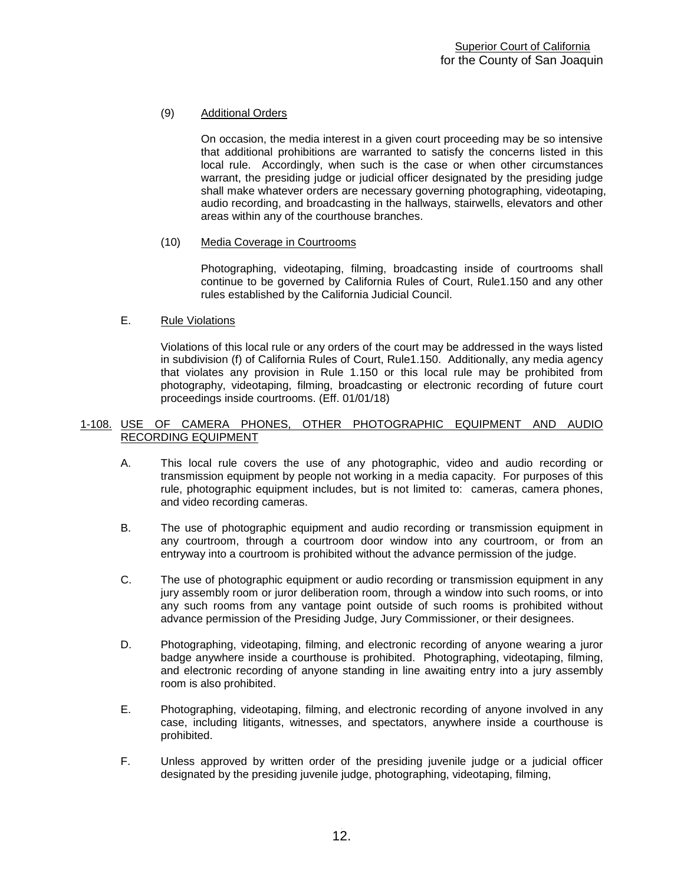(9) Additional Orders

On occasion, the media interest in a given court proceeding may be so intensive that additional prohibitions are warranted to satisfy the concerns listed in this local rule. Accordingly, when such is the case or when other circumstances warrant, the presiding judge or judicial officer designated by the presiding judge shall make whatever orders are necessary governing photographing, videotaping, audio recording, and broadcasting in the hallways, stairwells, elevators and other areas within any of the courthouse branches.

(10) Media Coverage in Courtrooms

Photographing, videotaping, filming, broadcasting inside of courtrooms shall continue to be governed by California Rules of Court, Rule1.150 and any other rules established by the California Judicial Council.

E. Rule Violations

Violations of this local rule or any orders of the court may be addressed in the ways listed in subdivision (f) of California Rules of Court, Rule1.150. Additionally, any media agency that violates any provision in Rule 1.150 or this local rule may be prohibited from photography, videotaping, filming, broadcasting or electronic recording of future court proceedings inside courtrooms. (Eff. 01/01/18)

## 1-108. USE OF CAMERA PHONES, OTHER PHOTOGRAPHIC EQUIPMENT AND AUDIO RECORDING EQUIPMENT

A. This local rule covers the use of any photographic, video and audio recording or transmission equipment by people not working in a media capacity. For purposes of this rule, photographic equipment includes, but is not limited to: cameras, camera phones, and video recording cameras.

B. The use of photographic equipment and audio recording or transmission equipment in any courtroom, through a courtroom door window into any courtroom, or from an entryway into a courtroom is prohibited without the advance permission of the judge.

C. The use of photographic equipment or audio recording or transmission equipment in any jury assembly room or juror deliberation room, through a window into such rooms, or into any such rooms from any vantage point outside of such rooms is prohibited without advance permission of the Presiding Judge, Jury Commissioner, or their designees.

D. Photographing, videotaping, filming, and electronic recording of anyone wearing a juror badge anywhere inside a courthouse is prohibited. Photographing, videotaping, filming, and electronic recording of anyone standing in line awaiting entry into a jury assembly room is also prohibited.

E. Photographing, videotaping, filming, and electronic recording of anyone involved in any case, including litigants, witnesses, and spectators, anywhere inside a courthouse is prohibited.

F. Unless approved by written order of the presiding juvenile judge or a judicial officer designated by the presiding juvenile judge, photographing, videotaping, filming,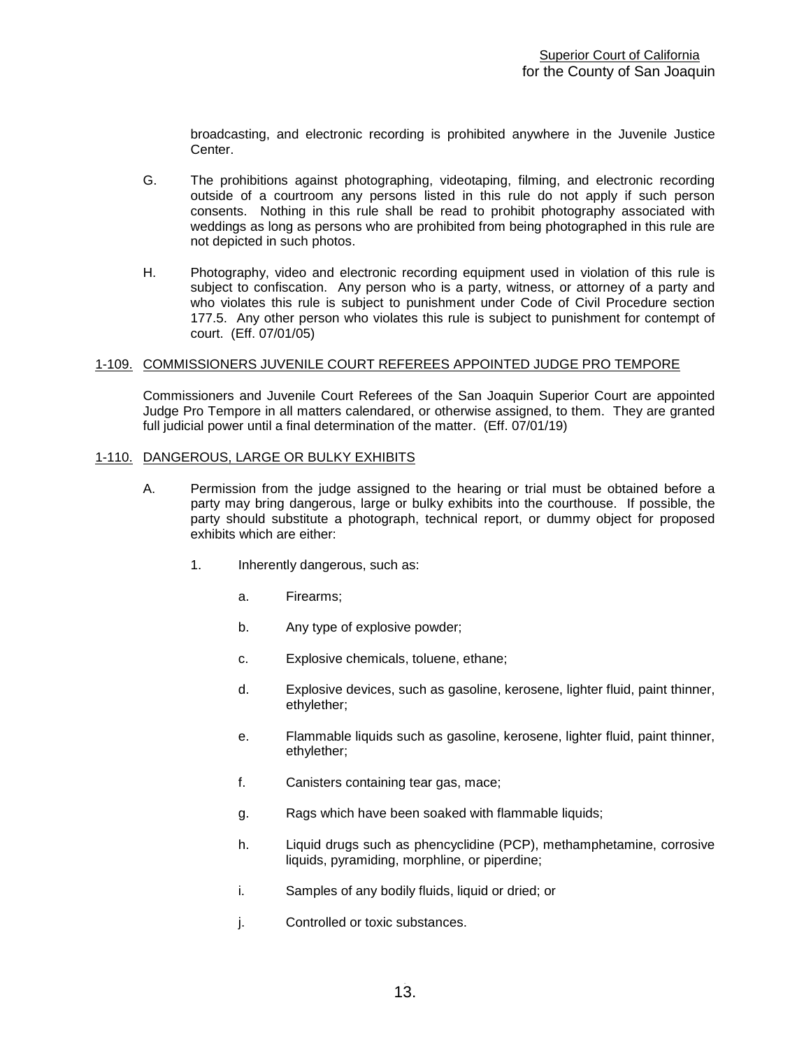broadcasting, and electronic recording is prohibited anywhere in the Juvenile Justice Center.

G. The prohibitions against photographing, videotaping, filming, and electronic recording outside of a courtroom any persons listed in this rule do not apply if such person consents. Nothing in this rule shall be read to prohibit photography associated with weddings as long as persons who are prohibited from being photographed in this rule are not depicted in such photos.

H. Photography, video and electronic recording equipment used in violation of this rule is subject to confiscation. Any person who is a party, witness, or attorney of a party and who violates this rule is subject to punishment under Code of Civil Procedure section 177.5. Any other person who violates this rule is subject to punishment for contempt of court. (Eff. 07/01/05)

## 1-109. COMMISSIONERS JUVENILE COURT REFEREES APPOINTED JUDGE PRO TEMPORE

Commissioners and Juvenile Court Referees of the San Joaquin Superior Court are appointed Judge Pro Tempore in all matters calendared, or otherwise assigned, to them. They are granted full judicial power until a final determination of the matter. (Eff. 07/01/19)

## 1-110. DANGEROUS, LARGE OR BULKY EXHIBITS

A. Permission from the judge assigned to the hearing or trial must be obtained before a party may bring dangerous, large or bulky exhibits into the courthouse. If possible, the party should substitute a photograph, technical report, or dummy object for proposed exhibits which are either:

   1. Inherently dangerous, such as:

      a. Firearms;

      b. Any type of explosive powder;

      c. Explosive chemicals, toluene, ethane;

      d. Explosive devices, such as gasoline, kerosene, lighter fluid, paint thinner, ethylether;

      e. Flammable liquids such as gasoline, kerosene, lighter fluid, paint thinner, ethylether;

      f. Canisters containing tear gas, mace;

      g. Rags which have been soaked with flammable liquids;

      h. Liquid drugs such as phencyclidine (PCP), methamphetamine, corrosive liquids, pyramiding, morphline, or piperdine;

      i. Samples of any bodily fluids, liquid or dried; or

      j. Controlled or toxic substances.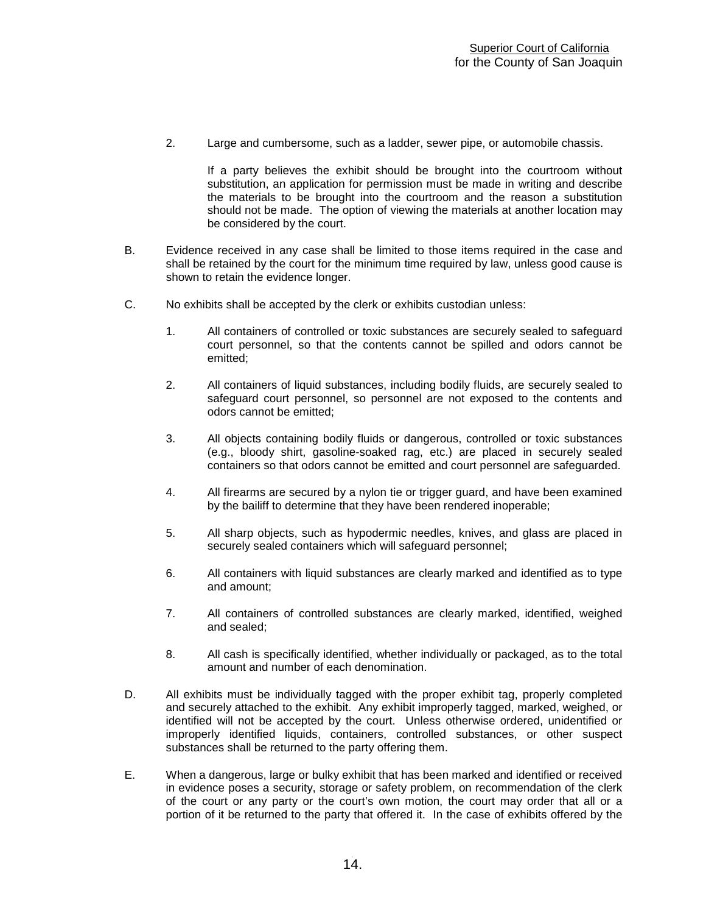2. Large and cumbersome, such as a ladder, sewer pipe, or automobile chassis.

   If a party believes the exhibit should be brought into the courtroom without substitution, an application for permission must be made in writing and describe the materials to be brought into the courtroom and the reason a substitution should not be made. The option of viewing the materials at another location may be considered by the court.

B. Evidence received in any case shall be limited to those items required in the case and shall be retained by the court for the minimum time required by law, unless good cause is shown to retain the evidence longer.

C. No exhibits shall be accepted by the clerk or exhibits custodian unless:

   1. All containers of controlled or toxic substances are securely sealed to safeguard court personnel, so that the contents cannot be spilled and odors cannot be emitted;

   2. All containers of liquid substances, including bodily fluids, are securely sealed to safeguard court personnel, so personnel are not exposed to the contents and odors cannot be emitted;

   3. All objects containing bodily fluids or dangerous, controlled or toxic substances (e.g., bloody shirt, gasoline-soaked rag, etc.) are placed in securely sealed containers so that odors cannot be emitted and court personnel are safeguarded.

   4. All firearms are secured by a nylon tie or trigger guard, and have been examined by the bailiff to determine that they have been rendered inoperable;

   5. All sharp objects, such as hypodermic needles, knives, and glass are placed in securely sealed containers which will safeguard personnel;

   6. All containers with liquid substances are clearly marked and identified as to type and amount;

   7. All containers of controlled substances are clearly marked, identified, weighed and sealed;

   8. All cash is specifically identified, whether individually or packaged, as to the total amount and number of each denomination.

D. All exhibits must be individually tagged with the proper exhibit tag, properly completed and securely attached to the exhibit. Any exhibit improperly tagged, marked, weighed, or identified will not be accepted by the court. Unless otherwise ordered, unidentified or improperly identified liquids, containers, controlled substances, or other suspect substances shall be returned to the party offering them.

E. When a dangerous, large or bulky exhibit that has been marked and identified or received in evidence poses a security, storage or safety problem, on recommendation of the clerk of the court or any party or the court's own motion, the court may order that all or a portion of it be returned to the party that offered it. In the case of exhibits offered by the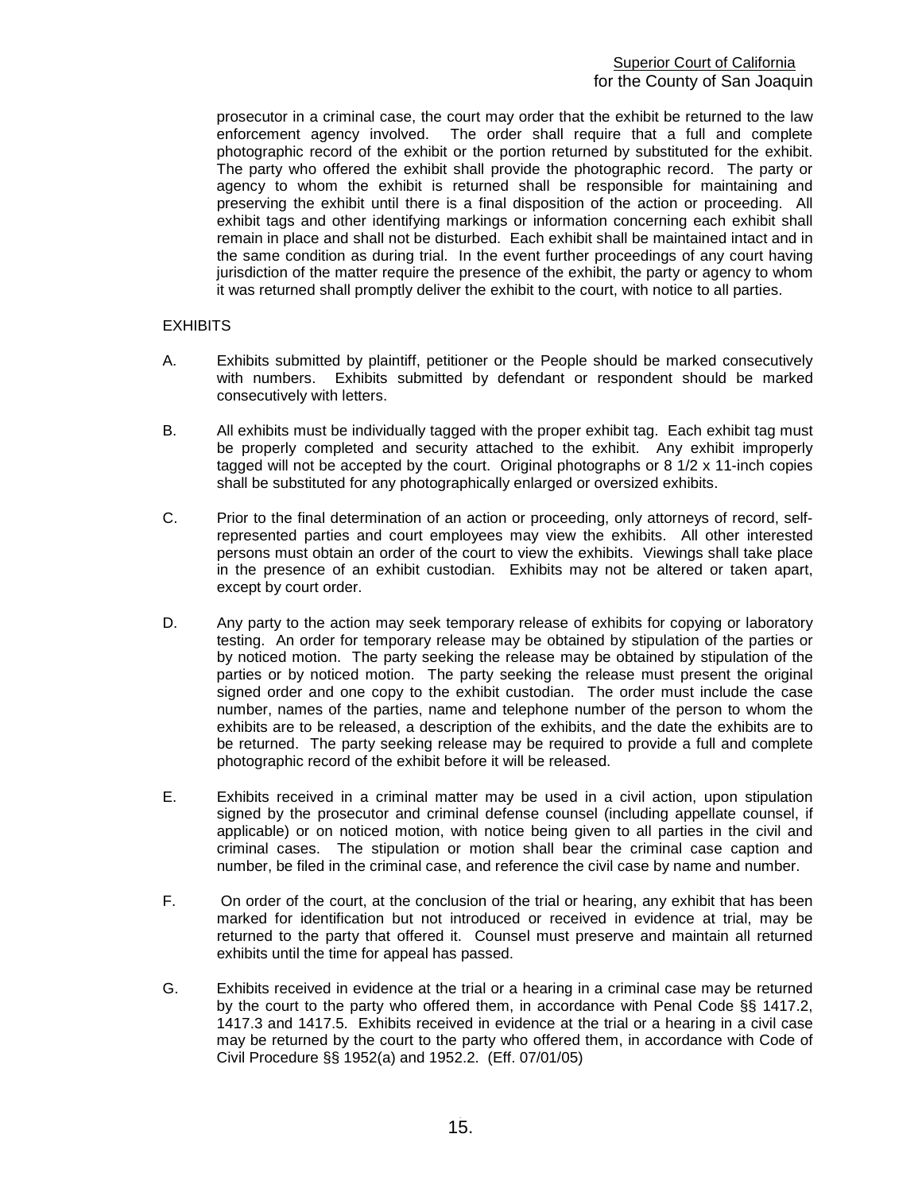prosecutor in a criminal case, the court may order that the exhibit be returned to the law enforcement agency involved. The order shall require that a full and complete photographic record of the exhibit or the portion returned by substituted for the exhibit. The party who offered the exhibit shall provide the photographic record. The party or agency to whom the exhibit is returned shall be responsible for maintaining and preserving the exhibit until there is a final disposition of the action or proceeding. All exhibit tags and other identifying markings or information concerning each exhibit shall remain in place and shall not be disturbed. Each exhibit shall be maintained intact and in the same condition as during trial. In the event further proceedings of any court having jurisdiction of the matter require the presence of the exhibit, the party or agency to whom it was returned shall promptly deliver the exhibit to the court, with notice to all parties.

EXHIBITS

A. Exhibits submitted by plaintiff, petitioner or the People should be marked consecutively with numbers. Exhibits submitted by defendant or respondent should be marked consecutively with letters.

B. All exhibits must be individually tagged with the proper exhibit tag. Each exhibit tag must be properly completed and security attached to the exhibit. Any exhibit improperly tagged will not be accepted by the court. Original photographs or 8 1/2 x 11-inch copies shall be substituted for any photographically enlarged or oversized exhibits.

C. Prior to the final determination of an action or proceeding, only attorneys of record, self-represented parties and court employees may view the exhibits. All other interested persons must obtain an order of the court to view the exhibits. Viewings shall take place in the presence of an exhibit custodian. Exhibits may not be altered or taken apart, except by court order.

D. Any party to the action may seek temporary release of exhibits for copying or laboratory testing. An order for temporary release may be obtained by stipulation of the parties or by noticed motion. The party seeking the release may be obtained by stipulation of the parties or by noticed motion. The party seeking the release must present the original signed order and one copy to the exhibit custodian. The order must include the case number, names of the parties, name and telephone number of the person to whom the exhibits are to be released, a description of the exhibits, and the date the exhibits are to be returned. The party seeking release may be required to provide a full and complete photographic record of the exhibit before it will be released.

E. Exhibits received in a criminal matter may be used in a civil action, upon stipulation signed by the prosecutor and criminal defense counsel (including appellate counsel, if applicable) or on noticed motion, with notice being given to all parties in the civil and criminal cases. The stipulation or motion shall bear the criminal case caption and number, be filed in the criminal case, and reference the civil case by name and number.

F. On order of the court, at the conclusion of the trial or hearing, any exhibit that has been marked for identification but not introduced or received in evidence at trial, may be returned to the party that offered it. Counsel must preserve and maintain all returned exhibits until the time for appeal has passed.

G. Exhibits received in evidence at the trial or a hearing in a criminal case may be returned by the court to the party who offered them, in accordance with Penal Code §§ 1417.2, 1417.3 and 1417.5. Exhibits received in evidence at the trial or a hearing in a civil case may be returned by the court to the party who offered them, in accordance with Code of Civil Procedure §§ 1952(a) and 1952.2. (Eff. 07/01/05)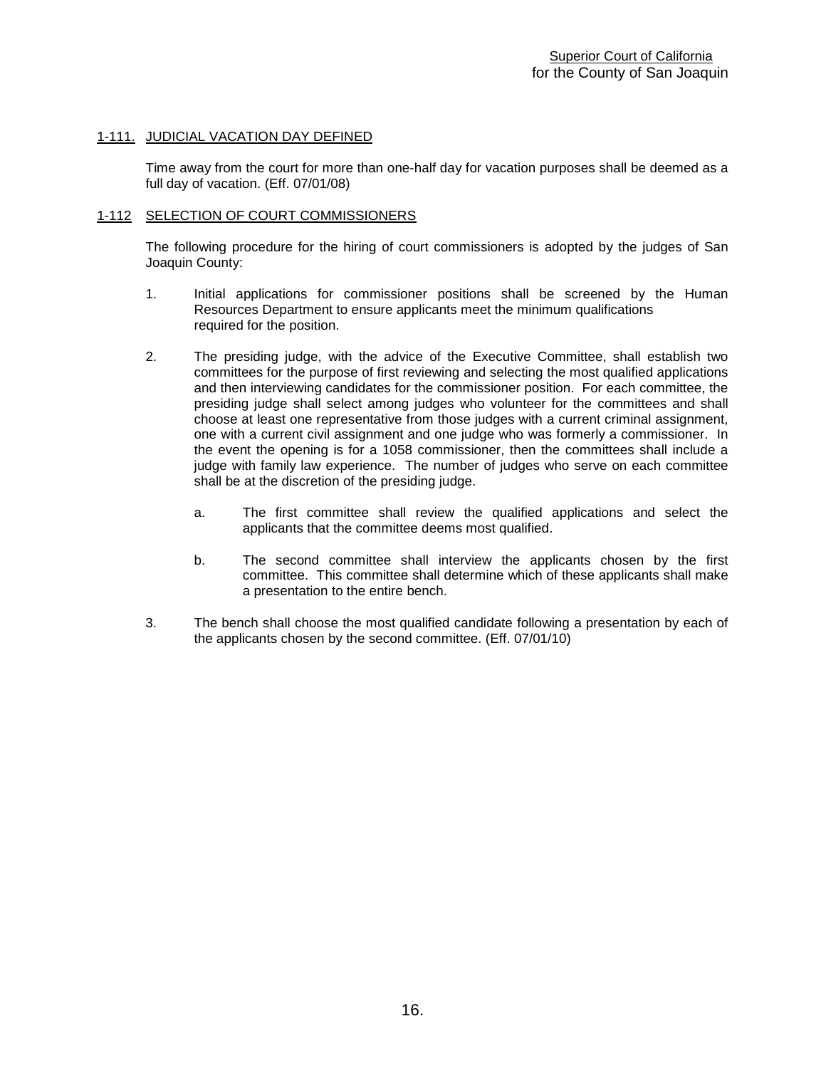## 1-111. JUDICIAL VACATION DAY DEFINED

Time away from the court for more than one-half day for vacation purposes shall be deemed as a full day of vacation. (Eff. 07/01/08)

## 1-112 SELECTION OF COURT COMMISSIONERS

The following procedure for the hiring of court commissioners is adopted by the judges of San Joaquin County:

1. Initial applications for commissioner positions shall be screened by the Human Resources Department to ensure applicants meet the minimum qualifications required for the position.

2. The presiding judge, with the advice of the Executive Committee, shall establish two committees for the purpose of first reviewing and selecting the most qualified applications and then interviewing candidates for the commissioner position. For each committee, the presiding judge shall select among judges who volunteer for the committees and shall choose at least one representative from those judges with a current criminal assignment, one with a current civil assignment and one judge who was formerly a commissioner. In the event the opening is for a 1058 commissioner, then the committees shall include a judge with family law experience. The number of judges who serve on each committee shall be at the discretion of the presiding judge.

   a. The first committee shall review the qualified applications and select the applicants that the committee deems most qualified.

   b. The second committee shall interview the applicants chosen by the first committee. This committee shall determine which of these applicants shall make a presentation to the entire bench.

3. The bench shall choose the most qualified candidate following a presentation by each of the applicants chosen by the second committee. (Eff. 07/01/10)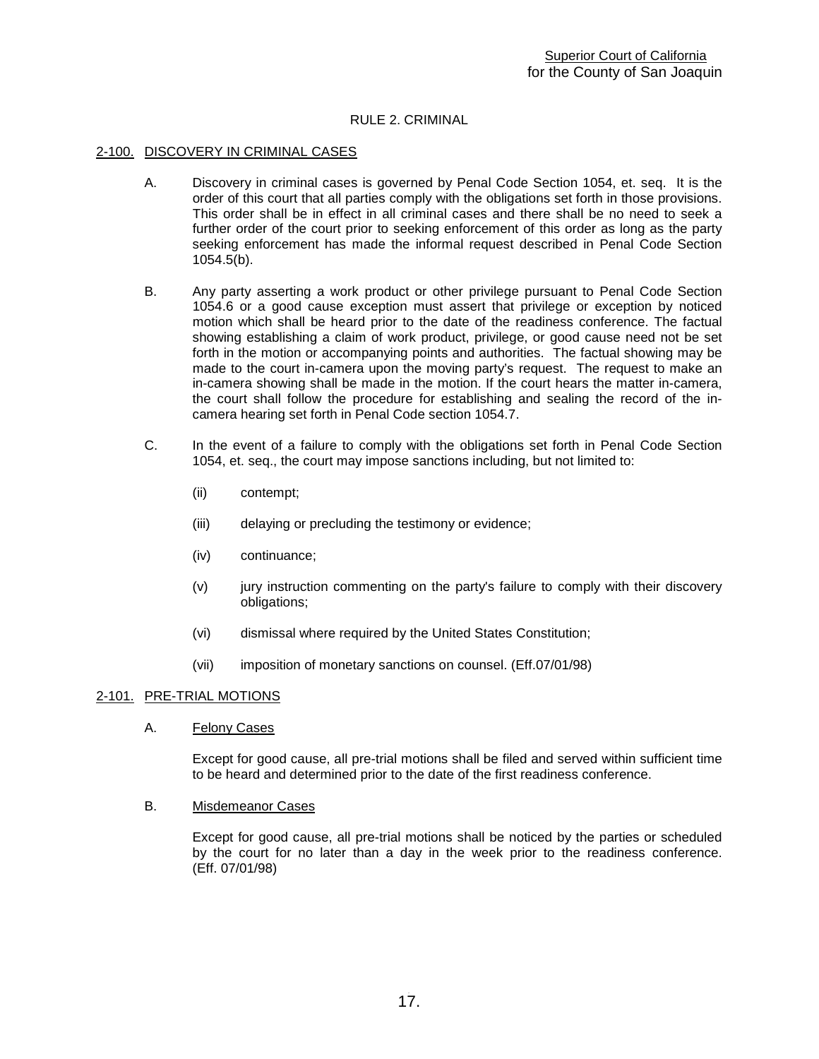Superior Court of California
for the County of San Joaquin

RULE 2. CRIMINAL

2-100. DISCOVERY IN CRIMINAL CASES

A. Discovery in criminal cases is governed by Penal Code Section 1054, et. seq. It is the order of this court that all parties comply with the obligations set forth in those provisions. This order shall be in effect in all criminal cases and there shall be no need to seek a further order of the court prior to seeking enforcement of this order as long as the party seeking enforcement has made the informal request described in Penal Code Section 1054.5(b).

B. Any party asserting a work product or other privilege pursuant to Penal Code Section 1054.6 or a good cause exception must assert that privilege or exception by noticed motion which shall be heard prior to the date of the readiness conference. The factual showing establishing a claim of work product, privilege, or good cause need not be set forth in the motion or accompanying points and authorities. The factual showing may be made to the court in-camera upon the moving party's request. The request to make an in-camera showing shall be made in the motion. If the court hears the matter in-camera, the court shall follow the procedure for establishing and sealing the record of the in-camera hearing set forth in Penal Code section 1054.7.

C. In the event of a failure to comply with the obligations set forth in Penal Code Section 1054, et. seq., the court may impose sanctions including, but not limited to:

(ii) contempt;

(iii) delaying or precluding the testimony or evidence;

(iv) continuance;

(v) jury instruction commenting on the party's failure to comply with their discovery obligations;

(vi) dismissal where required by the United States Constitution;

(vii) imposition of monetary sanctions on counsel. (Eff.07/01/98)

2-101. PRE-TRIAL MOTIONS

A. Felony Cases

Except for good cause, all pre-trial motions shall be filed and served within sufficient time to be heard and determined prior to the date of the first readiness conference.

B. Misdemeanor Cases

Except for good cause, all pre-trial motions shall be noticed by the parties or scheduled by the court for no later than a day in the week prior to the readiness conference. (Eff. 07/01/98)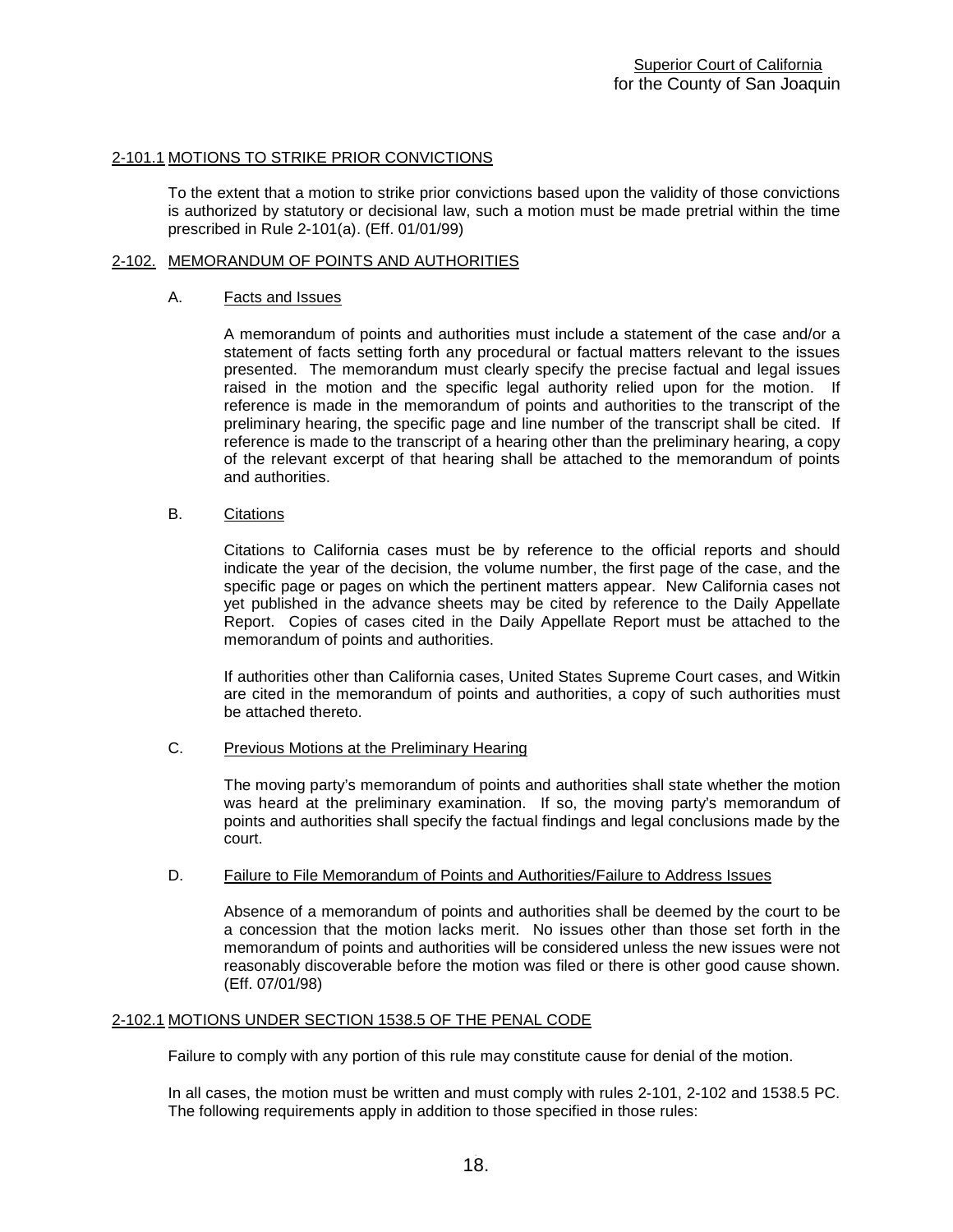## 2-101.1 MOTIONS TO STRIKE PRIOR CONVICTIONS

To the extent that a motion to strike prior convictions based upon the validity of those convictions is authorized by statutory or decisional law, such a motion must be made pretrial within the time prescribed in Rule 2-101(a). (Eff. 01/01/99)

## 2-102. MEMORANDUM OF POINTS AND AUTHORITIES

### A. Facts and Issues

A memorandum of points and authorities must include a statement of the case and/or a statement of facts setting forth any procedural or factual matters relevant to the issues presented. The memorandum must clearly specify the precise factual and legal issues raised in the motion and the specific legal authority relied upon for the motion. If reference is made in the memorandum of points and authorities to the transcript of the preliminary hearing, the specific page and line number of the transcript shall be cited. If reference is made to the transcript of a hearing other than the preliminary hearing, a copy of the relevant excerpt of that hearing shall be attached to the memorandum of points and authorities.

### B. Citations

Citations to California cases must be by reference to the official reports and should indicate the year of the decision, the volume number, the first page of the case, and the specific page or pages on which the pertinent matters appear. New California cases not yet published in the advance sheets may be cited by reference to the Daily Appellate Report. Copies of cases cited in the Daily Appellate Report must be attached to the memorandum of points and authorities.

If authorities other than California cases, United States Supreme Court cases, and Witkin are cited in the memorandum of points and authorities, a copy of such authorities must be attached thereto.

### C. Previous Motions at the Preliminary Hearing

The moving party's memorandum of points and authorities shall state whether the motion was heard at the preliminary examination. If so, the moving party's memorandum of points and authorities shall specify the factual findings and legal conclusions made by the court.

### D. Failure to File Memorandum of Points and Authorities/Failure to Address Issues

Absence of a memorandum of points and authorities shall be deemed by the court to be a concession that the motion lacks merit. No issues other than those set forth in the memorandum of points and authorities will be considered unless the new issues were not reasonably discoverable before the motion was filed or there is other good cause shown. (Eff. 07/01/98)

## 2-102.1 MOTIONS UNDER SECTION 1538.5 OF THE PENAL CODE

Failure to comply with any portion of this rule may constitute cause for denial of the motion.

In all cases, the motion must be written and must comply with rules 2-101, 2-102 and 1538.5 PC. The following requirements apply in addition to those specified in those rules: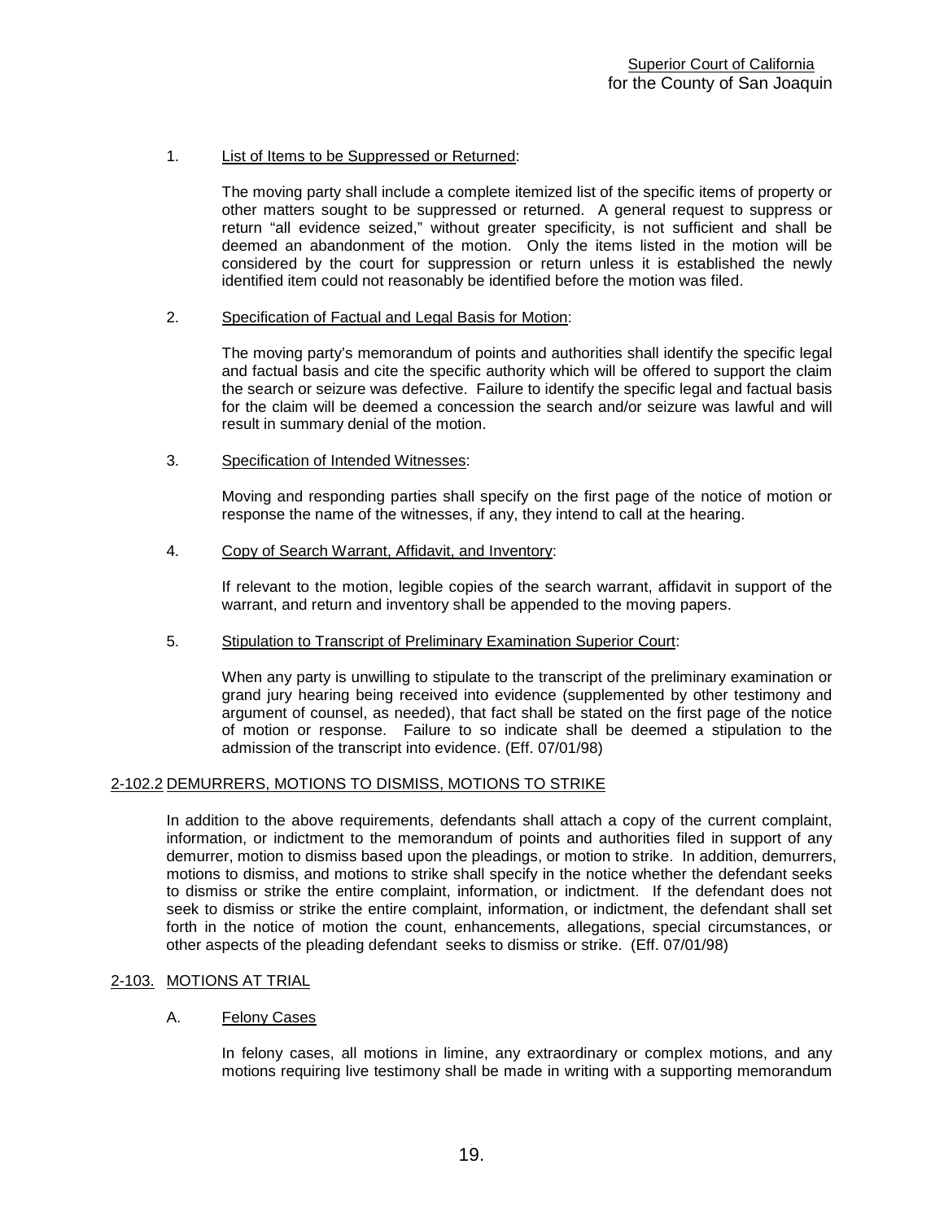1. List of Items to be Suppressed or Returned:

   The moving party shall include a complete itemized list of the specific items of property or other matters sought to be suppressed or returned. A general request to suppress or return "all evidence seized," without greater specificity, is not sufficient and shall be deemed an abandonment of the motion. Only the items listed in the motion will be considered by the court for suppression or return unless it is established the newly identified item could not reasonably be identified before the motion was filed.

2. Specification of Factual and Legal Basis for Motion:

   The moving party's memorandum of points and authorities shall identify the specific legal and factual basis and cite the specific authority which will be offered to support the claim the search or seizure was defective. Failure to identify the specific legal and factual basis for the claim will be deemed a concession the search and/or seizure was lawful and will result in summary denial of the motion.

3. Specification of Intended Witnesses:

   Moving and responding parties shall specify on the first page of the notice of motion or response the name of the witnesses, if any, they intend to call at the hearing.

4. Copy of Search Warrant, Affidavit, and Inventory:

   If relevant to the motion, legible copies of the search warrant, affidavit in support of the warrant, and return and inventory shall be appended to the moving papers.

5. Stipulation to Transcript of Preliminary Examination Superior Court:

   When any party is unwilling to stipulate to the transcript of the preliminary examination or grand jury hearing being received into evidence (supplemented by other testimony and argument of counsel, as needed), that fact shall be stated on the first page of the notice of motion or response. Failure to so indicate shall be deemed a stipulation to the admission of the transcript into evidence. (Eff. 07/01/98)

## 2-102.2 DEMURRERS, MOTIONS TO DISMISS, MOTIONS TO STRIKE

In addition to the above requirements, defendants shall attach a copy of the current complaint, information, or indictment to the memorandum of points and authorities filed in support of any demurrer, motion to dismiss based upon the pleadings, or motion to strike. In addition, demurrers, motions to dismiss, and motions to strike shall specify in the notice whether the defendant seeks to dismiss or strike the entire complaint, information, or indictment. If the defendant does not seek to dismiss or strike the entire complaint, information, or indictment, the defendant shall set forth in the notice of motion the count, enhancements, allegations, special circumstances, or other aspects of the pleading defendant seeks to dismiss or strike. (Eff. 07/01/98)

## 2-103. MOTIONS AT TRIAL

### A. Felony Cases

In felony cases, all motions in limine, any extraordinary or complex motions, and any motions requiring live testimony shall be made in writing with a supporting memorandum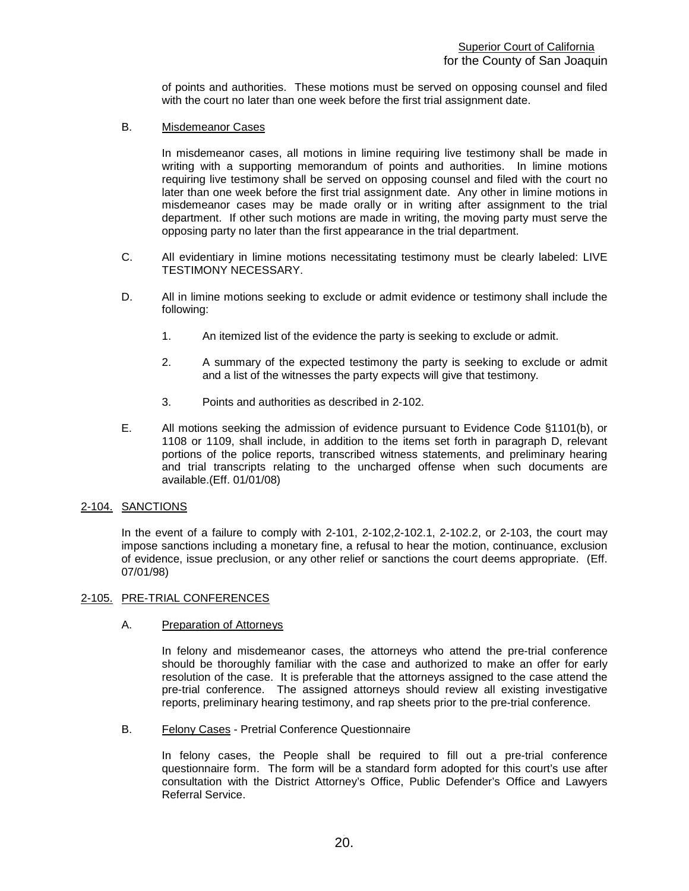of points and authorities. These motions must be served on opposing counsel and filed with the court no later than one week before the first trial assignment date.

B. Misdemeanor Cases

In misdemeanor cases, all motions in limine requiring live testimony shall be made in writing with a supporting memorandum of points and authorities. In limine motions requiring live testimony shall be served on opposing counsel and filed with the court no later than one week before the first trial assignment date. Any other in limine motions in misdemeanor cases may be made orally or in writing after assignment to the trial department. If other such motions are made in writing, the moving party must serve the opposing party no later than the first appearance in the trial department.

C. All evidentiary in limine motions necessitating testimony must be clearly labeled: LIVE TESTIMONY NECESSARY.

D. All in limine motions seeking to exclude or admit evidence or testimony shall include the following:

1. An itemized list of the evidence the party is seeking to exclude or admit.

2. A summary of the expected testimony the party is seeking to exclude or admit and a list of the witnesses the party expects will give that testimony.

3. Points and authorities as described in 2-102.

E. All motions seeking the admission of evidence pursuant to Evidence Code §1101(b), or 1108 or 1109, shall include, in addition to the items set forth in paragraph D, relevant portions of the police reports, transcribed witness statements, and preliminary hearing and trial transcripts relating to the uncharged offense when such documents are available.(Eff. 01/01/08)

## 2-104. SANCTIONS

In the event of a failure to comply with 2-101, 2-102,2-102.1, 2-102.2, or 2-103, the court may impose sanctions including a monetary fine, a refusal to hear the motion, continuance, exclusion of evidence, issue preclusion, or any other relief or sanctions the court deems appropriate. (Eff. 07/01/98)

## 2-105. PRE-TRIAL CONFERENCES

A. Preparation of Attorneys

In felony and misdemeanor cases, the attorneys who attend the pre-trial conference should be thoroughly familiar with the case and authorized to make an offer for early resolution of the case. It is preferable that the attorneys assigned to the case attend the pre-trial conference. The assigned attorneys should review all existing investigative reports, preliminary hearing testimony, and rap sheets prior to the pre-trial conference.

B. Felony Cases - Pretrial Conference Questionnaire

In felony cases, the People shall be required to fill out a pre-trial conference questionnaire form. The form will be a standard form adopted for this court's use after consultation with the District Attorney's Office, Public Defender's Office and Lawyers Referral Service.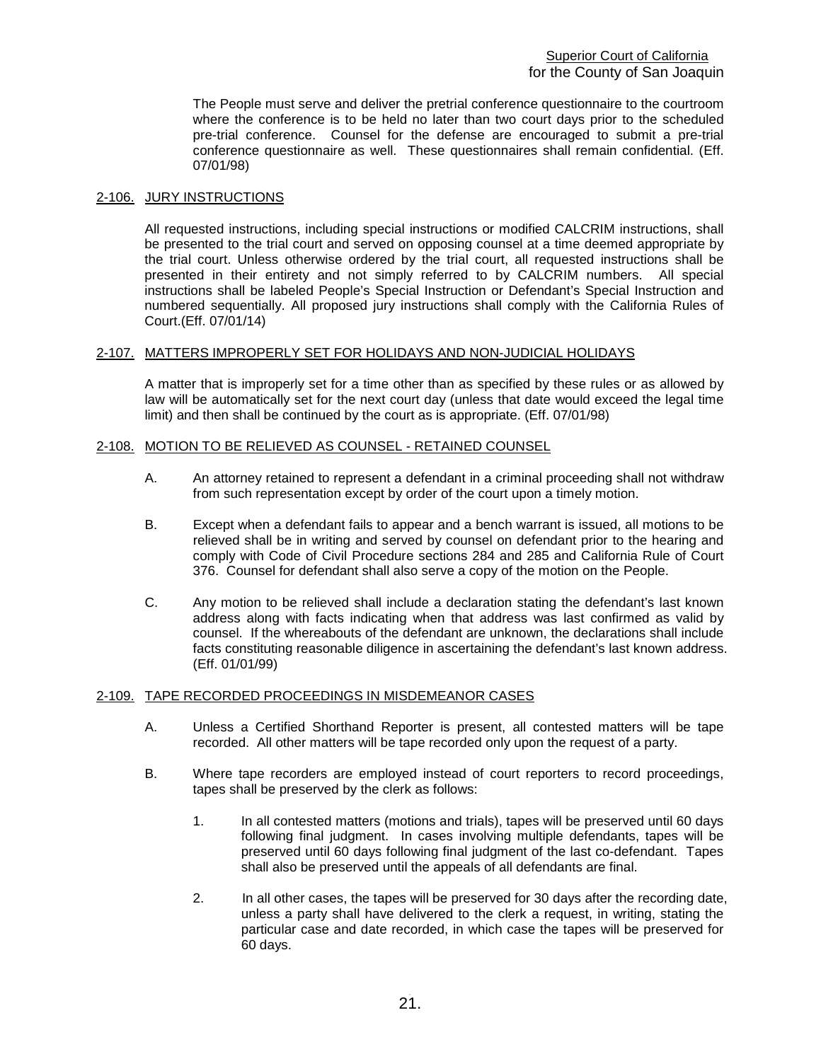The People must serve and deliver the pretrial conference questionnaire to the courtroom where the conference is to be held no later than two court days prior to the scheduled pre-trial conference. Counsel for the defense are encouraged to submit a pre-trial conference questionnaire as well. These questionnaires shall remain confidential. (Eff. 07/01/98)

## 2-106. JURY INSTRUCTIONS

All requested instructions, including special instructions or modified CALCRIM instructions, shall be presented to the trial court and served on opposing counsel at a time deemed appropriate by the trial court. Unless otherwise ordered by the trial court, all requested instructions shall be presented in their entirety and not simply referred to by CALCRIM numbers. All special instructions shall be labeled People's Special Instruction or Defendant's Special Instruction and numbered sequentially. All proposed jury instructions shall comply with the California Rules of Court.(Eff. 07/01/14)

## 2-107. MATTERS IMPROPERLY SET FOR HOLIDAYS AND NON-JUDICIAL HOLIDAYS

A matter that is improperly set for a time other than as specified by these rules or as allowed by law will be automatically set for the next court day (unless that date would exceed the legal time limit) and then shall be continued by the court as is appropriate. (Eff. 07/01/98)

## 2-108. MOTION TO BE RELIEVED AS COUNSEL - RETAINED COUNSEL

A. An attorney retained to represent a defendant in a criminal proceeding shall not withdraw from such representation except by order of the court upon a timely motion.

B. Except when a defendant fails to appear and a bench warrant is issued, all motions to be relieved shall be in writing and served by counsel on defendant prior to the hearing and comply with Code of Civil Procedure sections 284 and 285 and California Rule of Court 376. Counsel for defendant shall also serve a copy of the motion on the People.

C. Any motion to be relieved shall include a declaration stating the defendant's last known address along with facts indicating when that address was last confirmed as valid by counsel. If the whereabouts of the defendant are unknown, the declarations shall include facts constituting reasonable diligence in ascertaining the defendant's last known address. (Eff. 01/01/99)

## 2-109. TAPE RECORDED PROCEEDINGS IN MISDEMEANOR CASES

A. Unless a Certified Shorthand Reporter is present, all contested matters will be tape recorded. All other matters will be tape recorded only upon the request of a party.

B. Where tape recorders are employed instead of court reporters to record proceedings, tapes shall be preserved by the clerk as follows:

1. In all contested matters (motions and trials), tapes will be preserved until 60 days following final judgment. In cases involving multiple defendants, tapes will be preserved until 60 days following final judgment of the last co-defendant. Tapes shall also be preserved until the appeals of all defendants are final.

2. In all other cases, the tapes will be preserved for 30 days after the recording date, unless a party shall have delivered to the clerk a request, in writing, stating the particular case and date recorded, in which case the tapes will be preserved for 60 days.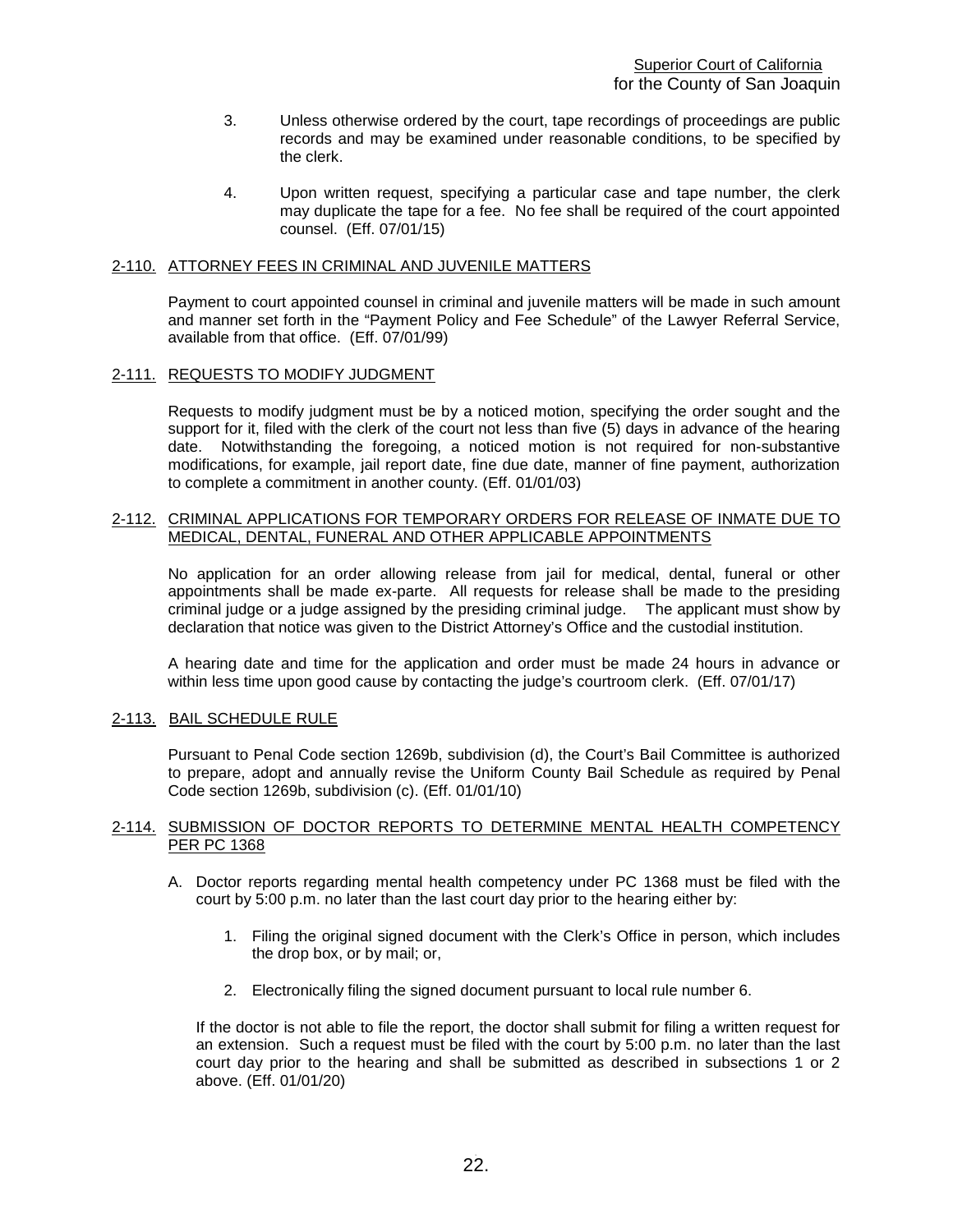3. Unless otherwise ordered by the court, tape recordings of proceedings are public records and may be examined under reasonable conditions, to be specified by the clerk.

4. Upon written request, specifying a particular case and tape number, the clerk may duplicate the tape for a fee. No fee shall be required of the court appointed counsel. (Eff. 07/01/15)

## 2-110. ATTORNEY FEES IN CRIMINAL AND JUVENILE MATTERS

Payment to court appointed counsel in criminal and juvenile matters will be made in such amount and manner set forth in the "Payment Policy and Fee Schedule" of the Lawyer Referral Service, available from that office. (Eff. 07/01/99)

## 2-111. REQUESTS TO MODIFY JUDGMENT

Requests to modify judgment must be by a noticed motion, specifying the order sought and the support for it, filed with the clerk of the court not less than five (5) days in advance of the hearing date. Notwithstanding the foregoing, a noticed motion is not required for non-substantive modifications, for example, jail report date, fine due date, manner of fine payment, authorization to complete a commitment in another county. (Eff. 01/01/03)

## 2-112. CRIMINAL APPLICATIONS FOR TEMPORARY ORDERS FOR RELEASE OF INMATE DUE TO MEDICAL, DENTAL, FUNERAL AND OTHER APPLICABLE APPOINTMENTS

No application for an order allowing release from jail for medical, dental, funeral or other appointments shall be made ex-parte. All requests for release shall be made to the presiding criminal judge or a judge assigned by the presiding criminal judge. The applicant must show by declaration that notice was given to the District Attorney's Office and the custodial institution.

A hearing date and time for the application and order must be made 24 hours in advance or within less time upon good cause by contacting the judge's courtroom clerk. (Eff. 07/01/17)

## 2-113. BAIL SCHEDULE RULE

Pursuant to Penal Code section 1269b, subdivision (d), the Court's Bail Committee is authorized to prepare, adopt and annually revise the Uniform County Bail Schedule as required by Penal Code section 1269b, subdivision (c). (Eff. 01/01/10)

## 2-114. SUBMISSION OF DOCTOR REPORTS TO DETERMINE MENTAL HEALTH COMPETENCY PER PC 1368

A. Doctor reports regarding mental health competency under PC 1368 must be filed with the court by 5:00 p.m. no later than the last court day prior to the hearing either by:

   1. Filing the original signed document with the Clerk's Office in person, which includes the drop box, or by mail; or,

   2. Electronically filing the signed document pursuant to local rule number 6.

If the doctor is not able to file the report, the doctor shall submit for filing a written request for an extension. Such a request must be filed with the court by 5:00 p.m. no later than the last court day prior to the hearing and shall be submitted as described in subsections 1 or 2 above. (Eff. 01/01/20)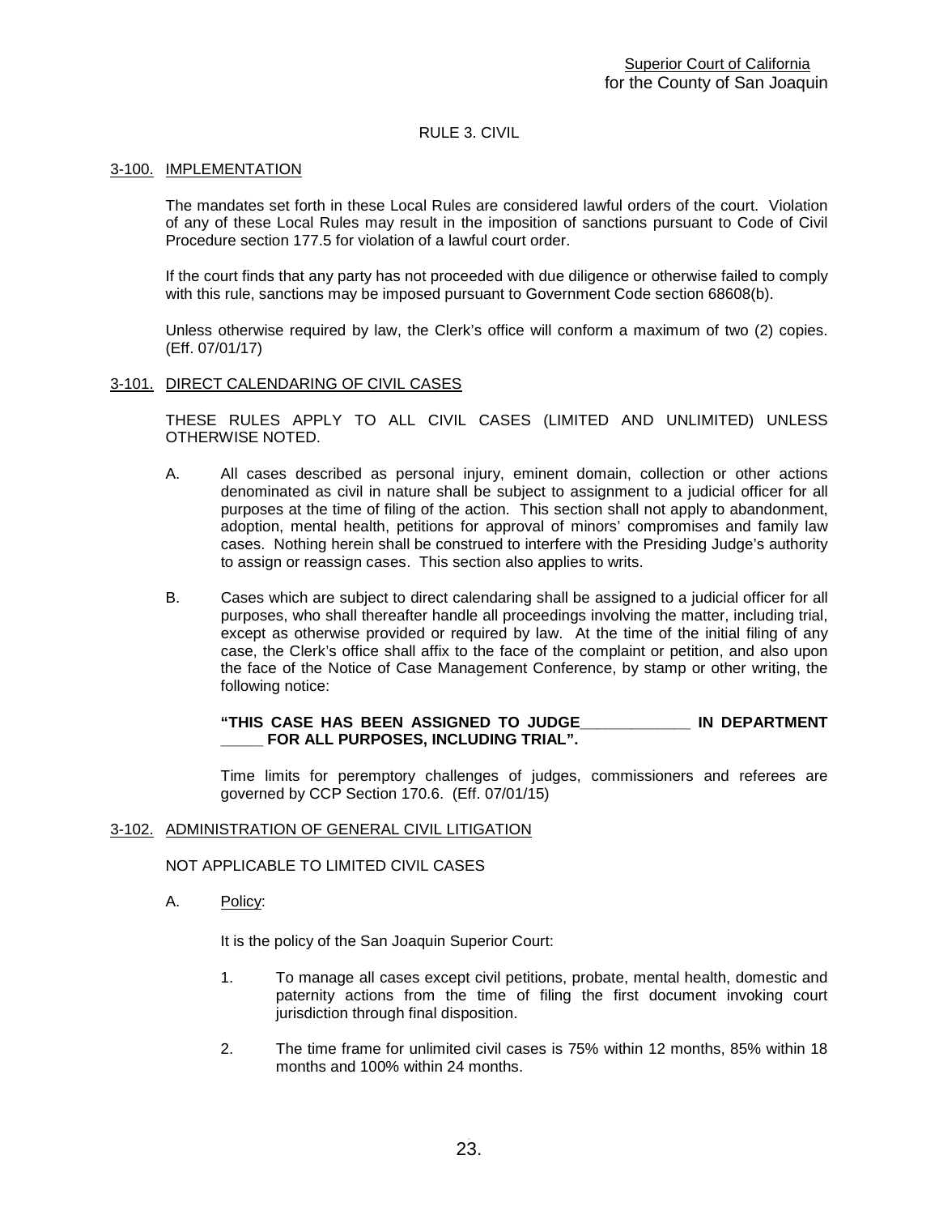Superior Court of California
for the County of San Joaquin

# RULE 3. CIVIL

## 3-100. IMPLEMENTATION

The mandates set forth in these Local Rules are considered lawful orders of the court. Violation of any of these Local Rules may result in the imposition of sanctions pursuant to Code of Civil Procedure section 177.5 for violation of a lawful court order.

If the court finds that any party has not proceeded with due diligence or otherwise failed to comply with this rule, sanctions may be imposed pursuant to Government Code section 68608(b).

Unless otherwise required by law, the Clerk's office will conform a maximum of two (2) copies. (Eff. 07/01/17)

## 3-101. DIRECT CALENDARING OF CIVIL CASES

THESE RULES APPLY TO ALL CIVIL CASES (LIMITED AND UNLIMITED) UNLESS OTHERWISE NOTED.

A. All cases described as personal injury, eminent domain, collection or other actions denominated as civil in nature shall be subject to assignment to a judicial officer for all purposes at the time of filing of the action. This section shall not apply to abandonment, adoption, mental health, petitions for approval of minors' compromises and family law cases. Nothing herein shall be construed to interfere with the Presiding Judge's authority to assign or reassign cases. This section also applies to writs.

B. Cases which are subject to direct calendaring shall be assigned to a judicial officer for all purposes, who shall thereafter handle all proceedings involving the matter, including trial, except as otherwise provided or required by law. At the time of the initial filing of any case, the Clerk's office shall affix to the face of the complaint or petition, and also upon the face of the Notice of Case Management Conference, by stamp or other writing, the following notice:

   **"THIS CASE HAS BEEN ASSIGNED TO JUDGE_____________ IN DEPARTMENT _____ FOR ALL PURPOSES, INCLUDING TRIAL".**

   Time limits for peremptory challenges of judges, commissioners and referees are governed by CCP Section 170.6. (Eff. 07/01/15)

## 3-102. ADMINISTRATION OF GENERAL CIVIL LITIGATION

NOT APPLICABLE TO LIMITED CIVIL CASES

A. Policy:

   It is the policy of the San Joaquin Superior Court:

   1. To manage all cases except civil petitions, probate, mental health, domestic and paternity actions from the time of filing the first document invoking court jurisdiction through final disposition.

   2. The time frame for unlimited civil cases is 75% within 12 months, 85% within 18 months and 100% within 24 months.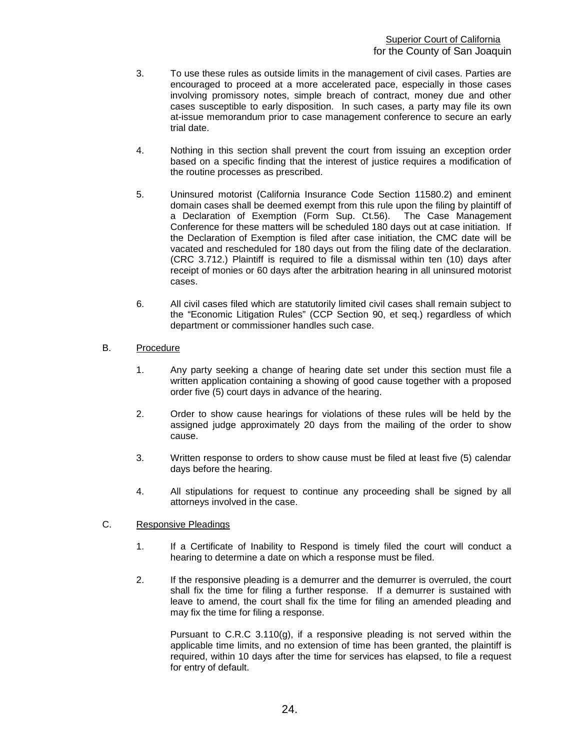3. To use these rules as outside limits in the management of civil cases. Parties are encouraged to proceed at a more accelerated pace, especially in those cases involving promissory notes, simple breach of contract, money due and other cases susceptible to early disposition. In such cases, a party may file its own at-issue memorandum prior to case management conference to secure an early trial date.

4. Nothing in this section shall prevent the court from issuing an exception order based on a specific finding that the interest of justice requires a modification of the routine processes as prescribed.

5. Uninsured motorist (California Insurance Code Section 11580.2) and eminent domain cases shall be deemed exempt from this rule upon the filing by plaintiff of a Declaration of Exemption (Form Sup. Ct.56). The Case Management Conference for these matters will be scheduled 180 days out at case initiation. If the Declaration of Exemption is filed after case initiation, the CMC date will be vacated and rescheduled for 180 days out from the filing date of the declaration. (CRC 3.712.) Plaintiff is required to file a dismissal within ten (10) days after receipt of monies or 60 days after the arbitration hearing in all uninsured motorist cases.

6. All civil cases filed which are statutorily limited civil cases shall remain subject to the "Economic Litigation Rules" (CCP Section 90, et seq.) regardless of which department or commissioner handles such case.

B. Procedure

1. Any party seeking a change of hearing date set under this section must file a written application containing a showing of good cause together with a proposed order five (5) court days in advance of the hearing.

2. Order to show cause hearings for violations of these rules will be held by the assigned judge approximately 20 days from the mailing of the order to show cause.

3. Written response to orders to show cause must be filed at least five (5) calendar days before the hearing.

4. All stipulations for request to continue any proceeding shall be signed by all attorneys involved in the case.

C. Responsive Pleadings

1. If a Certificate of Inability to Respond is timely filed the court will conduct a hearing to determine a date on which a response must be filed.

2. If the responsive pleading is a demurrer and the demurrer is overruled, the court shall fix the time for filing a further response. If a demurrer is sustained with leave to amend, the court shall fix the time for filing an amended pleading and may fix the time for filing a response.

   Pursuant to C.R.C 3.110(g), if a responsive pleading is not served within the applicable time limits, and no extension of time has been granted, the plaintiff is required, within 10 days after the time for services has elapsed, to file a request for entry of default.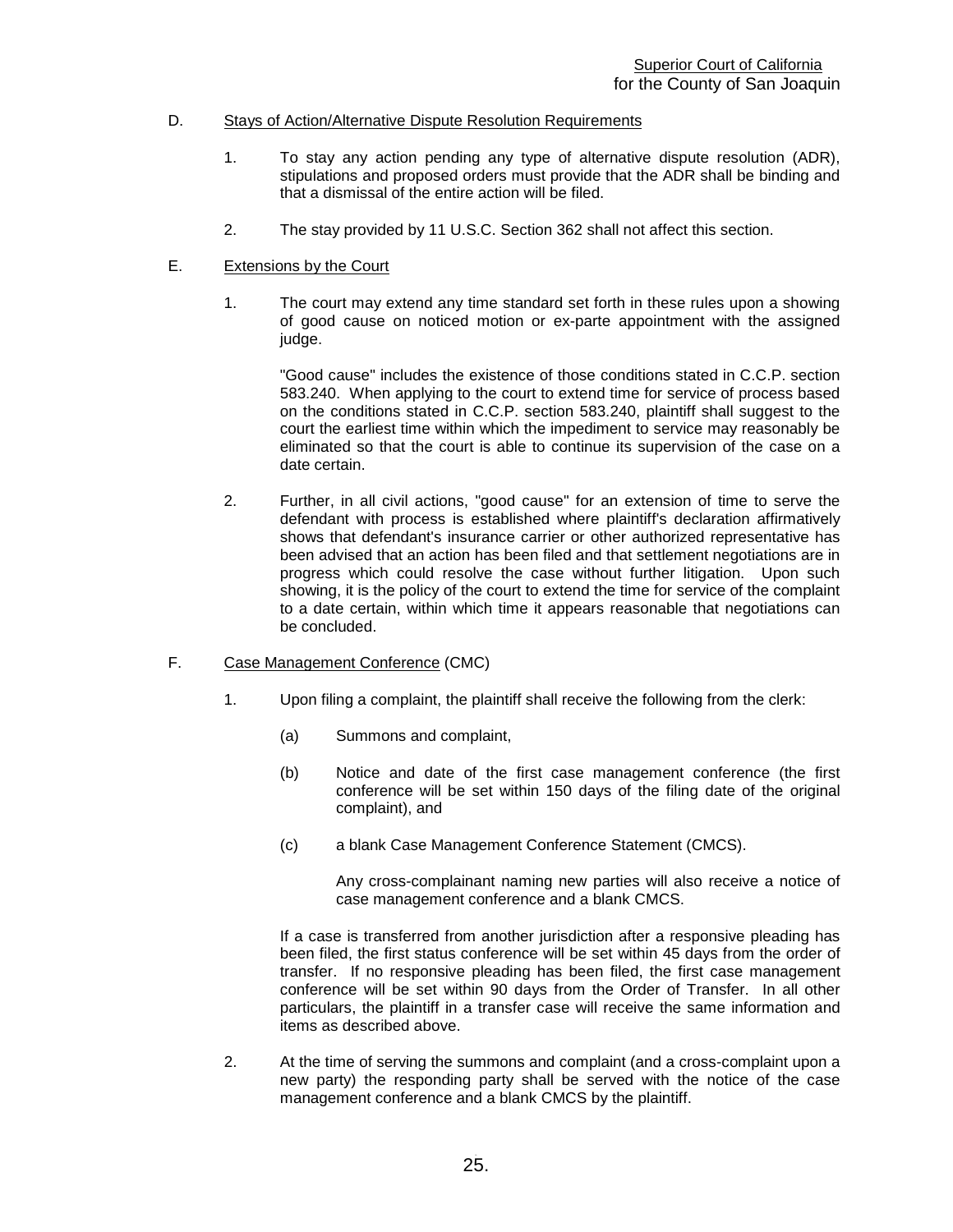D. Stays of Action/Alternative Dispute Resolution Requirements

1. To stay any action pending any type of alternative dispute resolution (ADR), stipulations and proposed orders must provide that the ADR shall be binding and that a dismissal of the entire action will be filed.

2. The stay provided by 11 U.S.C. Section 362 shall not affect this section.

E. Extensions by the Court

1. The court may extend any time standard set forth in these rules upon a showing of good cause on noticed motion or ex-parte appointment with the assigned judge.

   "Good cause" includes the existence of those conditions stated in C.C.P. section 583.240. When applying to the court to extend time for service of process based on the conditions stated in C.C.P. section 583.240, plaintiff shall suggest to the court the earliest time within which the impediment to service may reasonably be eliminated so that the court is able to continue its supervision of the case on a date certain.

2. Further, in all civil actions, "good cause" for an extension of time to serve the defendant with process is established where plaintiff's declaration affirmatively shows that defendant's insurance carrier or other authorized representative has been advised that an action has been filed and that settlement negotiations are in progress which could resolve the case without further litigation. Upon such showing, it is the policy of the court to extend the time for service of the complaint to a date certain, within which time it appears reasonable that negotiations can be concluded.

F. Case Management Conference (CMC)

1. Upon filing a complaint, the plaintiff shall receive the following from the clerk:

   (a) Summons and complaint,

   (b) Notice and date of the first case management conference (the first conference will be set within 150 days of the filing date of the original complaint), and

   (c) a blank Case Management Conference Statement (CMCS).

      Any cross-complainant naming new parties will also receive a notice of case management conference and a blank CMCS.

   If a case is transferred from another jurisdiction after a responsive pleading has been filed, the first status conference will be set within 45 days from the order of transfer. If no responsive pleading has been filed, the first case management conference will be set within 90 days from the Order of Transfer. In all other particulars, the plaintiff in a transfer case will receive the same information and items as described above.

2. At the time of serving the summons and complaint (and a cross-complaint upon a new party) the responding party shall be served with the notice of the case management conference and a blank CMCS by the plaintiff.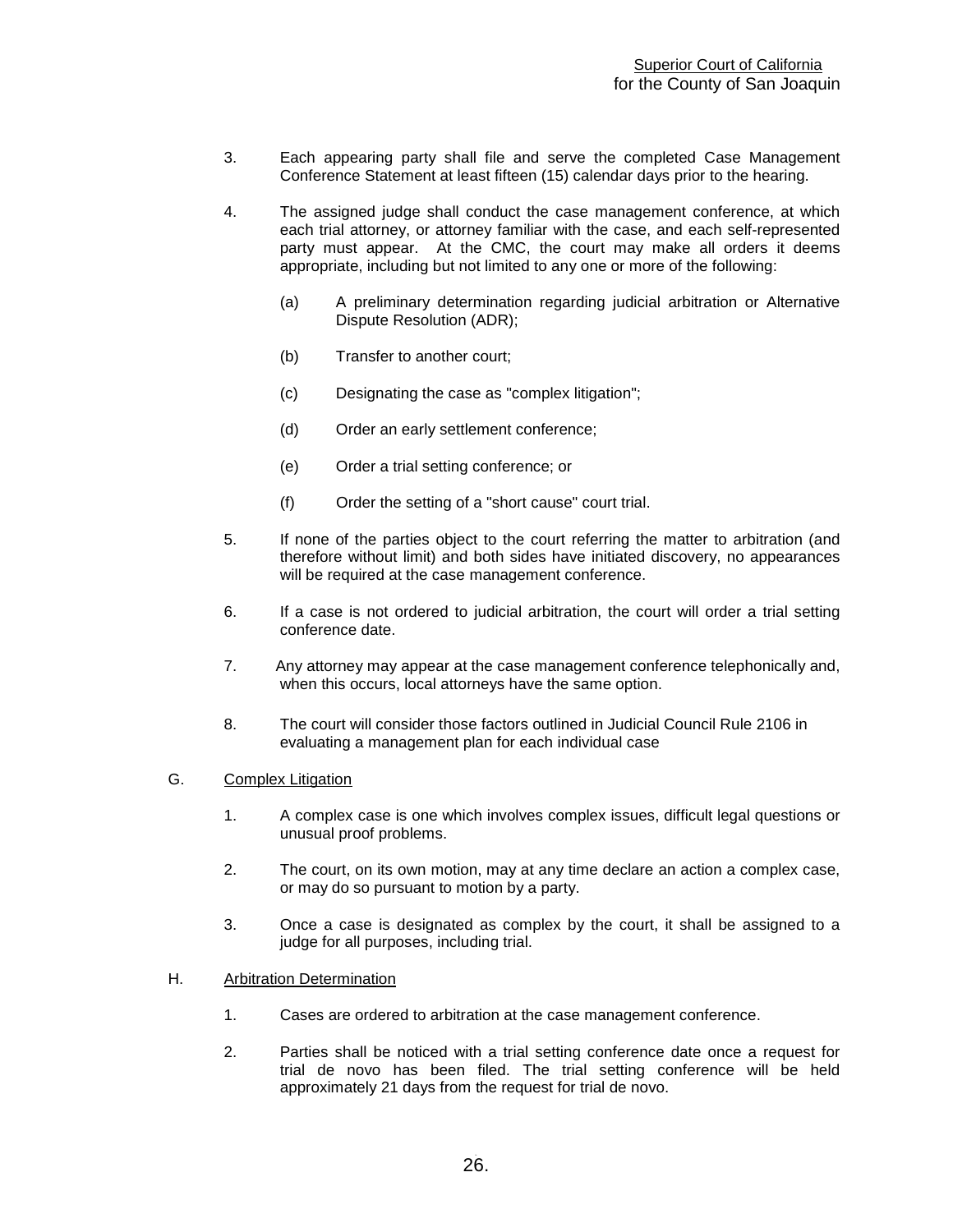3. Each appearing party shall file and serve the completed Case Management Conference Statement at least fifteen (15) calendar days prior to the hearing.

4. The assigned judge shall conduct the case management conference, at which each trial attorney, or attorney familiar with the case, and each self-represented party must appear. At the CMC, the court may make all orders it deems appropriate, including but not limited to any one or more of the following:

   (a) A preliminary determination regarding judicial arbitration or Alternative Dispute Resolution (ADR);

   (b) Transfer to another court;

   (c) Designating the case as "complex litigation";

   (d) Order an early settlement conference;

   (e) Order a trial setting conference; or

   (f) Order the setting of a "short cause" court trial.

5. If none of the parties object to the court referring the matter to arbitration (and therefore without limit) and both sides have initiated discovery, no appearances will be required at the case management conference.

6. If a case is not ordered to judicial arbitration, the court will order a trial setting conference date.

7. Any attorney may appear at the case management conference telephonically and, when this occurs, local attorneys have the same option.

8. The court will consider those factors outlined in Judicial Council Rule 2106 in evaluating a management plan for each individual case

G. Complex Litigation

1. A complex case is one which involves complex issues, difficult legal questions or unusual proof problems.

2. The court, on its own motion, may at any time declare an action a complex case, or may do so pursuant to motion by a party.

3. Once a case is designated as complex by the court, it shall be assigned to a judge for all purposes, including trial.

H. Arbitration Determination

1. Cases are ordered to arbitration at the case management conference.

2. Parties shall be noticed with a trial setting conference date once a request for trial de novo has been filed. The trial setting conference will be held approximately 21 days from the request for trial de novo.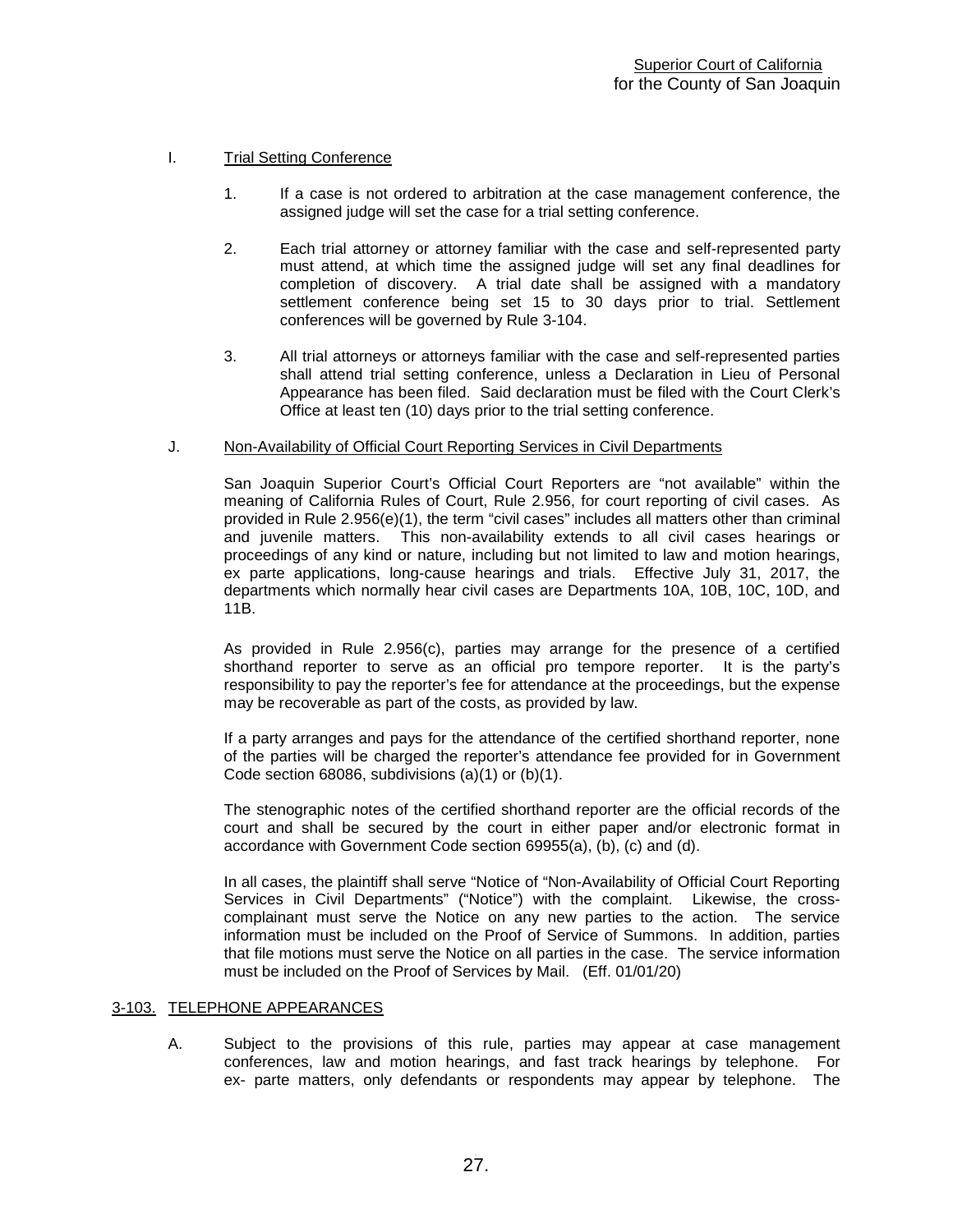## I. Trial Setting Conference

1. If a case is not ordered to arbitration at the case management conference, the assigned judge will set the case for a trial setting conference.

2. Each trial attorney or attorney familiar with the case and self-represented party must attend, at which time the assigned judge will set any final deadlines for completion of discovery. A trial date shall be assigned with a mandatory settlement conference being set 15 to 30 days prior to trial. Settlement conferences will be governed by Rule 3-104.

3. All trial attorneys or attorneys familiar with the case and self-represented parties shall attend trial setting conference, unless a Declaration in Lieu of Personal Appearance has been filed. Said declaration must be filed with the Court Clerk's Office at least ten (10) days prior to the trial setting conference.

## J. Non-Availability of Official Court Reporting Services in Civil Departments

San Joaquin Superior Court's Official Court Reporters are "not available" within the meaning of California Rules of Court, Rule 2.956, for court reporting of civil cases. As provided in Rule 2.956(e)(1), the term "civil cases" includes all matters other than criminal and juvenile matters. This non-availability extends to all civil cases hearings or proceedings of any kind or nature, including but not limited to law and motion hearings, ex parte applications, long-cause hearings and trials. Effective July 31, 2017, the departments which normally hear civil cases are Departments 10A, 10B, 10C, 10D, and 11B.

As provided in Rule 2.956(c), parties may arrange for the presence of a certified shorthand reporter to serve as an official pro tempore reporter. It is the party's responsibility to pay the reporter's fee for attendance at the proceedings, but the expense may be recoverable as part of the costs, as provided by law.

If a party arranges and pays for the attendance of the certified shorthand reporter, none of the parties will be charged the reporter's attendance fee provided for in Government Code section 68086, subdivisions (a)(1) or (b)(1).

The stenographic notes of the certified shorthand reporter are the official records of the court and shall be secured by the court in either paper and/or electronic format in accordance with Government Code section 69955(a), (b), (c) and (d).

In all cases, the plaintiff shall serve "Notice of "Non-Availability of Official Court Reporting Services in Civil Departments" ("Notice") with the complaint. Likewise, the cross-complainant must serve the Notice on any new parties to the action. The service information must be included on the Proof of Service of Summons. In addition, parties that file motions must serve the Notice on all parties in the case. The service information must be included on the Proof of Services by Mail. (Eff. 01/01/20)

# 3-103. TELEPHONE APPEARANCES

A. Subject to the provisions of this rule, parties may appear at case management conferences, law and motion hearings, and fast track hearings by telephone. For ex- parte matters, only defendants or respondents may appear by telephone. The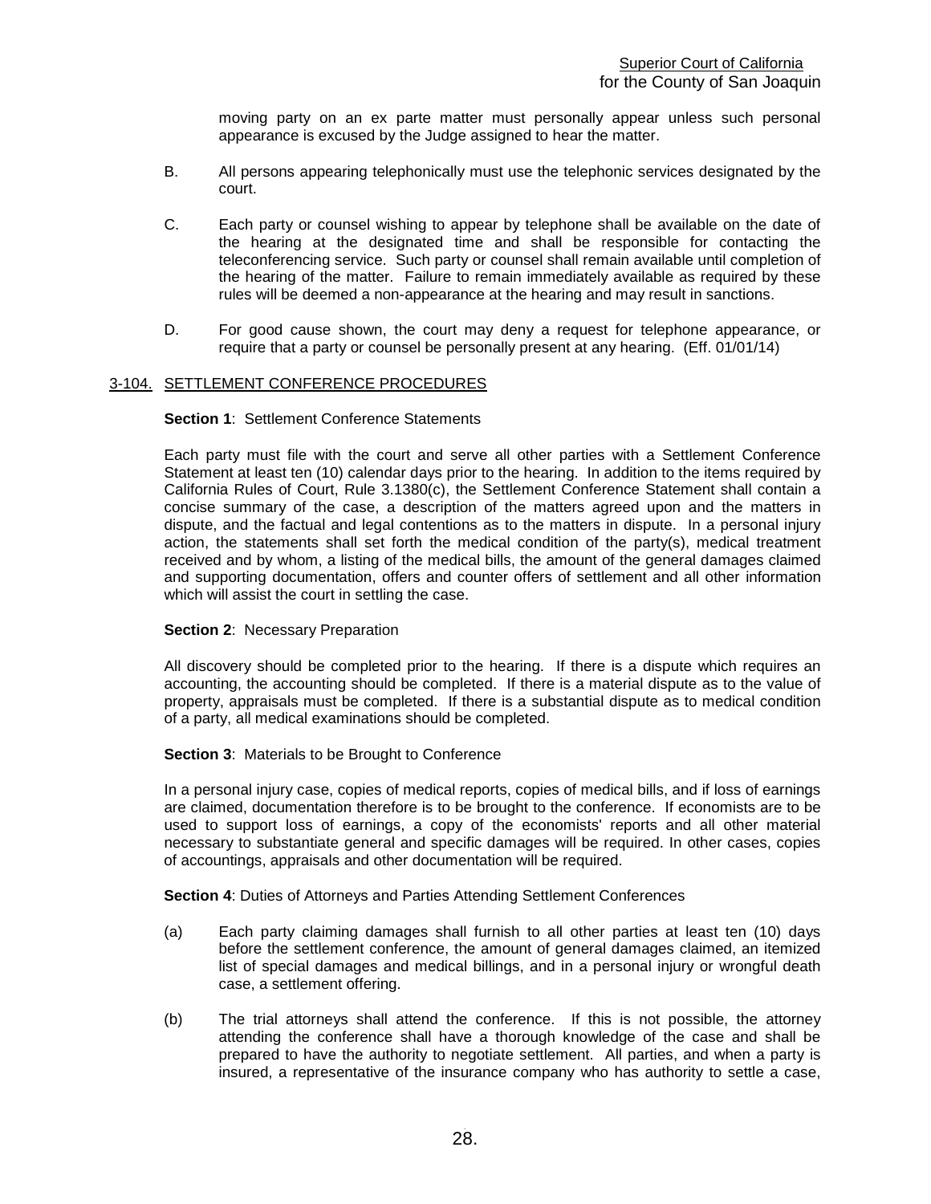moving party on an ex parte matter must personally appear unless such personal appearance is excused by the Judge assigned to hear the matter.

B. All persons appearing telephonically must use the telephonic services designated by the court.

C. Each party or counsel wishing to appear by telephone shall be available on the date of the hearing at the designated time and shall be responsible for contacting the teleconferencing service. Such party or counsel shall remain available until completion of the hearing of the matter. Failure to remain immediately available as required by these rules will be deemed a non-appearance at the hearing and may result in sanctions.

D. For good cause shown, the court may deny a request for telephone appearance, or require that a party or counsel be personally present at any hearing. (Eff. 01/01/14)

## 3-104. SETTLEMENT CONFERENCE PROCEDURES

**Section 1**: Settlement Conference Statements

Each party must file with the court and serve all other parties with a Settlement Conference Statement at least ten (10) calendar days prior to the hearing. In addition to the items required by California Rules of Court, Rule 3.1380(c), the Settlement Conference Statement shall contain a concise summary of the case, a description of the matters agreed upon and the matters in dispute, and the factual and legal contentions as to the matters in dispute. In a personal injury action, the statements shall set forth the medical condition of the party(s), medical treatment received and by whom, a listing of the medical bills, the amount of the general damages claimed and supporting documentation, offers and counter offers of settlement and all other information which will assist the court in settling the case.

**Section 2**: Necessary Preparation

All discovery should be completed prior to the hearing. If there is a dispute which requires an accounting, the accounting should be completed. If there is a material dispute as to the value of property, appraisals must be completed. If there is a substantial dispute as to medical condition of a party, all medical examinations should be completed.

**Section 3**: Materials to be Brought to Conference

In a personal injury case, copies of medical reports, copies of medical bills, and if loss of earnings are claimed, documentation therefore is to be brought to the conference. If economists are to be used to support loss of earnings, a copy of the economists' reports and all other material necessary to substantiate general and specific damages will be required. In other cases, copies of accountings, appraisals and other documentation will be required.

**Section 4**: Duties of Attorneys and Parties Attending Settlement Conferences

(a) Each party claiming damages shall furnish to all other parties at least ten (10) days before the settlement conference, the amount of general damages claimed, an itemized list of special damages and medical billings, and in a personal injury or wrongful death case, a settlement offering.

(b) The trial attorneys shall attend the conference. If this is not possible, the attorney attending the conference shall have a thorough knowledge of the case and shall be prepared to have the authority to negotiate settlement. All parties, and when a party is insured, a representative of the insurance company who has authority to settle a case,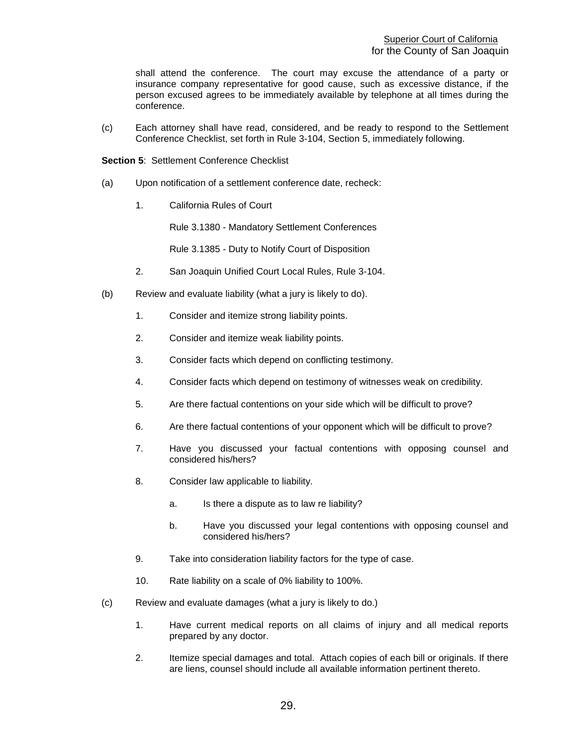shall attend the conference. The court may excuse the attendance of a party or insurance company representative for good cause, such as excessive distance, if the person excused agrees to be immediately available by telephone at all times during the conference.

(c) Each attorney shall have read, considered, and be ready to respond to the Settlement Conference Checklist, set forth in Rule 3-104, Section 5, immediately following.

**Section 5**: Settlement Conference Checklist

(a) Upon notification of a settlement conference date, recheck:

1. California Rules of Court

   Rule 3.1380 - Mandatory Settlement Conferences

   Rule 3.1385 - Duty to Notify Court of Disposition

2. San Joaquin Unified Court Local Rules, Rule 3-104.

(b) Review and evaluate liability (what a jury is likely to do).

1. Consider and itemize strong liability points.

2. Consider and itemize weak liability points.

3. Consider facts which depend on conflicting testimony.

4. Consider facts which depend on testimony of witnesses weak on credibility.

5. Are there factual contentions on your side which will be difficult to prove?

6. Are there factual contentions of your opponent which will be difficult to prove?

7. Have you discussed your factual contentions with opposing counsel and considered his/hers?

8. Consider law applicable to liability.

   a. Is there a dispute as to law re liability?

   b. Have you discussed your legal contentions with opposing counsel and considered his/hers?

9. Take into consideration liability factors for the type of case.

10. Rate liability on a scale of 0% liability to 100%.

(c) Review and evaluate damages (what a jury is likely to do.)

1. Have current medical reports on all claims of injury and all medical reports prepared by any doctor.

2. Itemize special damages and total. Attach copies of each bill or originals. If there are liens, counsel should include all available information pertinent thereto.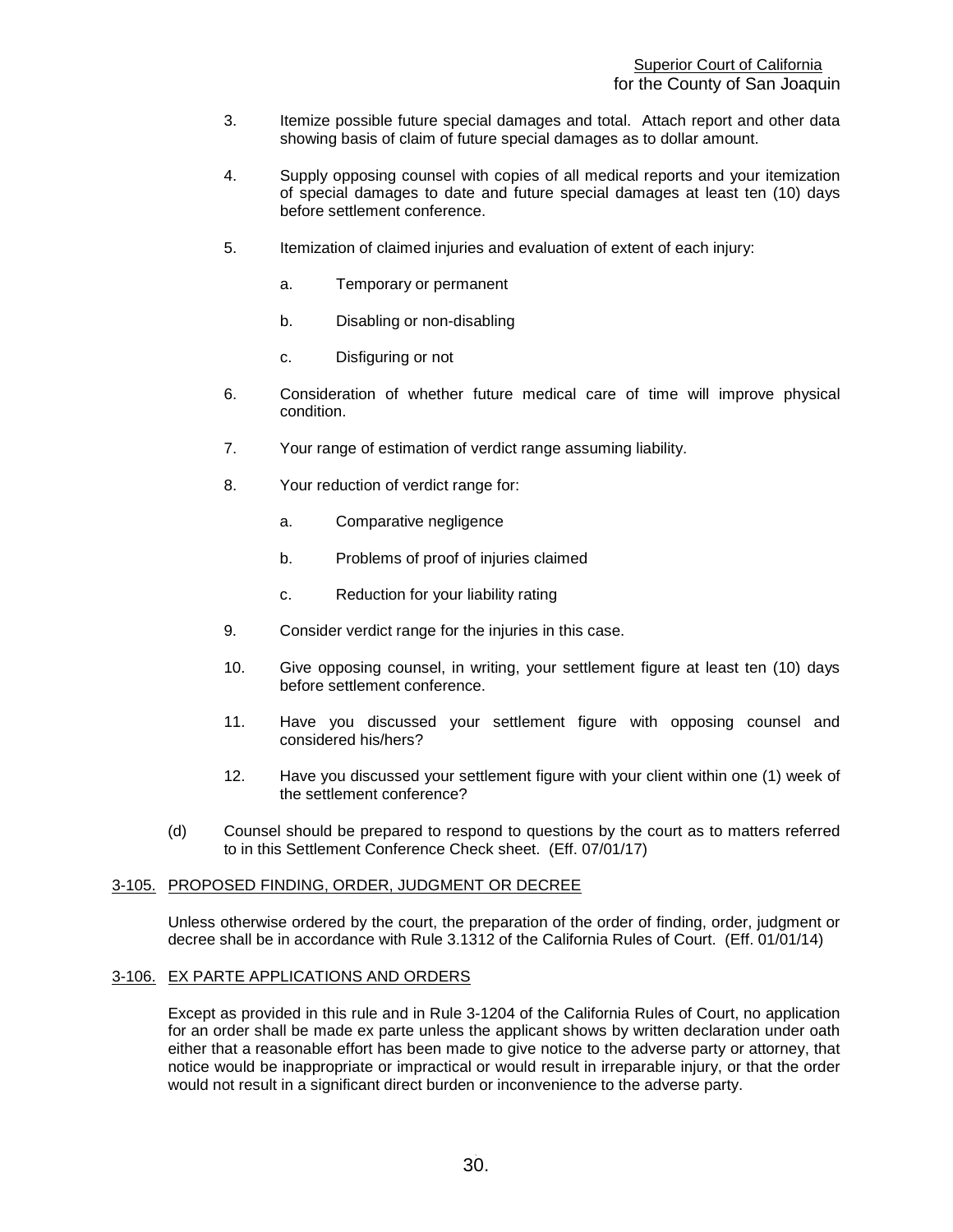3. Itemize possible future special damages and total. Attach report and other data showing basis of claim of future special damages as to dollar amount.

4. Supply opposing counsel with copies of all medical reports and your itemization of special damages to date and future special damages at least ten (10) days before settlement conference.

5. Itemization of claimed injuries and evaluation of extent of each injury:

   a. Temporary or permanent

   b. Disabling or non-disabling

   c. Disfiguring or not

6. Consideration of whether future medical care of time will improve physical condition.

7. Your range of estimation of verdict range assuming liability.

8. Your reduction of verdict range for:

   a. Comparative negligence

   b. Problems of proof of injuries claimed

   c. Reduction for your liability rating

9. Consider verdict range for the injuries in this case.

10. Give opposing counsel, in writing, your settlement figure at least ten (10) days before settlement conference.

11. Have you discussed your settlement figure with opposing counsel and considered his/hers?

12. Have you discussed your settlement figure with your client within one (1) week of the settlement conference?

(d) Counsel should be prepared to respond to questions by the court as to matters referred to in this Settlement Conference Check sheet. (Eff. 07/01/17)

## 3-105. PROPOSED FINDING, ORDER, JUDGMENT OR DECREE

Unless otherwise ordered by the court, the preparation of the order of finding, order, judgment or decree shall be in accordance with Rule 3.1312 of the California Rules of Court. (Eff. 01/01/14)

## 3-106. EX PARTE APPLICATIONS AND ORDERS

Except as provided in this rule and in Rule 3-1204 of the California Rules of Court, no application for an order shall be made ex parte unless the applicant shows by written declaration under oath either that a reasonable effort has been made to give notice to the adverse party or attorney, that notice would be inappropriate or impractical or would result in irreparable injury, or that the order would not result in a significant direct burden or inconvenience to the adverse party.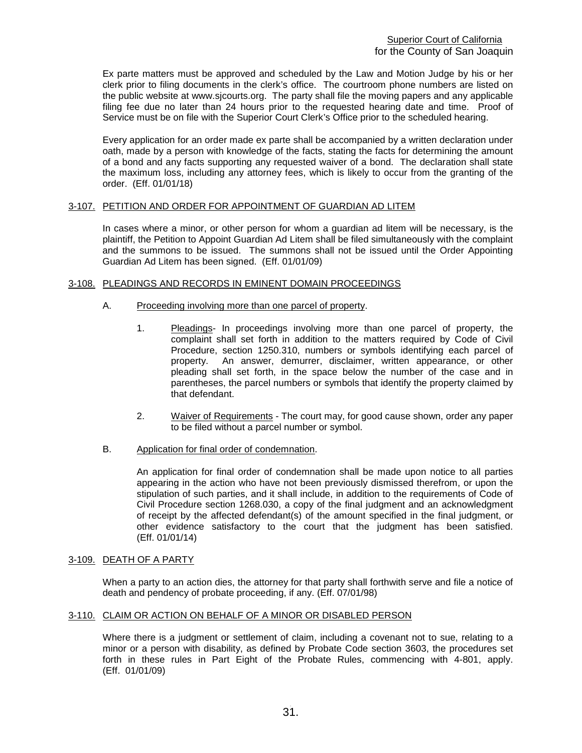Ex parte matters must be approved and scheduled by the Law and Motion Judge by his or her clerk prior to filing documents in the clerk's office. The courtroom phone numbers are listed on the public website at www.sjcourts.org. The party shall file the moving papers and any applicable filing fee due no later than 24 hours prior to the requested hearing date and time. Proof of Service must be on file with the Superior Court Clerk's Office prior to the scheduled hearing.

Every application for an order made ex parte shall be accompanied by a written declaration under oath, made by a person with knowledge of the facts, stating the facts for determining the amount of a bond and any facts supporting any requested waiver of a bond. The declaration shall state the maximum loss, including any attorney fees, which is likely to occur from the granting of the order. (Eff. 01/01/18)

## 3-107. PETITION AND ORDER FOR APPOINTMENT OF GUARDIAN AD LITEM

In cases where a minor, or other person for whom a guardian ad litem will be necessary, is the plaintiff, the Petition to Appoint Guardian Ad Litem shall be filed simultaneously with the complaint and the summons to be issued. The summons shall not be issued until the Order Appointing Guardian Ad Litem has been signed. (Eff. 01/01/09)

## 3-108. PLEADINGS AND RECORDS IN EMINENT DOMAIN PROCEEDINGS

A. Proceeding involving more than one parcel of property.

1. Pleadings- In proceedings involving more than one parcel of property, the complaint shall set forth in addition to the matters required by Code of Civil Procedure, section 1250.310, numbers or symbols identifying each parcel of property. An answer, demurrer, disclaimer, written appearance, or other pleading shall set forth, in the space below the number of the case and in parentheses, the parcel numbers or symbols that identify the property claimed by that defendant.

2. Waiver of Requirements - The court may, for good cause shown, order any paper to be filed without a parcel number or symbol.

B. Application for final order of condemnation.

An application for final order of condemnation shall be made upon notice to all parties appearing in the action who have not been previously dismissed therefrom, or upon the stipulation of such parties, and it shall include, in addition to the requirements of Code of Civil Procedure section 1268.030, a copy of the final judgment and an acknowledgment of receipt by the affected defendant(s) of the amount specified in the final judgment, or other evidence satisfactory to the court that the judgment has been satisfied. (Eff. 01/01/14)

## 3-109. DEATH OF A PARTY

When a party to an action dies, the attorney for that party shall forthwith serve and file a notice of death and pendency of probate proceeding, if any. (Eff. 07/01/98)

## 3-110. CLAIM OR ACTION ON BEHALF OF A MINOR OR DISABLED PERSON

Where there is a judgment or settlement of claim, including a covenant not to sue, relating to a minor or a person with disability, as defined by Probate Code section 3603, the procedures set forth in these rules in Part Eight of the Probate Rules, commencing with 4-801, apply. (Eff. 01/01/09)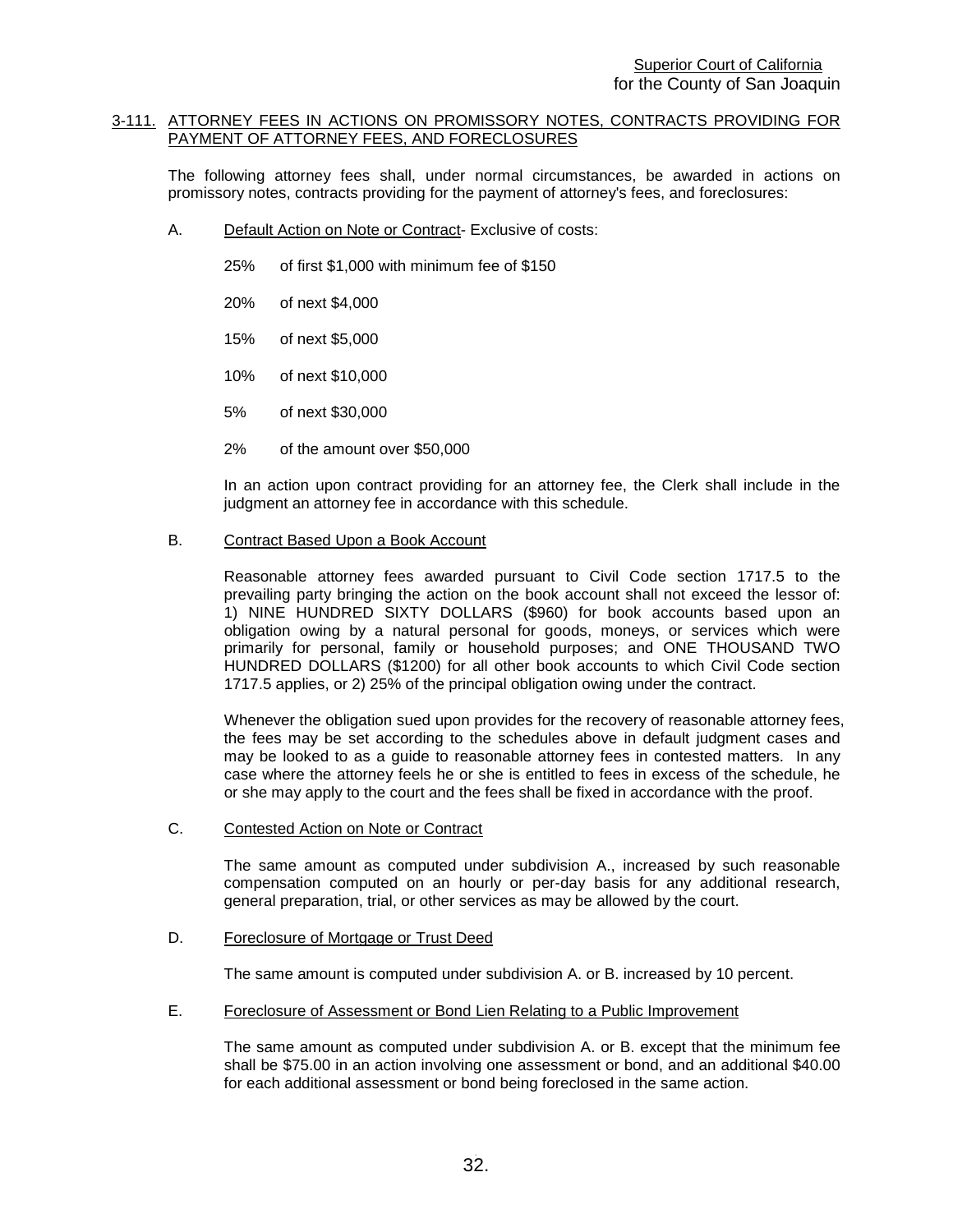## 3-111. ATTORNEY FEES IN ACTIONS ON PROMISSORY NOTES, CONTRACTS PROVIDING FOR PAYMENT OF ATTORNEY FEES, AND FORECLOSURES

The following attorney fees shall, under normal circumstances, be awarded in actions on promissory notes, contracts providing for the payment of attorney's fees, and foreclosures:

A. Default Action on Note or Contract- Exclusive of costs:

25% of first $1,000 with minimum fee of $150

20% of next $4,000

15% of next $5,000

10% of next $10,000

5% of next $30,000

2% of the amount over $50,000

In an action upon contract providing for an attorney fee, the Clerk shall include in the judgment an attorney fee in accordance with this schedule.

B. Contract Based Upon a Book Account

Reasonable attorney fees awarded pursuant to Civil Code section 1717.5 to the prevailing party bringing the action on the book account shall not exceed the lessor of: 1) NINE HUNDRED SIXTY DOLLARS ($960) for book accounts based upon an obligation owing by a natural personal for goods, moneys, or services which were primarily for personal, family or household purposes; and ONE THOUSAND TWO HUNDRED DOLLARS ($1200) for all other book accounts to which Civil Code section 1717.5 applies, or 2) 25% of the principal obligation owing under the contract.

Whenever the obligation sued upon provides for the recovery of reasonable attorney fees, the fees may be set according to the schedules above in default judgment cases and may be looked to as a guide to reasonable attorney fees in contested matters. In any case where the attorney feels he or she is entitled to fees in excess of the schedule, he or she may apply to the court and the fees shall be fixed in accordance with the proof.

C. Contested Action on Note or Contract

The same amount as computed under subdivision A., increased by such reasonable compensation computed on an hourly or per-day basis for any additional research, general preparation, trial, or other services as may be allowed by the court.

D. Foreclosure of Mortgage or Trust Deed

The same amount is computed under subdivision A. or B. increased by 10 percent.

E. Foreclosure of Assessment or Bond Lien Relating to a Public Improvement

The same amount as computed under subdivision A. or B. except that the minimum fee shall be $75.00 in an action involving one assessment or bond, and an additional $40.00 for each additional assessment or bond being foreclosed in the same action.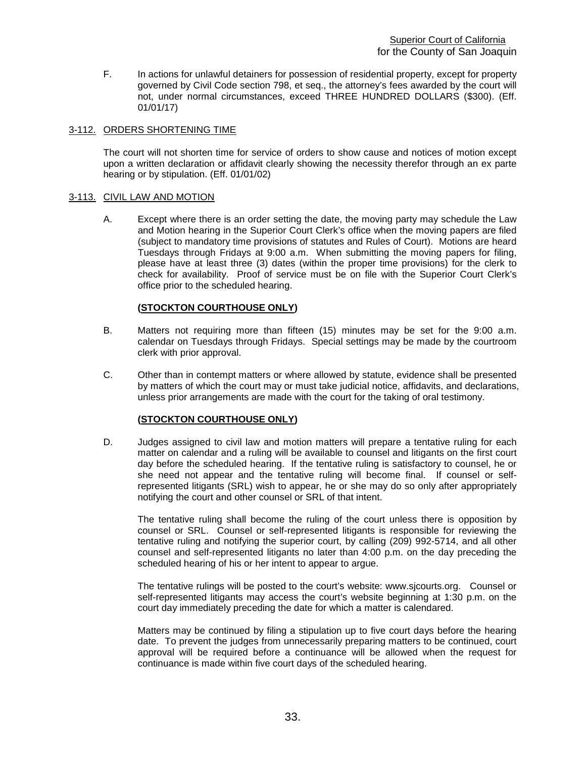F. In actions for unlawful detainers for possession of residential property, except for property governed by Civil Code section 798, et seq., the attorney's fees awarded by the court will not, under normal circumstances, exceed THREE HUNDRED DOLLARS ($300). (Eff. 01/01/17)

## 3-112. ORDERS SHORTENING TIME

The court will not shorten time for service of orders to show cause and notices of motion except upon a written declaration or affidavit clearly showing the necessity therefor through an ex parte hearing or by stipulation. (Eff. 01/01/02)

## 3-113. CIVIL LAW AND MOTION

A. Except where there is an order setting the date, the moving party may schedule the Law and Motion hearing in the Superior Court Clerk's office when the moving papers are filed (subject to mandatory time provisions of statutes and Rules of Court). Motions are heard Tuesdays through Fridays at 9:00 a.m. When submitting the moving papers for filing, please have at least three (3) dates (within the proper time provisions) for the clerk to check for availability. Proof of service must be on file with the Superior Court Clerk's office prior to the scheduled hearing.

**(STOCKTON COURTHOUSE ONLY)**

B. Matters not requiring more than fifteen (15) minutes may be set for the 9:00 a.m. calendar on Tuesdays through Fridays. Special settings may be made by the courtroom clerk with prior approval.

C. Other than in contempt matters or where allowed by statute, evidence shall be presented by matters of which the court may or must take judicial notice, affidavits, and declarations, unless prior arrangements are made with the court for the taking of oral testimony.

**(STOCKTON COURTHOUSE ONLY)**

D. Judges assigned to civil law and motion matters will prepare a tentative ruling for each matter on calendar and a ruling will be available to counsel and litigants on the first court day before the scheduled hearing. If the tentative ruling is satisfactory to counsel, he or she need not appear and the tentative ruling will become final. If counsel or self-represented litigants (SRL) wish to appear, he or she may do so only after appropriately notifying the court and other counsel or SRL of that intent.

The tentative ruling shall become the ruling of the court unless there is opposition by counsel or SRL. Counsel or self-represented litigants is responsible for reviewing the tentative ruling and notifying the superior court, by calling (209) 992-5714, and all other counsel and self-represented litigants no later than 4:00 p.m. on the day preceding the scheduled hearing of his or her intent to appear to argue.

The tentative rulings will be posted to the court's website: www.sjcourts.org. Counsel or self-represented litigants may access the court's website beginning at 1:30 p.m. on the court day immediately preceding the date for which a matter is calendared.

Matters may be continued by filing a stipulation up to five court days before the hearing date. To prevent the judges from unnecessarily preparing matters to be continued, court approval will be required before a continuance will be allowed when the request for continuance is made within five court days of the scheduled hearing.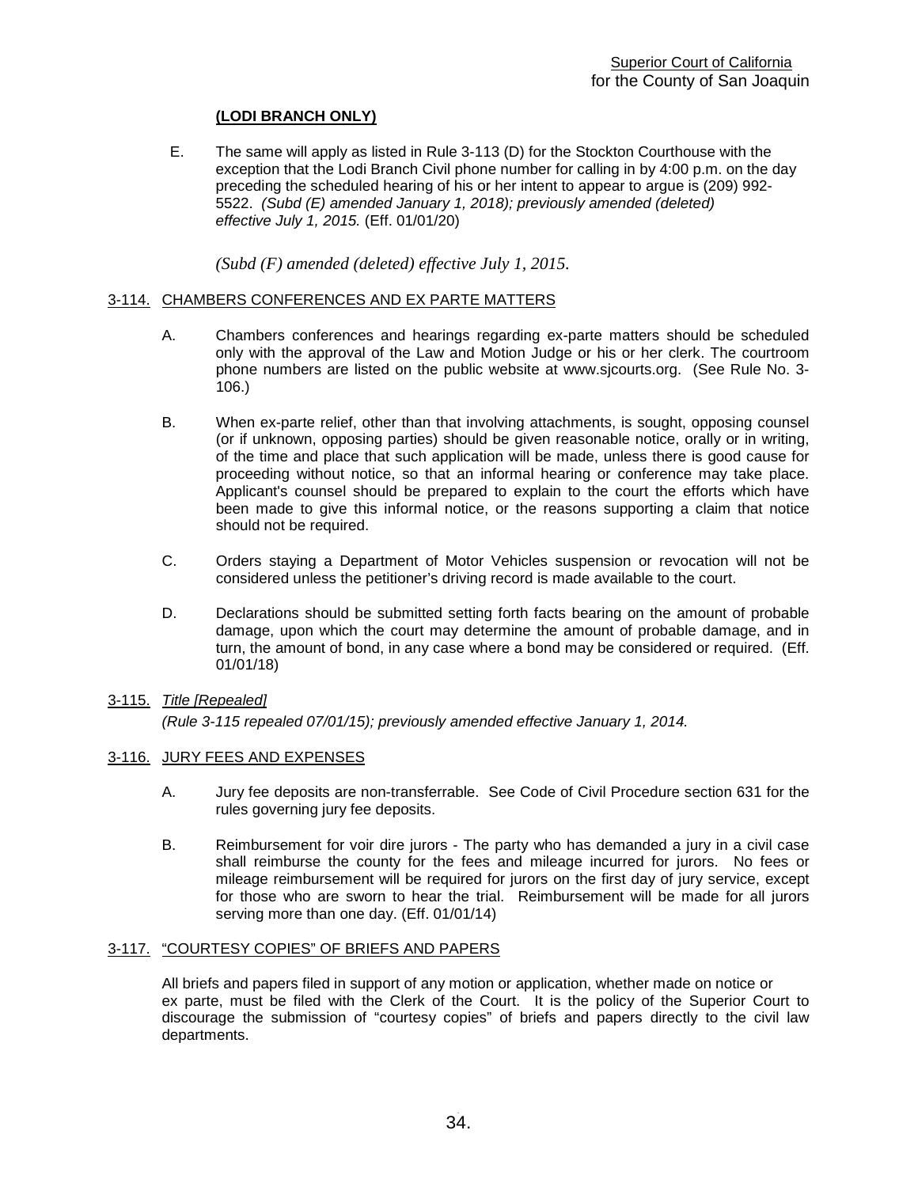**(LODI BRANCH ONLY)**

E. The same will apply as listed in Rule 3-113 (D) for the Stockton Courthouse with the exception that the Lodi Branch Civil phone number for calling in by 4:00 p.m. on the day preceding the scheduled hearing of his or her intent to appear to argue is (209) 992-5522. *(Subd (E) amended January 1, 2018); previously amended (deleted) effective July 1, 2015.* (Eff. 01/01/20)

*(Subd (F) amended (deleted) effective July 1, 2015.*

## 3-114. CHAMBERS CONFERENCES AND EX PARTE MATTERS

A. Chambers conferences and hearings regarding ex-parte matters should be scheduled only with the approval of the Law and Motion Judge or his or her clerk. The courtroom phone numbers are listed on the public website at www.sjcourts.org. (See Rule No. 3-106.)

B. When ex-parte relief, other than that involving attachments, is sought, opposing counsel (or if unknown, opposing parties) should be given reasonable notice, orally or in writing, of the time and place that such application will be made, unless there is good cause for proceeding without notice, so that an informal hearing or conference may take place. Applicant's counsel should be prepared to explain to the court the efforts which have been made to give this informal notice, or the reasons supporting a claim that notice should not be required.

C. Orders staying a Department of Motor Vehicles suspension or revocation will not be considered unless the petitioner's driving record is made available to the court.

D. Declarations should be submitted setting forth facts bearing on the amount of probable damage, upon which the court may determine the amount of probable damage, and in turn, the amount of bond, in any case where a bond may be considered or required. (Eff. 01/01/18)

## 3-115. *Title [Repealed]*

*(Rule 3-115 repealed 07/01/15); previously amended effective January 1, 2014.*

## 3-116. JURY FEES AND EXPENSES

A. Jury fee deposits are non-transferrable. See Code of Civil Procedure section 631 for the rules governing jury fee deposits.

B. Reimbursement for voir dire jurors - The party who has demanded a jury in a civil case shall reimburse the county for the fees and mileage incurred for jurors. No fees or mileage reimbursement will be required for jurors on the first day of jury service, except for those who are sworn to hear the trial. Reimbursement will be made for all jurors serving more than one day. (Eff. 01/01/14)

## 3-117. "COURTESY COPIES" OF BRIEFS AND PAPERS

All briefs and papers filed in support of any motion or application, whether made on notice or ex parte, must be filed with the Clerk of the Court. It is the policy of the Superior Court to discourage the submission of "courtesy copies" of briefs and papers directly to the civil law departments.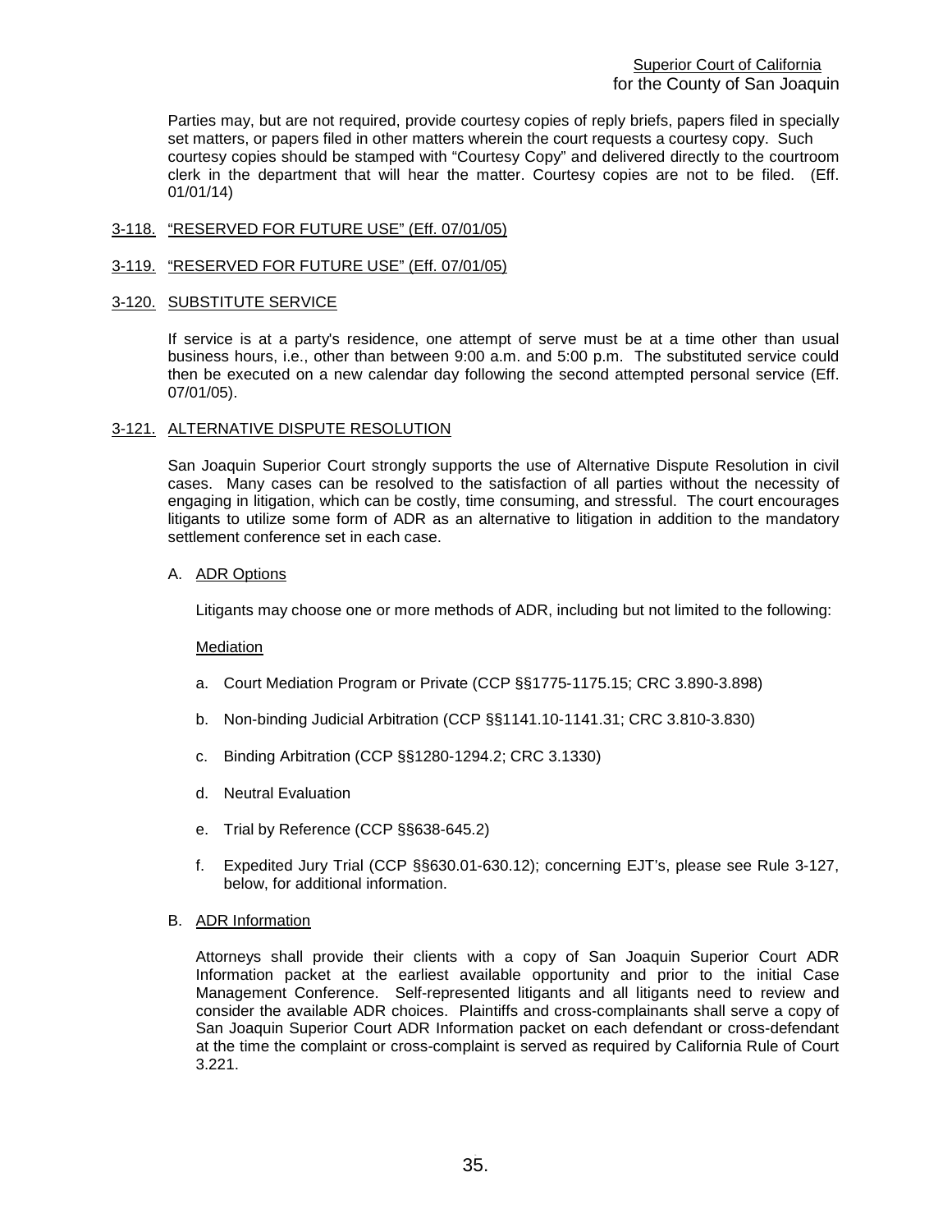Parties may, but are not required, provide courtesy copies of reply briefs, papers filed in specially set matters, or papers filed in other matters wherein the court requests a courtesy copy. Such courtesy copies should be stamped with "Courtesy Copy" and delivered directly to the courtroom clerk in the department that will hear the matter. Courtesy copies are not to be filed. (Eff. 01/01/14)

## 3-118. "RESERVED FOR FUTURE USE" (Eff. 07/01/05)

## 3-119. "RESERVED FOR FUTURE USE" (Eff. 07/01/05)

## 3-120. SUBSTITUTE SERVICE

If service is at a party's residence, one attempt of serve must be at a time other than usual business hours, i.e., other than between 9:00 a.m. and 5:00 p.m. The substituted service could then be executed on a new calendar day following the second attempted personal service (Eff. 07/01/05).

## 3-121. ALTERNATIVE DISPUTE RESOLUTION

San Joaquin Superior Court strongly supports the use of Alternative Dispute Resolution in civil cases. Many cases can be resolved to the satisfaction of all parties without the necessity of engaging in litigation, which can be costly, time consuming, and stressful. The court encourages litigants to utilize some form of ADR as an alternative to litigation in addition to the mandatory settlement conference set in each case.

### A. ADR Options

Litigants may choose one or more methods of ADR, including but not limited to the following:

Mediation

a. Court Mediation Program or Private (CCP §§1775-1175.15; CRC 3.890-3.898)

b. Non-binding Judicial Arbitration (CCP §§1141.10-1141.31; CRC 3.810-3.830)

c. Binding Arbitration (CCP §§1280-1294.2; CRC 3.1330)

d. Neutral Evaluation

e. Trial by Reference (CCP §§638-645.2)

f. Expedited Jury Trial (CCP §§630.01-630.12); concerning EJT's, please see Rule 3-127, below, for additional information.

### B. ADR Information

Attorneys shall provide their clients with a copy of San Joaquin Superior Court ADR Information packet at the earliest available opportunity and prior to the initial Case Management Conference. Self-represented litigants and all litigants need to review and consider the available ADR choices. Plaintiffs and cross-complainants shall serve a copy of San Joaquin Superior Court ADR Information packet on each defendant or cross-defendant at the time the complaint or cross-complaint is served as required by California Rule of Court 3.221.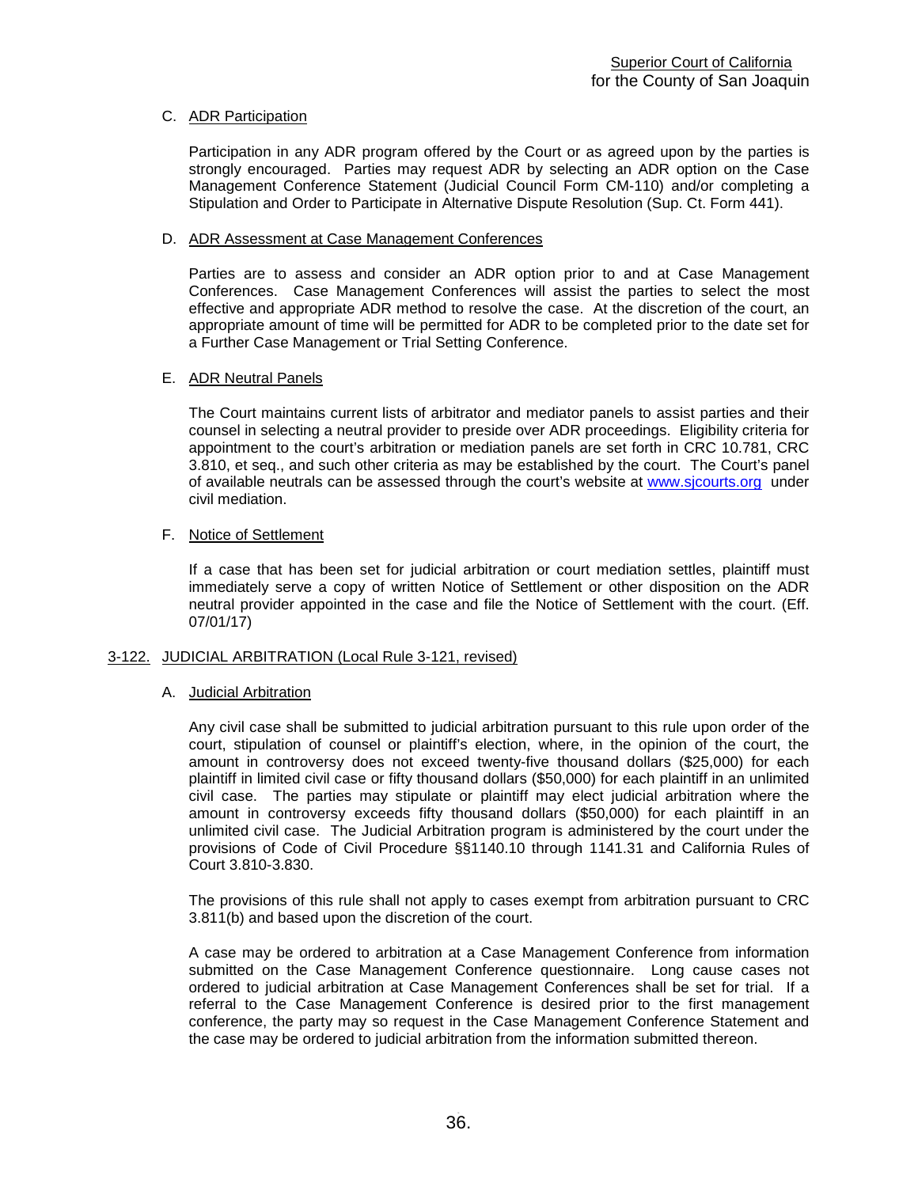C. ADR Participation

Participation in any ADR program offered by the Court or as agreed upon by the parties is strongly encouraged. Parties may request ADR by selecting an ADR option on the Case Management Conference Statement (Judicial Council Form CM-110) and/or completing a Stipulation and Order to Participate in Alternative Dispute Resolution (Sup. Ct. Form 441).

D. ADR Assessment at Case Management Conferences

Parties are to assess and consider an ADR option prior to and at Case Management Conferences. Case Management Conferences will assist the parties to select the most effective and appropriate ADR method to resolve the case. At the discretion of the court, an appropriate amount of time will be permitted for ADR to be completed prior to the date set for a Further Case Management or Trial Setting Conference.

E. ADR Neutral Panels

The Court maintains current lists of arbitrator and mediator panels to assist parties and their counsel in selecting a neutral provider to preside over ADR proceedings. Eligibility criteria for appointment to the court's arbitration or mediation panels are set forth in CRC 10.781, CRC 3.810, et seq., and such other criteria as may be established by the court. The Court's panel of available neutrals can be assessed through the court's website at www.sjcourts.org under civil mediation.

F. Notice of Settlement

If a case that has been set for judicial arbitration or court mediation settles, plaintiff must immediately serve a copy of written Notice of Settlement or other disposition on the ADR neutral provider appointed in the case and file the Notice of Settlement with the court. (Eff. 07/01/17)

## 3-122. JUDICIAL ARBITRATION (Local Rule 3-121, revised)

A. Judicial Arbitration

Any civil case shall be submitted to judicial arbitration pursuant to this rule upon order of the court, stipulation of counsel or plaintiff's election, where, in the opinion of the court, the amount in controversy does not exceed twenty-five thousand dollars ($25,000) for each plaintiff in limited civil case or fifty thousand dollars ($50,000) for each plaintiff in an unlimited civil case. The parties may stipulate or plaintiff may elect judicial arbitration where the amount in controversy exceeds fifty thousand dollars ($50,000) for each plaintiff in an unlimited civil case. The Judicial Arbitration program is administered by the court under the provisions of Code of Civil Procedure §§1140.10 through 1141.31 and California Rules of Court 3.810-3.830.

The provisions of this rule shall not apply to cases exempt from arbitration pursuant to CRC 3.811(b) and based upon the discretion of the court.

A case may be ordered to arbitration at a Case Management Conference from information submitted on the Case Management Conference questionnaire. Long cause cases not ordered to judicial arbitration at Case Management Conferences shall be set for trial. If a referral to the Case Management Conference is desired prior to the first management conference, the party may so request in the Case Management Conference Statement and the case may be ordered to judicial arbitration from the information submitted thereon.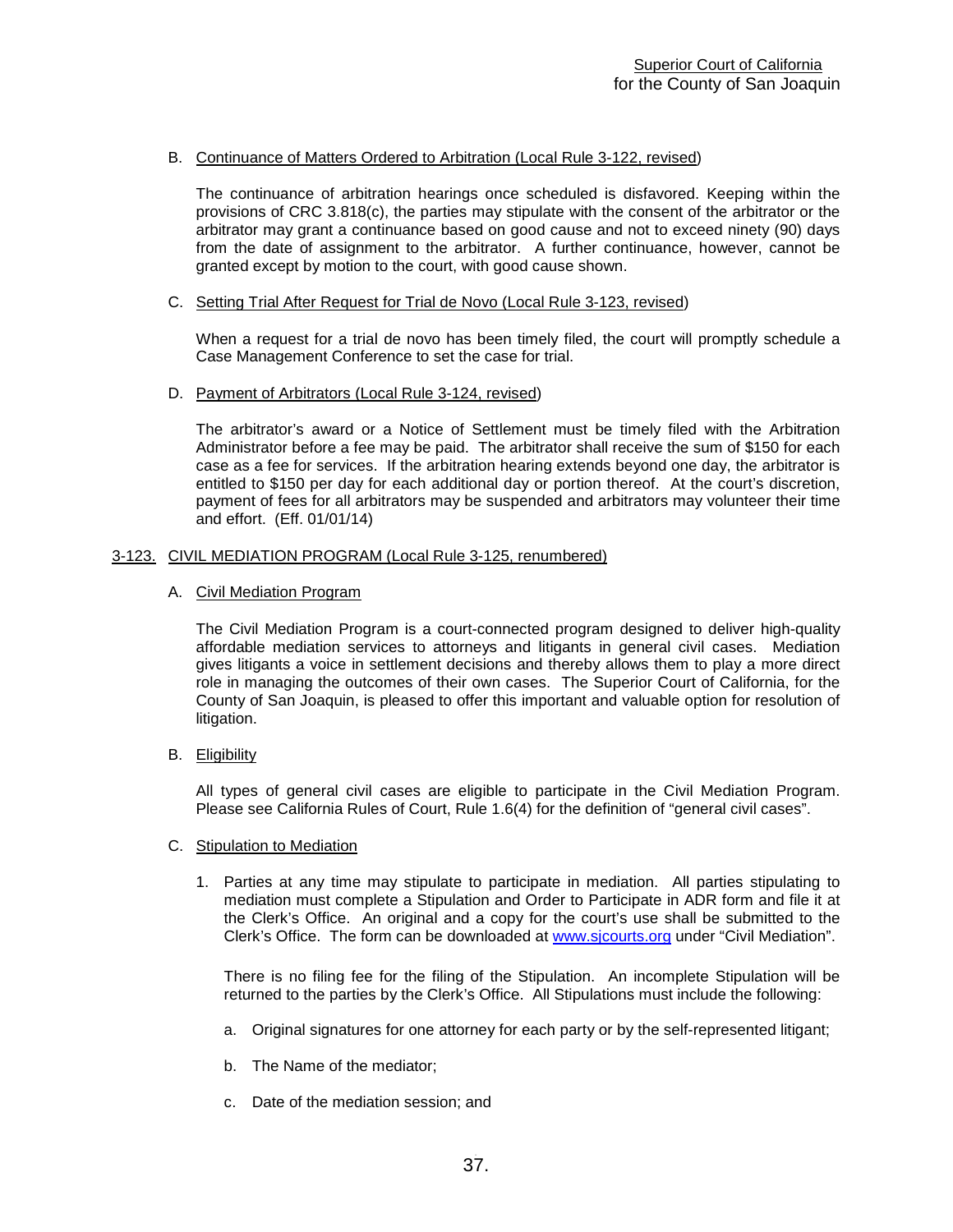B. Continuance of Matters Ordered to Arbitration (Local Rule 3-122, revised)

The continuance of arbitration hearings once scheduled is disfavored. Keeping within the provisions of CRC 3.818(c), the parties may stipulate with the consent of the arbitrator or the arbitrator may grant a continuance based on good cause and not to exceed ninety (90) days from the date of assignment to the arbitrator. A further continuance, however, cannot be granted except by motion to the court, with good cause shown.

C. Setting Trial After Request for Trial de Novo (Local Rule 3-123, revised)

When a request for a trial de novo has been timely filed, the court will promptly schedule a Case Management Conference to set the case for trial.

D. Payment of Arbitrators (Local Rule 3-124, revised)

The arbitrator's award or a Notice of Settlement must be timely filed with the Arbitration Administrator before a fee may be paid. The arbitrator shall receive the sum of $150 for each case as a fee for services. If the arbitration hearing extends beyond one day, the arbitrator is entitled to $150 per day for each additional day or portion thereof. At the court's discretion, payment of fees for all arbitrators may be suspended and arbitrators may volunteer their time and effort. (Eff. 01/01/14)

## 3-123. CIVIL MEDIATION PROGRAM (Local Rule 3-125, renumbered)

A. Civil Mediation Program

The Civil Mediation Program is a court-connected program designed to deliver high-quality affordable mediation services to attorneys and litigants in general civil cases. Mediation gives litigants a voice in settlement decisions and thereby allows them to play a more direct role in managing the outcomes of their own cases. The Superior Court of California, for the County of San Joaquin, is pleased to offer this important and valuable option for resolution of litigation.

B. Eligibility

All types of general civil cases are eligible to participate in the Civil Mediation Program. Please see California Rules of Court, Rule 1.6(4) for the definition of "general civil cases".

C. Stipulation to Mediation

1. Parties at any time may stipulate to participate in mediation. All parties stipulating to mediation must complete a Stipulation and Order to Participate in ADR form and file it at the Clerk's Office. An original and a copy for the court's use shall be submitted to the Clerk's Office. The form can be downloaded at www.sjcourts.org under "Civil Mediation".

   There is no filing fee for the filing of the Stipulation. An incomplete Stipulation will be returned to the parties by the Clerk's Office. All Stipulations must include the following:

   a. Original signatures for one attorney for each party or by the self-represented litigant;

   b. The Name of the mediator;

   c. Date of the mediation session; and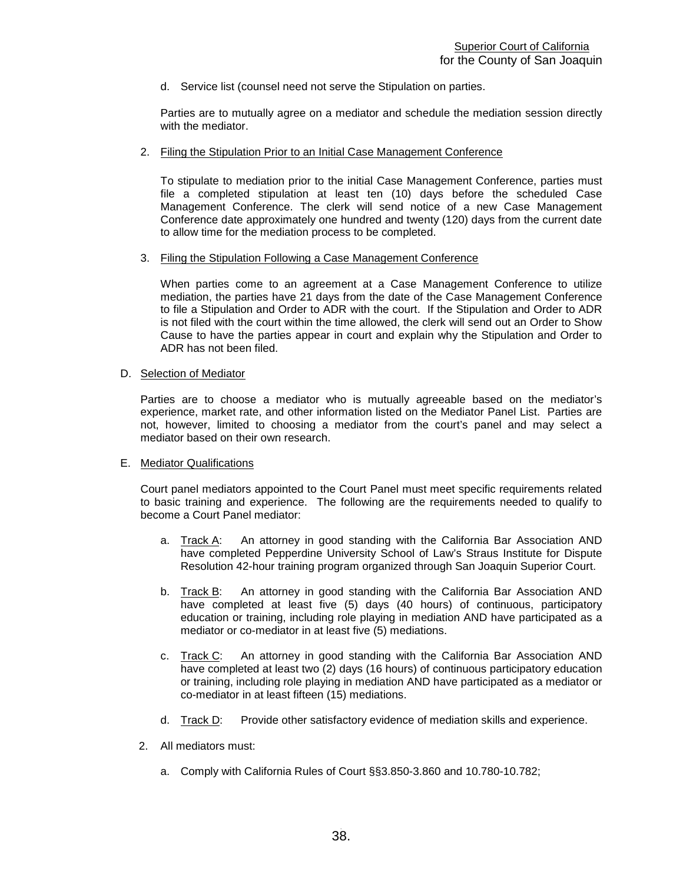d. Service list (counsel need not serve the Stipulation on parties.

Parties are to mutually agree on a mediator and schedule the mediation session directly with the mediator.

2. Filing the Stipulation Prior to an Initial Case Management Conference

To stipulate to mediation prior to the initial Case Management Conference, parties must file a completed stipulation at least ten (10) days before the scheduled Case Management Conference. The clerk will send notice of a new Case Management Conference date approximately one hundred and twenty (120) days from the current date to allow time for the mediation process to be completed.

3. Filing the Stipulation Following a Case Management Conference

When parties come to an agreement at a Case Management Conference to utilize mediation, the parties have 21 days from the date of the Case Management Conference to file a Stipulation and Order to ADR with the court. If the Stipulation and Order to ADR is not filed with the court within the time allowed, the clerk will send out an Order to Show Cause to have the parties appear in court and explain why the Stipulation and Order to ADR has not been filed.

D. Selection of Mediator

Parties are to choose a mediator who is mutually agreeable based on the mediator's experience, market rate, and other information listed on the Mediator Panel List. Parties are not, however, limited to choosing a mediator from the court's panel and may select a mediator based on their own research.

E. Mediator Qualifications

Court panel mediators appointed to the Court Panel must meet specific requirements related to basic training and experience. The following are the requirements needed to qualify to become a Court Panel mediator:

a. Track A: An attorney in good standing with the California Bar Association AND have completed Pepperdine University School of Law's Straus Institute for Dispute Resolution 42-hour training program organized through San Joaquin Superior Court.

b. Track B: An attorney in good standing with the California Bar Association AND have completed at least five (5) days (40 hours) of continuous, participatory education or training, including role playing in mediation AND have participated as a mediator or co-mediator in at least five (5) mediations.

c. Track C: An attorney in good standing with the California Bar Association AND have completed at least two (2) days (16 hours) of continuous participatory education or training, including role playing in mediation AND have participated as a mediator or co-mediator in at least fifteen (15) mediations.

d. Track D: Provide other satisfactory evidence of mediation skills and experience.

2. All mediators must:

a. Comply with California Rules of Court §§3.850-3.860 and 10.780-10.782;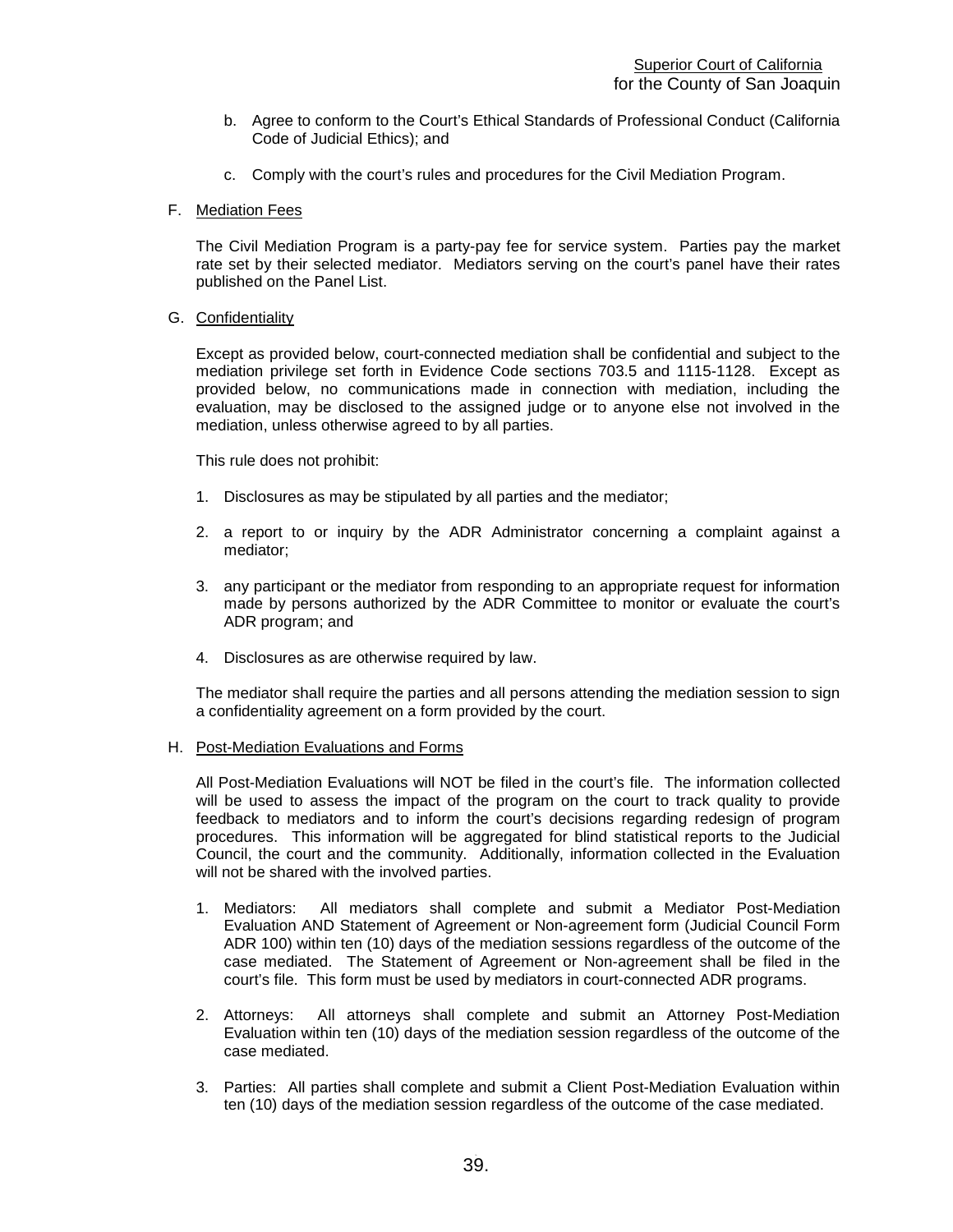b. Agree to conform to the Court's Ethical Standards of Professional Conduct (California Code of Judicial Ethics); and

c. Comply with the court's rules and procedures for the Civil Mediation Program.

F. Mediation Fees

The Civil Mediation Program is a party-pay fee for service system. Parties pay the market rate set by their selected mediator. Mediators serving on the court's panel have their rates published on the Panel List.

G. Confidentiality

Except as provided below, court-connected mediation shall be confidential and subject to the mediation privilege set forth in Evidence Code sections 703.5 and 1115-1128. Except as provided below, no communications made in connection with mediation, including the evaluation, may be disclosed to the assigned judge or to anyone else not involved in the mediation, unless otherwise agreed to by all parties.

This rule does not prohibit:

1. Disclosures as may be stipulated by all parties and the mediator;

2. a report to or inquiry by the ADR Administrator concerning a complaint against a mediator;

3. any participant or the mediator from responding to an appropriate request for information made by persons authorized by the ADR Committee to monitor or evaluate the court's ADR program; and

4. Disclosures as are otherwise required by law.

The mediator shall require the parties and all persons attending the mediation session to sign a confidentiality agreement on a form provided by the court.

H. Post-Mediation Evaluations and Forms

All Post-Mediation Evaluations will NOT be filed in the court's file. The information collected will be used to assess the impact of the program on the court to track quality to provide feedback to mediators and to inform the court's decisions regarding redesign of program procedures. This information will be aggregated for blind statistical reports to the Judicial Council, the court and the community. Additionally, information collected in the Evaluation will not be shared with the involved parties.

1. Mediators: All mediators shall complete and submit a Mediator Post-Mediation Evaluation AND Statement of Agreement or Non-agreement form (Judicial Council Form ADR 100) within ten (10) days of the mediation sessions regardless of the outcome of the case mediated. The Statement of Agreement or Non-agreement shall be filed in the court's file. This form must be used by mediators in court-connected ADR programs.

2. Attorneys: All attorneys shall complete and submit an Attorney Post-Mediation Evaluation within ten (10) days of the mediation session regardless of the outcome of the case mediated.

3. Parties: All parties shall complete and submit a Client Post-Mediation Evaluation within ten (10) days of the mediation session regardless of the outcome of the case mediated.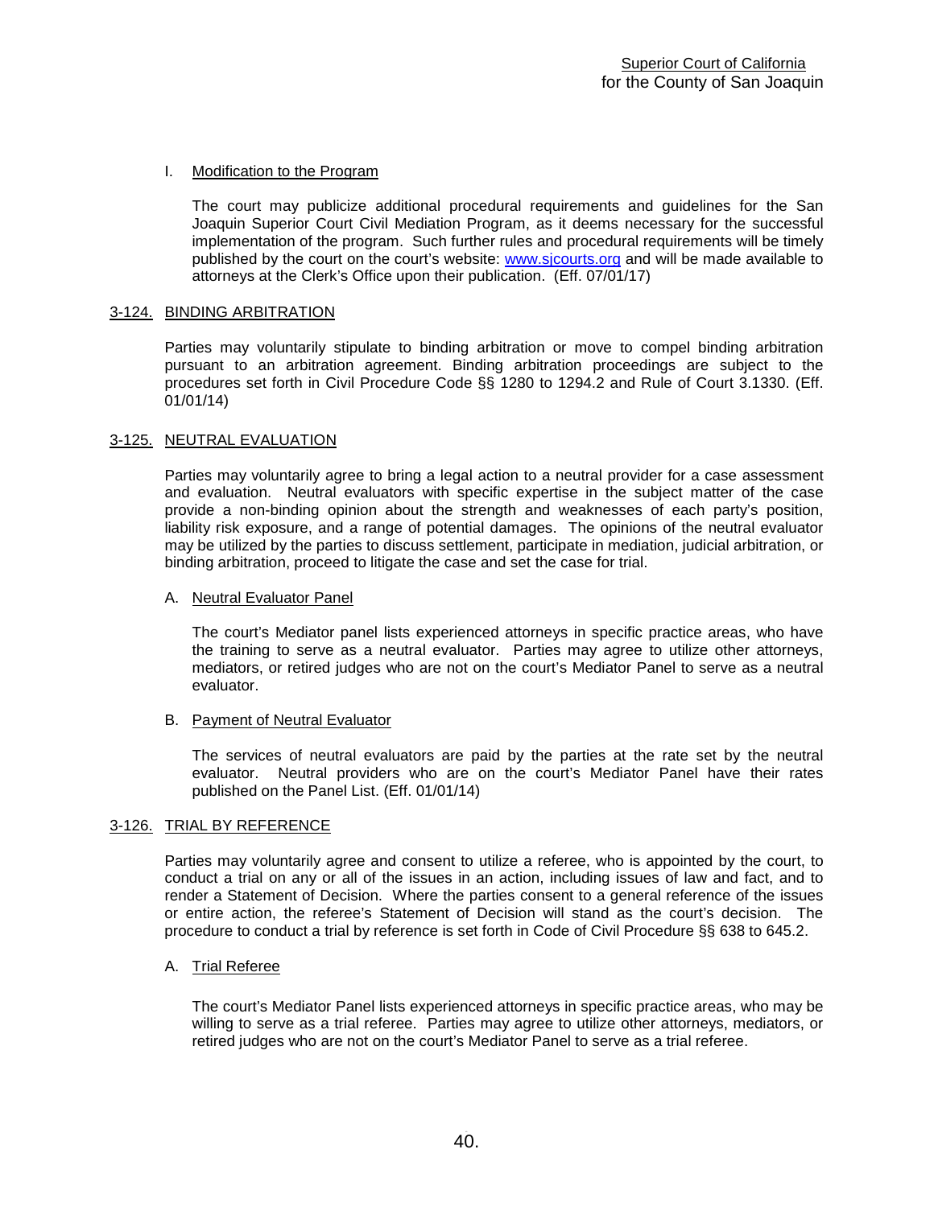I. Modification to the Program

The court may publicize additional procedural requirements and guidelines for the San Joaquin Superior Court Civil Mediation Program, as it deems necessary for the successful implementation of the program. Such further rules and procedural requirements will be timely published by the court on the court's website: www.sjcourts.org and will be made available to attorneys at the Clerk's Office upon their publication. (Eff. 07/01/17)

## 3-124. BINDING ARBITRATION

Parties may voluntarily stipulate to binding arbitration or move to compel binding arbitration pursuant to an arbitration agreement. Binding arbitration proceedings are subject to the procedures set forth in Civil Procedure Code §§ 1280 to 1294.2 and Rule of Court 3.1330. (Eff. 01/01/14)

## 3-125. NEUTRAL EVALUATION

Parties may voluntarily agree to bring a legal action to a neutral provider for a case assessment and evaluation. Neutral evaluators with specific expertise in the subject matter of the case provide a non-binding opinion about the strength and weaknesses of each party's position, liability risk exposure, and a range of potential damages. The opinions of the neutral evaluator may be utilized by the parties to discuss settlement, participate in mediation, judicial arbitration, or binding arbitration, proceed to litigate the case and set the case for trial.

A. Neutral Evaluator Panel

The court's Mediator panel lists experienced attorneys in specific practice areas, who have the training to serve as a neutral evaluator. Parties may agree to utilize other attorneys, mediators, or retired judges who are not on the court's Mediator Panel to serve as a neutral evaluator.

B. Payment of Neutral Evaluator

The services of neutral evaluators are paid by the parties at the rate set by the neutral evaluator. Neutral providers who are on the court's Mediator Panel have their rates published on the Panel List. (Eff. 01/01/14)

## 3-126. TRIAL BY REFERENCE

Parties may voluntarily agree and consent to utilize a referee, who is appointed by the court, to conduct a trial on any or all of the issues in an action, including issues of law and fact, and to render a Statement of Decision. Where the parties consent to a general reference of the issues or entire action, the referee's Statement of Decision will stand as the court's decision. The procedure to conduct a trial by reference is set forth in Code of Civil Procedure §§ 638 to 645.2.

A. Trial Referee

The court's Mediator Panel lists experienced attorneys in specific practice areas, who may be willing to serve as a trial referee. Parties may agree to utilize other attorneys, mediators, or retired judges who are not on the court's Mediator Panel to serve as a trial referee.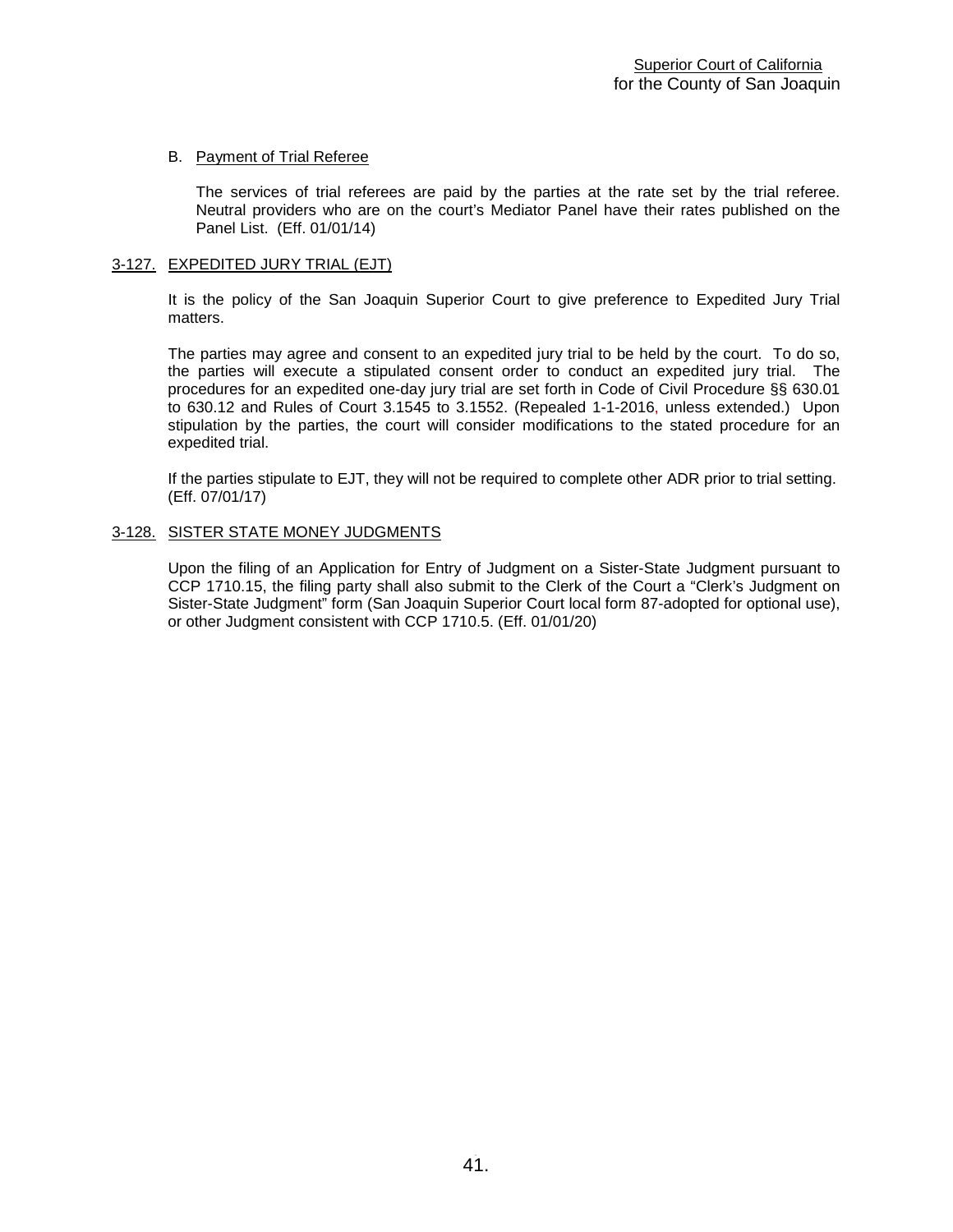### B. Payment of Trial Referee

The services of trial referees are paid by the parties at the rate set by the trial referee. Neutral providers who are on the court's Mediator Panel have their rates published on the Panel List. (Eff. 01/01/14)

## 3-127. EXPEDITED JURY TRIAL (EJT)

It is the policy of the San Joaquin Superior Court to give preference to Expedited Jury Trial matters.

The parties may agree and consent to an expedited jury trial to be held by the court. To do so, the parties will execute a stipulated consent order to conduct an expedited jury trial. The procedures for an expedited one-day jury trial are set forth in Code of Civil Procedure §§ 630.01 to 630.12 and Rules of Court 3.1545 to 3.1552. (Repealed 1-1-2016, unless extended.) Upon stipulation by the parties, the court will consider modifications to the stated procedure for an expedited trial.

If the parties stipulate to EJT, they will not be required to complete other ADR prior to trial setting. (Eff. 07/01/17)

## 3-128. SISTER STATE MONEY JUDGMENTS

Upon the filing of an Application for Entry of Judgment on a Sister-State Judgment pursuant to CCP 1710.15, the filing party shall also submit to the Clerk of the Court a "Clerk's Judgment on Sister-State Judgment" form (San Joaquin Superior Court local form 87-adopted for optional use), or other Judgment consistent with CCP 1710.5. (Eff. 01/01/20)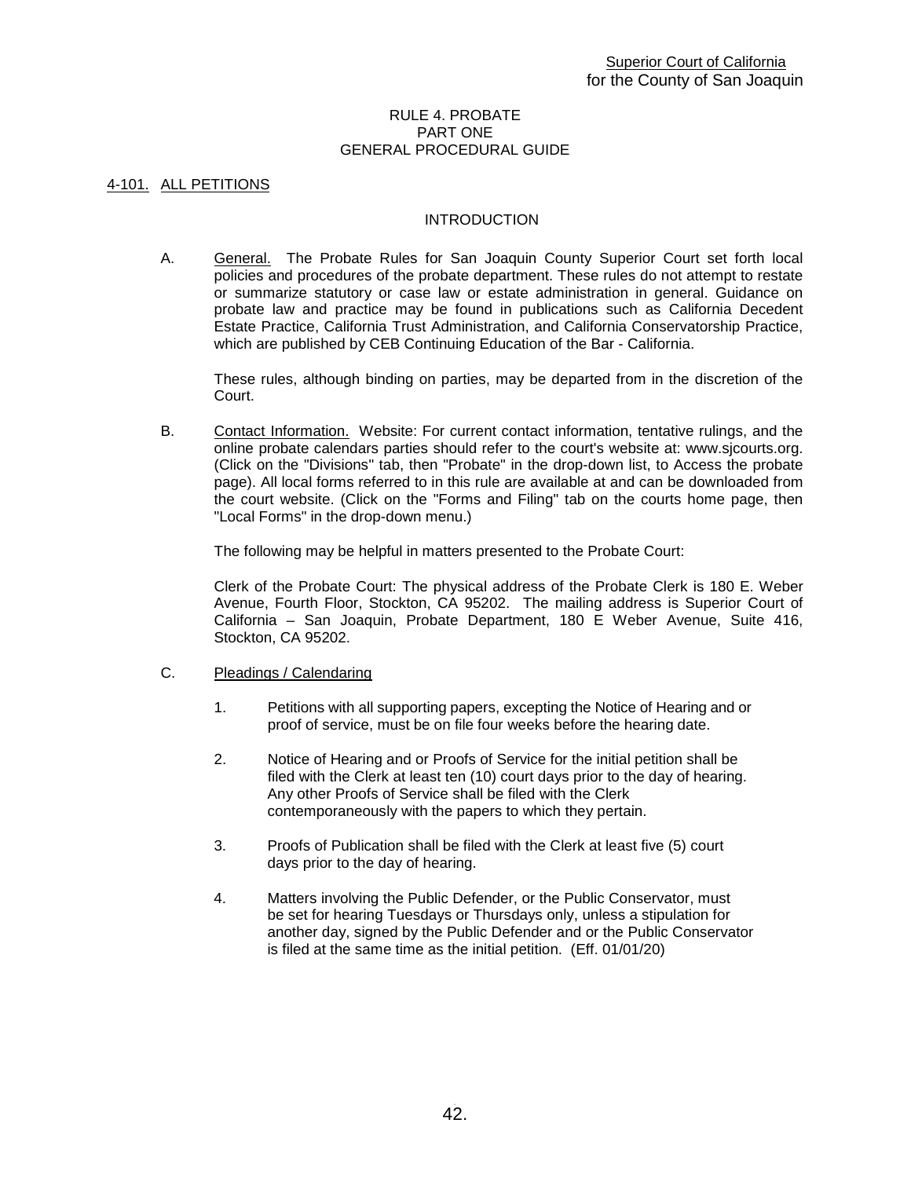Superior Court of California
for the County of San Joaquin

# RULE 4. PROBATE
## PART ONE
## GENERAL PROCEDURAL GUIDE

### 4-101. ALL PETITIONS

#### INTRODUCTION

A. General. The Probate Rules for San Joaquin County Superior Court set forth local policies and procedures of the probate department. These rules do not attempt to restate or summarize statutory or case law or estate administration in general. Guidance on probate law and practice may be found in publications such as California Decedent Estate Practice, California Trust Administration, and California Conservatorship Practice, which are published by CEB Continuing Education of the Bar - California.

These rules, although binding on parties, may be departed from in the discretion of the Court.

B. Contact Information. Website: For current contact information, tentative rulings, and the online probate calendars parties should refer to the court's website at: www.sjcourts.org. (Click on the "Divisions" tab, then "Probate" in the drop-down list, to Access the probate page). All local forms referred to in this rule are available at and can be downloaded from the court website. (Click on the "Forms and Filing" tab on the courts home page, then "Local Forms" in the drop-down menu.)

The following may be helpful in matters presented to the Probate Court:

Clerk of the Probate Court: The physical address of the Probate Clerk is 180 E. Weber Avenue, Fourth Floor, Stockton, CA 95202. The mailing address is Superior Court of California – San Joaquin, Probate Department, 180 E Weber Avenue, Suite 416, Stockton, CA 95202.

C. Pleadings / Calendaring

1. Petitions with all supporting papers, excepting the Notice of Hearing and or proof of service, must be on file four weeks before the hearing date.

2. Notice of Hearing and or Proofs of Service for the initial petition shall be filed with the Clerk at least ten (10) court days prior to the day of hearing. Any other Proofs of Service shall be filed with the Clerk contemporaneously with the papers to which they pertain.

3. Proofs of Publication shall be filed with the Clerk at least five (5) court days prior to the day of hearing.

4. Matters involving the Public Defender, or the Public Conservator, must be set for hearing Tuesdays or Thursdays only, unless a stipulation for another day, signed by the Public Defender and or the Public Conservator is filed at the same time as the initial petition. (Eff. 01/01/20)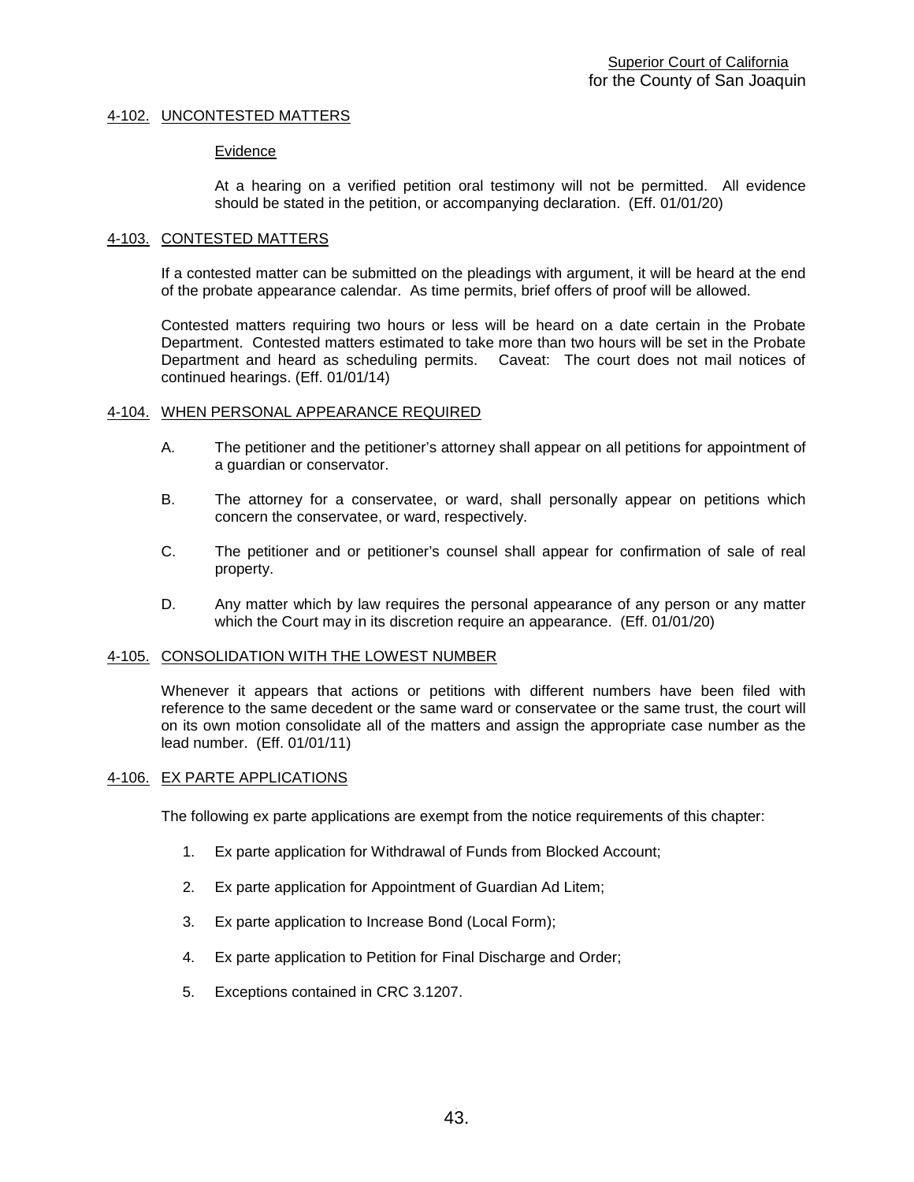## 4-102. UNCONTESTED MATTERS

### Evidence

At a hearing on a verified petition oral testimony will not be permitted. All evidence should be stated in the petition, or accompanying declaration. (Eff. 01/01/20)

## 4-103. CONTESTED MATTERS

If a contested matter can be submitted on the pleadings with argument, it will be heard at the end of the probate appearance calendar. As time permits, brief offers of proof will be allowed.

Contested matters requiring two hours or less will be heard on a date certain in the Probate Department. Contested matters estimated to take more than two hours will be set in the Probate Department and heard as scheduling permits. Caveat: The court does not mail notices of continued hearings. (Eff. 01/01/14)

## 4-104. WHEN PERSONAL APPEARANCE REQUIRED

A. The petitioner and the petitioner's attorney shall appear on all petitions for appointment of a guardian or conservator.

B. The attorney for a conservatee, or ward, shall personally appear on petitions which concern the conservatee, or ward, respectively.

C. The petitioner and or petitioner's counsel shall appear for confirmation of sale of real property.

D. Any matter which by law requires the personal appearance of any person or any matter which the Court may in its discretion require an appearance. (Eff. 01/01/20)

## 4-105. CONSOLIDATION WITH THE LOWEST NUMBER

Whenever it appears that actions or petitions with different numbers have been filed with reference to the same decedent or the same ward or conservatee or the same trust, the court will on its own motion consolidate all of the matters and assign the appropriate case number as the lead number. (Eff. 01/01/11)

## 4-106. EX PARTE APPLICATIONS

The following ex parte applications are exempt from the notice requirements of this chapter:

1. Ex parte application for Withdrawal of Funds from Blocked Account;
2. Ex parte application for Appointment of Guardian Ad Litem;
3. Ex parte application to Increase Bond (Local Form);
4. Ex parte application to Petition for Final Discharge and Order;
5. Exceptions contained in CRC 3.1207.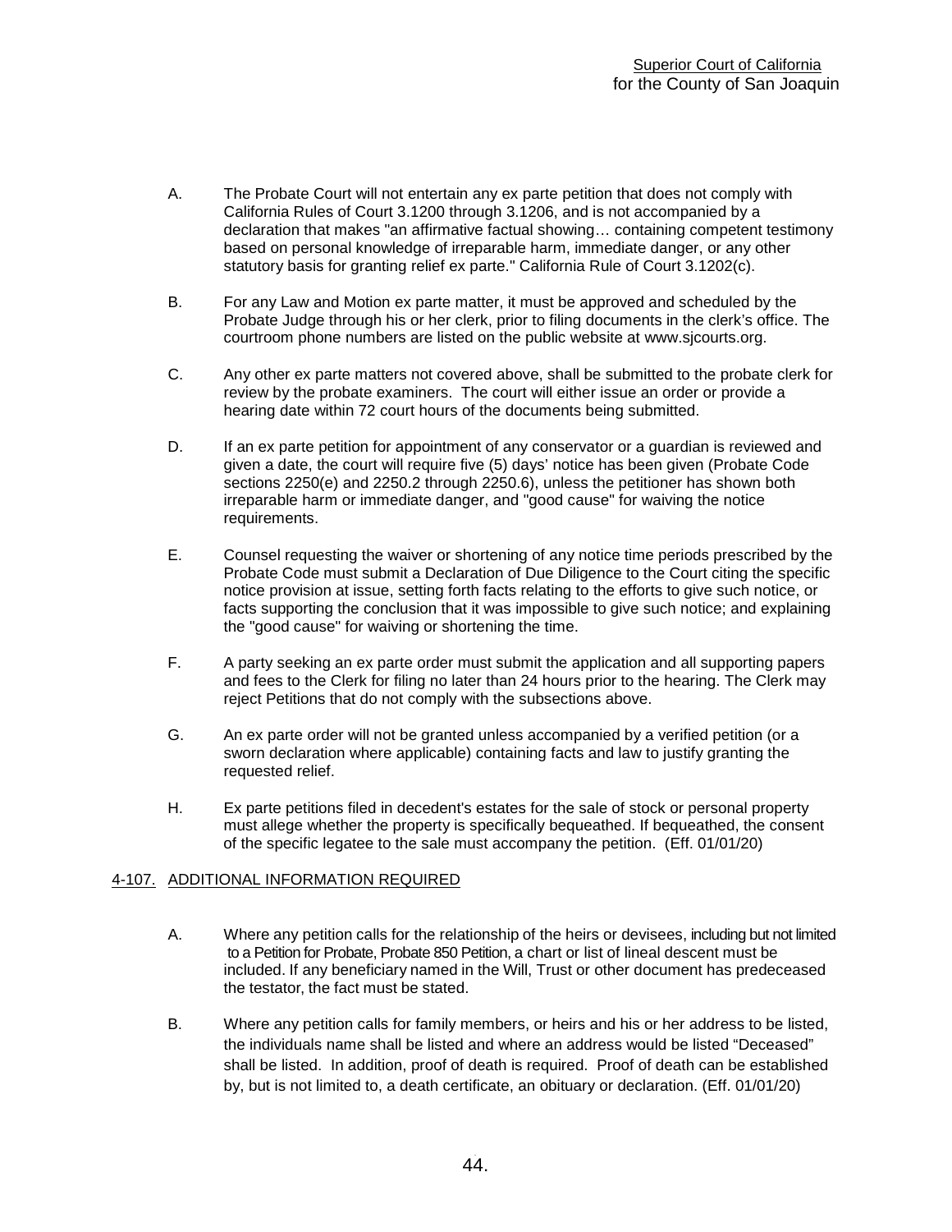A. The Probate Court will not entertain any ex parte petition that does not comply with California Rules of Court 3.1200 through 3.1206, and is not accompanied by a declaration that makes "an affirmative factual showing… containing competent testimony based on personal knowledge of irreparable harm, immediate danger, or any other statutory basis for granting relief ex parte." California Rule of Court 3.1202(c).

B. For any Law and Motion ex parte matter, it must be approved and scheduled by the Probate Judge through his or her clerk, prior to filing documents in the clerk's office. The courtroom phone numbers are listed on the public website at www.sjcourts.org.

C. Any other ex parte matters not covered above, shall be submitted to the probate clerk for review by the probate examiners. The court will either issue an order or provide a hearing date within 72 court hours of the documents being submitted.

D. If an ex parte petition for appointment of any conservator or a guardian is reviewed and given a date, the court will require five (5) days' notice has been given (Probate Code sections 2250(e) and 2250.2 through 2250.6), unless the petitioner has shown both irreparable harm or immediate danger, and "good cause" for waiving the notice requirements.

E. Counsel requesting the waiver or shortening of any notice time periods prescribed by the Probate Code must submit a Declaration of Due Diligence to the Court citing the specific notice provision at issue, setting forth facts relating to the efforts to give such notice, or facts supporting the conclusion that it was impossible to give such notice; and explaining the "good cause" for waiving or shortening the time.

F. A party seeking an ex parte order must submit the application and all supporting papers and fees to the Clerk for filing no later than 24 hours prior to the hearing. The Clerk may reject Petitions that do not comply with the subsections above.

G. An ex parte order will not be granted unless accompanied by a verified petition (or a sworn declaration where applicable) containing facts and law to justify granting the requested relief.

H. Ex parte petitions filed in decedent's estates for the sale of stock or personal property must allege whether the property is specifically bequeathed. If bequeathed, the consent of the specific legatee to the sale must accompany the petition. (Eff. 01/01/20)

## 4-107. ADDITIONAL INFORMATION REQUIRED

A. Where any petition calls for the relationship of the heirs or devisees, including but not limited to a Petition for Probate, Probate 850 Petition, a chart or list of lineal descent must be included. If any beneficiary named in the Will, Trust or other document has predeceased the testator, the fact must be stated.

B. Where any petition calls for family members, or heirs and his or her address to be listed, the individuals name shall be listed and where an address would be listed "Deceased" shall be listed. In addition, proof of death is required. Proof of death can be established by, but is not limited to, a death certificate, an obituary or declaration. (Eff. 01/01/20)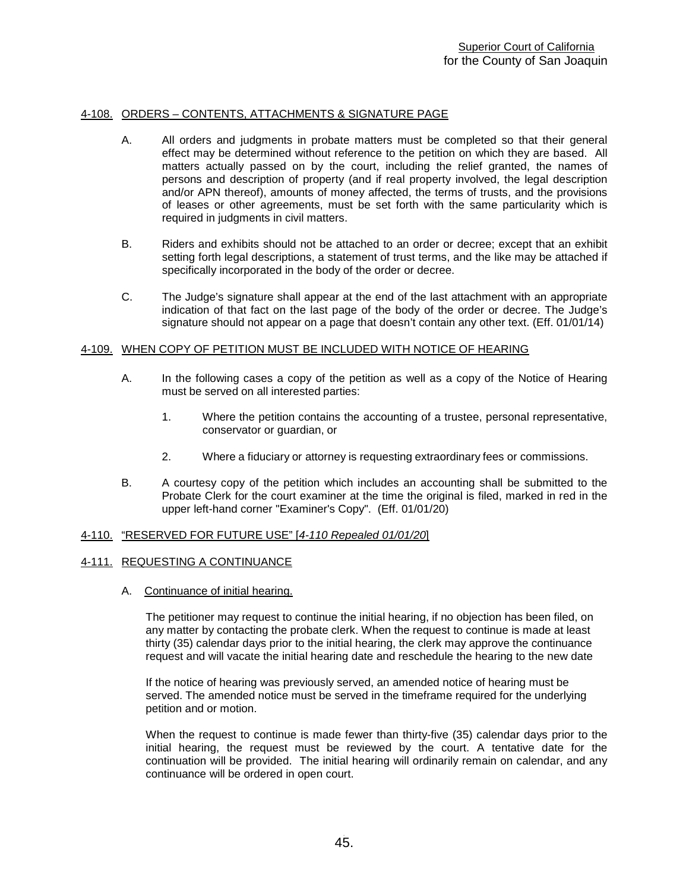## 4-108. ORDERS – CONTENTS, ATTACHMENTS & SIGNATURE PAGE

A. All orders and judgments in probate matters must be completed so that their general effect may be determined without reference to the petition on which they are based. All matters actually passed on by the court, including the relief granted, the names of persons and description of property (and if real property involved, the legal description and/or APN thereof), amounts of money affected, the terms of trusts, and the provisions of leases or other agreements, must be set forth with the same particularity which is required in judgments in civil matters.

B. Riders and exhibits should not be attached to an order or decree; except that an exhibit setting forth legal descriptions, a statement of trust terms, and the like may be attached if specifically incorporated in the body of the order or decree.

C. The Judge's signature shall appear at the end of the last attachment with an appropriate indication of that fact on the last page of the body of the order or decree. The Judge's signature should not appear on a page that doesn't contain any other text. (Eff. 01/01/14)

## 4-109. WHEN COPY OF PETITION MUST BE INCLUDED WITH NOTICE OF HEARING

A. In the following cases a copy of the petition as well as a copy of the Notice of Hearing must be served on all interested parties:

1. Where the petition contains the accounting of a trustee, personal representative, conservator or guardian, or

2. Where a fiduciary or attorney is requesting extraordinary fees or commissions.

B. A courtesy copy of the petition which includes an accounting shall be submitted to the Probate Clerk for the court examiner at the time the original is filed, marked in red in the upper left-hand corner "Examiner's Copy". (Eff. 01/01/20)

## 4-110. "RESERVED FOR FUTURE USE" [*4-110 Repealed 01/01/20*]

## 4-111. REQUESTING A CONTINUANCE

A. Continuance of initial hearing.

The petitioner may request to continue the initial hearing, if no objection has been filed, on any matter by contacting the probate clerk. When the request to continue is made at least thirty (35) calendar days prior to the initial hearing, the clerk may approve the continuance request and will vacate the initial hearing date and reschedule the hearing to the new date

If the notice of hearing was previously served, an amended notice of hearing must be served. The amended notice must be served in the timeframe required for the underlying petition and or motion.

When the request to continue is made fewer than thirty-five (35) calendar days prior to the initial hearing, the request must be reviewed by the court. A tentative date for the continuation will be provided. The initial hearing will ordinarily remain on calendar, and any continuance will be ordered in open court.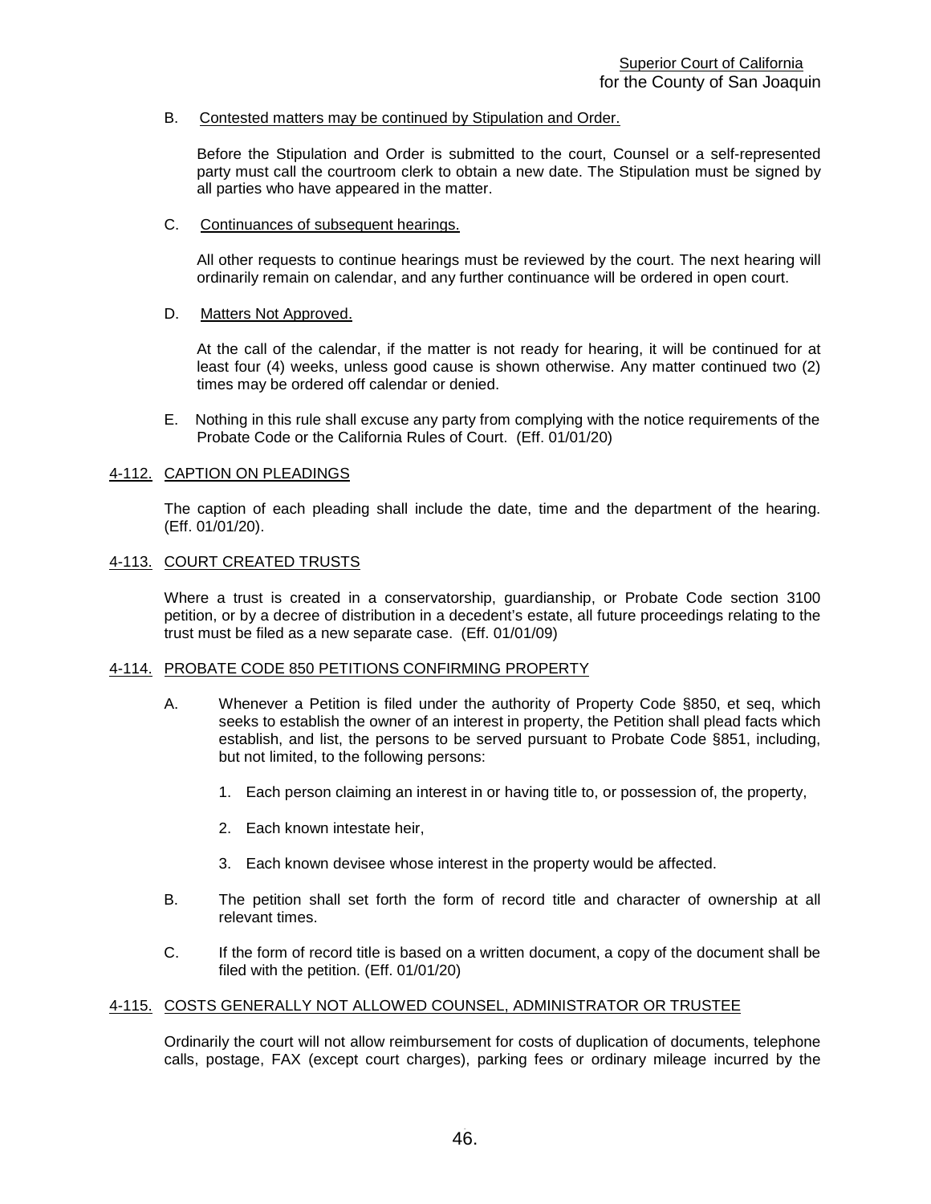B. Contested matters may be continued by Stipulation and Order.

Before the Stipulation and Order is submitted to the court, Counsel or a self-represented party must call the courtroom clerk to obtain a new date. The Stipulation must be signed by all parties who have appeared in the matter.

C. Continuances of subsequent hearings.

All other requests to continue hearings must be reviewed by the court. The next hearing will ordinarily remain on calendar, and any further continuance will be ordered in open court.

D. Matters Not Approved.

At the call of the calendar, if the matter is not ready for hearing, it will be continued for at least four (4) weeks, unless good cause is shown otherwise. Any matter continued two (2) times may be ordered off calendar or denied.

E. Nothing in this rule shall excuse any party from complying with the notice requirements of the Probate Code or the California Rules of Court. (Eff. 01/01/20)

## 4-112. CAPTION ON PLEADINGS

The caption of each pleading shall include the date, time and the department of the hearing. (Eff. 01/01/20).

## 4-113. COURT CREATED TRUSTS

Where a trust is created in a conservatorship, guardianship, or Probate Code section 3100 petition, or by a decree of distribution in a decedent's estate, all future proceedings relating to the trust must be filed as a new separate case. (Eff. 01/01/09)

## 4-114. PROBATE CODE 850 PETITIONS CONFIRMING PROPERTY

A. Whenever a Petition is filed under the authority of Property Code §850, et seq, which seeks to establish the owner of an interest in property, the Petition shall plead facts which establish, and list, the persons to be served pursuant to Probate Code §851, including, but not limited, to the following persons:

   1. Each person claiming an interest in or having title to, or possession of, the property,

   2. Each known intestate heir,

   3. Each known devisee whose interest in the property would be affected.

B. The petition shall set forth the form of record title and character of ownership at all relevant times.

C. If the form of record title is based on a written document, a copy of the document shall be filed with the petition. (Eff. 01/01/20)

## 4-115. COSTS GENERALLY NOT ALLOWED COUNSEL, ADMINISTRATOR OR TRUSTEE

Ordinarily the court will not allow reimbursement for costs of duplication of documents, telephone calls, postage, FAX (except court charges), parking fees or ordinary mileage incurred by the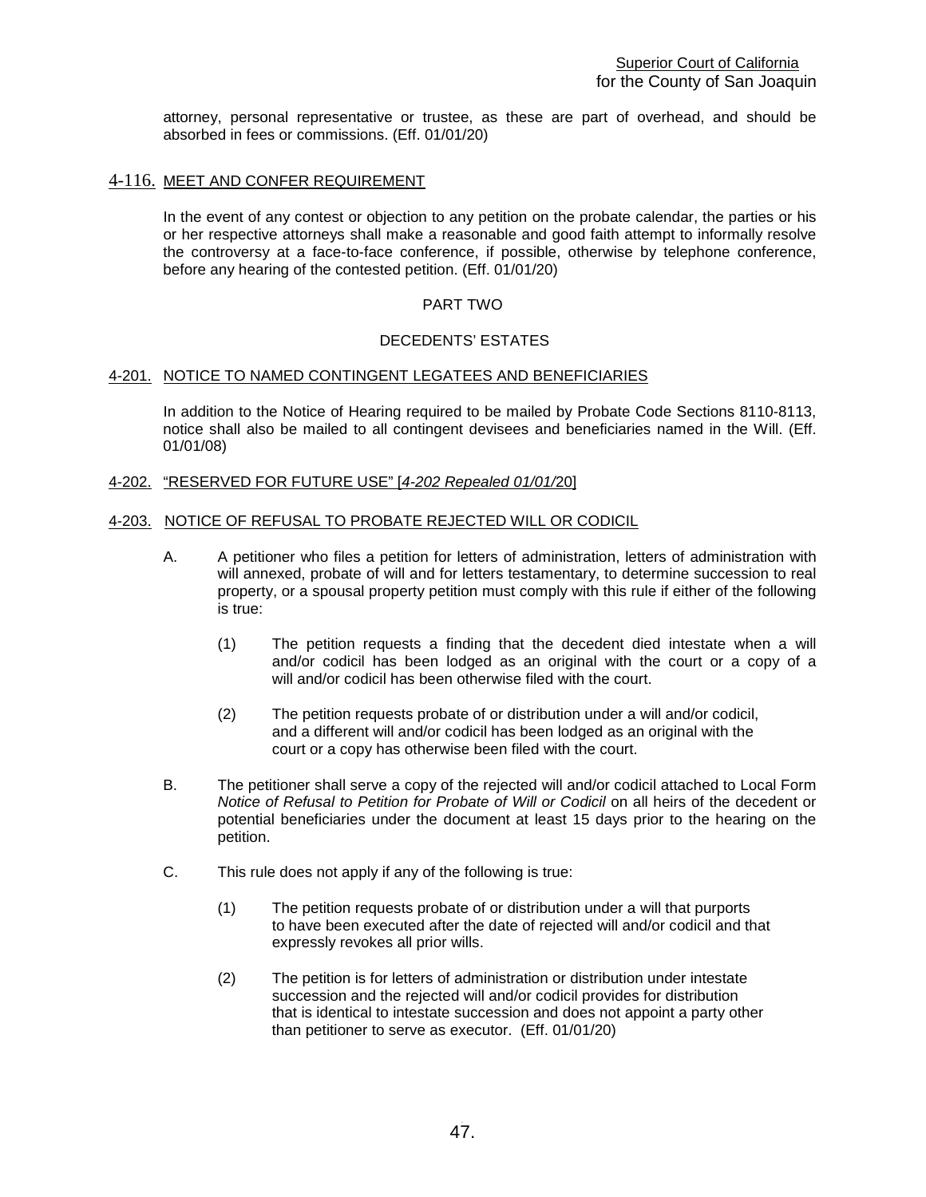attorney, personal representative or trustee, as these are part of overhead, and should be absorbed in fees or commissions. (Eff. 01/01/20)

## 4-116. MEET AND CONFER REQUIREMENT

In the event of any contest or objection to any petition on the probate calendar, the parties or his or her respective attorneys shall make a reasonable and good faith attempt to informally resolve the controversy at a face-to-face conference, if possible, otherwise by telephone conference, before any hearing of the contested petition. (Eff. 01/01/20)

# PART TWO

# DECEDENTS' ESTATES

## 4-201. NOTICE TO NAMED CONTINGENT LEGATEES AND BENEFICIARIES

In addition to the Notice of Hearing required to be mailed by Probate Code Sections 8110-8113, notice shall also be mailed to all contingent devisees and beneficiaries named in the Will. (Eff. 01/01/08)

## 4-202. "RESERVED FOR FUTURE USE" [*4-202 Repealed 01/01/*20]

## 4-203. NOTICE OF REFUSAL TO PROBATE REJECTED WILL OR CODICIL

A. A petitioner who files a petition for letters of administration, letters of administration with will annexed, probate of will and for letters testamentary, to determine succession to real property, or a spousal property petition must comply with this rule if either of the following is true:

(1) The petition requests a finding that the decedent died intestate when a will and/or codicil has been lodged as an original with the court or a copy of a will and/or codicil has been otherwise filed with the court.

(2) The petition requests probate of or distribution under a will and/or codicil, and a different will and/or codicil has been lodged as an original with the court or a copy has otherwise been filed with the court.

B. The petitioner shall serve a copy of the rejected will and/or codicil attached to Local Form *Notice of Refusal to Petition for Probate of Will or Codicil* on all heirs of the decedent or potential beneficiaries under the document at least 15 days prior to the hearing on the petition.

C. This rule does not apply if any of the following is true:

(1) The petition requests probate of or distribution under a will that purports to have been executed after the date of rejected will and/or codicil and that expressly revokes all prior wills.

(2) The petition is for letters of administration or distribution under intestate succession and the rejected will and/or codicil provides for distribution that is identical to intestate succession and does not appoint a party other than petitioner to serve as executor. (Eff. 01/01/20)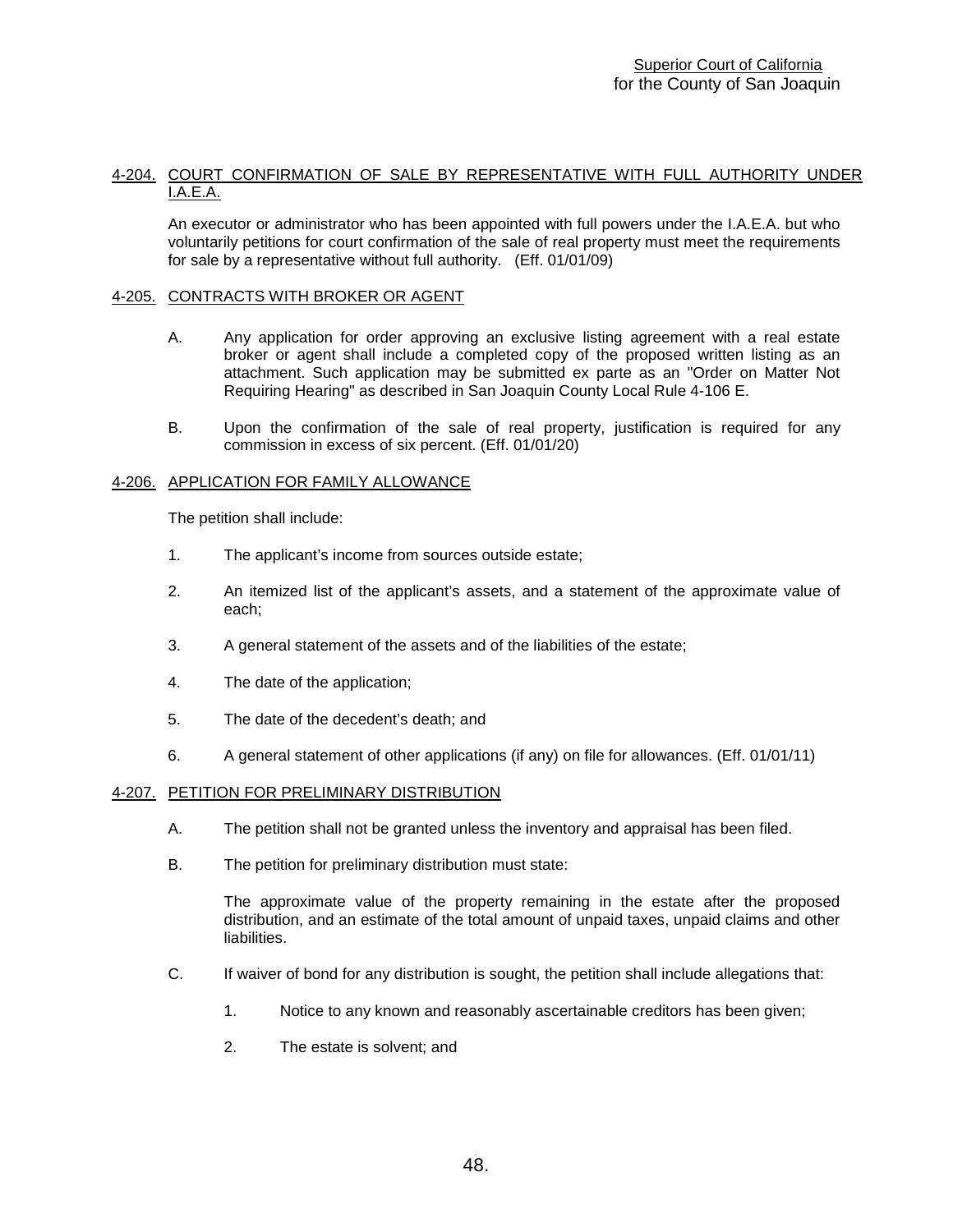### 4-204. COURT CONFIRMATION OF SALE BY REPRESENTATIVE WITH FULL AUTHORITY UNDER I.A.E.A.

An executor or administrator who has been appointed with full powers under the I.A.E.A. but who voluntarily petitions for court confirmation of the sale of real property must meet the requirements for sale by a representative without full authority. (Eff. 01/01/09)

### 4-205. CONTRACTS WITH BROKER OR AGENT

A. Any application for order approving an exclusive listing agreement with a real estate broker or agent shall include a completed copy of the proposed written listing as an attachment. Such application may be submitted ex parte as an "Order on Matter Not Requiring Hearing" as described in San Joaquin County Local Rule 4-106 E.

B. Upon the confirmation of the sale of real property, justification is required for any commission in excess of six percent. (Eff. 01/01/20)

### 4-206. APPLICATION FOR FAMILY ALLOWANCE

The petition shall include:

1. The applicant's income from sources outside estate;

2. An itemized list of the applicant's assets, and a statement of the approximate value of each;

3. A general statement of the assets and of the liabilities of the estate;

4. The date of the application;

5. The date of the decedent's death; and

6. A general statement of other applications (if any) on file for allowances. (Eff. 01/01/11)

### 4-207. PETITION FOR PRELIMINARY DISTRIBUTION

A. The petition shall not be granted unless the inventory and appraisal has been filed.

B. The petition for preliminary distribution must state:

   The approximate value of the property remaining in the estate after the proposed distribution, and an estimate of the total amount of unpaid taxes, unpaid claims and other liabilities.

C. If waiver of bond for any distribution is sought, the petition shall include allegations that:

   1. Notice to any known and reasonably ascertainable creditors has been given;

   2. The estate is solvent; and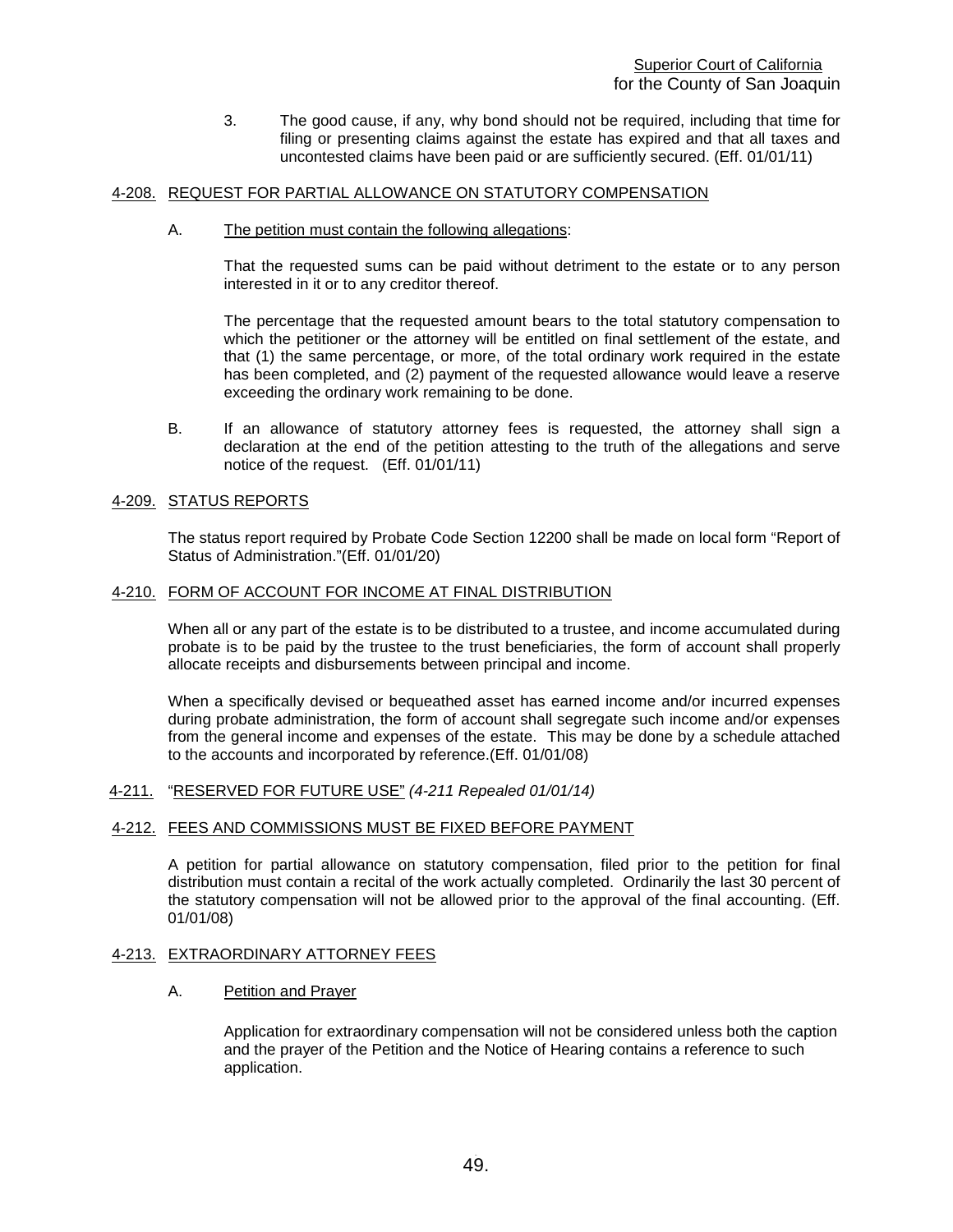3. The good cause, if any, why bond should not be required, including that time for filing or presenting claims against the estate has expired and that all taxes and uncontested claims have been paid or are sufficiently secured. (Eff. 01/01/11)

## 4-208. REQUEST FOR PARTIAL ALLOWANCE ON STATUTORY COMPENSATION

A. The petition must contain the following allegations:

That the requested sums can be paid without detriment to the estate or to any person interested in it or to any creditor thereof.

The percentage that the requested amount bears to the total statutory compensation to which the petitioner or the attorney will be entitled on final settlement of the estate, and that (1) the same percentage, or more, of the total ordinary work required in the estate has been completed, and (2) payment of the requested allowance would leave a reserve exceeding the ordinary work remaining to be done.

B. If an allowance of statutory attorney fees is requested, the attorney shall sign a declaration at the end of the petition attesting to the truth of the allegations and serve notice of the request. (Eff. 01/01/11)

## 4-209. STATUS REPORTS

The status report required by Probate Code Section 12200 shall be made on local form "Report of Status of Administration."(Eff. 01/01/20)

## 4-210. FORM OF ACCOUNT FOR INCOME AT FINAL DISTRIBUTION

When all or any part of the estate is to be distributed to a trustee, and income accumulated during probate is to be paid by the trustee to the trust beneficiaries, the form of account shall properly allocate receipts and disbursements between principal and income.

When a specifically devised or bequeathed asset has earned income and/or incurred expenses during probate administration, the form of account shall segregate such income and/or expenses from the general income and expenses of the estate. This may be done by a schedule attached to the accounts and incorporated by reference.(Eff. 01/01/08)

## 4-211. "RESERVED FOR FUTURE USE" *(4-211 Repealed 01/01/14)*

## 4-212. FEES AND COMMISSIONS MUST BE FIXED BEFORE PAYMENT

A petition for partial allowance on statutory compensation, filed prior to the petition for final distribution must contain a recital of the work actually completed. Ordinarily the last 30 percent of the statutory compensation will not be allowed prior to the approval of the final accounting. (Eff. 01/01/08)

## 4-213. EXTRAORDINARY ATTORNEY FEES

A. Petition and Prayer

Application for extraordinary compensation will not be considered unless both the caption and the prayer of the Petition and the Notice of Hearing contains a reference to such application.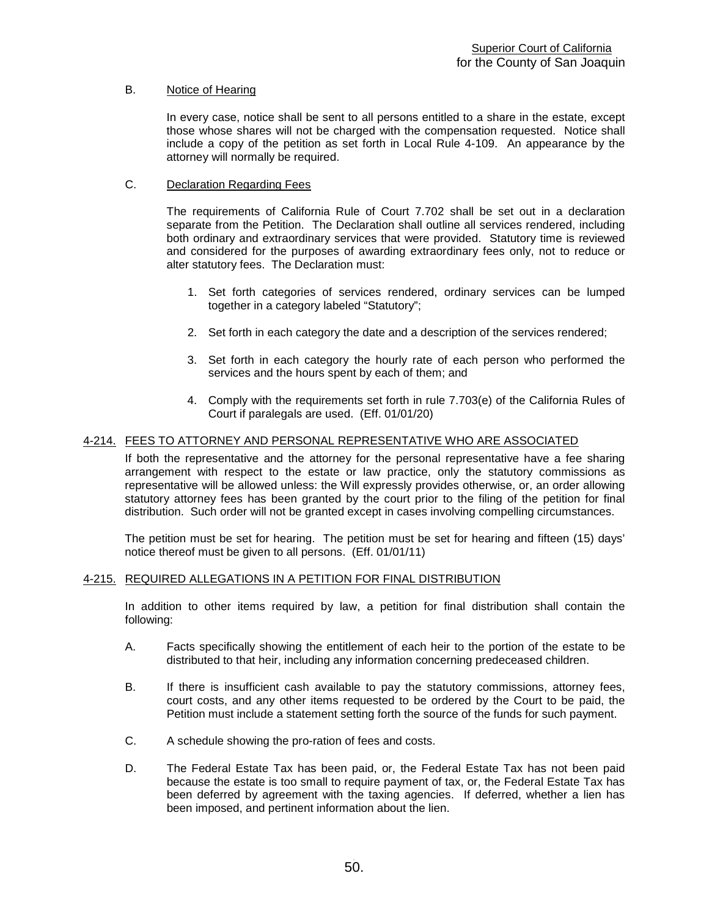B. Notice of Hearing

In every case, notice shall be sent to all persons entitled to a share in the estate, except those whose shares will not be charged with the compensation requested. Notice shall include a copy of the petition as set forth in Local Rule 4-109. An appearance by the attorney will normally be required.

C. Declaration Regarding Fees

The requirements of California Rule of Court 7.702 shall be set out in a declaration separate from the Petition. The Declaration shall outline all services rendered, including both ordinary and extraordinary services that were provided. Statutory time is reviewed and considered for the purposes of awarding extraordinary fees only, not to reduce or alter statutory fees. The Declaration must:

1. Set forth categories of services rendered, ordinary services can be lumped together in a category labeled "Statutory";
2. Set forth in each category the date and a description of the services rendered;
3. Set forth in each category the hourly rate of each person who performed the services and the hours spent by each of them; and
4. Comply with the requirements set forth in rule 7.703(e) of the California Rules of Court if paralegals are used. (Eff. 01/01/20)

## 4-214. FEES TO ATTORNEY AND PERSONAL REPRESENTATIVE WHO ARE ASSOCIATED

If both the representative and the attorney for the personal representative have a fee sharing arrangement with respect to the estate or law practice, only the statutory commissions as representative will be allowed unless: the Will expressly provides otherwise, or, an order allowing statutory attorney fees has been granted by the court prior to the filing of the petition for final distribution. Such order will not be granted except in cases involving compelling circumstances.

The petition must be set for hearing. The petition must be set for hearing and fifteen (15) days' notice thereof must be given to all persons. (Eff. 01/01/11)

## 4-215. REQUIRED ALLEGATIONS IN A PETITION FOR FINAL DISTRIBUTION

In addition to other items required by law, a petition for final distribution shall contain the following:

A. Facts specifically showing the entitlement of each heir to the portion of the estate to be distributed to that heir, including any information concerning predeceased children.

B. If there is insufficient cash available to pay the statutory commissions, attorney fees, court costs, and any other items requested to be ordered by the Court to be paid, the Petition must include a statement setting forth the source of the funds for such payment.

C. A schedule showing the pro-ration of fees and costs.

D. The Federal Estate Tax has been paid, or, the Federal Estate Tax has not been paid because the estate is too small to require payment of tax, or, the Federal Estate Tax has been deferred by agreement with the taxing agencies. If deferred, whether a lien has been imposed, and pertinent information about the lien.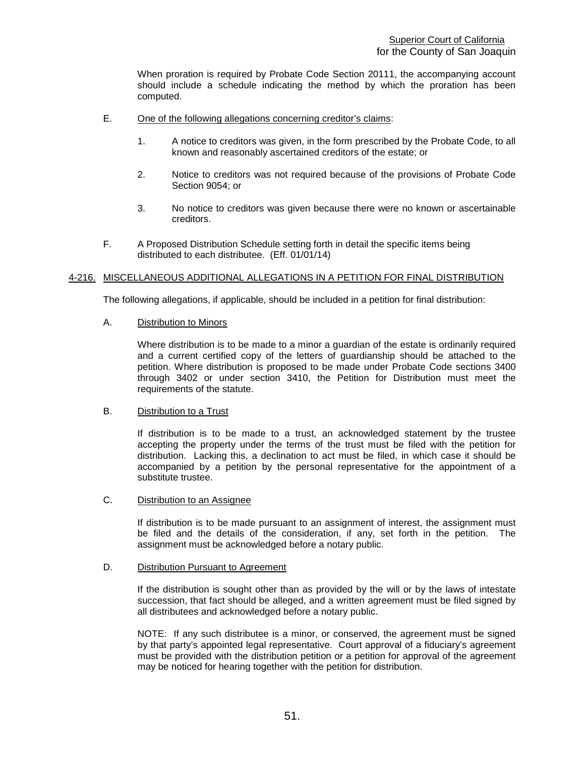When proration is required by Probate Code Section 20111, the accompanying account should include a schedule indicating the method by which the proration has been computed.

E. One of the following allegations concerning creditor's claims:

1. A notice to creditors was given, in the form prescribed by the Probate Code, to all known and reasonably ascertained creditors of the estate; or

2. Notice to creditors was not required because of the provisions of Probate Code Section 9054; or

3. No notice to creditors was given because there were no known or ascertainable creditors.

F. A Proposed Distribution Schedule setting forth in detail the specific items being distributed to each distributee. (Eff. 01/01/14)

## 4-216. MISCELLANEOUS ADDITIONAL ALLEGATIONS IN A PETITION FOR FINAL DISTRIBUTION

The following allegations, if applicable, should be included in a petition for final distribution:

A. Distribution to Minors

Where distribution is to be made to a minor a guardian of the estate is ordinarily required and a current certified copy of the letters of guardianship should be attached to the petition. Where distribution is proposed to be made under Probate Code sections 3400 through 3402 or under section 3410, the Petition for Distribution must meet the requirements of the statute.

B. Distribution to a Trust

If distribution is to be made to a trust, an acknowledged statement by the trustee accepting the property under the terms of the trust must be filed with the petition for distribution. Lacking this, a declination to act must be filed, in which case it should be accompanied by a petition by the personal representative for the appointment of a substitute trustee.

C. Distribution to an Assignee

If distribution is to be made pursuant to an assignment of interest, the assignment must be filed and the details of the consideration, if any, set forth in the petition. The assignment must be acknowledged before a notary public.

D. Distribution Pursuant to Agreement

If the distribution is sought other than as provided by the will or by the laws of intestate succession, that fact should be alleged, and a written agreement must be filed signed by all distributees and acknowledged before a notary public.

NOTE: If any such distributee is a minor, or conserved, the agreement must be signed by that party's appointed legal representative. Court approval of a fiduciary's agreement must be provided with the distribution petition or a petition for approval of the agreement may be noticed for hearing together with the petition for distribution.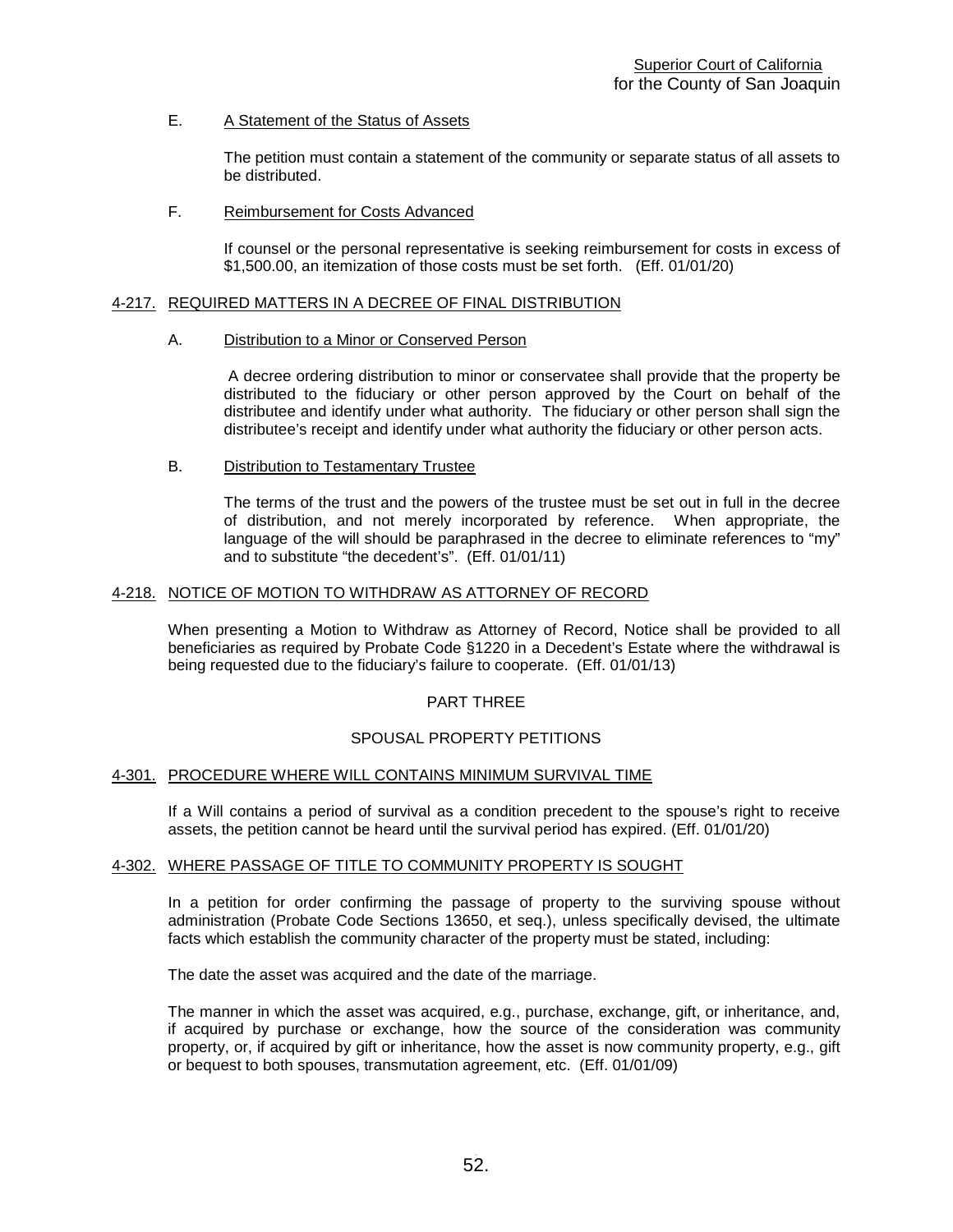E. A Statement of the Status of Assets

The petition must contain a statement of the community or separate status of all assets to be distributed.

F. Reimbursement for Costs Advanced

If counsel or the personal representative is seeking reimbursement for costs in excess of $1,500.00, an itemization of those costs must be set forth. (Eff. 01/01/20)

### 4-217. REQUIRED MATTERS IN A DECREE OF FINAL DISTRIBUTION

A. Distribution to a Minor or Conserved Person

A decree ordering distribution to minor or conservatee shall provide that the property be distributed to the fiduciary or other person approved by the Court on behalf of the distributee and identify under what authority. The fiduciary or other person shall sign the distributee's receipt and identify under what authority the fiduciary or other person acts.

B. Distribution to Testamentary Trustee

The terms of the trust and the powers of the trustee must be set out in full in the decree of distribution, and not merely incorporated by reference. When appropriate, the language of the will should be paraphrased in the decree to eliminate references to "my" and to substitute "the decedent's". (Eff. 01/01/11)

### 4-218. NOTICE OF MOTION TO WITHDRAW AS ATTORNEY OF RECORD

When presenting a Motion to Withdraw as Attorney of Record, Notice shall be provided to all beneficiaries as required by Probate Code §1220 in a Decedent's Estate where the withdrawal is being requested due to the fiduciary's failure to cooperate. (Eff. 01/01/13)

## PART THREE

## SPOUSAL PROPERTY PETITIONS

### 4-301. PROCEDURE WHERE WILL CONTAINS MINIMUM SURVIVAL TIME

If a Will contains a period of survival as a condition precedent to the spouse's right to receive assets, the petition cannot be heard until the survival period has expired. (Eff. 01/01/20)

### 4-302. WHERE PASSAGE OF TITLE TO COMMUNITY PROPERTY IS SOUGHT

In a petition for order confirming the passage of property to the surviving spouse without administration (Probate Code Sections 13650, et seq.), unless specifically devised, the ultimate facts which establish the community character of the property must be stated, including:

The date the asset was acquired and the date of the marriage.

The manner in which the asset was acquired, e.g., purchase, exchange, gift, or inheritance, and, if acquired by purchase or exchange, how the source of the consideration was community property, or, if acquired by gift or inheritance, how the asset is now community property, e.g., gift or bequest to both spouses, transmutation agreement, etc. (Eff. 01/01/09)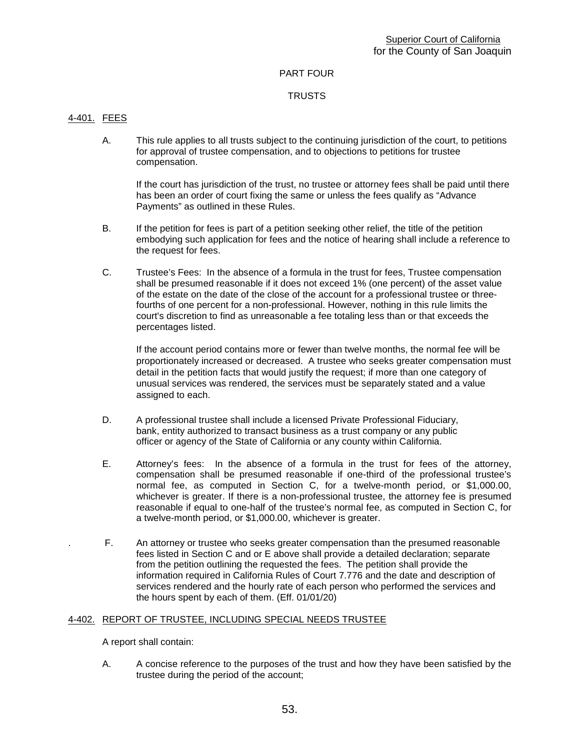## PART FOUR

## TRUSTS

### 4-401. FEES

A. This rule applies to all trusts subject to the continuing jurisdiction of the court, to petitions for approval of trustee compensation, and to objections to petitions for trustee compensation.

If the court has jurisdiction of the trust, no trustee or attorney fees shall be paid until there has been an order of court fixing the same or unless the fees qualify as "Advance Payments" as outlined in these Rules.

B. If the petition for fees is part of a petition seeking other relief, the title of the petition embodying such application for fees and the notice of hearing shall include a reference to the request for fees.

C. Trustee's Fees: In the absence of a formula in the trust for fees, Trustee compensation shall be presumed reasonable if it does not exceed 1% (one percent) of the asset value of the estate on the date of the close of the account for a professional trustee or three-fourths of one percent for a non-professional. However, nothing in this rule limits the court's discretion to find as unreasonable a fee totaling less than or that exceeds the percentages listed.

If the account period contains more or fewer than twelve months, the normal fee will be proportionately increased or decreased. A trustee who seeks greater compensation must detail in the petition facts that would justify the request; if more than one category of unusual services was rendered, the services must be separately stated and a value assigned to each.

D. A professional trustee shall include a licensed Private Professional Fiduciary, bank, entity authorized to transact business as a trust company or any public officer or agency of the State of California or any county within California.

E. Attorney's fees: In the absence of a formula in the trust for fees of the attorney, compensation shall be presumed reasonable if one-third of the professional trustee's normal fee, as computed in Section C, for a twelve-month period, or $1,000.00, whichever is greater. If there is a non-professional trustee, the attorney fee is presumed reasonable if equal to one-half of the trustee's normal fee, as computed in Section C, for a twelve-month period, or $1,000.00, whichever is greater.

F. An attorney or trustee who seeks greater compensation than the presumed reasonable fees listed in Section C and or E above shall provide a detailed declaration; separate from the petition outlining the requested the fees. The petition shall provide the information required in California Rules of Court 7.776 and the date and description of services rendered and the hourly rate of each person who performed the services and the hours spent by each of them. (Eff. 01/01/20)

### 4-402. REPORT OF TRUSTEE, INCLUDING SPECIAL NEEDS TRUSTEE

A report shall contain:

A. A concise reference to the purposes of the trust and how they have been satisfied by the trustee during the period of the account;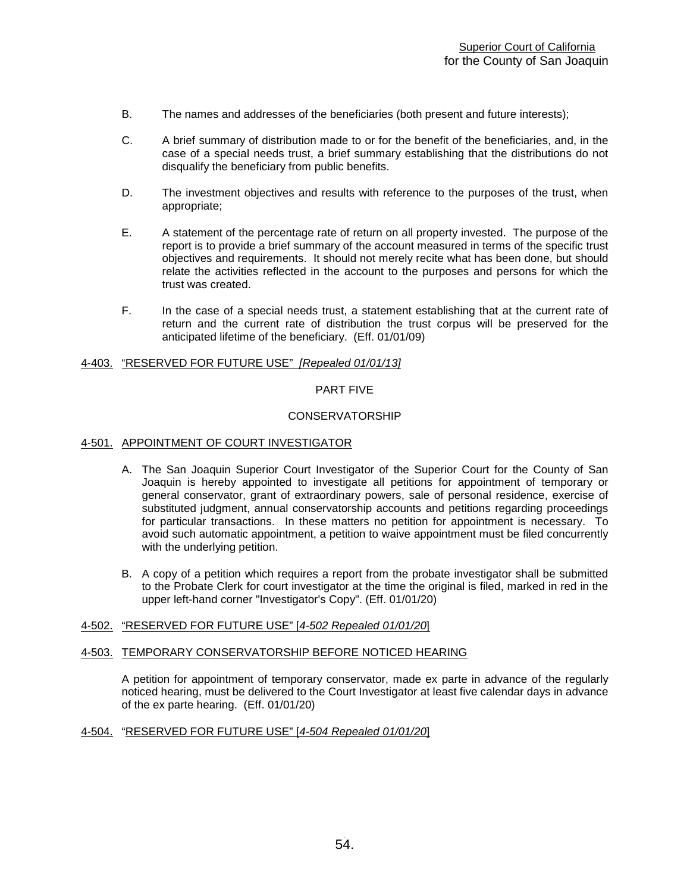B. The names and addresses of the beneficiaries (both present and future interests);

C. A brief summary of distribution made to or for the benefit of the beneficiaries, and, in the case of a special needs trust, a brief summary establishing that the distributions do not disqualify the beneficiary from public benefits.

D. The investment objectives and results with reference to the purposes of the trust, when appropriate;

E. A statement of the percentage rate of return on all property invested. The purpose of the report is to provide a brief summary of the account measured in terms of the specific trust objectives and requirements. It should not merely recite what has been done, but should relate the activities reflected in the account to the purposes and persons for which the trust was created.

F. In the case of a special needs trust, a statement establishing that at the current rate of return and the current rate of distribution the trust corpus will be preserved for the anticipated lifetime of the beneficiary. (Eff. 01/01/09)

4-403. "RESERVED FOR FUTURE USE" *[Repealed 01/01/13]*

## PART FIVE

## CONSERVATORSHIP

### 4-501. APPOINTMENT OF COURT INVESTIGATOR

A. The San Joaquin Superior Court Investigator of the Superior Court for the County of San Joaquin is hereby appointed to investigate all petitions for appointment of temporary or general conservator, grant of extraordinary powers, sale of personal residence, exercise of substituted judgment, annual conservatorship accounts and petitions regarding proceedings for particular transactions. In these matters no petition for appointment is necessary. To avoid such automatic appointment, a petition to waive appointment must be filed concurrently with the underlying petition.

B. A copy of a petition which requires a report from the probate investigator shall be submitted to the Probate Clerk for court investigator at the time the original is filed, marked in red in the upper left-hand corner "Investigator's Copy". (Eff. 01/01/20)

4-502. "RESERVED FOR FUTURE USE" [*4-502 Repealed 01/01/20*]

### 4-503. TEMPORARY CONSERVATORSHIP BEFORE NOTICED HEARING

A petition for appointment of temporary conservator, made ex parte in advance of the regularly noticed hearing, must be delivered to the Court Investigator at least five calendar days in advance of the ex parte hearing. (Eff. 01/01/20)

4-504. "RESERVED FOR FUTURE USE" [*4-504 Repealed 01/01/20*]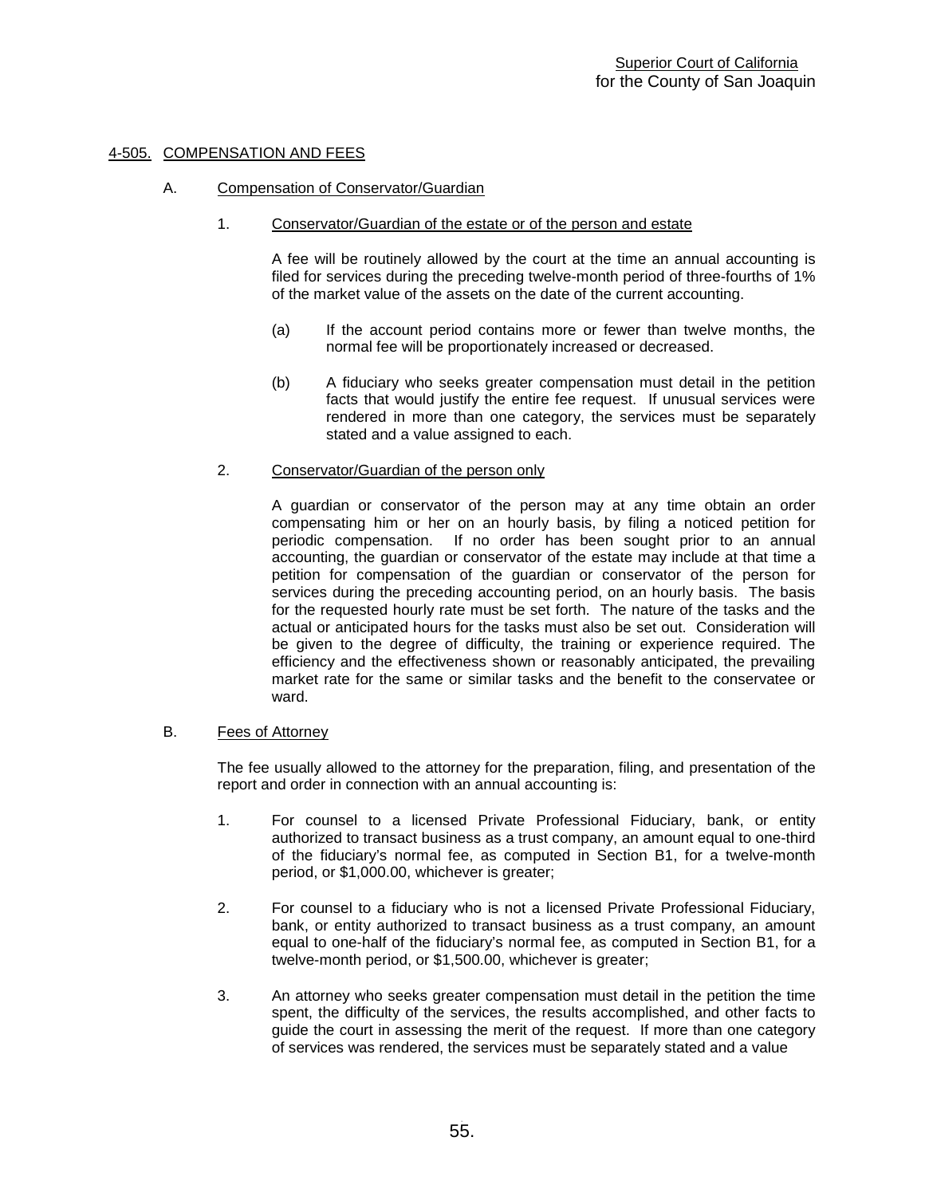## 4-505. COMPENSATION AND FEES

### A. Compensation of Conservator/Guardian

#### 1. Conservator/Guardian of the estate or of the person and estate

A fee will be routinely allowed by the court at the time an annual accounting is filed for services during the preceding twelve-month period of three-fourths of 1% of the market value of the assets on the date of the current accounting.

(a) If the account period contains more or fewer than twelve months, the normal fee will be proportionately increased or decreased.

(b) A fiduciary who seeks greater compensation must detail in the petition facts that would justify the entire fee request. If unusual services were rendered in more than one category, the services must be separately stated and a value assigned to each.

#### 2. Conservator/Guardian of the person only

A guardian or conservator of the person may at any time obtain an order compensating him or her on an hourly basis, by filing a noticed petition for periodic compensation. If no order has been sought prior to an annual accounting, the guardian or conservator of the estate may include at that time a petition for compensation of the guardian or conservator of the person for services during the preceding accounting period, on an hourly basis. The basis for the requested hourly rate must be set forth. The nature of the tasks and the actual or anticipated hours for the tasks must also be set out. Consideration will be given to the degree of difficulty, the training or experience required. The efficiency and the effectiveness shown or reasonably anticipated, the prevailing market rate for the same or similar tasks and the benefit to the conservatee or ward.

### B. Fees of Attorney

The fee usually allowed to the attorney for the preparation, filing, and presentation of the report and order in connection with an annual accounting is:

1. For counsel to a licensed Private Professional Fiduciary, bank, or entity authorized to transact business as a trust company, an amount equal to one-third of the fiduciary's normal fee, as computed in Section B1, for a twelve-month period, or $1,000.00, whichever is greater;

2. For counsel to a fiduciary who is not a licensed Private Professional Fiduciary, bank, or entity authorized to transact business as a trust company, an amount equal to one-half of the fiduciary's normal fee, as computed in Section B1, for a twelve-month period, or $1,500.00, whichever is greater;

3. An attorney who seeks greater compensation must detail in the petition the time spent, the difficulty of the services, the results accomplished, and other facts to guide the court in assessing the merit of the request. If more than one category of services was rendered, the services must be separately stated and a value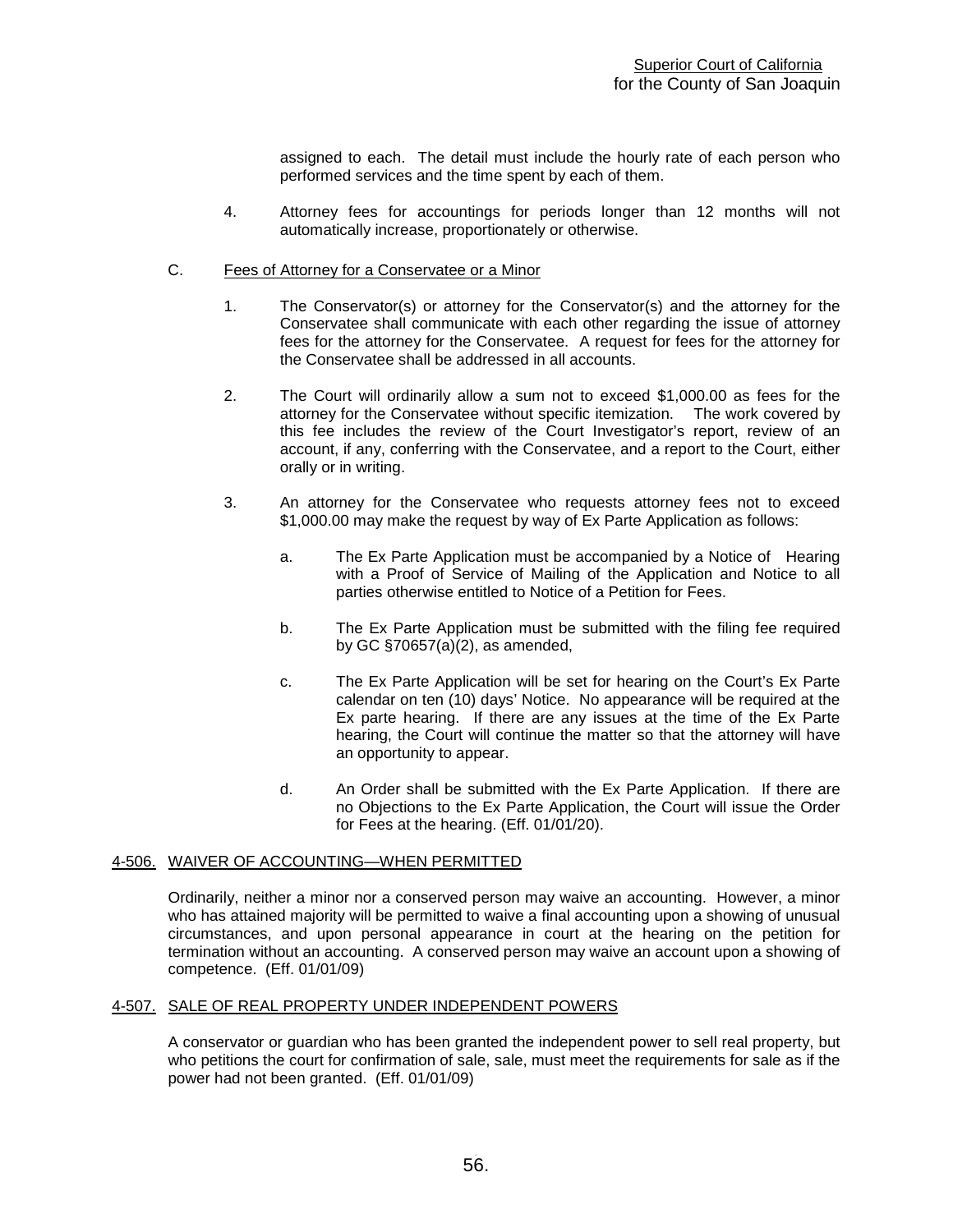assigned to each. The detail must include the hourly rate of each person who performed services and the time spent by each of them.

4. Attorney fees for accountings for periods longer than 12 months will not automatically increase, proportionately or otherwise.

C. Fees of Attorney for a Conservatee or a Minor

1. The Conservator(s) or attorney for the Conservator(s) and the attorney for the Conservatee shall communicate with each other regarding the issue of attorney fees for the attorney for the Conservatee. A request for fees for the attorney for the Conservatee shall be addressed in all accounts.

2. The Court will ordinarily allow a sum not to exceed $1,000.00 as fees for the attorney for the Conservatee without specific itemization. The work covered by this fee includes the review of the Court Investigator's report, review of an account, if any, conferring with the Conservatee, and a report to the Court, either orally or in writing.

3. An attorney for the Conservatee who requests attorney fees not to exceed $1,000.00 may make the request by way of Ex Parte Application as follows:

   a. The Ex Parte Application must be accompanied by a Notice of Hearing with a Proof of Service of Mailing of the Application and Notice to all parties otherwise entitled to Notice of a Petition for Fees.

   b. The Ex Parte Application must be submitted with the filing fee required by GC §70657(a)(2), as amended,

   c. The Ex Parte Application will be set for hearing on the Court's Ex Parte calendar on ten (10) days' Notice. No appearance will be required at the Ex parte hearing. If there are any issues at the time of the Ex Parte hearing, the Court will continue the matter so that the attorney will have an opportunity to appear.

   d. An Order shall be submitted with the Ex Parte Application. If there are no Objections to the Ex Parte Application, the Court will issue the Order for Fees at the hearing. (Eff. 01/01/20).

## 4-506. WAIVER OF ACCOUNTING—WHEN PERMITTED

Ordinarily, neither a minor nor a conserved person may waive an accounting. However, a minor who has attained majority will be permitted to waive a final accounting upon a showing of unusual circumstances, and upon personal appearance in court at the hearing on the petition for termination without an accounting. A conserved person may waive an account upon a showing of competence. (Eff. 01/01/09)

## 4-507. SALE OF REAL PROPERTY UNDER INDEPENDENT POWERS

A conservator or guardian who has been granted the independent power to sell real property, but who petitions the court for confirmation of sale, sale, must meet the requirements for sale as if the power had not been granted. (Eff. 01/01/09)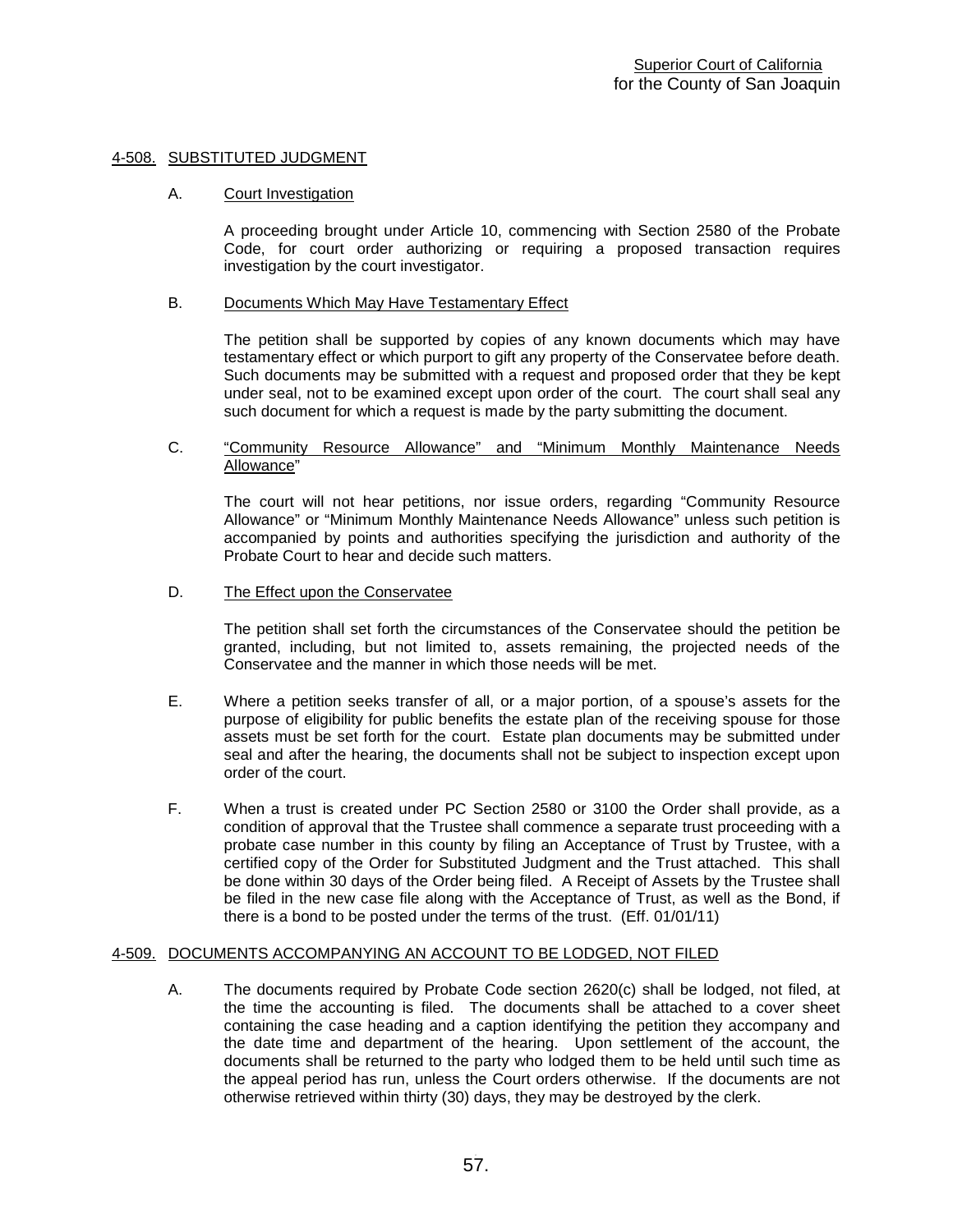## 4-508. SUBSTITUTED JUDGMENT

### A. Court Investigation

A proceeding brought under Article 10, commencing with Section 2580 of the Probate Code, for court order authorizing or requiring a proposed transaction requires investigation by the court investigator.

### B. Documents Which May Have Testamentary Effect

The petition shall be supported by copies of any known documents which may have testamentary effect or which purport to gift any property of the Conservatee before death. Such documents may be submitted with a request and proposed order that they be kept under seal, not to be examined except upon order of the court. The court shall seal any such document for which a request is made by the party submitting the document.

### C. "Community Resource Allowance" and "Minimum Monthly Maintenance Needs Allowance"

The court will not hear petitions, nor issue orders, regarding "Community Resource Allowance" or "Minimum Monthly Maintenance Needs Allowance" unless such petition is accompanied by points and authorities specifying the jurisdiction and authority of the Probate Court to hear and decide such matters.

### D. The Effect upon the Conservatee

The petition shall set forth the circumstances of the Conservatee should the petition be granted, including, but not limited to, assets remaining, the projected needs of the Conservatee and the manner in which those needs will be met.

E. Where a petition seeks transfer of all, or a major portion, of a spouse's assets for the purpose of eligibility for public benefits the estate plan of the receiving spouse for those assets must be set forth for the court. Estate plan documents may be submitted under seal and after the hearing, the documents shall not be subject to inspection except upon order of the court.

F. When a trust is created under PC Section 2580 or 3100 the Order shall provide, as a condition of approval that the Trustee shall commence a separate trust proceeding with a probate case number in this county by filing an Acceptance of Trust by Trustee, with a certified copy of the Order for Substituted Judgment and the Trust attached. This shall be done within 30 days of the Order being filed. A Receipt of Assets by the Trustee shall be filed in the new case file along with the Acceptance of Trust, as well as the Bond, if there is a bond to be posted under the terms of the trust. (Eff. 01/01/11)

## 4-509. DOCUMENTS ACCOMPANYING AN ACCOUNT TO BE LODGED, NOT FILED

A. The documents required by Probate Code section 2620(c) shall be lodged, not filed, at the time the accounting is filed. The documents shall be attached to a cover sheet containing the case heading and a caption identifying the petition they accompany and the date time and department of the hearing. Upon settlement of the account, the documents shall be returned to the party who lodged them to be held until such time as the appeal period has run, unless the Court orders otherwise. If the documents are not otherwise retrieved within thirty (30) days, they may be destroyed by the clerk.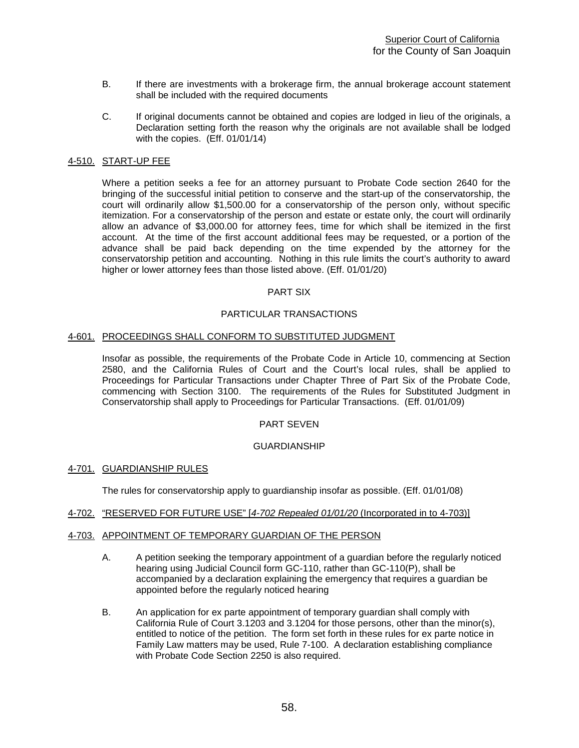B. If there are investments with a brokerage firm, the annual brokerage account statement shall be included with the required documents

C. If original documents cannot be obtained and copies are lodged in lieu of the originals, a Declaration setting forth the reason why the originals are not available shall be lodged with the copies. (Eff. 01/01/14)

### 4-510. START-UP FEE

Where a petition seeks a fee for an attorney pursuant to Probate Code section 2640 for the bringing of the successful initial petition to conserve and the start-up of the conservatorship, the court will ordinarily allow $1,500.00 for a conservatorship of the person only, without specific itemization. For a conservatorship of the person and estate or estate only, the court will ordinarily allow an advance of $3,000.00 for attorney fees, time for which shall be itemized in the first account. At the time of the first account additional fees may be requested, or a portion of the advance shall be paid back depending on the time expended by the attorney for the conservatorship petition and accounting. Nothing in this rule limits the court's authority to award higher or lower attorney fees than those listed above. (Eff. 01/01/20)

## PART SIX

## PARTICULAR TRANSACTIONS

### 4-601. PROCEEDINGS SHALL CONFORM TO SUBSTITUTED JUDGMENT

Insofar as possible, the requirements of the Probate Code in Article 10, commencing at Section 2580, and the California Rules of Court and the Court's local rules, shall be applied to Proceedings for Particular Transactions under Chapter Three of Part Six of the Probate Code, commencing with Section 3100. The requirements of the Rules for Substituted Judgment in Conservatorship shall apply to Proceedings for Particular Transactions. (Eff. 01/01/09)

## PART SEVEN

## GUARDIANSHIP

### 4-701. GUARDIANSHIP RULES

The rules for conservatorship apply to guardianship insofar as possible. (Eff. 01/01/08)

### 4-702. "RESERVED FOR FUTURE USE" [*4-702 Repealed 01/01/20* (Incorporated in to 4-703)]

### 4-703. APPOINTMENT OF TEMPORARY GUARDIAN OF THE PERSON

A. A petition seeking the temporary appointment of a guardian before the regularly noticed hearing using Judicial Council form GC-110, rather than GC-110(P), shall be accompanied by a declaration explaining the emergency that requires a guardian be appointed before the regularly noticed hearing

B. An application for ex parte appointment of temporary guardian shall comply with California Rule of Court 3.1203 and 3.1204 for those persons, other than the minor(s), entitled to notice of the petition. The form set forth in these rules for ex parte notice in Family Law matters may be used, Rule 7-100. A declaration establishing compliance with Probate Code Section 2250 is also required.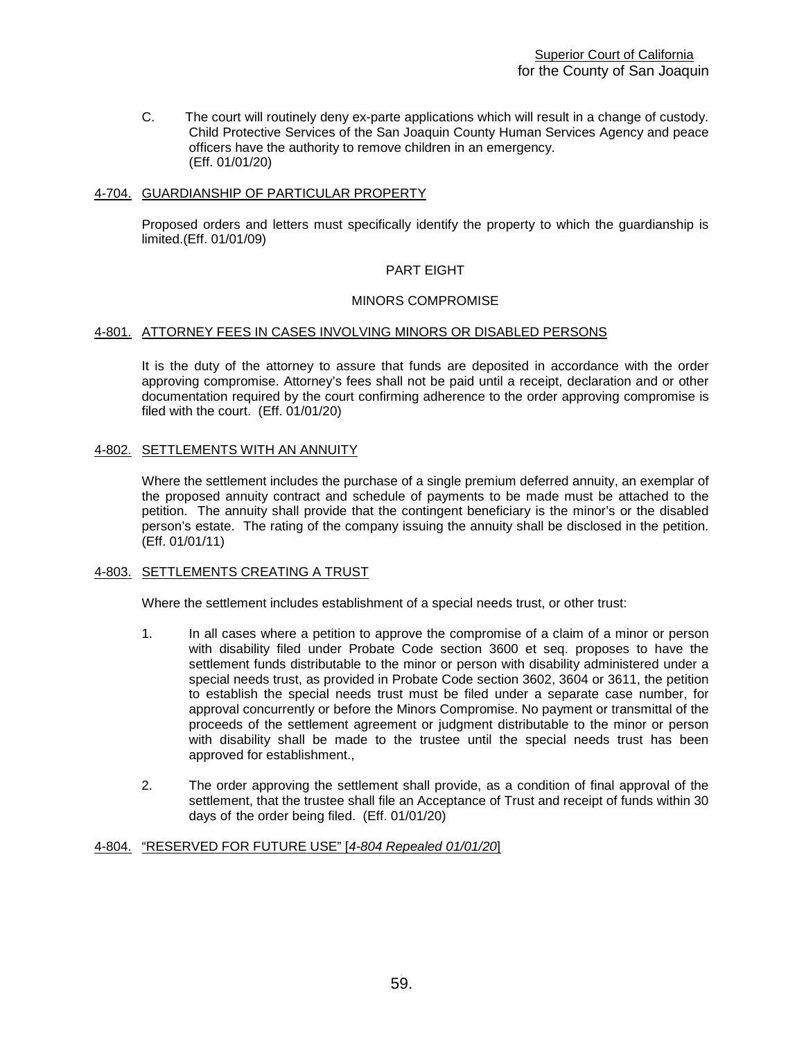C. The court will routinely deny ex-parte applications which will result in a change of custody. Child Protective Services of the San Joaquin County Human Services Agency and peace officers have the authority to remove children in an emergency. (Eff. 01/01/20)

### 4-704. GUARDIANSHIP OF PARTICULAR PROPERTY

Proposed orders and letters must specifically identify the property to which the guardianship is limited.(Eff. 01/01/09)

## PART EIGHT

## MINORS COMPROMISE

### 4-801. ATTORNEY FEES IN CASES INVOLVING MINORS OR DISABLED PERSONS

It is the duty of the attorney to assure that funds are deposited in accordance with the order approving compromise. Attorney's fees shall not be paid until a receipt, declaration and or other documentation required by the court confirming adherence to the order approving compromise is filed with the court. (Eff. 01/01/20)

### 4-802. SETTLEMENTS WITH AN ANNUITY

Where the settlement includes the purchase of a single premium deferred annuity, an exemplar of the proposed annuity contract and schedule of payments to be made must be attached to the petition. The annuity shall provide that the contingent beneficiary is the minor's or the disabled person's estate. The rating of the company issuing the annuity shall be disclosed in the petition. (Eff. 01/01/11)

### 4-803. SETTLEMENTS CREATING A TRUST

Where the settlement includes establishment of a special needs trust, or other trust:

1. In all cases where a petition to approve the compromise of a claim of a minor or person with disability filed under Probate Code section 3600 et seq. proposes to have the settlement funds distributable to the minor or person with disability administered under a special needs trust, as provided in Probate Code section 3602, 3604 or 3611, the petition to establish the special needs trust must be filed under a separate case number, for approval concurrently or before the Minors Compromise. No payment or transmittal of the proceeds of the settlement agreement or judgment distributable to the minor or person with disability shall be made to the trustee until the special needs trust has been approved for establishment.,

2. The order approving the settlement shall provide, as a condition of final approval of the settlement, that the trustee shall file an Acceptance of Trust and receipt of funds within 30 days of the order being filed. (Eff. 01/01/20)

### 4-804. "RESERVED FOR FUTURE USE" [*4-804 Repealed 01/01/20*]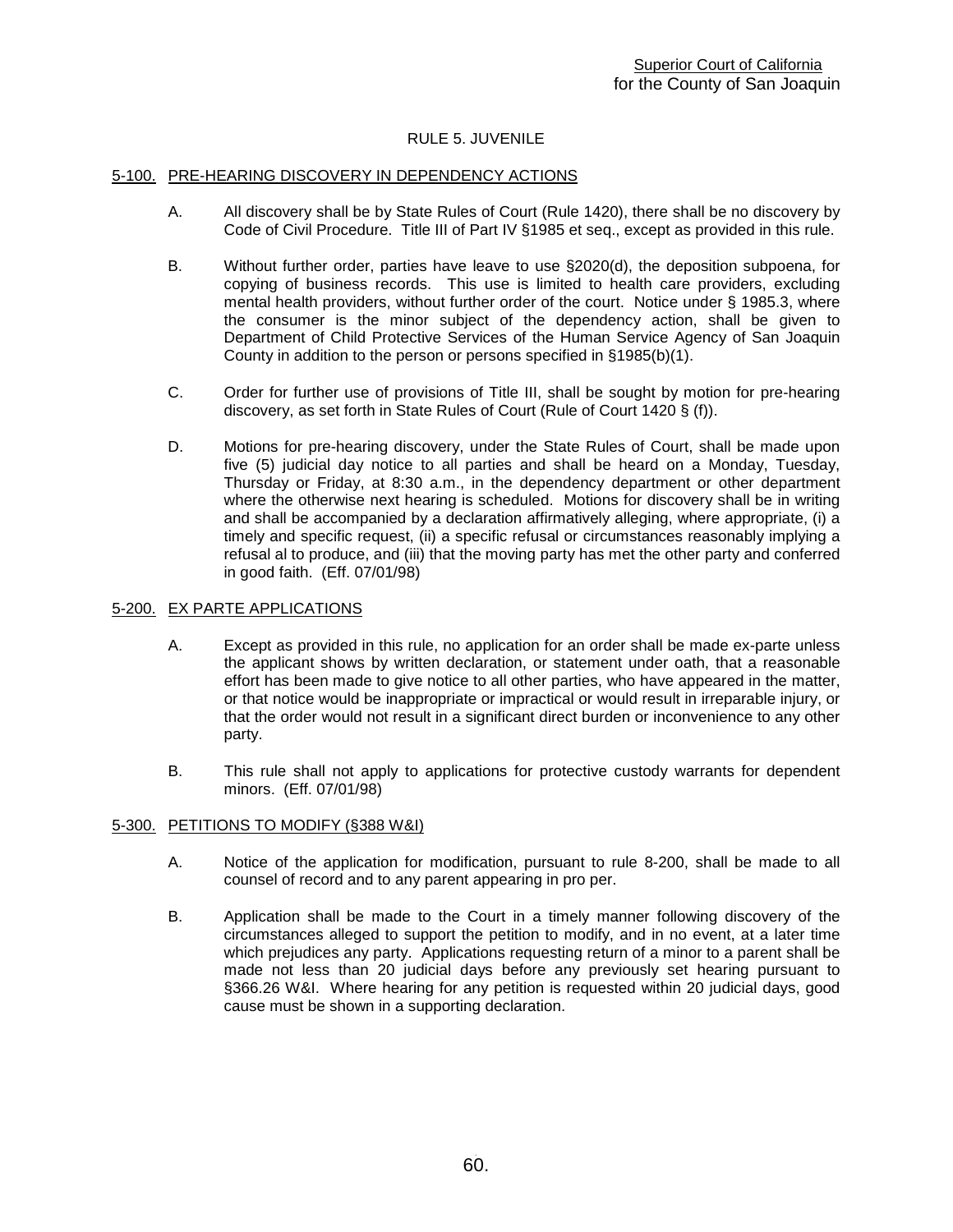Superior Court of California
for the County of San Joaquin

# RULE 5. JUVENILE

## 5-100. PRE-HEARING DISCOVERY IN DEPENDENCY ACTIONS

A. All discovery shall be by State Rules of Court (Rule 1420), there shall be no discovery by Code of Civil Procedure. Title III of Part IV §1985 et seq., except as provided in this rule.

B. Without further order, parties have leave to use §2020(d), the deposition subpoena, for copying of business records. This use is limited to health care providers, excluding mental health providers, without further order of the court. Notice under § 1985.3, where the consumer is the minor subject of the dependency action, shall be given to Department of Child Protective Services of the Human Service Agency of San Joaquin County in addition to the person or persons specified in §1985(b)(1).

C. Order for further use of provisions of Title III, shall be sought by motion for pre-hearing discovery, as set forth in State Rules of Court (Rule of Court 1420 § (f)).

D. Motions for pre-hearing discovery, under the State Rules of Court, shall be made upon five (5) judicial day notice to all parties and shall be heard on a Monday, Tuesday, Thursday or Friday, at 8:30 a.m., in the dependency department or other department where the otherwise next hearing is scheduled. Motions for discovery shall be in writing and shall be accompanied by a declaration affirmatively alleging, where appropriate, (i) a timely and specific request, (ii) a specific refusal or circumstances reasonably implying a refusal al to produce, and (iii) that the moving party has met the other party and conferred in good faith. (Eff. 07/01/98)

## 5-200. EX PARTE APPLICATIONS

A. Except as provided in this rule, no application for an order shall be made ex-parte unless the applicant shows by written declaration, or statement under oath, that a reasonable effort has been made to give notice to all other parties, who have appeared in the matter, or that notice would be inappropriate or impractical or would result in irreparable injury, or that the order would not result in a significant direct burden or inconvenience to any other party.

B. This rule shall not apply to applications for protective custody warrants for dependent minors. (Eff. 07/01/98)

## 5-300. PETITIONS TO MODIFY (§388 W&I)

A. Notice of the application for modification, pursuant to rule 8-200, shall be made to all counsel of record and to any parent appearing in pro per.

B. Application shall be made to the Court in a timely manner following discovery of the circumstances alleged to support the petition to modify, and in no event, at a later time which prejudices any party. Applications requesting return of a minor to a parent shall be made not less than 20 judicial days before any previously set hearing pursuant to §366.26 W&I. Where hearing for any petition is requested within 20 judicial days, good cause must be shown in a supporting declaration.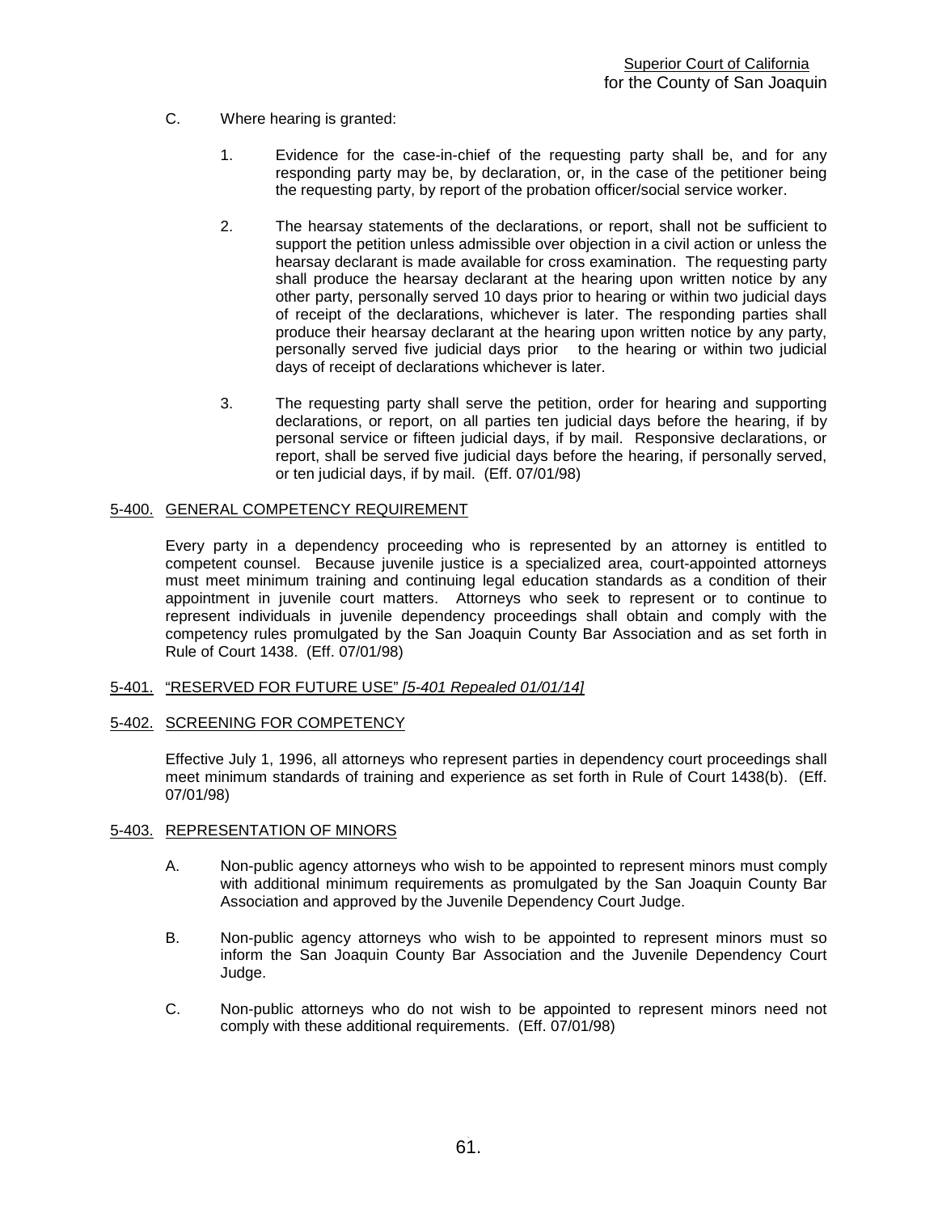C. Where hearing is granted:

1. Evidence for the case-in-chief of the requesting party shall be, and for any responding party may be, by declaration, or, in the case of the petitioner being the requesting party, by report of the probation officer/social service worker.

2. The hearsay statements of the declarations, or report, shall not be sufficient to support the petition unless admissible over objection in a civil action or unless the hearsay declarant is made available for cross examination. The requesting party shall produce the hearsay declarant at the hearing upon written notice by any other party, personally served 10 days prior to hearing or within two judicial days of receipt of the declarations, whichever is later. The responding parties shall produce their hearsay declarant at the hearing upon written notice by any party, personally served five judicial days prior to the hearing or within two judicial days of receipt of declarations whichever is later.

3. The requesting party shall serve the petition, order for hearing and supporting declarations, or report, on all parties ten judicial days before the hearing, if by personal service or fifteen judicial days, if by mail. Responsive declarations, or report, shall be served five judicial days before the hearing, if personally served, or ten judicial days, if by mail. (Eff. 07/01/98)

## 5-400. GENERAL COMPETENCY REQUIREMENT

Every party in a dependency proceeding who is represented by an attorney is entitled to competent counsel. Because juvenile justice is a specialized area, court-appointed attorneys must meet minimum training and continuing legal education standards as a condition of their appointment in juvenile court matters. Attorneys who seek to represent or to continue to represent individuals in juvenile dependency proceedings shall obtain and comply with the competency rules promulgated by the San Joaquin County Bar Association and as set forth in Rule of Court 1438. (Eff. 07/01/98)

## 5-401. "RESERVED FOR FUTURE USE" *[5-401 Repealed 01/01/14]*

## 5-402. SCREENING FOR COMPETENCY

Effective July 1, 1996, all attorneys who represent parties in dependency court proceedings shall meet minimum standards of training and experience as set forth in Rule of Court 1438(b). (Eff. 07/01/98)

## 5-403. REPRESENTATION OF MINORS

A. Non-public agency attorneys who wish to be appointed to represent minors must comply with additional minimum requirements as promulgated by the San Joaquin County Bar Association and approved by the Juvenile Dependency Court Judge.

B. Non-public agency attorneys who wish to be appointed to represent minors must so inform the San Joaquin County Bar Association and the Juvenile Dependency Court Judge.

C. Non-public attorneys who do not wish to be appointed to represent minors need not comply with these additional requirements. (Eff. 07/01/98)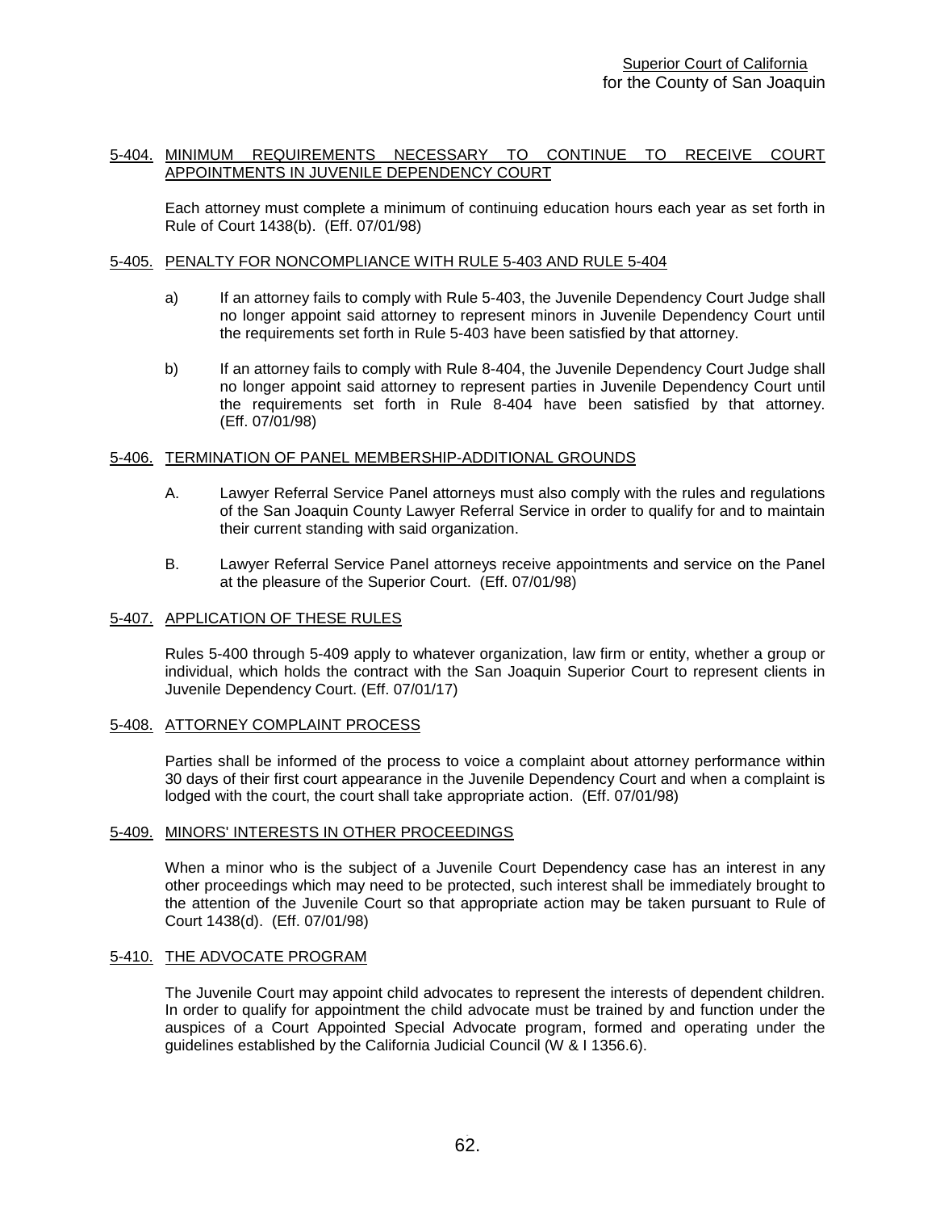#### 5-404. MINIMUM REQUIREMENTS NECESSARY TO CONTINUE TO RECEIVE COURT APPOINTMENTS IN JUVENILE DEPENDENCY COURT

Each attorney must complete a minimum of continuing education hours each year as set forth in Rule of Court 1438(b). (Eff. 07/01/98)

#### 5-405. PENALTY FOR NONCOMPLIANCE WITH RULE 5-403 AND RULE 5-404

a) If an attorney fails to comply with Rule 5-403, the Juvenile Dependency Court Judge shall no longer appoint said attorney to represent minors in Juvenile Dependency Court until the requirements set forth in Rule 5-403 have been satisfied by that attorney.

b) If an attorney fails to comply with Rule 8-404, the Juvenile Dependency Court Judge shall no longer appoint said attorney to represent parties in Juvenile Dependency Court until the requirements set forth in Rule 8-404 have been satisfied by that attorney. (Eff. 07/01/98)

#### 5-406. TERMINATION OF PANEL MEMBERSHIP-ADDITIONAL GROUNDS

A. Lawyer Referral Service Panel attorneys must also comply with the rules and regulations of the San Joaquin County Lawyer Referral Service in order to qualify for and to maintain their current standing with said organization.

B. Lawyer Referral Service Panel attorneys receive appointments and service on the Panel at the pleasure of the Superior Court. (Eff. 07/01/98)

#### 5-407. APPLICATION OF THESE RULES

Rules 5-400 through 5-409 apply to whatever organization, law firm or entity, whether a group or individual, which holds the contract with the San Joaquin Superior Court to represent clients in Juvenile Dependency Court. (Eff. 07/01/17)

#### 5-408. ATTORNEY COMPLAINT PROCESS

Parties shall be informed of the process to voice a complaint about attorney performance within 30 days of their first court appearance in the Juvenile Dependency Court and when a complaint is lodged with the court, the court shall take appropriate action. (Eff. 07/01/98)

#### 5-409. MINORS' INTERESTS IN OTHER PROCEEDINGS

When a minor who is the subject of a Juvenile Court Dependency case has an interest in any other proceedings which may need to be protected, such interest shall be immediately brought to the attention of the Juvenile Court so that appropriate action may be taken pursuant to Rule of Court 1438(d). (Eff. 07/01/98)

#### 5-410. THE ADVOCATE PROGRAM

The Juvenile Court may appoint child advocates to represent the interests of dependent children. In order to qualify for appointment the child advocate must be trained by and function under the auspices of a Court Appointed Special Advocate program, formed and operating under the guidelines established by the California Judicial Council (W & I 1356.6).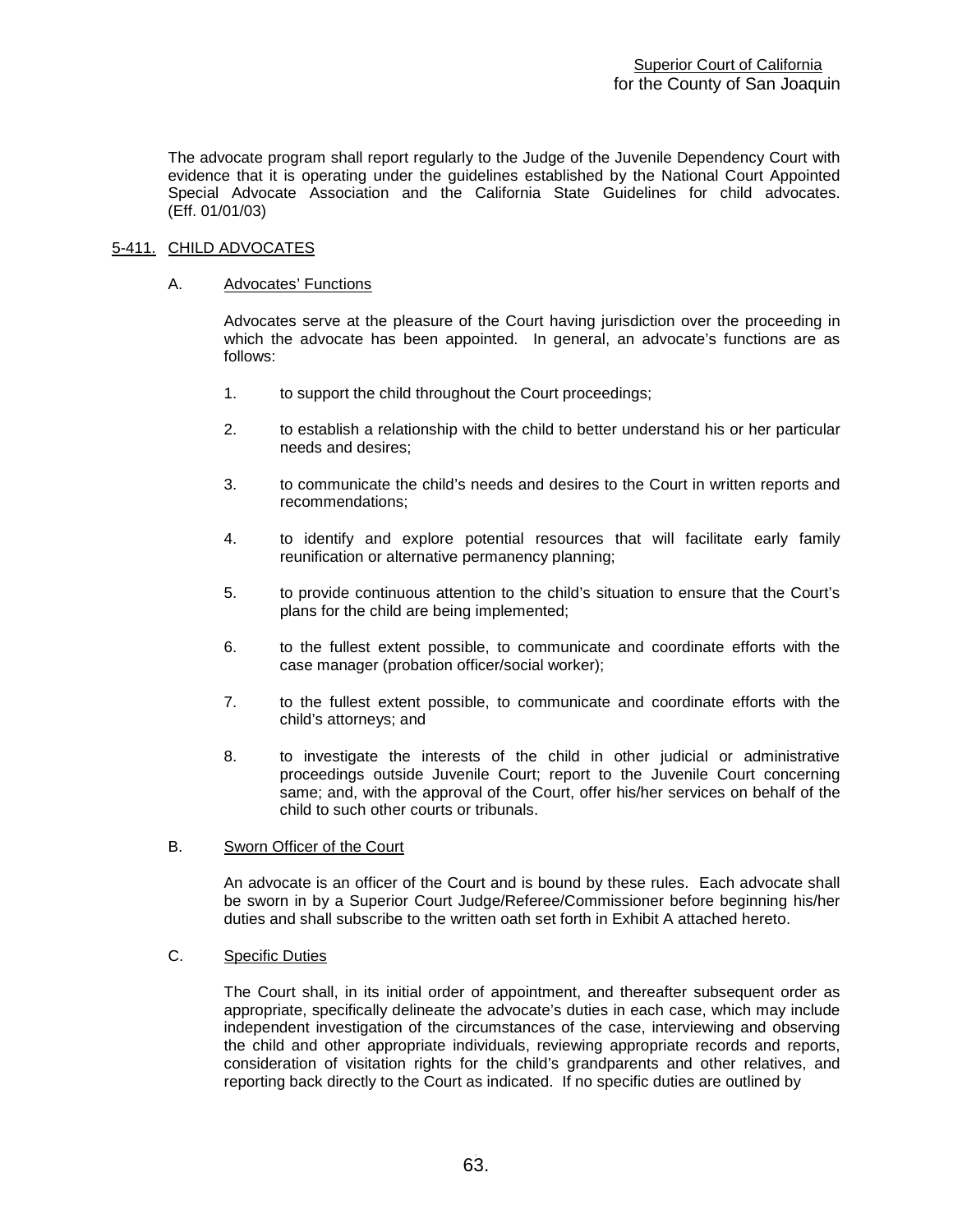The advocate program shall report regularly to the Judge of the Juvenile Dependency Court with evidence that it is operating under the guidelines established by the National Court Appointed Special Advocate Association and the California State Guidelines for child advocates. (Eff. 01/01/03)

## 5-411. CHILD ADVOCATES

### A. Advocates' Functions

Advocates serve at the pleasure of the Court having jurisdiction over the proceeding in which the advocate has been appointed. In general, an advocate's functions are as follows:

1. to support the child throughout the Court proceedings;

2. to establish a relationship with the child to better understand his or her particular needs and desires;

3. to communicate the child's needs and desires to the Court in written reports and recommendations;

4. to identify and explore potential resources that will facilitate early family reunification or alternative permanency planning;

5. to provide continuous attention to the child's situation to ensure that the Court's plans for the child are being implemented;

6. to the fullest extent possible, to communicate and coordinate efforts with the case manager (probation officer/social worker);

7. to the fullest extent possible, to communicate and coordinate efforts with the child's attorneys; and

8. to investigate the interests of the child in other judicial or administrative proceedings outside Juvenile Court; report to the Juvenile Court concerning same; and, with the approval of the Court, offer his/her services on behalf of the child to such other courts or tribunals.

### B. Sworn Officer of the Court

An advocate is an officer of the Court and is bound by these rules. Each advocate shall be sworn in by a Superior Court Judge/Referee/Commissioner before beginning his/her duties and shall subscribe to the written oath set forth in Exhibit A attached hereto.

### C. Specific Duties

The Court shall, in its initial order of appointment, and thereafter subsequent order as appropriate, specifically delineate the advocate's duties in each case, which may include independent investigation of the circumstances of the case, interviewing and observing the child and other appropriate individuals, reviewing appropriate records and reports, consideration of visitation rights for the child's grandparents and other relatives, and reporting back directly to the Court as indicated. If no specific duties are outlined by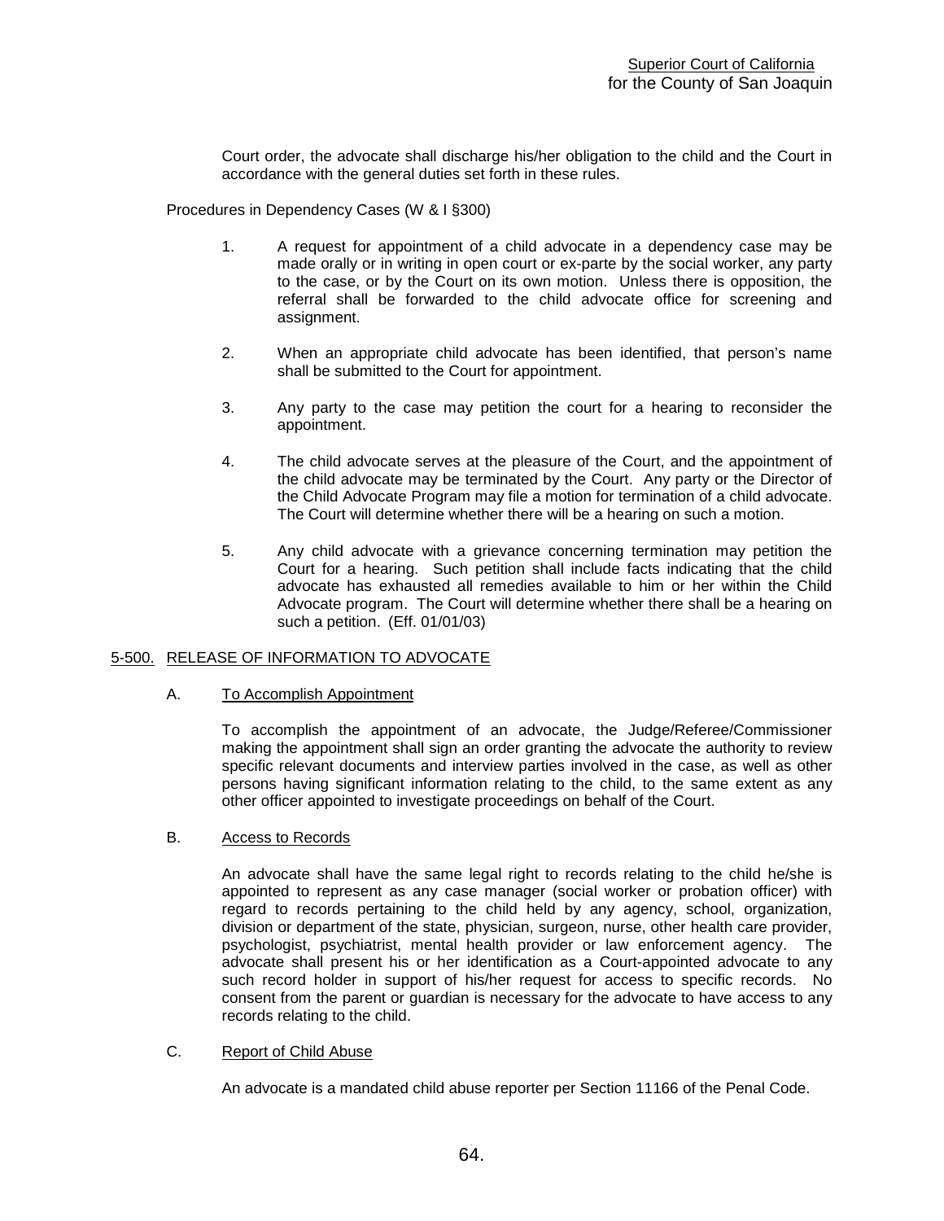Court order, the advocate shall discharge his/her obligation to the child and the Court in accordance with the general duties set forth in these rules.

Procedures in Dependency Cases (W & I §300)

1. A request for appointment of a child advocate in a dependency case may be made orally or in writing in open court or ex-parte by the social worker, any party to the case, or by the Court on its own motion. Unless there is opposition, the referral shall be forwarded to the child advocate office for screening and assignment.

2. When an appropriate child advocate has been identified, that person's name shall be submitted to the Court for appointment.

3. Any party to the case may petition the court for a hearing to reconsider the appointment.

4. The child advocate serves at the pleasure of the Court, and the appointment of the child advocate may be terminated by the Court. Any party or the Director of the Child Advocate Program may file a motion for termination of a child advocate. The Court will determine whether there will be a hearing on such a motion.

5. Any child advocate with a grievance concerning termination may petition the Court for a hearing. Such petition shall include facts indicating that the child advocate has exhausted all remedies available to him or her within the Child Advocate program. The Court will determine whether there shall be a hearing on such a petition. (Eff. 01/01/03)

## 5-500. RELEASE OF INFORMATION TO ADVOCATE

### A. To Accomplish Appointment

To accomplish the appointment of an advocate, the Judge/Referee/Commissioner making the appointment shall sign an order granting the advocate the authority to review specific relevant documents and interview parties involved in the case, as well as other persons having significant information relating to the child, to the same extent as any other officer appointed to investigate proceedings on behalf of the Court.

### B. Access to Records

An advocate shall have the same legal right to records relating to the child he/she is appointed to represent as any case manager (social worker or probation officer) with regard to records pertaining to the child held by any agency, school, organization, division or department of the state, physician, surgeon, nurse, other health care provider, psychologist, psychiatrist, mental health provider or law enforcement agency. The advocate shall present his or her identification as a Court-appointed advocate to any such record holder in support of his/her request for access to specific records. No consent from the parent or guardian is necessary for the advocate to have access to any records relating to the child.

### C. Report of Child Abuse

An advocate is a mandated child abuse reporter per Section 11166 of the Penal Code.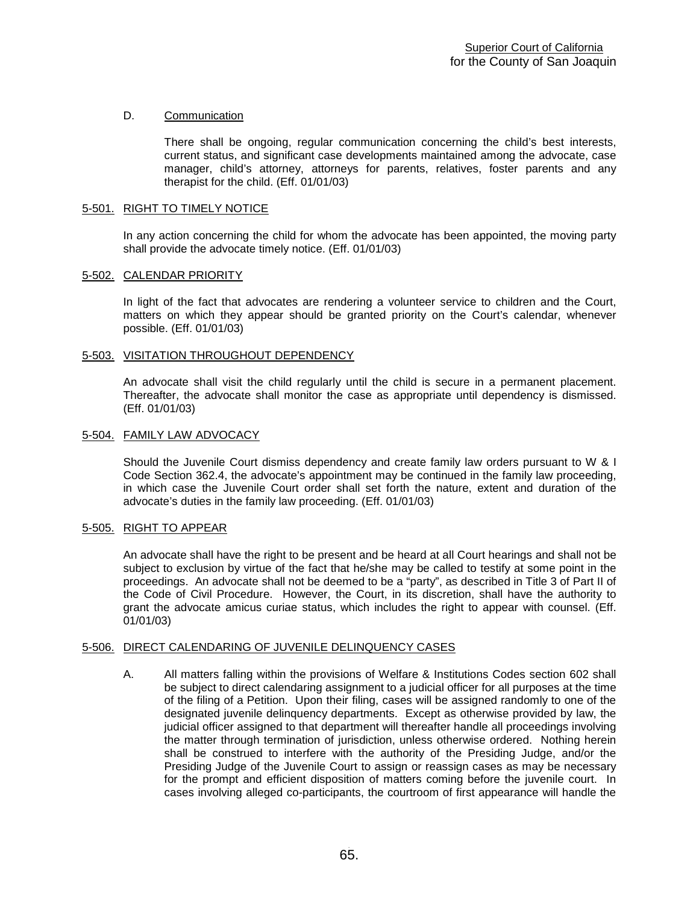D. Communication

There shall be ongoing, regular communication concerning the child's best interests, current status, and significant case developments maintained among the advocate, case manager, child's attorney, attorneys for parents, relatives, foster parents and any therapist for the child. (Eff. 01/01/03)

## 5-501. RIGHT TO TIMELY NOTICE

In any action concerning the child for whom the advocate has been appointed, the moving party shall provide the advocate timely notice. (Eff. 01/01/03)

## 5-502. CALENDAR PRIORITY

In light of the fact that advocates are rendering a volunteer service to children and the Court, matters on which they appear should be granted priority on the Court's calendar, whenever possible. (Eff. 01/01/03)

## 5-503. VISITATION THROUGHOUT DEPENDENCY

An advocate shall visit the child regularly until the child is secure in a permanent placement. Thereafter, the advocate shall monitor the case as appropriate until dependency is dismissed. (Eff. 01/01/03)

## 5-504. FAMILY LAW ADVOCACY

Should the Juvenile Court dismiss dependency and create family law orders pursuant to W & I Code Section 362.4, the advocate's appointment may be continued in the family law proceeding, in which case the Juvenile Court order shall set forth the nature, extent and duration of the advocate's duties in the family law proceeding. (Eff. 01/01/03)

## 5-505. RIGHT TO APPEAR

An advocate shall have the right to be present and be heard at all Court hearings and shall not be subject to exclusion by virtue of the fact that he/she may be called to testify at some point in the proceedings. An advocate shall not be deemed to be a "party", as described in Title 3 of Part II of the Code of Civil Procedure. However, the Court, in its discretion, shall have the authority to grant the advocate amicus curiae status, which includes the right to appear with counsel. (Eff. 01/01/03)

## 5-506. DIRECT CALENDARING OF JUVENILE DELINQUENCY CASES

A. All matters falling within the provisions of Welfare & Institutions Codes section 602 shall be subject to direct calendaring assignment to a judicial officer for all purposes at the time of the filing of a Petition. Upon their filing, cases will be assigned randomly to one of the designated juvenile delinquency departments. Except as otherwise provided by law, the judicial officer assigned to that department will thereafter handle all proceedings involving the matter through termination of jurisdiction, unless otherwise ordered. Nothing herein shall be construed to interfere with the authority of the Presiding Judge, and/or the Presiding Judge of the Juvenile Court to assign or reassign cases as may be necessary for the prompt and efficient disposition of matters coming before the juvenile court. In cases involving alleged co-participants, the courtroom of first appearance will handle the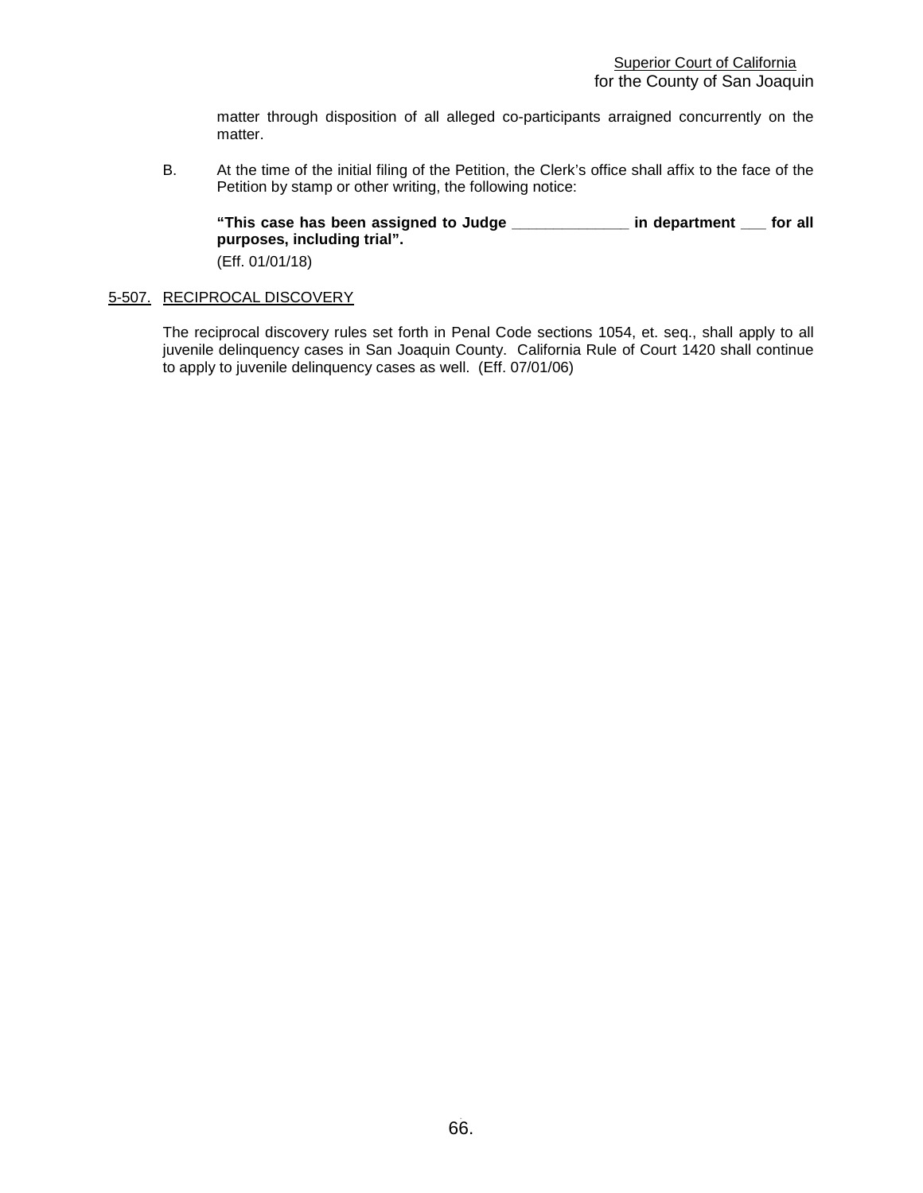matter through disposition of all alleged co-participants arraigned concurrently on the matter.

B. At the time of the initial filing of the Petition, the Clerk's office shall affix to the face of the Petition by stamp or other writing, the following notice:

**"This case has been assigned to Judge ______________ in department ___ for all purposes, including trial".**

(Eff. 01/01/18)

## 5-507. RECIPROCAL DISCOVERY

The reciprocal discovery rules set forth in Penal Code sections 1054, et. seq., shall apply to all juvenile delinquency cases in San Joaquin County. California Rule of Court 1420 shall continue to apply to juvenile delinquency cases as well. (Eff. 07/01/06)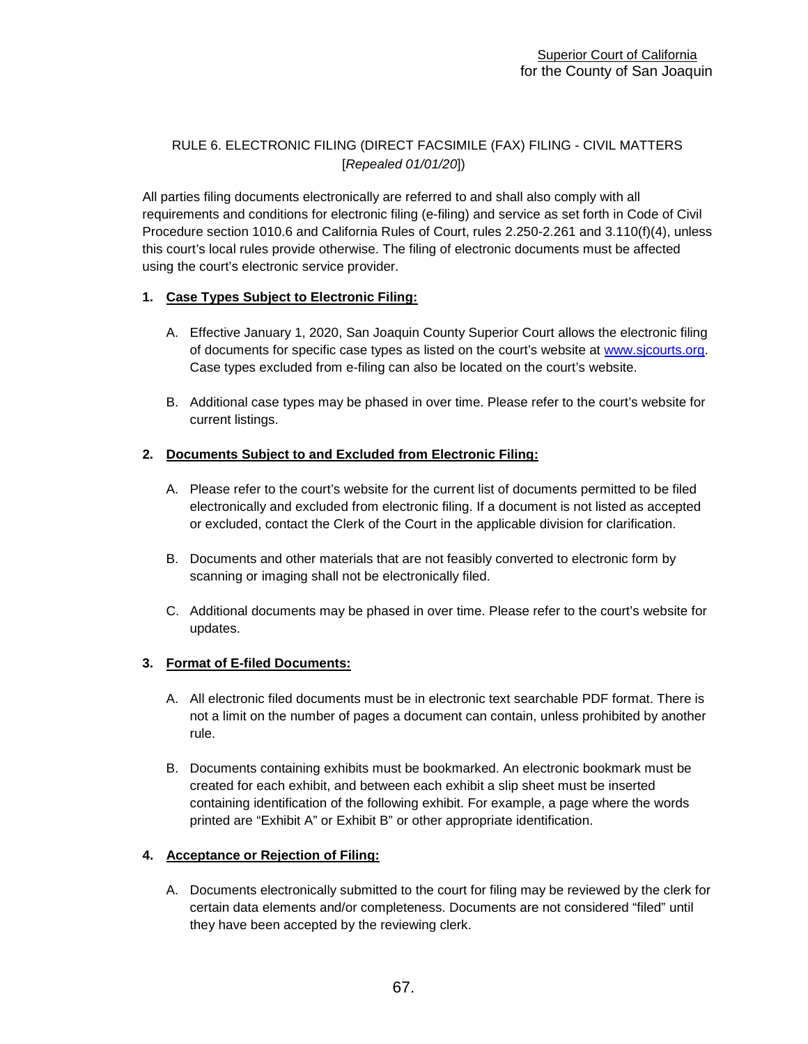RULE 6. ELECTRONIC FILING (DIRECT FACSIMILE (FAX) FILING - CIVIL MATTERS [*Repealed 01/01/20*])

All parties filing documents electronically are referred to and shall also comply with all requirements and conditions for electronic filing (e-filing) and service as set forth in Code of Civil Procedure section 1010.6 and California Rules of Court, rules 2.250-2.261 and 3.110(f)(4), unless this court's local rules provide otherwise. The filing of electronic documents must be affected using the court's electronic service provider.

**1. Case Types Subject to Electronic Filing:**

A. Effective January 1, 2020, San Joaquin County Superior Court allows the electronic filing of documents for specific case types as listed on the court's website at www.sjcourts.org. Case types excluded from e-filing can also be located on the court's website.

B. Additional case types may be phased in over time. Please refer to the court's website for current listings.

**2. Documents Subject to and Excluded from Electronic Filing:**

A. Please refer to the court's website for the current list of documents permitted to be filed electronically and excluded from electronic filing. If a document is not listed as accepted or excluded, contact the Clerk of the Court in the applicable division for clarification.

B. Documents and other materials that are not feasibly converted to electronic form by scanning or imaging shall not be electronically filed.

C. Additional documents may be phased in over time. Please refer to the court's website for updates.

**3. Format of E-filed Documents:**

A. All electronic filed documents must be in electronic text searchable PDF format. There is not a limit on the number of pages a document can contain, unless prohibited by another rule.

B. Documents containing exhibits must be bookmarked. An electronic bookmark must be created for each exhibit, and between each exhibit a slip sheet must be inserted containing identification of the following exhibit. For example, a page where the words printed are "Exhibit A" or Exhibit B" or other appropriate identification.

**4. Acceptance or Rejection of Filing:**

A. Documents electronically submitted to the court for filing may be reviewed by the clerk for certain data elements and/or completeness. Documents are not considered "filed" until they have been accepted by the reviewing clerk.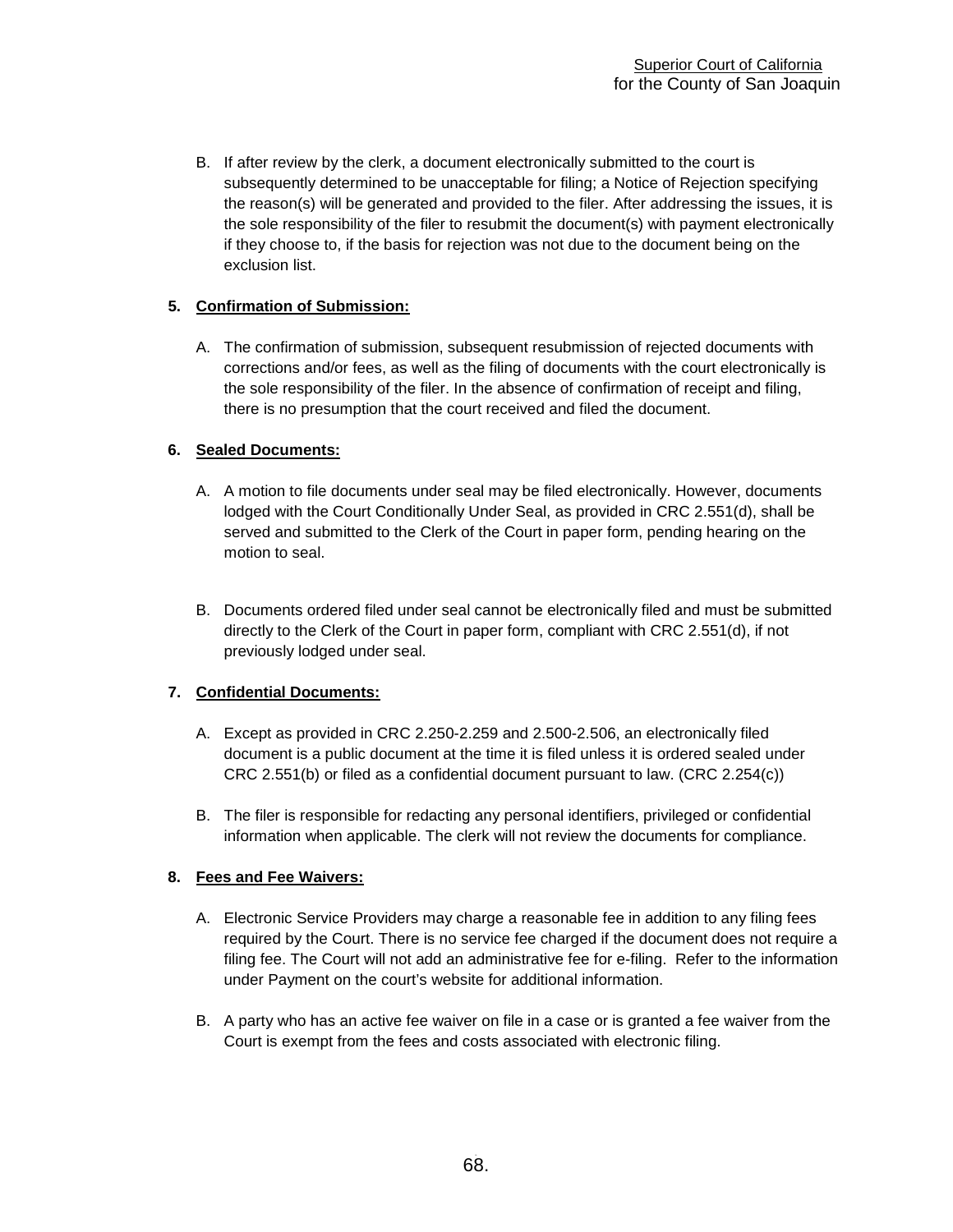B. If after review by the clerk, a document electronically submitted to the court is subsequently determined to be unacceptable for filing; a Notice of Rejection specifying the reason(s) will be generated and provided to the filer. After addressing the issues, it is the sole responsibility of the filer to resubmit the document(s) with payment electronically if they choose to, if the basis for rejection was not due to the document being on the exclusion list.

**5. Confirmation of Submission:**

A. The confirmation of submission, subsequent resubmission of rejected documents with corrections and/or fees, as well as the filing of documents with the court electronically is the sole responsibility of the filer. In the absence of confirmation of receipt and filing, there is no presumption that the court received and filed the document.

**6. Sealed Documents:**

A. A motion to file documents under seal may be filed electronically. However, documents lodged with the Court Conditionally Under Seal, as provided in CRC 2.551(d), shall be served and submitted to the Clerk of the Court in paper form, pending hearing on the motion to seal.

B. Documents ordered filed under seal cannot be electronically filed and must be submitted directly to the Clerk of the Court in paper form, compliant with CRC 2.551(d), if not previously lodged under seal.

**7. Confidential Documents:**

A. Except as provided in CRC 2.250-2.259 and 2.500-2.506, an electronically filed document is a public document at the time it is filed unless it is ordered sealed under CRC 2.551(b) or filed as a confidential document pursuant to law. (CRC 2.254(c))

B. The filer is responsible for redacting any personal identifiers, privileged or confidential information when applicable. The clerk will not review the documents for compliance.

**8. Fees and Fee Waivers:**

A. Electronic Service Providers may charge a reasonable fee in addition to any filing fees required by the Court. There is no service fee charged if the document does not require a filing fee. The Court will not add an administrative fee for e-filing. Refer to the information under Payment on the court's website for additional information.

B. A party who has an active fee waiver on file in a case or is granted a fee waiver from the Court is exempt from the fees and costs associated with electronic filing.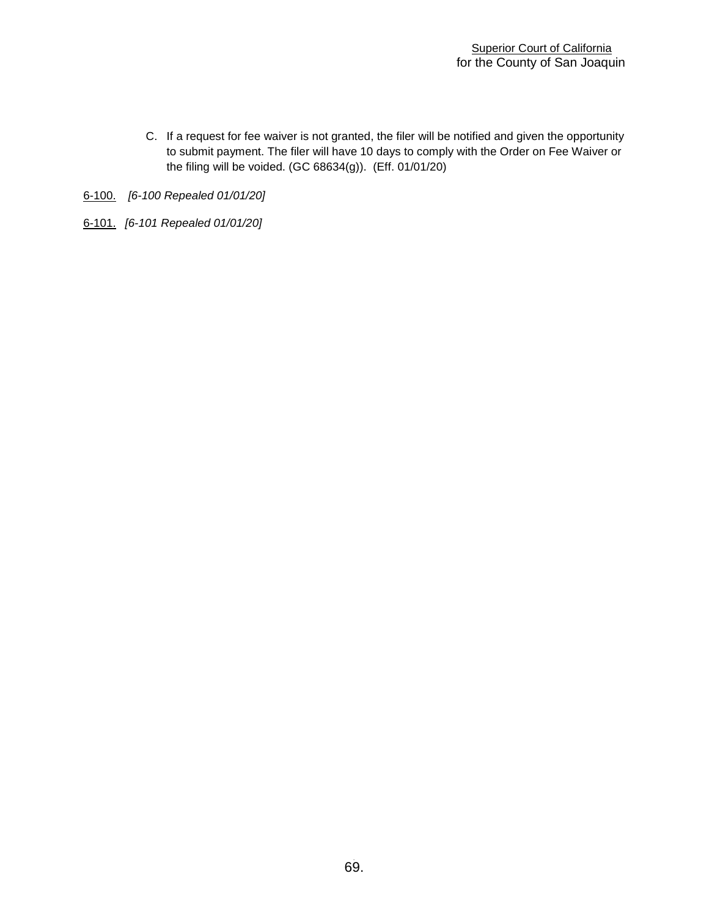C. If a request for fee waiver is not granted, the filer will be notified and given the opportunity to submit payment. The filer will have 10 days to comply with the Order on Fee Waiver or the filing will be voided. (GC 68634(g)). (Eff. 01/01/20)

6-100. *[6-100 Repealed 01/01/20]*

6-101. *[6-101 Repealed 01/01/20]*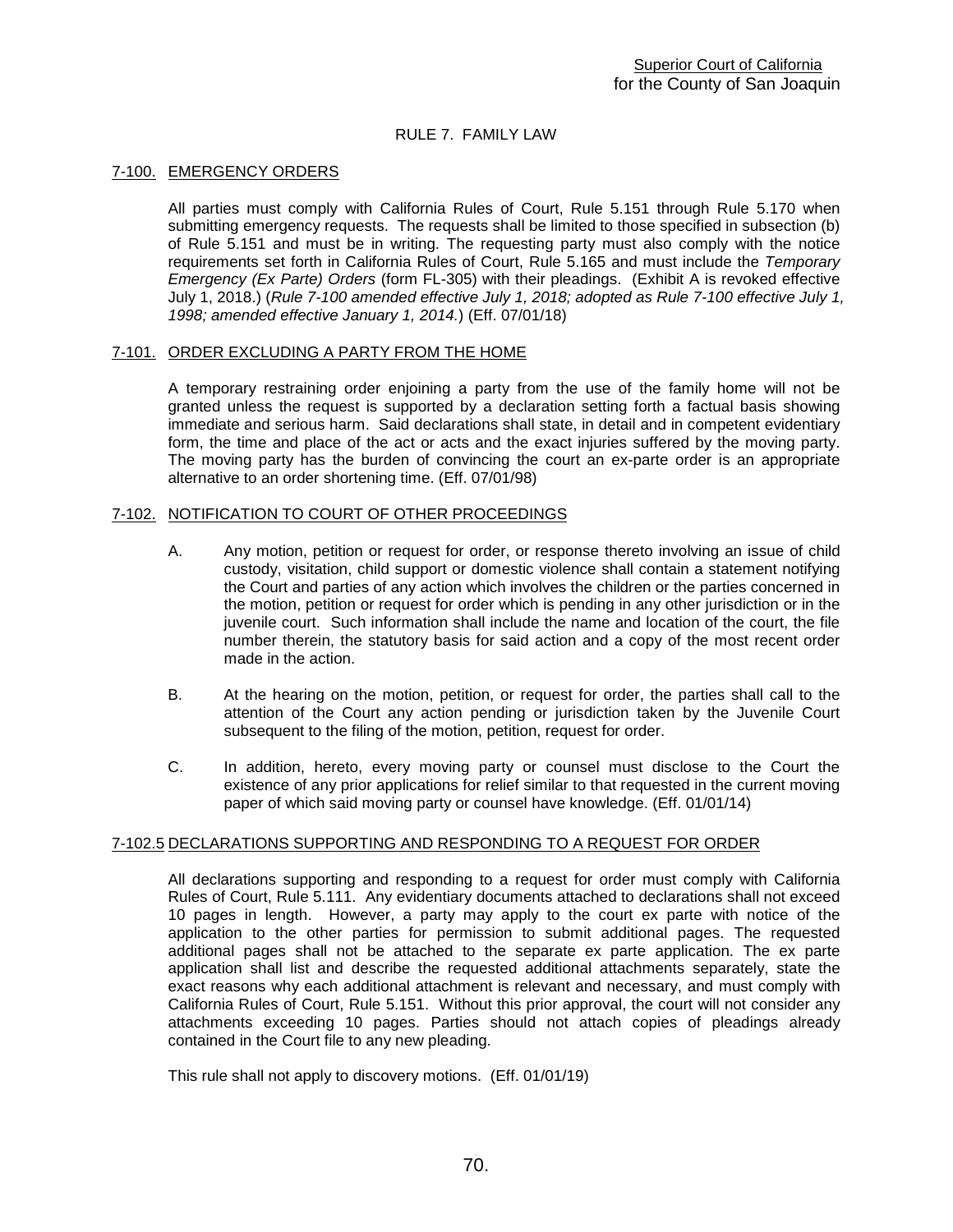Superior Court of California
for the County of San Joaquin

# RULE 7. FAMILY LAW

## 7-100. EMERGENCY ORDERS

All parties must comply with California Rules of Court, Rule 5.151 through Rule 5.170 when submitting emergency requests. The requests shall be limited to those specified in subsection (b) of Rule 5.151 and must be in writing. The requesting party must also comply with the notice requirements set forth in California Rules of Court, Rule 5.165 and must include the *Temporary Emergency (Ex Parte) Orders* (form FL-305) with their pleadings. (Exhibit A is revoked effective July 1, 2018.) (*Rule 7-100 amended effective July 1, 2018; adopted as Rule 7-100 effective July 1, 1998; amended effective January 1, 2014.*) (Eff. 07/01/18)

## 7-101. ORDER EXCLUDING A PARTY FROM THE HOME

A temporary restraining order enjoining a party from the use of the family home will not be granted unless the request is supported by a declaration setting forth a factual basis showing immediate and serious harm. Said declarations shall state, in detail and in competent evidentiary form, the time and place of the act or acts and the exact injuries suffered by the moving party. The moving party has the burden of convincing the court an ex-parte order is an appropriate alternative to an order shortening time. (Eff. 07/01/98)

## 7-102. NOTIFICATION TO COURT OF OTHER PROCEEDINGS

A. Any motion, petition or request for order, or response thereto involving an issue of child custody, visitation, child support or domestic violence shall contain a statement notifying the Court and parties of any action which involves the children or the parties concerned in the motion, petition or request for order which is pending in any other jurisdiction or in the juvenile court. Such information shall include the name and location of the court, the file number therein, the statutory basis for said action and a copy of the most recent order made in the action.

B. At the hearing on the motion, petition, or request for order, the parties shall call to the attention of the Court any action pending or jurisdiction taken by the Juvenile Court subsequent to the filing of the motion, petition, request for order.

C. In addition, hereto, every moving party or counsel must disclose to the Court the existence of any prior applications for relief similar to that requested in the current moving paper of which said moving party or counsel have knowledge. (Eff. 01/01/14)

## 7-102.5 DECLARATIONS SUPPORTING AND RESPONDING TO A REQUEST FOR ORDER

All declarations supporting and responding to a request for order must comply with California Rules of Court, Rule 5.111. Any evidentiary documents attached to declarations shall not exceed 10 pages in length. However, a party may apply to the court ex parte with notice of the application to the other parties for permission to submit additional pages. The requested additional pages shall not be attached to the separate ex parte application. The ex parte application shall list and describe the requested additional attachments separately, state the exact reasons why each additional attachment is relevant and necessary, and must comply with California Rules of Court, Rule 5.151. Without this prior approval, the court will not consider any attachments exceeding 10 pages. Parties should not attach copies of pleadings already contained in the Court file to any new pleading.

This rule shall not apply to discovery motions. (Eff. 01/01/19)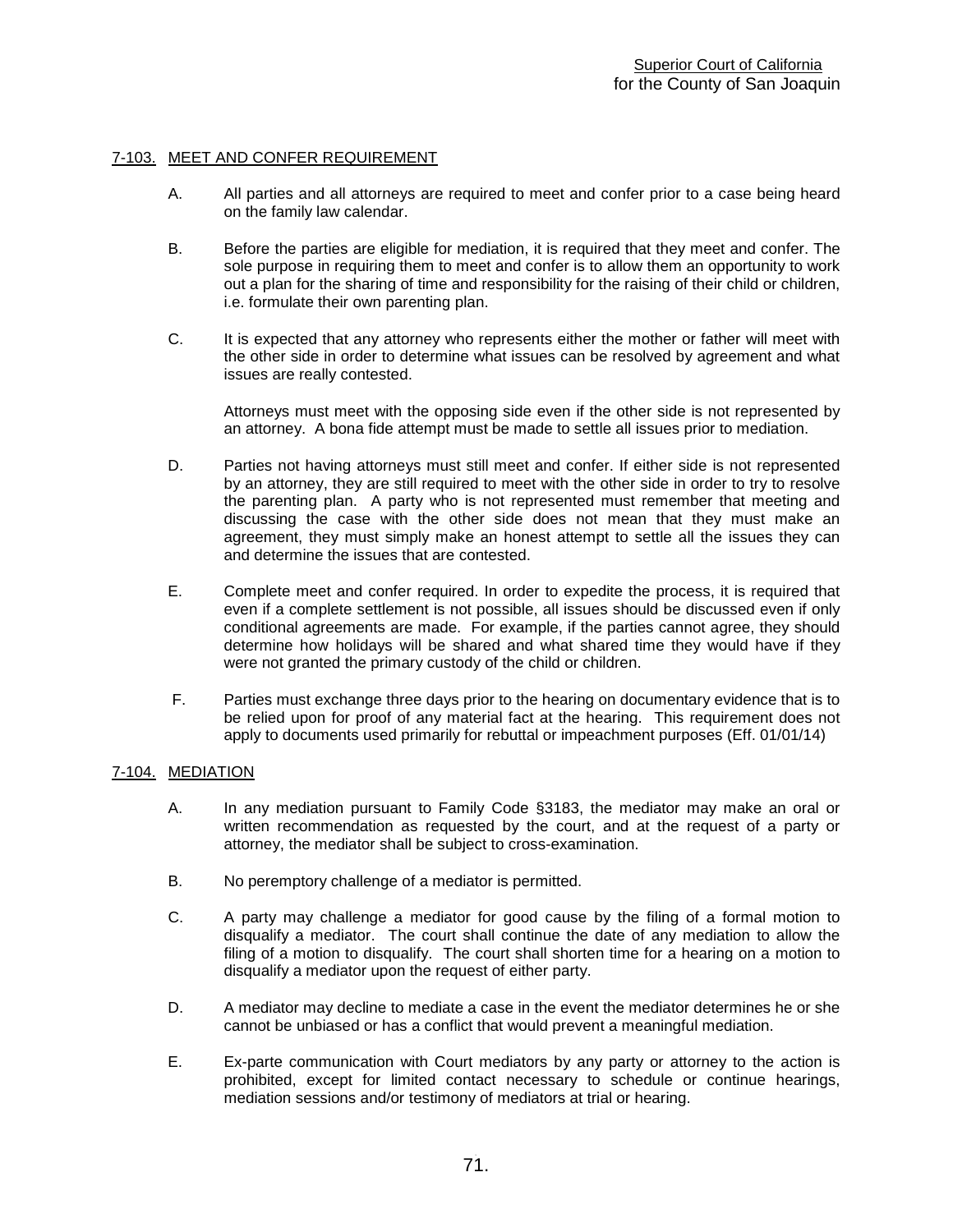## 7-103. MEET AND CONFER REQUIREMENT

A. All parties and all attorneys are required to meet and confer prior to a case being heard on the family law calendar.

B. Before the parties are eligible for mediation, it is required that they meet and confer. The sole purpose in requiring them to meet and confer is to allow them an opportunity to work out a plan for the sharing of time and responsibility for the raising of their child or children, i.e. formulate their own parenting plan.

C. It is expected that any attorney who represents either the mother or father will meet with the other side in order to determine what issues can be resolved by agreement and what issues are really contested.

   Attorneys must meet with the opposing side even if the other side is not represented by an attorney. A bona fide attempt must be made to settle all issues prior to mediation.

D. Parties not having attorneys must still meet and confer. If either side is not represented by an attorney, they are still required to meet with the other side in order to try to resolve the parenting plan. A party who is not represented must remember that meeting and discussing the case with the other side does not mean that they must make an agreement, they must simply make an honest attempt to settle all the issues they can and determine the issues that are contested.

E. Complete meet and confer required. In order to expedite the process, it is required that even if a complete settlement is not possible, all issues should be discussed even if only conditional agreements are made. For example, if the parties cannot agree, they should determine how holidays will be shared and what shared time they would have if they were not granted the primary custody of the child or children.

F. Parties must exchange three days prior to the hearing on documentary evidence that is to be relied upon for proof of any material fact at the hearing. This requirement does not apply to documents used primarily for rebuttal or impeachment purposes (Eff. 01/01/14)

## 7-104. MEDIATION

A. In any mediation pursuant to Family Code §3183, the mediator may make an oral or written recommendation as requested by the court, and at the request of a party or attorney, the mediator shall be subject to cross-examination.

B. No peremptory challenge of a mediator is permitted.

C. A party may challenge a mediator for good cause by the filing of a formal motion to disqualify a mediator. The court shall continue the date of any mediation to allow the filing of a motion to disqualify. The court shall shorten time for a hearing on a motion to disqualify a mediator upon the request of either party.

D. A mediator may decline to mediate a case in the event the mediator determines he or she cannot be unbiased or has a conflict that would prevent a meaningful mediation.

E. Ex-parte communication with Court mediators by any party or attorney to the action is prohibited, except for limited contact necessary to schedule or continue hearings, mediation sessions and/or testimony of mediators at trial or hearing.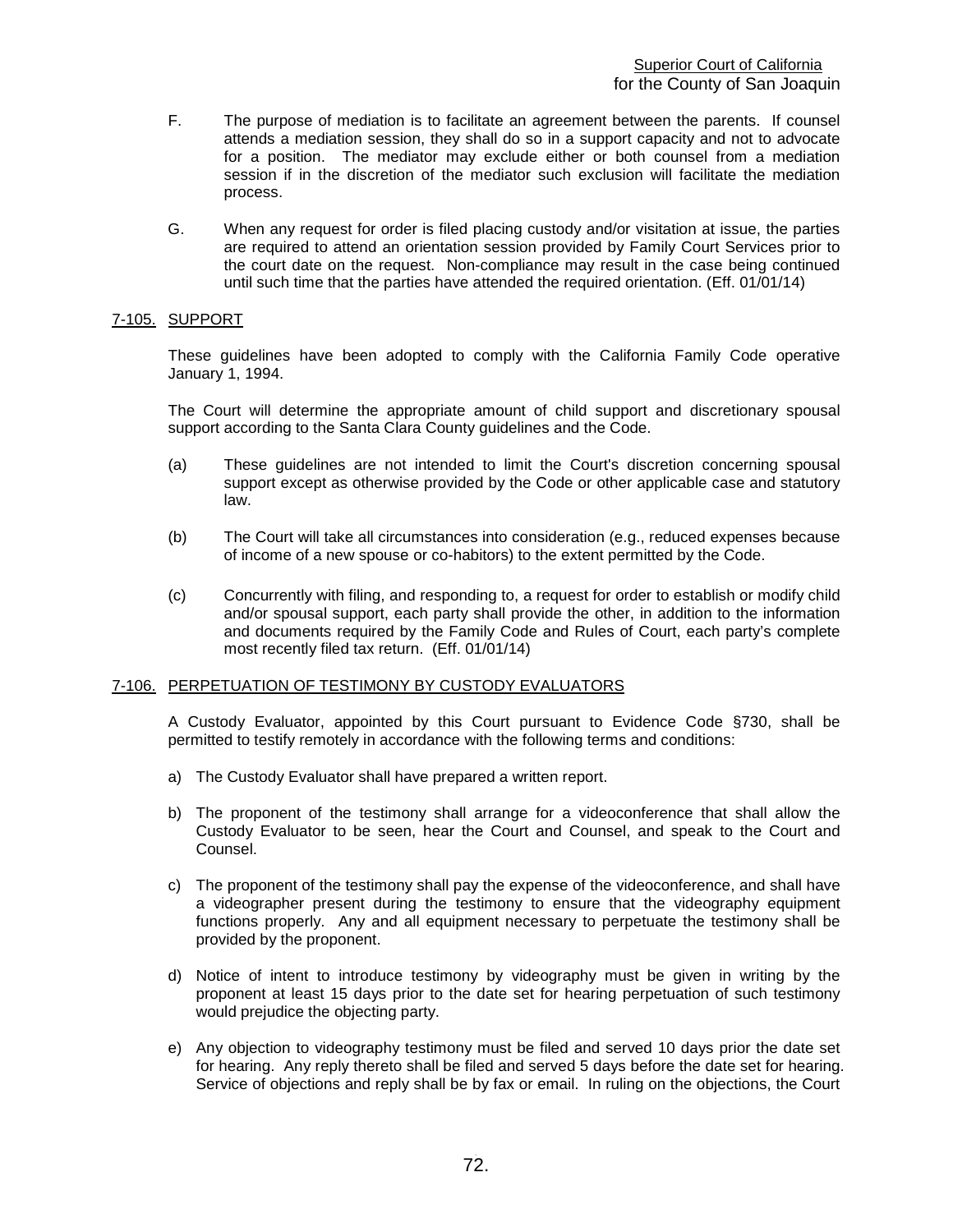F. The purpose of mediation is to facilitate an agreement between the parents. If counsel attends a mediation session, they shall do so in a support capacity and not to advocate for a position. The mediator may exclude either or both counsel from a mediation session if in the discretion of the mediator such exclusion will facilitate the mediation process.

G. When any request for order is filed placing custody and/or visitation at issue, the parties are required to attend an orientation session provided by Family Court Services prior to the court date on the request. Non-compliance may result in the case being continued until such time that the parties have attended the required orientation. (Eff. 01/01/14)

## 7-105. SUPPORT

These guidelines have been adopted to comply with the California Family Code operative January 1, 1994.

The Court will determine the appropriate amount of child support and discretionary spousal support according to the Santa Clara County guidelines and the Code.

(a) These guidelines are not intended to limit the Court's discretion concerning spousal support except as otherwise provided by the Code or other applicable case and statutory law.

(b) The Court will take all circumstances into consideration (e.g., reduced expenses because of income of a new spouse or co-habitors) to the extent permitted by the Code.

(c) Concurrently with filing, and responding to, a request for order to establish or modify child and/or spousal support, each party shall provide the other, in addition to the information and documents required by the Family Code and Rules of Court, each party's complete most recently filed tax return. (Eff. 01/01/14)

## 7-106. PERPETUATION OF TESTIMONY BY CUSTODY EVALUATORS

A Custody Evaluator, appointed by this Court pursuant to Evidence Code §730, shall be permitted to testify remotely in accordance with the following terms and conditions:

a) The Custody Evaluator shall have prepared a written report.

b) The proponent of the testimony shall arrange for a videoconference that shall allow the Custody Evaluator to be seen, hear the Court and Counsel, and speak to the Court and Counsel.

c) The proponent of the testimony shall pay the expense of the videoconference, and shall have a videographer present during the testimony to ensure that the videography equipment functions properly. Any and all equipment necessary to perpetuate the testimony shall be provided by the proponent.

d) Notice of intent to introduce testimony by videography must be given in writing by the proponent at least 15 days prior to the date set for hearing perpetuation of such testimony would prejudice the objecting party.

e) Any objection to videography testimony must be filed and served 10 days prior the date set for hearing. Any reply thereto shall be filed and served 5 days before the date set for hearing. Service of objections and reply shall be by fax or email. In ruling on the objections, the Court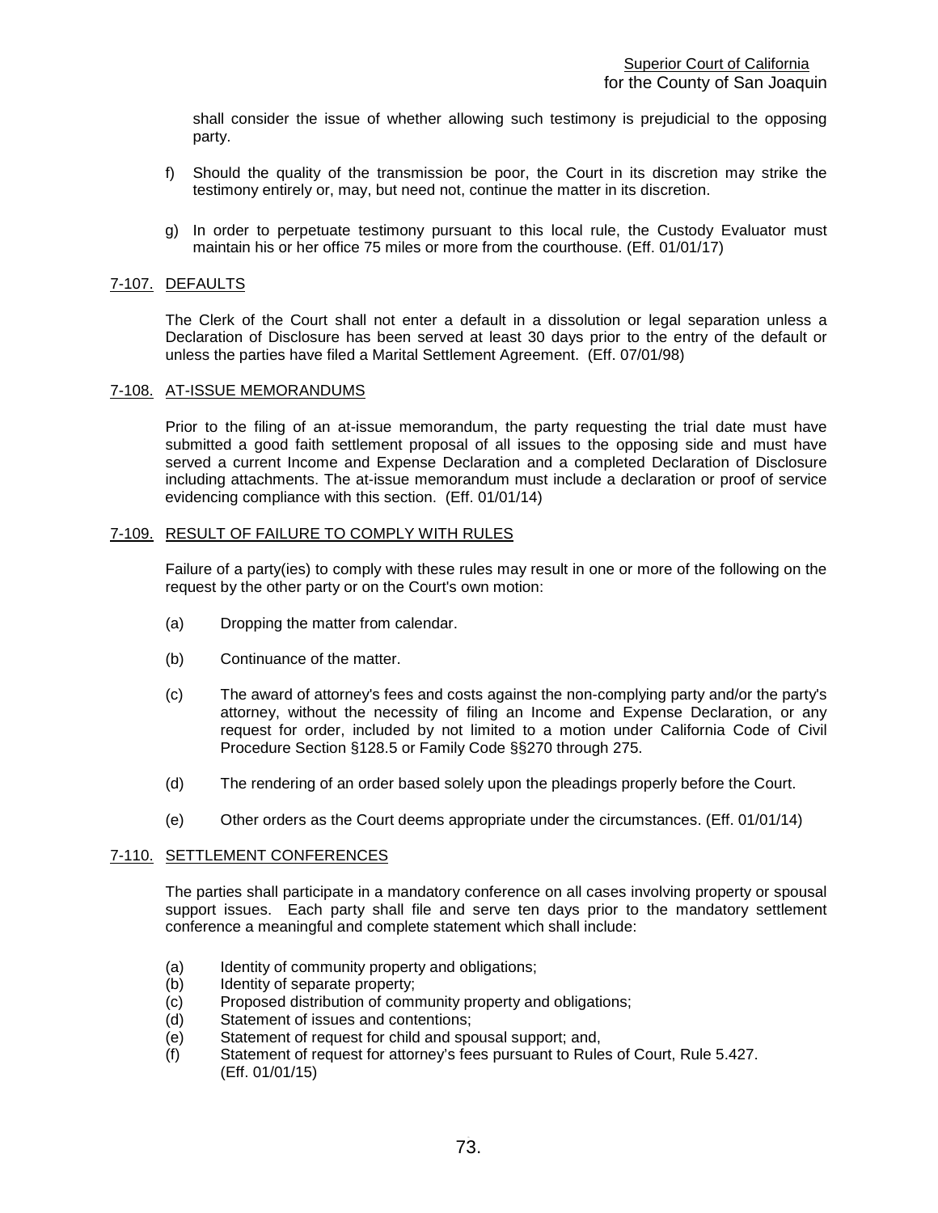shall consider the issue of whether allowing such testimony is prejudicial to the opposing party.

f) Should the quality of the transmission be poor, the Court in its discretion may strike the testimony entirely or, may, but need not, continue the matter in its discretion.

g) In order to perpetuate testimony pursuant to this local rule, the Custody Evaluator must maintain his or her office 75 miles or more from the courthouse. (Eff. 01/01/17)

## 7-107. DEFAULTS

The Clerk of the Court shall not enter a default in a dissolution or legal separation unless a Declaration of Disclosure has been served at least 30 days prior to the entry of the default or unless the parties have filed a Marital Settlement Agreement. (Eff. 07/01/98)

## 7-108. AT-ISSUE MEMORANDUMS

Prior to the filing of an at-issue memorandum, the party requesting the trial date must have submitted a good faith settlement proposal of all issues to the opposing side and must have served a current Income and Expense Declaration and a completed Declaration of Disclosure including attachments. The at-issue memorandum must include a declaration or proof of service evidencing compliance with this section. (Eff. 01/01/14)

## 7-109. RESULT OF FAILURE TO COMPLY WITH RULES

Failure of a party(ies) to comply with these rules may result in one or more of the following on the request by the other party or on the Court's own motion:

(a) Dropping the matter from calendar.

(b) Continuance of the matter.

(c) The award of attorney's fees and costs against the non-complying party and/or the party's attorney, without the necessity of filing an Income and Expense Declaration, or any request for order, included by not limited to a motion under California Code of Civil Procedure Section §128.5 or Family Code §§270 through 275.

(d) The rendering of an order based solely upon the pleadings properly before the Court.

(e) Other orders as the Court deems appropriate under the circumstances. (Eff. 01/01/14)

## 7-110. SETTLEMENT CONFERENCES

The parties shall participate in a mandatory conference on all cases involving property or spousal support issues. Each party shall file and serve ten days prior to the mandatory settlement conference a meaningful and complete statement which shall include:

(a) Identity of community property and obligations;
(b) Identity of separate property;
(c) Proposed distribution of community property and obligations;
(d) Statement of issues and contentions;
(e) Statement of request for child and spousal support; and,
(f) Statement of request for attorney's fees pursuant to Rules of Court, Rule 5.427. (Eff. 01/01/15)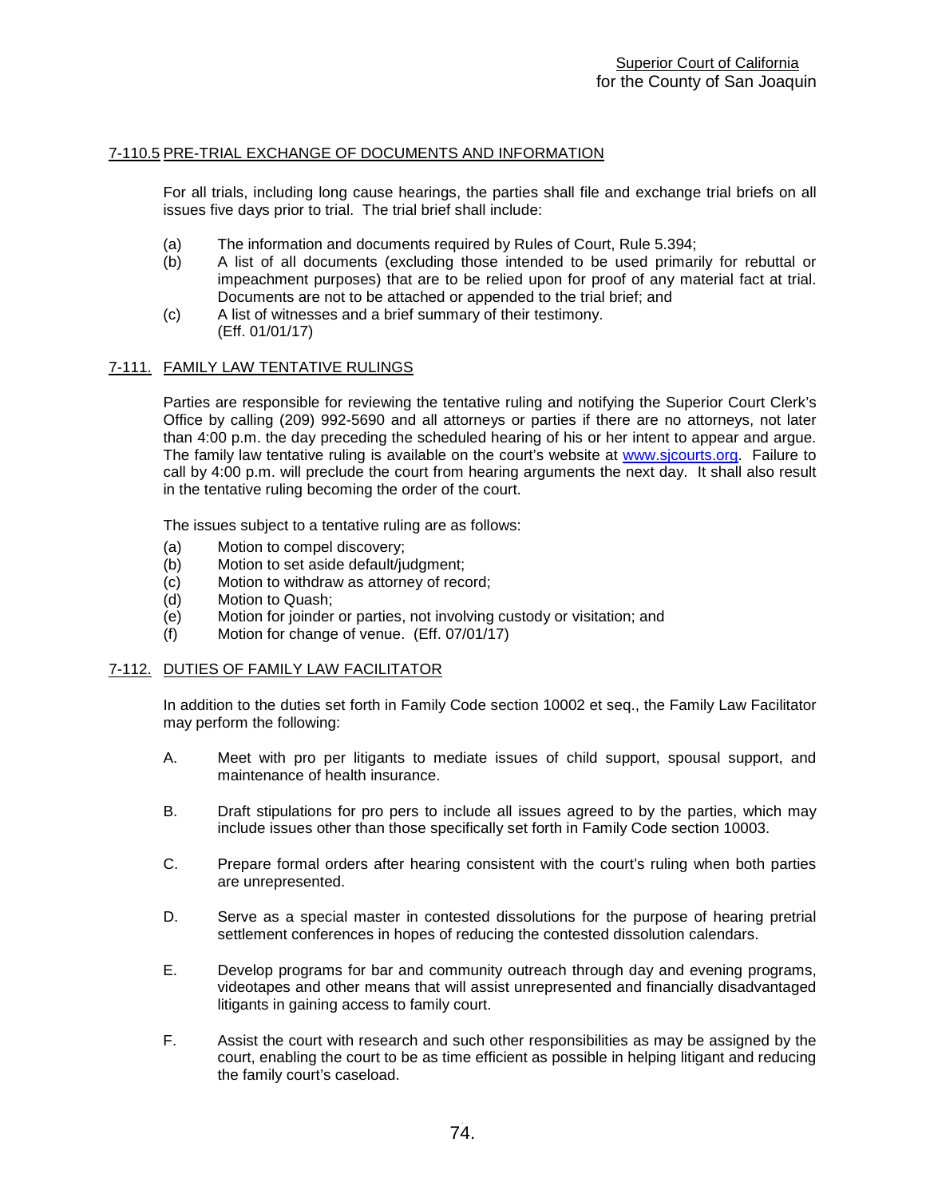## 7-110.5 PRE-TRIAL EXCHANGE OF DOCUMENTS AND INFORMATION

For all trials, including long cause hearings, the parties shall file and exchange trial briefs on all issues five days prior to trial. The trial brief shall include:

(a) The information and documents required by Rules of Court, Rule 5.394;

(b) A list of all documents (excluding those intended to be used primarily for rebuttal or impeachment purposes) that are to be relied upon for proof of any material fact at trial. Documents are not to be attached or appended to the trial brief; and

(c) A list of witnesses and a brief summary of their testimony.
(Eff. 01/01/17)

## 7-111. FAMILY LAW TENTATIVE RULINGS

Parties are responsible for reviewing the tentative ruling and notifying the Superior Court Clerk's Office by calling (209) 992-5690 and all attorneys or parties if there are no attorneys, not later than 4:00 p.m. the day preceding the scheduled hearing of his or her intent to appear and argue. The family law tentative ruling is available on the court's website at www.sjcourts.org. Failure to call by 4:00 p.m. will preclude the court from hearing arguments the next day. It shall also result in the tentative ruling becoming the order of the court.

The issues subject to a tentative ruling are as follows:

(a) Motion to compel discovery;

(b) Motion to set aside default/judgment;

(c) Motion to withdraw as attorney of record;

(d) Motion to Quash;

(e) Motion for joinder or parties, not involving custody or visitation; and

(f) Motion for change of venue. (Eff. 07/01/17)

## 7-112. DUTIES OF FAMILY LAW FACILITATOR

In addition to the duties set forth in Family Code section 10002 et seq., the Family Law Facilitator may perform the following:

A. Meet with pro per litigants to mediate issues of child support, spousal support, and maintenance of health insurance.

B. Draft stipulations for pro pers to include all issues agreed to by the parties, which may include issues other than those specifically set forth in Family Code section 10003.

C. Prepare formal orders after hearing consistent with the court's ruling when both parties are unrepresented.

D. Serve as a special master in contested dissolutions for the purpose of hearing pretrial settlement conferences in hopes of reducing the contested dissolution calendars.

E. Develop programs for bar and community outreach through day and evening programs, videotapes and other means that will assist unrepresented and financially disadvantaged litigants in gaining access to family court.

F. Assist the court with research and such other responsibilities as may be assigned by the court, enabling the court to be as time efficient as possible in helping litigant and reducing the family court's caseload.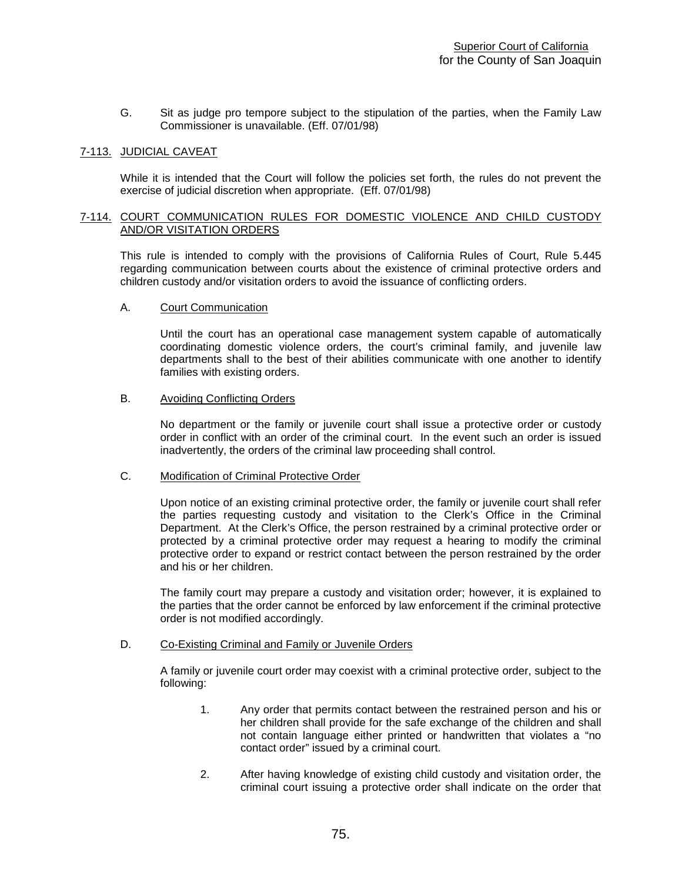G. Sit as judge pro tempore subject to the stipulation of the parties, when the Family Law Commissioner is unavailable. (Eff. 07/01/98)

## 7-113. JUDICIAL CAVEAT

While it is intended that the Court will follow the policies set forth, the rules do not prevent the exercise of judicial discretion when appropriate. (Eff. 07/01/98)

## 7-114. COURT COMMUNICATION RULES FOR DOMESTIC VIOLENCE AND CHILD CUSTODY AND/OR VISITATION ORDERS

This rule is intended to comply with the provisions of California Rules of Court, Rule 5.445 regarding communication between courts about the existence of criminal protective orders and children custody and/or visitation orders to avoid the issuance of conflicting orders.

### A. Court Communication

Until the court has an operational case management system capable of automatically coordinating domestic violence orders, the court's criminal family, and juvenile law departments shall to the best of their abilities communicate with one another to identify families with existing orders.

### B. Avoiding Conflicting Orders

No department or the family or juvenile court shall issue a protective order or custody order in conflict with an order of the criminal court. In the event such an order is issued inadvertently, the orders of the criminal law proceeding shall control.

### C. Modification of Criminal Protective Order

Upon notice of an existing criminal protective order, the family or juvenile court shall refer the parties requesting custody and visitation to the Clerk's Office in the Criminal Department. At the Clerk's Office, the person restrained by a criminal protective order or protected by a criminal protective order may request a hearing to modify the criminal protective order to expand or restrict contact between the person restrained by the order and his or her children.

The family court may prepare a custody and visitation order; however, it is explained to the parties that the order cannot be enforced by law enforcement if the criminal protective order is not modified accordingly.

### D. Co-Existing Criminal and Family or Juvenile Orders

A family or juvenile court order may coexist with a criminal protective order, subject to the following:

1. Any order that permits contact between the restrained person and his or her children shall provide for the safe exchange of the children and shall not contain language either printed or handwritten that violates a "no contact order" issued by a criminal court.

2. After having knowledge of existing child custody and visitation order, the criminal court issuing a protective order shall indicate on the order that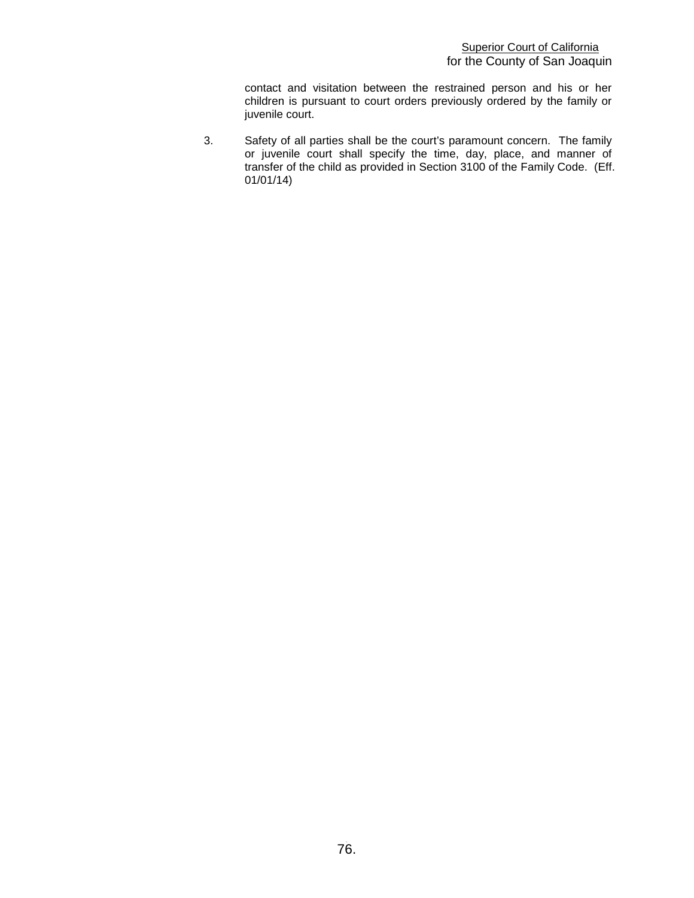contact and visitation between the restrained person and his or her children is pursuant to court orders previously ordered by the family or juvenile court.

3. Safety of all parties shall be the court's paramount concern. The family or juvenile court shall specify the time, day, place, and manner of transfer of the child as provided in Section 3100 of the Family Code. (Eff. 01/01/14)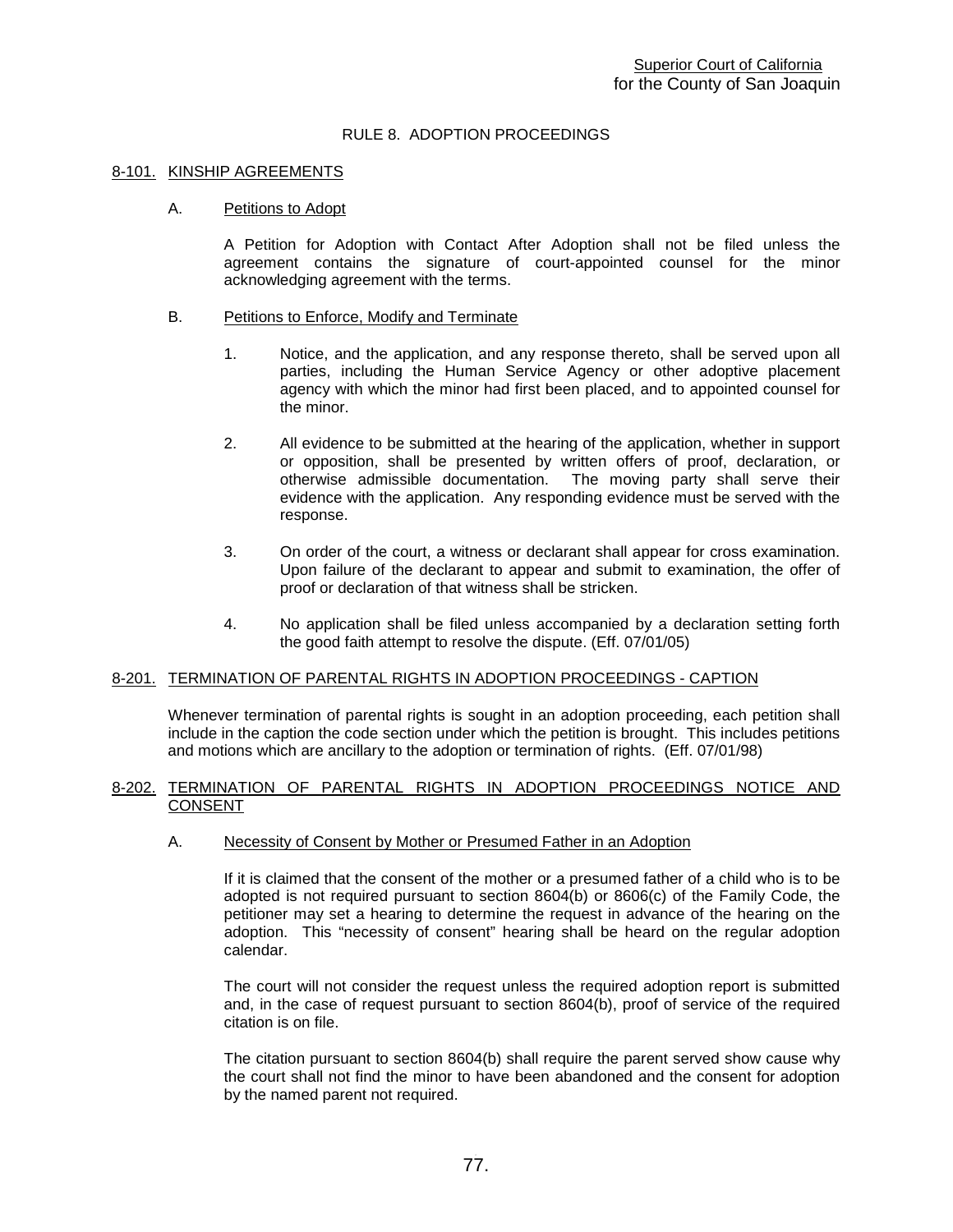# RULE 8. ADOPTION PROCEEDINGS

## 8-101. KINSHIP AGREEMENTS

### A. Petitions to Adopt

A Petition for Adoption with Contact After Adoption shall not be filed unless the agreement contains the signature of court-appointed counsel for the minor acknowledging agreement with the terms.

### B. Petitions to Enforce, Modify and Terminate

1. Notice, and the application, and any response thereto, shall be served upon all parties, including the Human Service Agency or other adoptive placement agency with which the minor had first been placed, and to appointed counsel for the minor.

2. All evidence to be submitted at the hearing of the application, whether in support or opposition, shall be presented by written offers of proof, declaration, or otherwise admissible documentation. The moving party shall serve their evidence with the application. Any responding evidence must be served with the response.

3. On order of the court, a witness or declarant shall appear for cross examination. Upon failure of the declarant to appear and submit to examination, the offer of proof or declaration of that witness shall be stricken.

4. No application shall be filed unless accompanied by a declaration setting forth the good faith attempt to resolve the dispute. (Eff. 07/01/05)

## 8-201. TERMINATION OF PARENTAL RIGHTS IN ADOPTION PROCEEDINGS - CAPTION

Whenever termination of parental rights is sought in an adoption proceeding, each petition shall include in the caption the code section under which the petition is brought. This includes petitions and motions which are ancillary to the adoption or termination of rights. (Eff. 07/01/98)

## 8-202. TERMINATION OF PARENTAL RIGHTS IN ADOPTION PROCEEDINGS NOTICE AND CONSENT

### A. Necessity of Consent by Mother or Presumed Father in an Adoption

If it is claimed that the consent of the mother or a presumed father of a child who is to be adopted is not required pursuant to section 8604(b) or 8606(c) of the Family Code, the petitioner may set a hearing to determine the request in advance of the hearing on the adoption. This "necessity of consent" hearing shall be heard on the regular adoption calendar.

The court will not consider the request unless the required adoption report is submitted and, in the case of request pursuant to section 8604(b), proof of service of the required citation is on file.

The citation pursuant to section 8604(b) shall require the parent served show cause why the court shall not find the minor to have been abandoned and the consent for adoption by the named parent not required.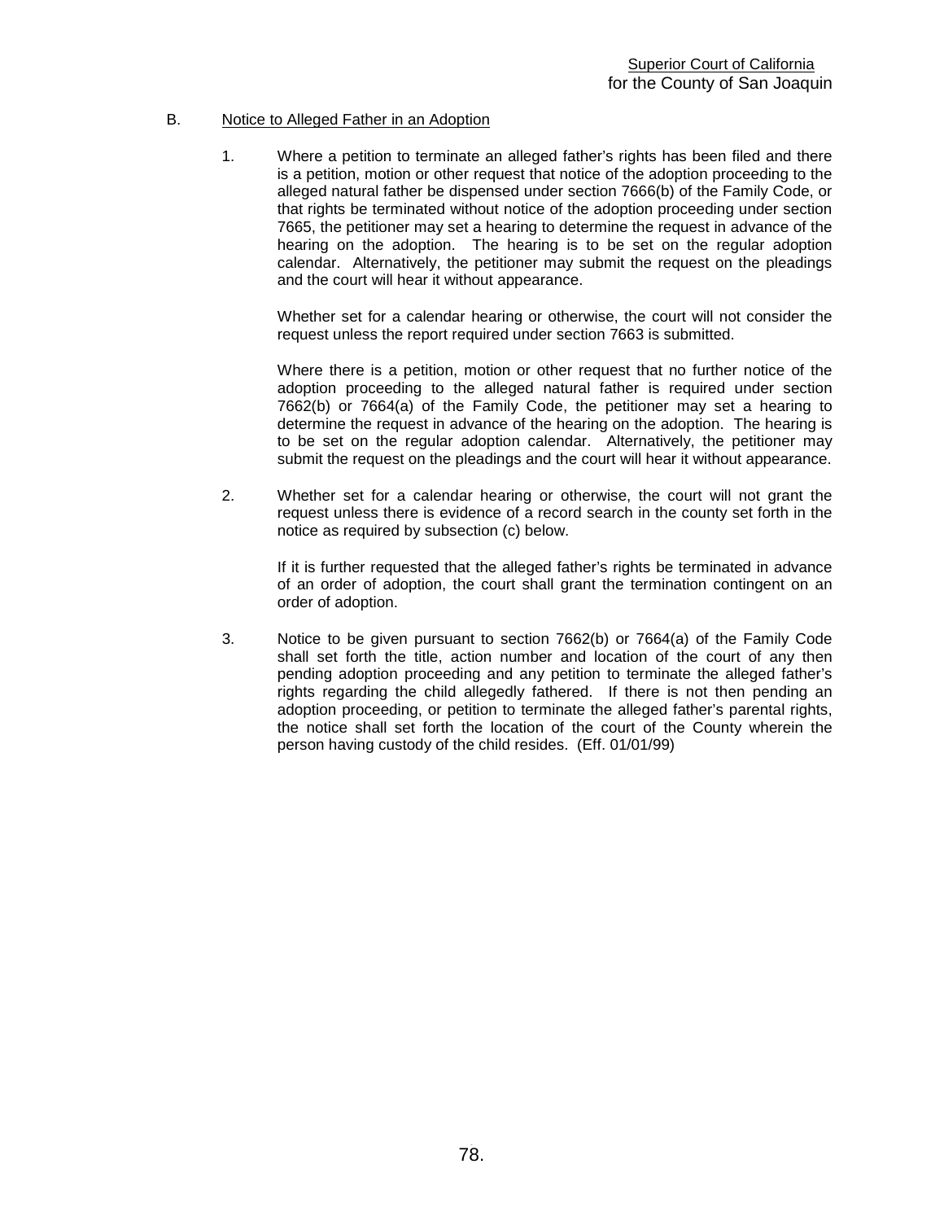B. Notice to Alleged Father in an Adoption

1. Where a petition to terminate an alleged father's rights has been filed and there is a petition, motion or other request that notice of the adoption proceeding to the alleged natural father be dispensed under section 7666(b) of the Family Code, or that rights be terminated without notice of the adoption proceeding under section 7665, the petitioner may set a hearing to determine the request in advance of the hearing on the adoption. The hearing is to be set on the regular adoption calendar. Alternatively, the petitioner may submit the request on the pleadings and the court will hear it without appearance.

   Whether set for a calendar hearing or otherwise, the court will not consider the request unless the report required under section 7663 is submitted.

   Where there is a petition, motion or other request that no further notice of the adoption proceeding to the alleged natural father is required under section 7662(b) or 7664(a) of the Family Code, the petitioner may set a hearing to determine the request in advance of the hearing on the adoption. The hearing is to be set on the regular adoption calendar. Alternatively, the petitioner may submit the request on the pleadings and the court will hear it without appearance.

2. Whether set for a calendar hearing or otherwise, the court will not grant the request unless there is evidence of a record search in the county set forth in the notice as required by subsection (c) below.

   If it is further requested that the alleged father's rights be terminated in advance of an order of adoption, the court shall grant the termination contingent on an order of adoption.

3. Notice to be given pursuant to section 7662(b) or 7664(a) of the Family Code shall set forth the title, action number and location of the court of any then pending adoption proceeding and any petition to terminate the alleged father's rights regarding the child allegedly fathered. If there is not then pending an adoption proceeding, or petition to terminate the alleged father's parental rights, the notice shall set forth the location of the court of the County wherein the person having custody of the child resides. (Eff. 01/01/99)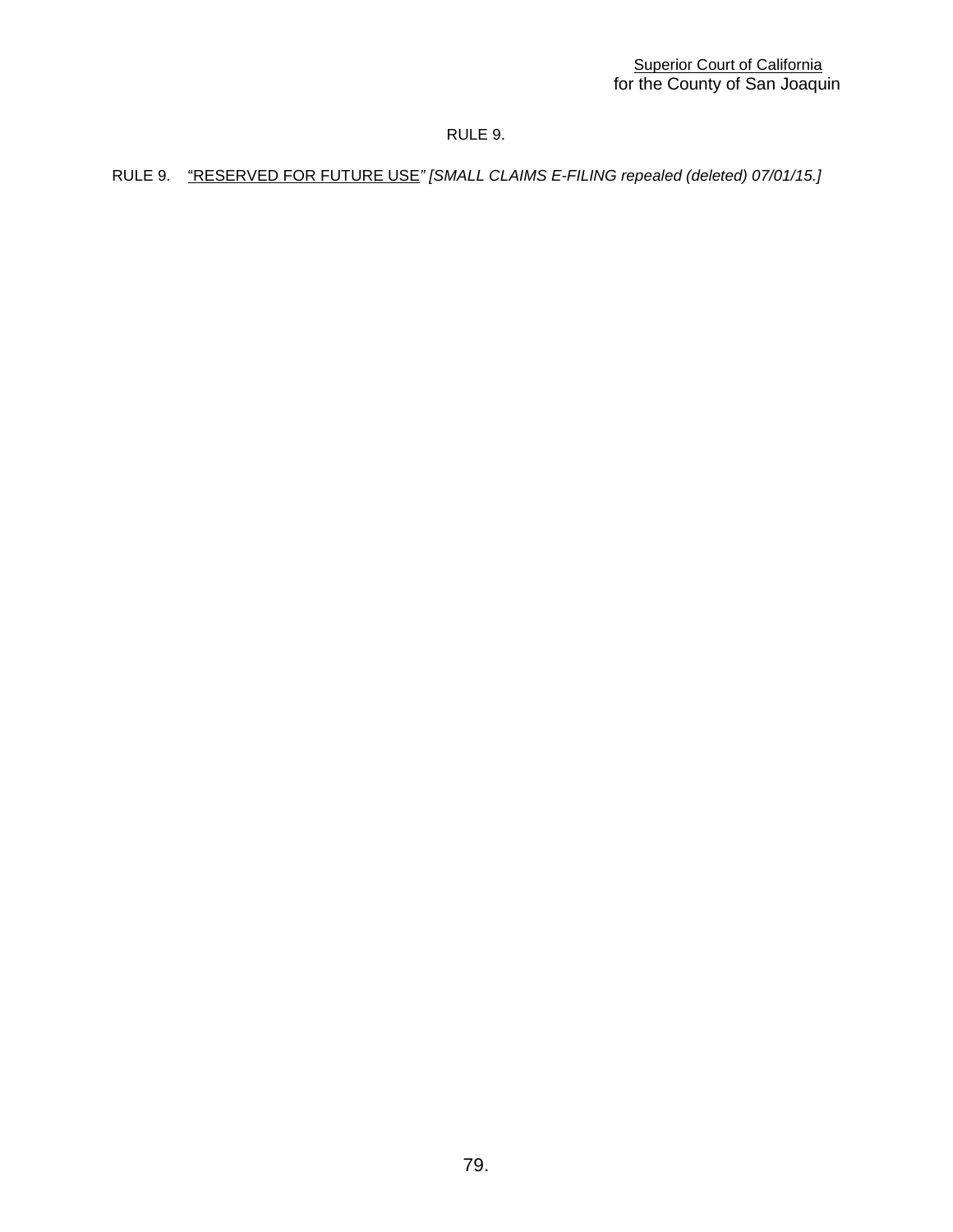## RULE 9.

RULE 9. “RESERVED FOR FUTURE USE” *[SMALL CLAIMS E-FILING repealed (deleted) 07/01/15.]*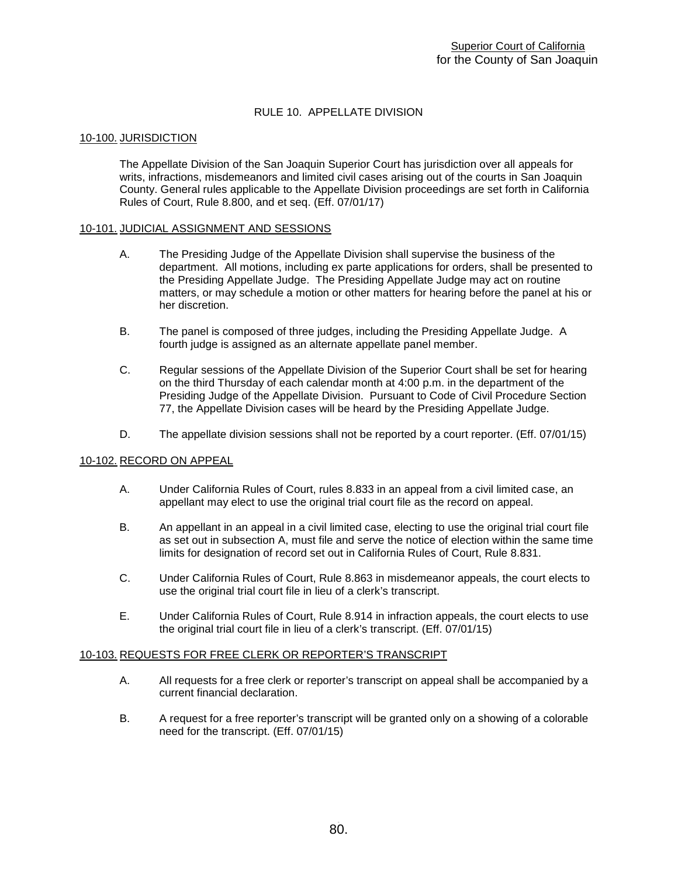# RULE 10. APPELLATE DIVISION

## 10-100. JURISDICTION

The Appellate Division of the San Joaquin Superior Court has jurisdiction over all appeals for writs, infractions, misdemeanors and limited civil cases arising out of the courts in San Joaquin County. General rules applicable to the Appellate Division proceedings are set forth in California Rules of Court, Rule 8.800, and et seq. (Eff. 07/01/17)

## 10-101. JUDICIAL ASSIGNMENT AND SESSIONS

A. The Presiding Judge of the Appellate Division shall supervise the business of the department. All motions, including ex parte applications for orders, shall be presented to the Presiding Appellate Judge. The Presiding Appellate Judge may act on routine matters, or may schedule a motion or other matters for hearing before the panel at his or her discretion.

B. The panel is composed of three judges, including the Presiding Appellate Judge. A fourth judge is assigned as an alternate appellate panel member.

C. Regular sessions of the Appellate Division of the Superior Court shall be set for hearing on the third Thursday of each calendar month at 4:00 p.m. in the department of the Presiding Judge of the Appellate Division. Pursuant to Code of Civil Procedure Section 77, the Appellate Division cases will be heard by the Presiding Appellate Judge.

D. The appellate division sessions shall not be reported by a court reporter. (Eff. 07/01/15)

## 10-102. RECORD ON APPEAL

A. Under California Rules of Court, rules 8.833 in an appeal from a civil limited case, an appellant may elect to use the original trial court file as the record on appeal.

B. An appellant in an appeal in a civil limited case, electing to use the original trial court file as set out in subsection A, must file and serve the notice of election within the same time limits for designation of record set out in California Rules of Court, Rule 8.831.

C. Under California Rules of Court, Rule 8.863 in misdemeanor appeals, the court elects to use the original trial court file in lieu of a clerk's transcript.

E. Under California Rules of Court, Rule 8.914 in infraction appeals, the court elects to use the original trial court file in lieu of a clerk's transcript. (Eff. 07/01/15)

## 10-103. REQUESTS FOR FREE CLERK OR REPORTER'S TRANSCRIPT

A. All requests for a free clerk or reporter's transcript on appeal shall be accompanied by a current financial declaration.

B. A request for a free reporter's transcript will be granted only on a showing of a colorable need for the transcript. (Eff. 07/01/15)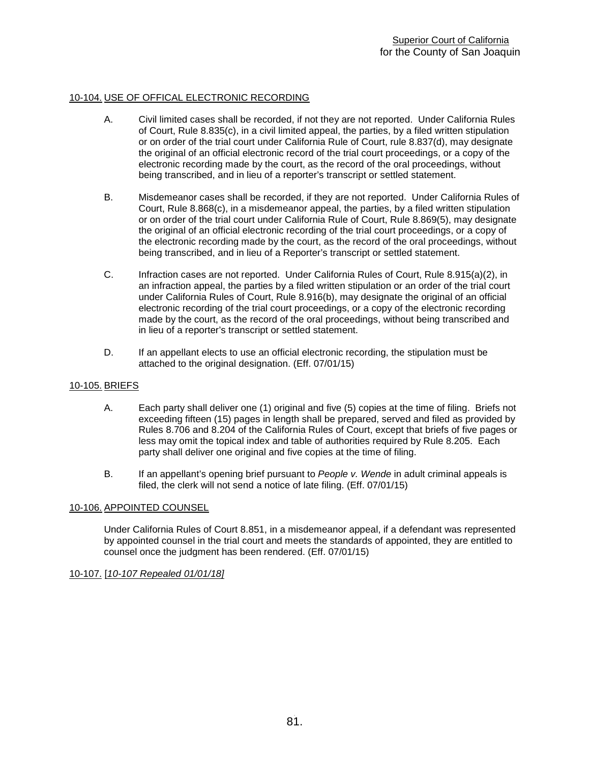## 10-104. USE OF OFFICAL ELECTRONIC RECORDING

A. Civil limited cases shall be recorded, if not they are not reported. Under California Rules of Court, Rule 8.835(c), in a civil limited appeal, the parties, by a filed written stipulation or on order of the trial court under California Rule of Court, rule 8.837(d), may designate the original of an official electronic record of the trial court proceedings, or a copy of the electronic recording made by the court, as the record of the oral proceedings, without being transcribed, and in lieu of a reporter's transcript or settled statement.

B. Misdemeanor cases shall be recorded, if they are not reported. Under California Rules of Court, Rule 8.868(c), in a misdemeanor appeal, the parties, by a filed written stipulation or on order of the trial court under California Rule of Court, Rule 8.869(5), may designate the original of an official electronic recording of the trial court proceedings, or a copy of the electronic recording made by the court, as the record of the oral proceedings, without being transcribed, and in lieu of a Reporter's transcript or settled statement.

C. Infraction cases are not reported. Under California Rules of Court, Rule 8.915(a)(2), in an infraction appeal, the parties by a filed written stipulation or an order of the trial court under California Rules of Court, Rule 8.916(b), may designate the original of an official electronic recording of the trial court proceedings, or a copy of the electronic recording made by the court, as the record of the oral proceedings, without being transcribed and in lieu of a reporter's transcript or settled statement.

D. If an appellant elects to use an official electronic recording, the stipulation must be attached to the original designation. (Eff. 07/01/15)

## 10-105. BRIEFS

A. Each party shall deliver one (1) original and five (5) copies at the time of filing. Briefs not exceeding fifteen (15) pages in length shall be prepared, served and filed as provided by Rules 8.706 and 8.204 of the California Rules of Court, except that briefs of five pages or less may omit the topical index and table of authorities required by Rule 8.205. Each party shall deliver one original and five copies at the time of filing.

B. If an appellant's opening brief pursuant to *People v. Wende* in adult criminal appeals is filed, the clerk will not send a notice of late filing. (Eff. 07/01/15)

## 10-106. APPOINTED COUNSEL

Under California Rules of Court 8.851, in a misdemeanor appeal, if a defendant was represented by appointed counsel in the trial court and meets the standards of appointed, they are entitled to counsel once the judgment has been rendered. (Eff. 07/01/15)

## 10-107. [*10-107 Repealed 01/01/18]*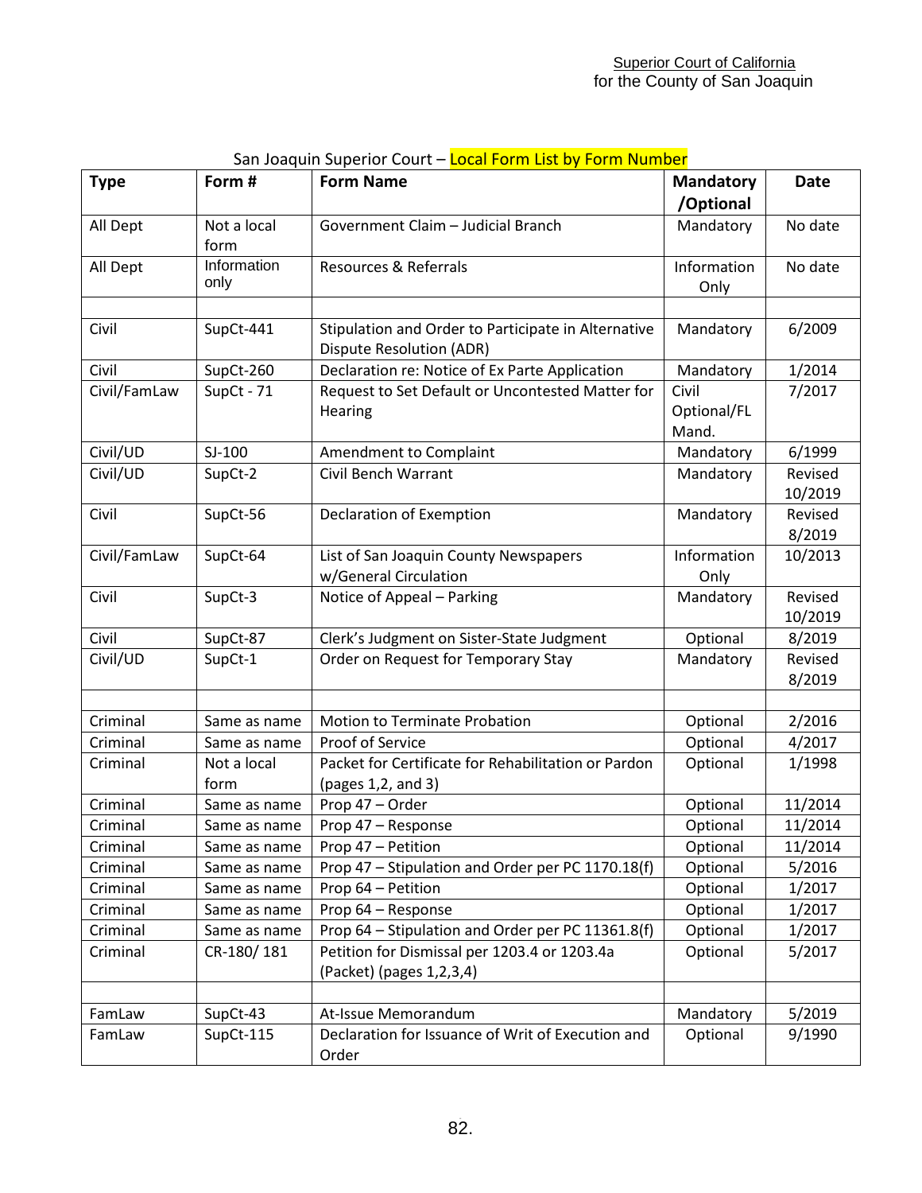Superior Court of California
for the County of San Joaquin

San Joaquin Superior Court – Local Form List by Form Number

| Type | Form # | Form Name | Mandatory /Optional | Date |
|---|---|---|---|---|
| All Dept | Not a local form | Government Claim – Judicial Branch | Mandatory | No date |
| All Dept | Information only | Resources & Referrals | Information Only | No date |
| | | | | |
| Civil | SupCt-441 | Stipulation and Order to Participate in Alternative Dispute Resolution (ADR) | Mandatory | 6/2009 |
| Civil | SupCt-260 | Declaration re: Notice of Ex Parte Application | Mandatory | 1/2014 |
| Civil/FamLaw | SupCt - 71 | Request to Set Default or Uncontested Matter for Hearing | Civil Optional/FL Mand. | 7/2017 |
| Civil/UD | SJ-100 | Amendment to Complaint | Mandatory | 6/1999 |
| Civil/UD | SupCt-2 | Civil Bench Warrant | Mandatory | Revised 10/2019 |
| Civil | SupCt-56 | Declaration of Exemption | Mandatory | Revised 8/2019 |
| Civil/FamLaw | SupCt-64 | List of San Joaquin County Newspapers w/General Circulation | Information Only | 10/2013 |
| Civil | SupCt-3 | Notice of Appeal – Parking | Mandatory | Revised 10/2019 |
| Civil | SupCt-87 | Clerk's Judgment on Sister-State Judgment | Optional | 8/2019 |
| Civil/UD | SupCt-1 | Order on Request for Temporary Stay | Mandatory | Revised 8/2019 |
| | | | | |
| Criminal | Same as name | Motion to Terminate Probation | Optional | 2/2016 |
| Criminal | Same as name | Proof of Service | Optional | 4/2017 |
| Criminal | Not a local form | Packet for Certificate for Rehabilitation or Pardon (pages 1,2, and 3) | Optional | 1/1998 |
| Criminal | Same as name | Prop 47 – Order | Optional | 11/2014 |
| Criminal | Same as name | Prop 47 – Response | Optional | 11/2014 |
| Criminal | Same as name | Prop 47 – Petition | Optional | 11/2014 |
| Criminal | Same as name | Prop 47 – Stipulation and Order per PC 1170.18(f) | Optional | 5/2016 |
| Criminal | Same as name | Prop 64 – Petition | Optional | 1/2017 |
| Criminal | Same as name | Prop 64 – Response | Optional | 1/2017 |
| Criminal | Same as name | Prop 64 – Stipulation and Order per PC 11361.8(f) | Optional | 1/2017 |
| Criminal | CR-180/ 181 | Petition for Dismissal per 1203.4 or 1203.4a (Packet) (pages 1,2,3,4) | Optional | 5/2017 |
| | | | | |
| FamLaw | SupCt-43 | At-Issue Memorandum | Mandatory | 5/2019 |
| FamLaw | SupCt-115 | Declaration for Issuance of Writ of Execution and Order | Optional | 9/1990 |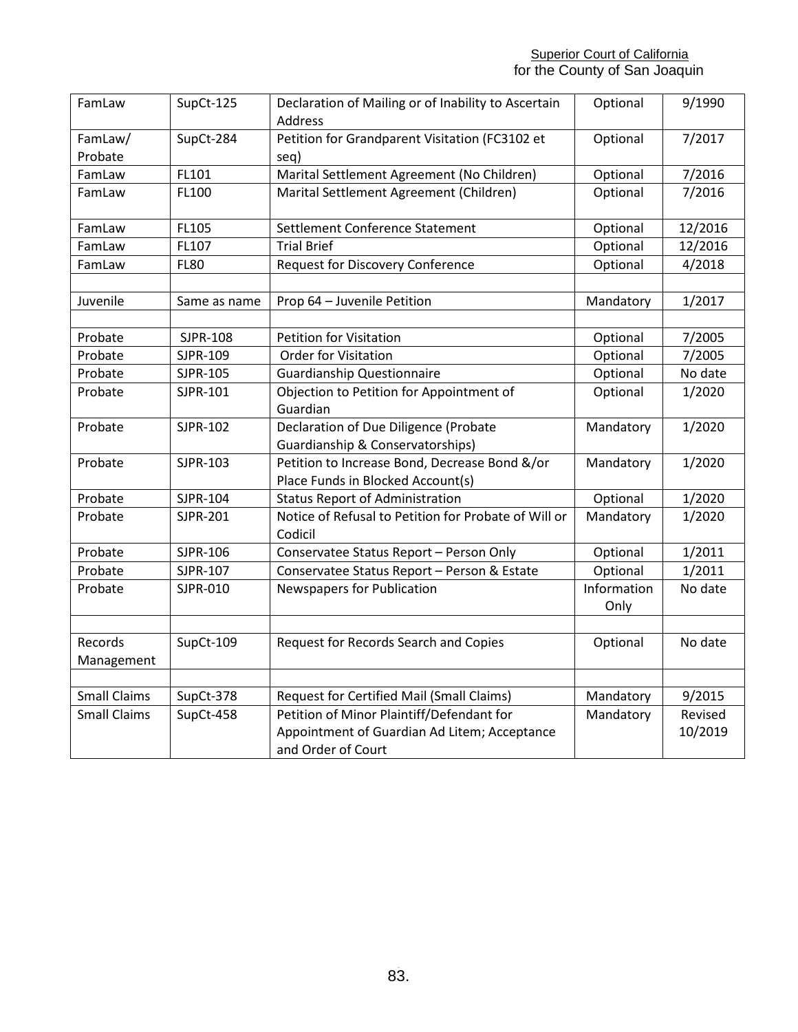| FamLaw | SupCt-125 | Declaration of Mailing or of Inability to Ascertain Address | Optional | 9/1990 |
|---|---|---|---|---|
| FamLaw/ Probate | SupCt-284 | Petition for Grandparent Visitation (FC3102 et seq) | Optional | 7/2017 |
| FamLaw | FL101 | Marital Settlement Agreement (No Children) | Optional | 7/2016 |
| FamLaw | FL100 | Marital Settlement Agreement (Children) | Optional | 7/2016 |
| FamLaw | FL105 | Settlement Conference Statement | Optional | 12/2016 |
| FamLaw | FL107 | Trial Brief | Optional | 12/2016 |
| FamLaw | FL80 | Request for Discovery Conference | Optional | 4/2018 |
| | | | | |
| Juvenile | Same as name | Prop 64 – Juvenile Petition | Mandatory | 1/2017 |
| | | | | |
| Probate | SJPR-108 | Petition for Visitation | Optional | 7/2005 |
| Probate | SJPR-109 | Order for Visitation | Optional | 7/2005 |
| Probate | SJPR-105 | Guardianship Questionnaire | Optional | No date |
| Probate | SJPR-101 | Objection to Petition for Appointment of Guardian | Optional | 1/2020 |
| Probate | SJPR-102 | Declaration of Due Diligence (Probate Guardianship & Conservatorships) | Mandatory | 1/2020 |
| Probate | SJPR-103 | Petition to Increase Bond, Decrease Bond &/or Place Funds in Blocked Account(s) | Mandatory | 1/2020 |
| Probate | SJPR-104 | Status Report of Administration | Optional | 1/2020 |
| Probate | SJPR-201 | Notice of Refusal to Petition for Probate of Will or Codicil | Mandatory | 1/2020 |
| Probate | SJPR-106 | Conservatee Status Report – Person Only | Optional | 1/2011 |
| Probate | SJPR-107 | Conservatee Status Report – Person & Estate | Optional | 1/2011 |
| Probate | SJPR-010 | Newspapers for Publication | Information Only | No date |
| | | | | |
| Records Management | SupCt-109 | Request for Records Search and Copies | Optional | No date |
| | | | | |
| Small Claims | SupCt-378 | Request for Certified Mail (Small Claims) | Mandatory | 9/2015 |
| Small Claims | SupCt-458 | Petition of Minor Plaintiff/Defendant for Appointment of Guardian Ad Litem; Acceptance and Order of Court | Mandatory | Revised 10/2019 |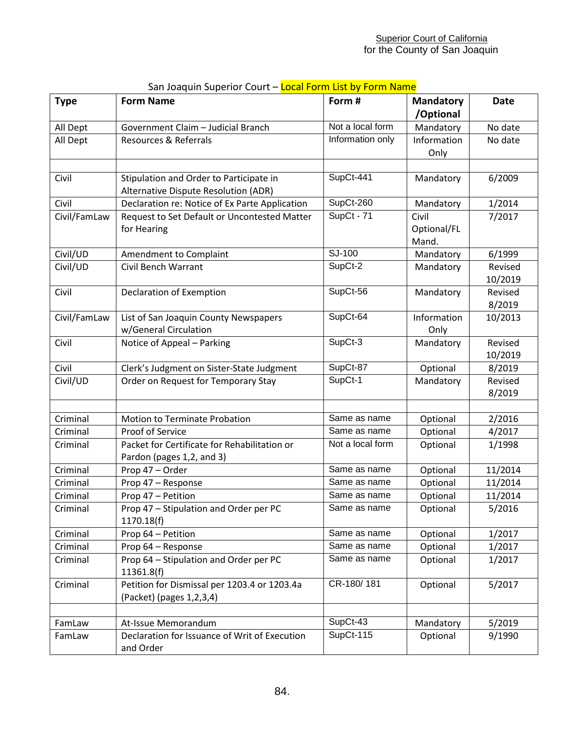Superior Court of California
for the County of San Joaquin

San Joaquin Superior Court – Local Form List by Form Name

| Type | Form Name | Form # | Mandatory /Optional | Date |
|---|---|---|---|---|
| All Dept | Government Claim – Judicial Branch | Not a local form | Mandatory | No date |
| All Dept | Resources & Referrals | Information only | Information Only | No date |
| | | | | |
| Civil | Stipulation and Order to Participate in Alternative Dispute Resolution (ADR) | SupCt-441 | Mandatory | 6/2009 |
| Civil | Declaration re: Notice of Ex Parte Application | SupCt-260 | Mandatory | 1/2014 |
| Civil/FamLaw | Request to Set Default or Uncontested Matter for Hearing | SupCt - 71 | Civil Optional/FL Mand. | 7/2017 |
| Civil/UD | Amendment to Complaint | SJ-100 | Mandatory | 6/1999 |
| Civil/UD | Civil Bench Warrant | SupCt-2 | Mandatory | Revised 10/2019 |
| Civil | Declaration of Exemption | SupCt-56 | Mandatory | Revised 8/2019 |
| Civil/FamLaw | List of San Joaquin County Newspapers w/General Circulation | SupCt-64 | Information Only | 10/2013 |
| Civil | Notice of Appeal – Parking | SupCt-3 | Mandatory | Revised 10/2019 |
| Civil | Clerk's Judgment on Sister-State Judgment | SupCt-87 | Optional | 8/2019 |
| Civil/UD | Order on Request for Temporary Stay | SupCt-1 | Mandatory | Revised 8/2019 |
| | | | | |
| Criminal | Motion to Terminate Probation | Same as name | Optional | 2/2016 |
| Criminal | Proof of Service | Same as name | Optional | 4/2017 |
| Criminal | Packet for Certificate for Rehabilitation or Pardon (pages 1,2, and 3) | Not a local form | Optional | 1/1998 |
| Criminal | Prop 47 – Order | Same as name | Optional | 11/2014 |
| Criminal | Prop 47 – Response | Same as name | Optional | 11/2014 |
| Criminal | Prop 47 – Petition | Same as name | Optional | 11/2014 |
| Criminal | Prop 47 – Stipulation and Order per PC 1170.18(f) | Same as name | Optional | 5/2016 |
| Criminal | Prop 64 – Petition | Same as name | Optional | 1/2017 |
| Criminal | Prop 64 – Response | Same as name | Optional | 1/2017 |
| Criminal | Prop 64 – Stipulation and Order per PC 11361.8(f) | Same as name | Optional | 1/2017 |
| Criminal | Petition for Dismissal per 1203.4 or 1203.4a (Packet) (pages 1,2,3,4) | CR-180/ 181 | Optional | 5/2017 |
| | | | | |
| FamLaw | At-Issue Memorandum | SupCt-43 | Mandatory | 5/2019 |
| FamLaw | Declaration for Issuance of Writ of Execution and Order | SupCt-115 | Optional | 9/1990 |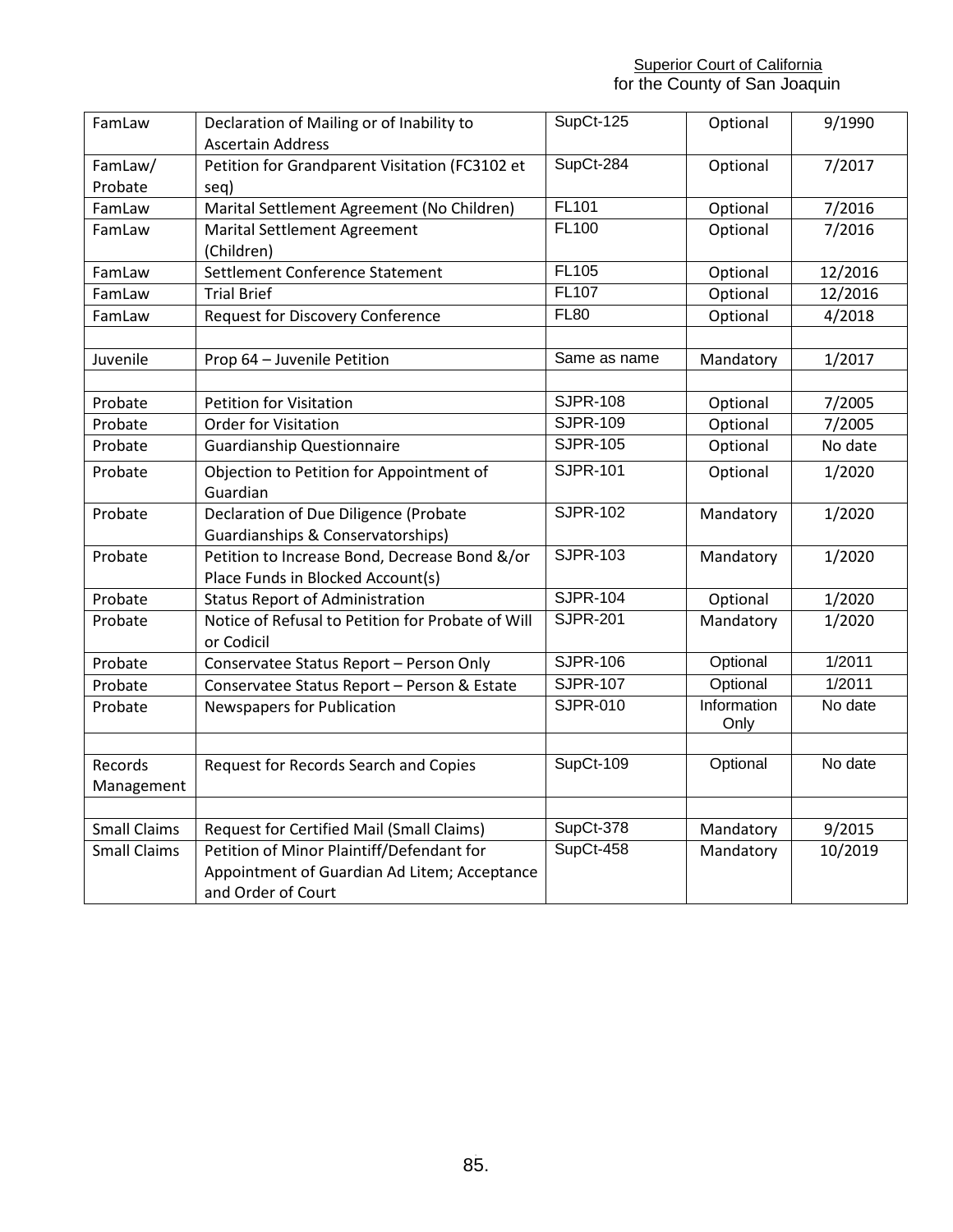| FamLaw | Declaration of Mailing or of Inability to Ascertain Address | SupCt-125 | Optional | 9/1990 |
|---|---|---|---|---|
| FamLaw/ Probate | Petition for Grandparent Visitation (FC3102 et seq) | SupCt-284 | Optional | 7/2017 |
| FamLaw | Marital Settlement Agreement (No Children) | FL101 | Optional | 7/2016 |
| FamLaw | Marital Settlement Agreement (Children) | FL100 | Optional | 7/2016 |
| FamLaw | Settlement Conference Statement | FL105 | Optional | 12/2016 |
| FamLaw | Trial Brief | FL107 | Optional | 12/2016 |
| FamLaw | Request for Discovery Conference | FL80 | Optional | 4/2018 |
| | | | | |
| Juvenile | Prop 64 – Juvenile Petition | Same as name | Mandatory | 1/2017 |
| | | | | |
| Probate | Petition for Visitation | SJPR-108 | Optional | 7/2005 |
| Probate | Order for Visitation | SJPR-109 | Optional | 7/2005 |
| Probate | Guardianship Questionnaire | SJPR-105 | Optional | No date |
| Probate | Objection to Petition for Appointment of Guardian | SJPR-101 | Optional | 1/2020 |
| Probate | Declaration of Due Diligence (Probate Guardianships & Conservatorships) | SJPR-102 | Mandatory | 1/2020 |
| Probate | Petition to Increase Bond, Decrease Bond &/or Place Funds in Blocked Account(s) | SJPR-103 | Mandatory | 1/2020 |
| Probate | Status Report of Administration | SJPR-104 | Optional | 1/2020 |
| Probate | Notice of Refusal to Petition for Probate of Will or Codicil | SJPR-201 | Mandatory | 1/2020 |
| Probate | Conservatee Status Report – Person Only | SJPR-106 | Optional | 1/2011 |
| Probate | Conservatee Status Report – Person & Estate | SJPR-107 | Optional | 1/2011 |
| Probate | Newspapers for Publication | SJPR-010 | Information Only | No date |
| | | | | |
| Records Management | Request for Records Search and Copies | SupCt-109 | Optional | No date |
| | | | | |
| Small Claims | Request for Certified Mail (Small Claims) | SupCt-378 | Mandatory | 9/2015 |
| Small Claims | Petition of Minor Plaintiff/Defendant for Appointment of Guardian Ad Litem; Acceptance and Order of Court | SupCt-458 | Mandatory | 10/2019 |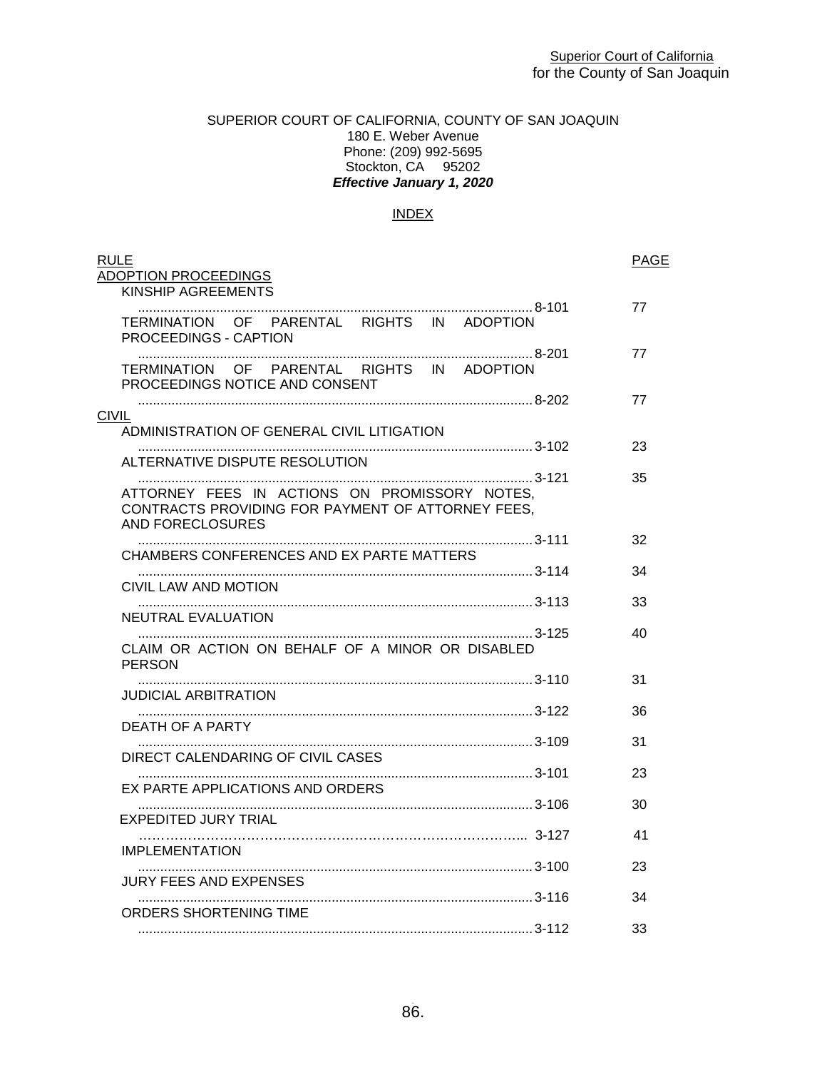Superior Court of California
for the County of San Joaquin

SUPERIOR COURT OF CALIFORNIA, COUNTY OF SAN JOAQUIN
180 E. Weber Avenue
Phone: (209) 992-5695
Stockton, CA 95202
***Effective January 1, 2020***

INDEX

| RULE | | PAGE |
|---|---|---|
| **ADOPTION PROCEEDINGS** | | |
| KINSHIP AGREEMENTS | 8-101 | 77 |
| TERMINATION OF PARENTAL RIGHTS IN ADOPTION PROCEEDINGS - CAPTION | 8-201 | 77 |
| TERMINATION OF PARENTAL RIGHTS IN ADOPTION PROCEEDINGS NOTICE AND CONSENT | 8-202 | 77 |
| **CIVIL** | | |
| ADMINISTRATION OF GENERAL CIVIL LITIGATION | 3-102 | 23 |
| ALTERNATIVE DISPUTE RESOLUTION | 3-121 | 35 |
| ATTORNEY FEES IN ACTIONS ON PROMISSORY NOTES, CONTRACTS PROVIDING FOR PAYMENT OF ATTORNEY FEES, AND FORECLOSURES | 3-111 | 32 |
| CHAMBERS CONFERENCES AND EX PARTE MATTERS | 3-114 | 34 |
| CIVIL LAW AND MOTION | 3-113 | 33 |
| NEUTRAL EVALUATION | 3-125 | 40 |
| CLAIM OR ACTION ON BEHALF OF A MINOR OR DISABLED PERSON | 3-110 | 31 |
| JUDICIAL ARBITRATION | 3-122 | 36 |
| DEATH OF A PARTY | 3-109 | 31 |
| DIRECT CALENDARING OF CIVIL CASES | 3-101 | 23 |
| EX PARTE APPLICATIONS AND ORDERS | 3-106 | 30 |
| EXPEDITED JURY TRIAL | 3-127 | 41 |
| IMPLEMENTATION | 3-100 | 23 |
| JURY FEES AND EXPENSES | 3-116 | 34 |
| ORDERS SHORTENING TIME | 3-112 | 33 |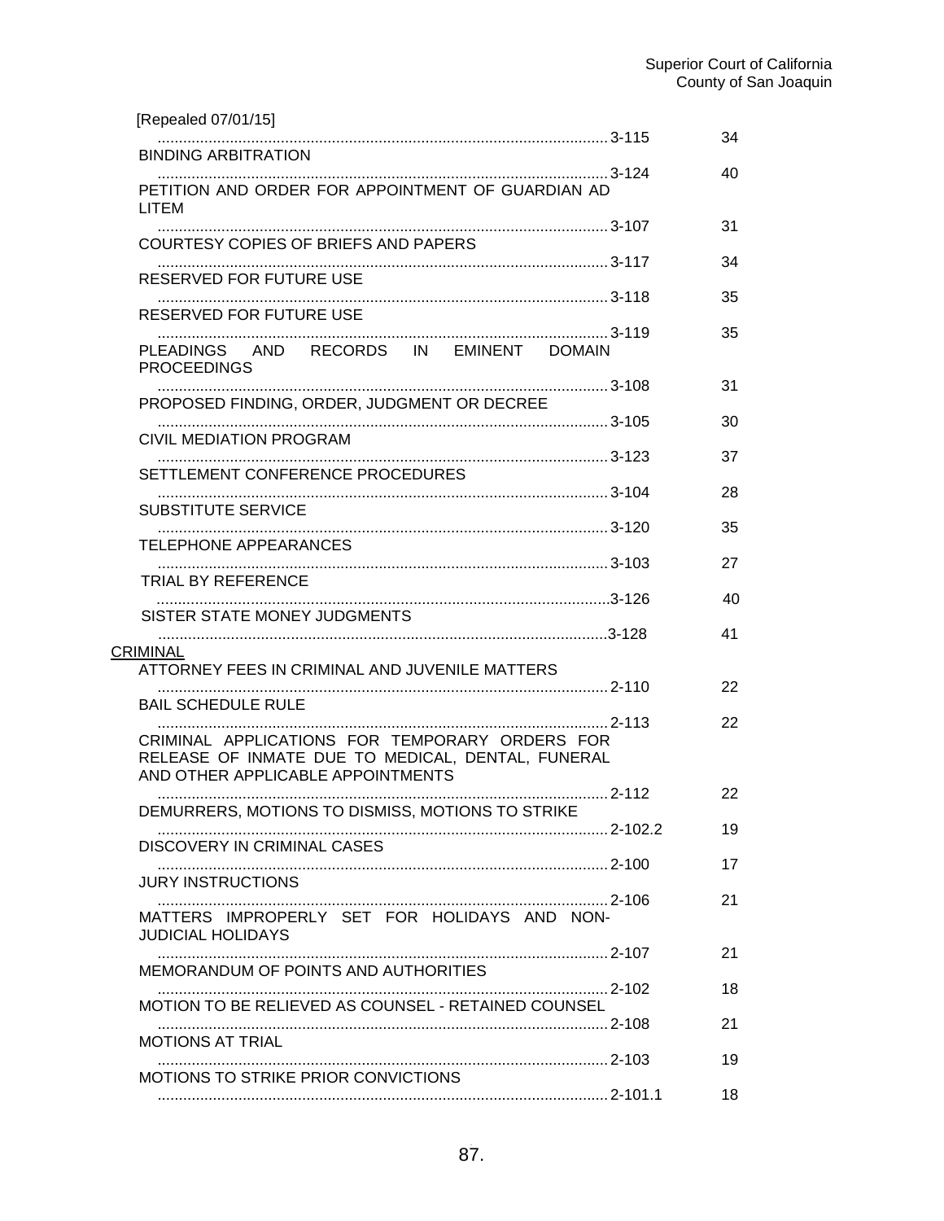[Repealed 07/01/15]

| | | |
|---|---|---|
| [Repealed 07/01/15] | 3-115 | 34 |
| BINDING ARBITRATION | 3-124 | 40 |
| PETITION AND ORDER FOR APPOINTMENT OF GUARDIAN AD LITEM | 3-107 | 31 |
| COURTESY COPIES OF BRIEFS AND PAPERS | 3-117 | 34 |
| RESERVED FOR FUTURE USE | 3-118 | 35 |
| RESERVED FOR FUTURE USE | 3-119 | 35 |
| PLEADINGS AND RECORDS IN EMINENT DOMAIN PROCEEDINGS | 3-108 | 31 |
| PROPOSED FINDING, ORDER, JUDGMENT OR DECREE | 3-105 | 30 |
| CIVIL MEDIATION PROGRAM | 3-123 | 37 |
| SETTLEMENT CONFERENCE PROCEDURES | 3-104 | 28 |
| SUBSTITUTE SERVICE | 3-120 | 35 |
| TELEPHONE APPEARANCES | 3-103 | 27 |
| TRIAL BY REFERENCE | 3-126 | 40 |
| SISTER STATE MONEY JUDGMENTS | 3-128 | 41 |

<u>CRIMINAL</u>

| | | |
|---|---|---|
| ATTORNEY FEES IN CRIMINAL AND JUVENILE MATTERS | 2-110 | 22 |
| BAIL SCHEDULE RULE | 2-113 | 22 |
| CRIMINAL APPLICATIONS FOR TEMPORARY ORDERS FOR RELEASE OF INMATE DUE TO MEDICAL, DENTAL, FUNERAL AND OTHER APPLICABLE APPOINTMENTS | 2-112 | 22 |
| DEMURRERS, MOTIONS TO DISMISS, MOTIONS TO STRIKE | 2-102.2 | 19 |
| DISCOVERY IN CRIMINAL CASES | 2-100 | 17 |
| JURY INSTRUCTIONS | 2-106 | 21 |
| MATTERS IMPROPERLY SET FOR HOLIDAYS AND NON-JUDICIAL HOLIDAYS | 2-107 | 21 |
| MEMORANDUM OF POINTS AND AUTHORITIES | 2-102 | 18 |
| MOTION TO BE RELIEVED AS COUNSEL - RETAINED COUNSEL | 2-108 | 21 |
| MOTIONS AT TRIAL | 2-103 | 19 |
| MOTIONS TO STRIKE PRIOR CONVICTIONS | 2-101.1 | 18 |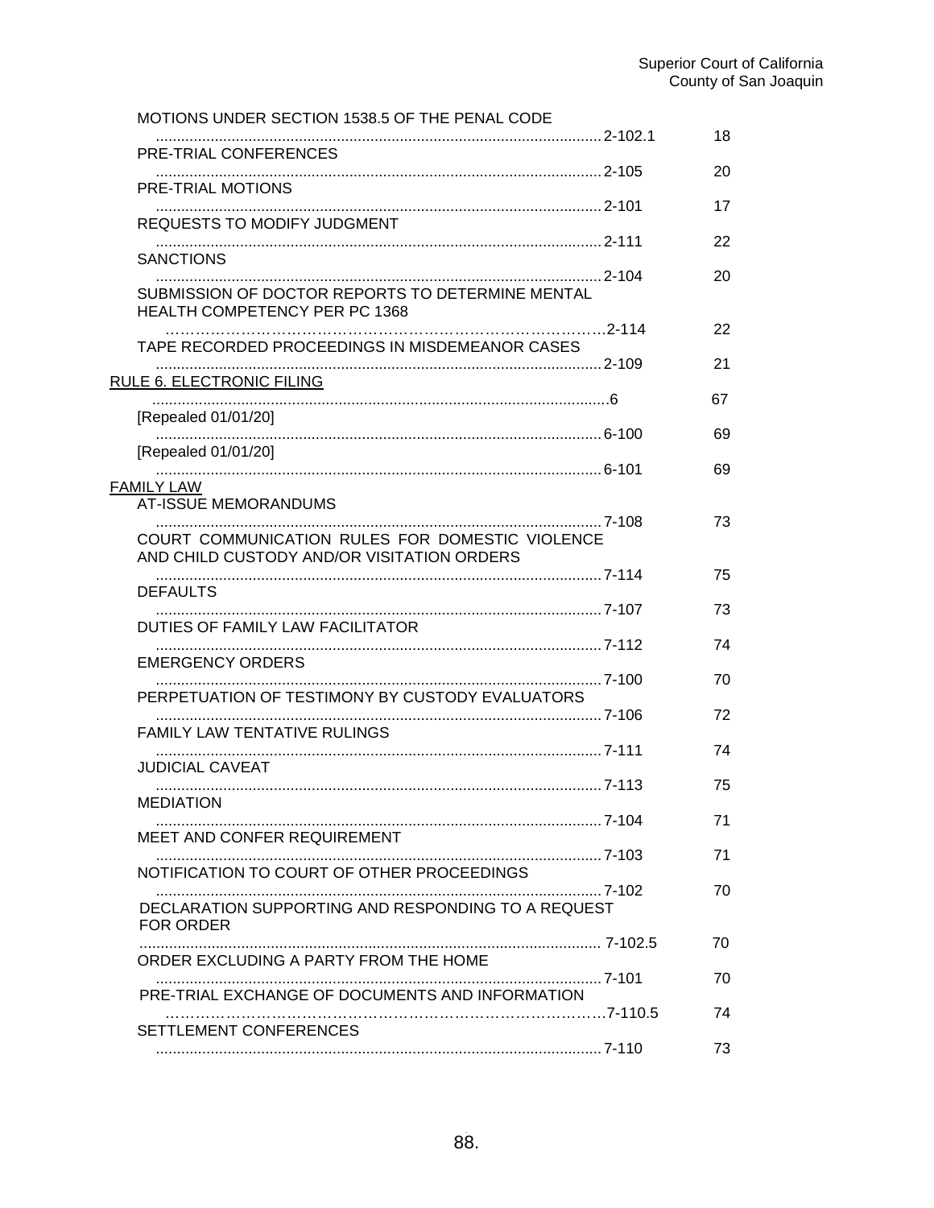MOTIONS UNDER SECTION 1538.5 OF THE PENAL CODE
.......................................................................................................... 2-102.1 18

PRE-TRIAL CONFERENCES
.......................................................................................................... 2-105 20

PRE-TRIAL MOTIONS
.......................................................................................................... 2-101 17

REQUESTS TO MODIFY JUDGMENT
.......................................................................................................... 2-111 22

SANCTIONS
.......................................................................................................... 2-104 20

SUBMISSION OF DOCTOR REPORTS TO DETERMINE MENTAL HEALTH COMPETENCY PER PC 1368
…………………………………………………………………………2-114 22

TAPE RECORDED PROCEEDINGS IN MISDEMEANOR CASES
.......................................................................................................... 2-109 21

RULE 6. ELECTRONIC FILING
..........................................................................................................6 67

[Repealed 01/01/20]
.......................................................................................................... 6-100 69

[Repealed 01/01/20]
.......................................................................................................... 6-101 69

FAMILY LAW

AT-ISSUE MEMORANDUMS
.......................................................................................................... 7-108 73

COURT COMMUNICATION RULES FOR DOMESTIC VIOLENCE AND CHILD CUSTODY AND/OR VISITATION ORDERS
.......................................................................................................... 7-114 75

DEFAULTS
.......................................................................................................... 7-107 73

DUTIES OF FAMILY LAW FACILITATOR
.......................................................................................................... 7-112 74

EMERGENCY ORDERS
.......................................................................................................... 7-100 70

PERPETUATION OF TESTIMONY BY CUSTODY EVALUATORS
.......................................................................................................... 7-106 72

FAMILY LAW TENTATIVE RULINGS
.......................................................................................................... 7-111 74

JUDICIAL CAVEAT
.......................................................................................................... 7-113 75

MEDIATION
.......................................................................................................... 7-104 71

MEET AND CONFER REQUIREMENT
.......................................................................................................... 7-103 71

NOTIFICATION TO COURT OF OTHER PROCEEDINGS
.......................................................................................................... 7-102 70

DECLARATION SUPPORTING AND RESPONDING TO A REQUEST FOR ORDER
.......................................................................................................... 7-102.5 70

ORDER EXCLUDING A PARTY FROM THE HOME
.......................................................................................................... 7-101 70

PRE-TRIAL EXCHANGE OF DOCUMENTS AND INFORMATION
…………………………………………………………………………7-110.5 74

SETTLEMENT CONFERENCES
.......................................................................................................... 7-110 73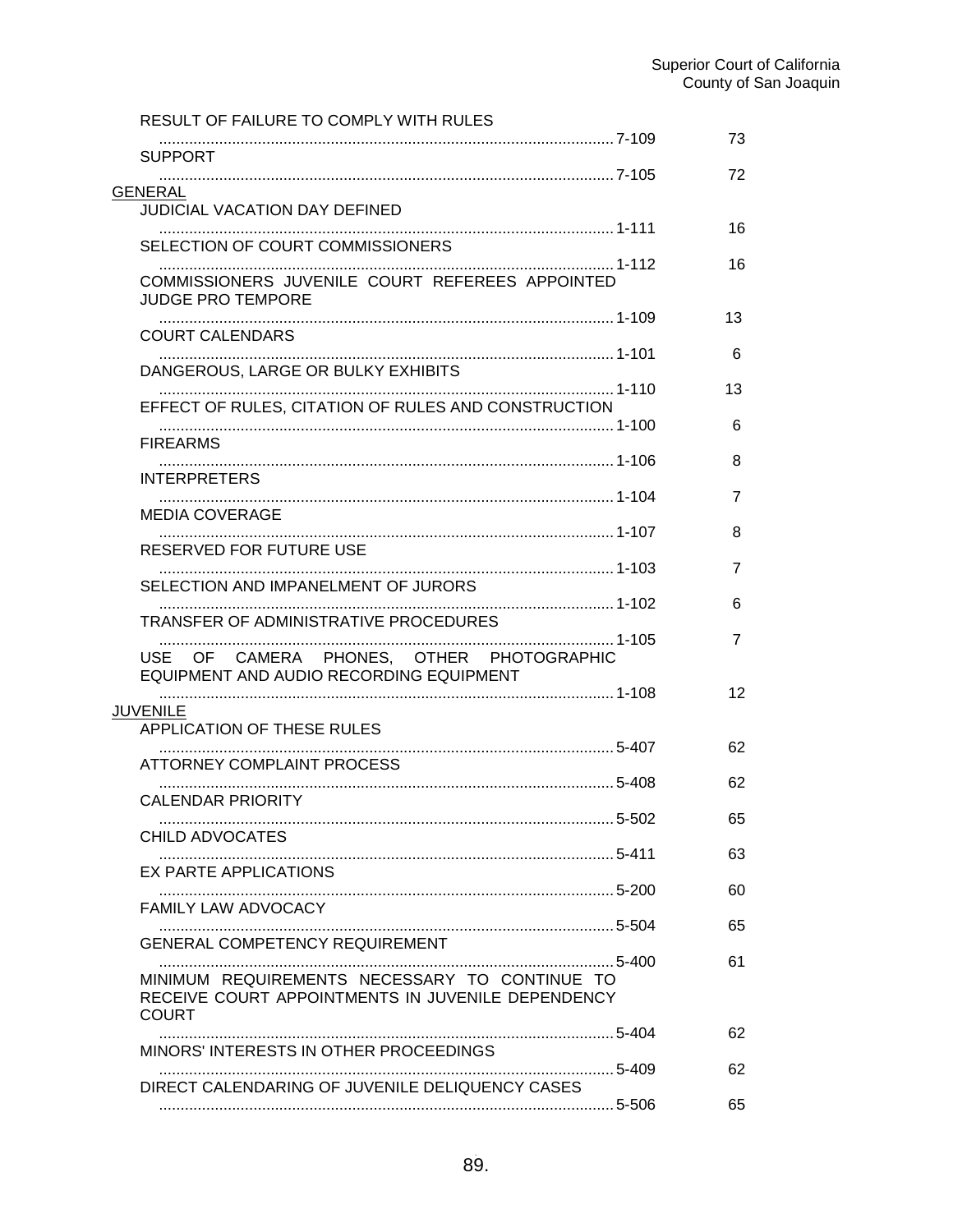RESULT OF FAILURE TO COMPLY WITH RULES
........................................................................................................ 7-109 73

SUPPORT
........................................................................................................ 7-105 72

<u>GENERAL</u>

JUDICIAL VACATION DAY DEFINED
........................................................................................................ 1-111 16

SELECTION OF COURT COMMISSIONERS
........................................................................................................ 1-112 16

COMMISSIONERS JUVENILE COURT REFEREES APPOINTED JUDGE PRO TEMPORE
........................................................................................................ 1-109 13

COURT CALENDARS
........................................................................................................ 1-101 6

DANGEROUS, LARGE OR BULKY EXHIBITS
........................................................................................................ 1-110 13

EFFECT OF RULES, CITATION OF RULES AND CONSTRUCTION
........................................................................................................ 1-100 6

FIREARMS
........................................................................................................ 1-106 8

INTERPRETERS
........................................................................................................ 1-104 7

MEDIA COVERAGE
........................................................................................................ 1-107 8

RESERVED FOR FUTURE USE
........................................................................................................ 1-103 7

SELECTION AND IMPANELMENT OF JURORS
........................................................................................................ 1-102 6

TRANSFER OF ADMINISTRATIVE PROCEDURES
........................................................................................................ 1-105 7

USE OF CAMERA PHONES, OTHER PHOTOGRAPHIC EQUIPMENT AND AUDIO RECORDING EQUIPMENT
........................................................................................................ 1-108 12

<u>JUVENILE</u>

APPLICATION OF THESE RULES
........................................................................................................ 5-407 62

ATTORNEY COMPLAINT PROCESS
........................................................................................................ 5-408 62

CALENDAR PRIORITY
........................................................................................................ 5-502 65

CHILD ADVOCATES
........................................................................................................ 5-411 63

EX PARTE APPLICATIONS
........................................................................................................ 5-200 60

FAMILY LAW ADVOCACY
........................................................................................................ 5-504 65

GENERAL COMPETENCY REQUIREMENT
........................................................................................................ 5-400 61

MINIMUM REQUIREMENTS NECESSARY TO CONTINUE TO RECEIVE COURT APPOINTMENTS IN JUVENILE DEPENDENCY COURT
........................................................................................................ 5-404 62

MINORS' INTERESTS IN OTHER PROCEEDINGS
........................................................................................................ 5-409 62

DIRECT CALENDARING OF JUVENILE DELIQUENCY CASES
........................................................................................................ 5-506 65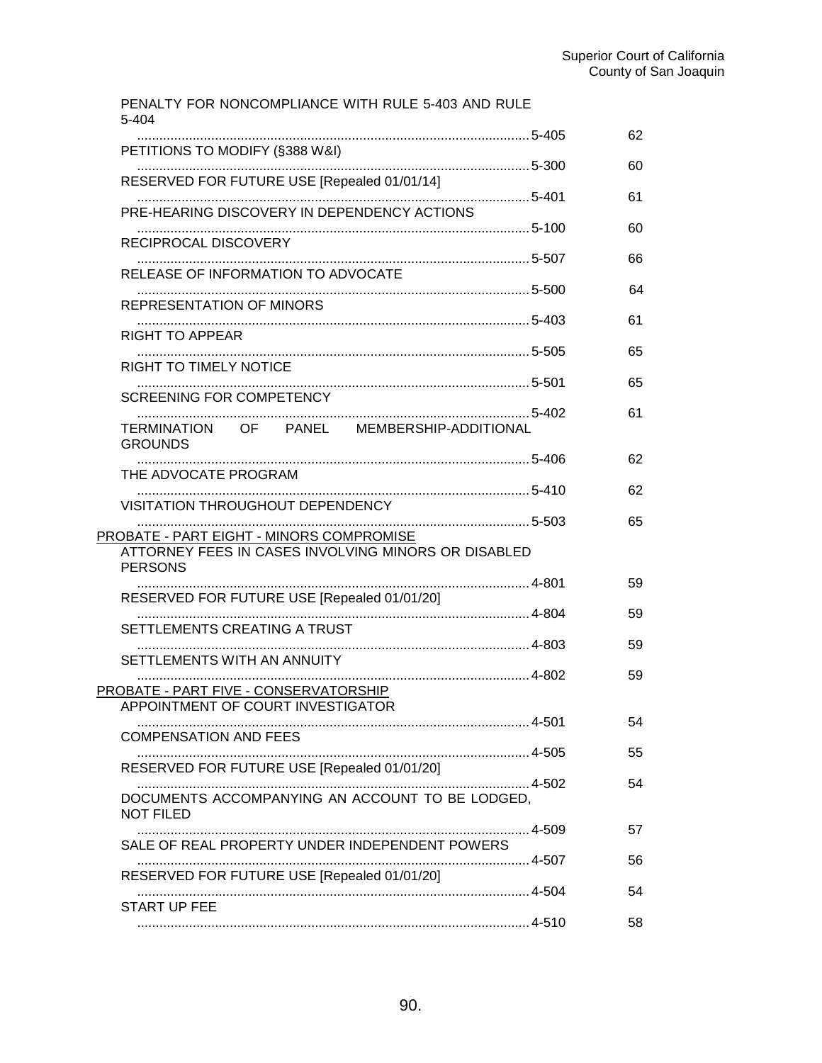PENALTY FOR NONCOMPLIANCE WITH RULE 5-403 AND RULE 5-404
.......... 5-405 62

PETITIONS TO MODIFY (§388 W&I)
.......... 5-300 60

RESERVED FOR FUTURE USE [Repealed 01/01/14]
.......... 5-401 61

PRE-HEARING DISCOVERY IN DEPENDENCY ACTIONS
.......... 5-100 60

RECIPROCAL DISCOVERY
.......... 5-507 66

RELEASE OF INFORMATION TO ADVOCATE
.......... 5-500 64

REPRESENTATION OF MINORS
.......... 5-403 61

RIGHT TO APPEAR
.......... 5-505 65

RIGHT TO TIMELY NOTICE
.......... 5-501 65

SCREENING FOR COMPETENCY
.......... 5-402 61

TERMINATION OF PANEL MEMBERSHIP-ADDITIONAL GROUNDS
.......... 5-406 62

THE ADVOCATE PROGRAM
.......... 5-410 62

VISITATION THROUGHOUT DEPENDENCY
.......... 5-503 65

PROBATE - PART EIGHT - MINORS COMPROMISE

ATTORNEY FEES IN CASES INVOLVING MINORS OR DISABLED PERSONS
.......... 4-801 59

RESERVED FOR FUTURE USE [Repealed 01/01/20]
.......... 4-804 59

SETTLEMENTS CREATING A TRUST
.......... 4-803 59

SETTLEMENTS WITH AN ANNUITY
.......... 4-802 59

PROBATE - PART FIVE - CONSERVATORSHIP

APPOINTMENT OF COURT INVESTIGATOR
.......... 4-501 54

COMPENSATION AND FEES
.......... 4-505 55

RESERVED FOR FUTURE USE [Repealed 01/01/20]
.......... 4-502 54

DOCUMENTS ACCOMPANYING AN ACCOUNT TO BE LODGED, NOT FILED
.......... 4-509 57

SALE OF REAL PROPERTY UNDER INDEPENDENT POWERS
.......... 4-507 56

RESERVED FOR FUTURE USE [Repealed 01/01/20]
.......... 4-504 54

START UP FEE
.......... 4-510 58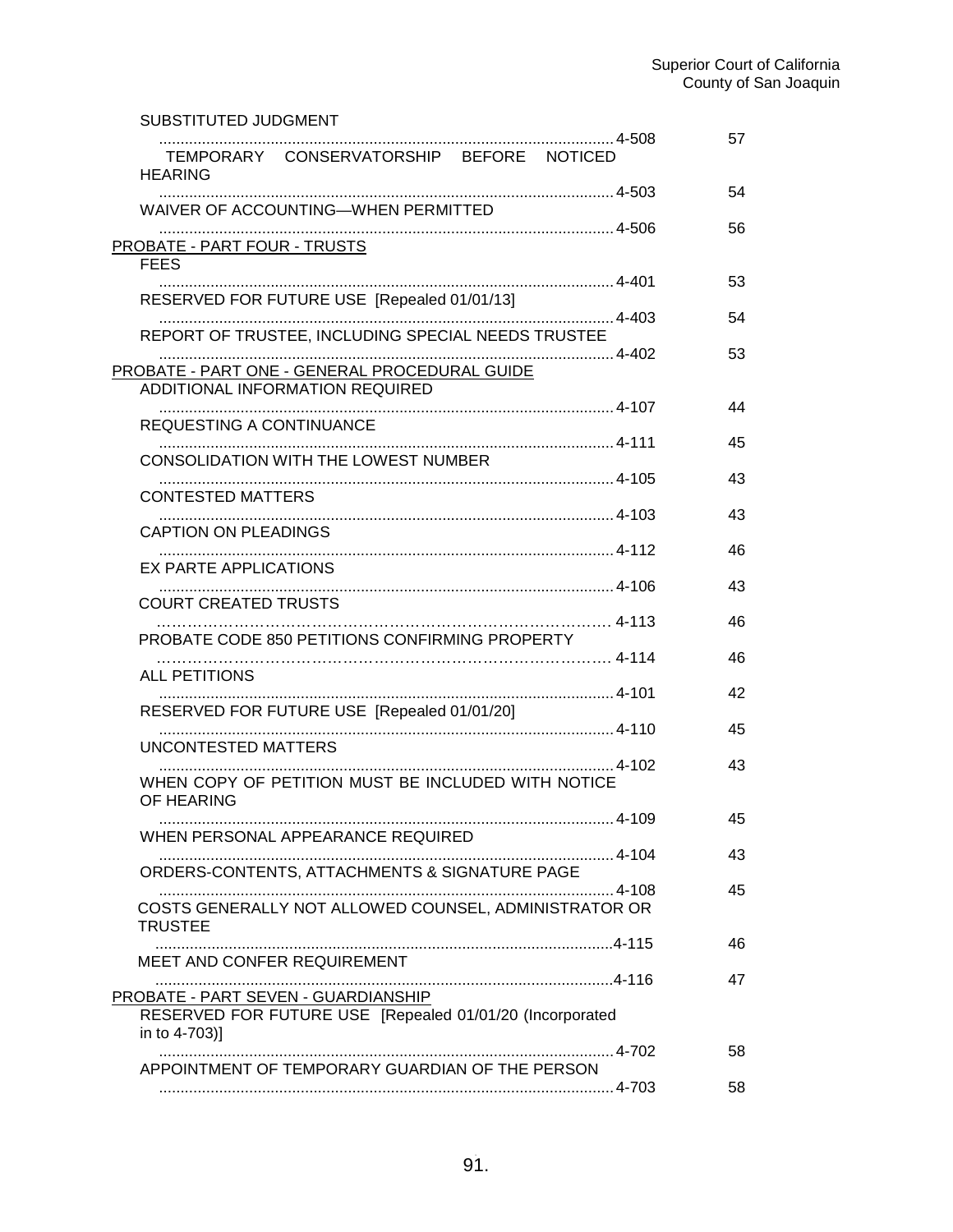| Title | Rule | Page |
|---|---|---|
| SUBSTITUTED JUDGMENT | 4-508 | 57 |
| TEMPORARY CONSERVATORSHIP BEFORE NOTICED HEARING | 4-503 | 54 |
| WAIVER OF ACCOUNTING—WHEN PERMITTED | 4-506 | 56 |
| PROBATE - PART FOUR - TRUSTS | | |
| FEES | 4-401 | 53 |
| RESERVED FOR FUTURE USE [Repealed 01/01/13] | 4-403 | 54 |
| REPORT OF TRUSTEE, INCLUDING SPECIAL NEEDS TRUSTEE | 4-402 | 53 |
| PROBATE - PART ONE - GENERAL PROCEDURAL GUIDE | | |
| ADDITIONAL INFORMATION REQUIRED | 4-107 | 44 |
| REQUESTING A CONTINUANCE | 4-111 | 45 |
| CONSOLIDATION WITH THE LOWEST NUMBER | 4-105 | 43 |
| CONTESTED MATTERS | 4-103 | 43 |
| CAPTION ON PLEADINGS | 4-112 | 46 |
| EX PARTE APPLICATIONS | 4-106 | 43 |
| COURT CREATED TRUSTS | 4-113 | 46 |
| PROBATE CODE 850 PETITIONS CONFIRMING PROPERTY | 4-114 | 46 |
| ALL PETITIONS | 4-101 | 42 |
| RESERVED FOR FUTURE USE [Repealed 01/01/20] | 4-110 | 45 |
| UNCONTESTED MATTERS | 4-102 | 43 |
| WHEN COPY OF PETITION MUST BE INCLUDED WITH NOTICE OF HEARING | 4-109 | 45 |
| WHEN PERSONAL APPEARANCE REQUIRED | 4-104 | 43 |
| ORDERS-CONTENTS, ATTACHMENTS & SIGNATURE PAGE | 4-108 | 45 |
| COSTS GENERALLY NOT ALLOWED COUNSEL, ADMINISTRATOR OR TRUSTEE | 4-115 | 46 |
| MEET AND CONFER REQUIREMENT | 4-116 | 47 |
| PROBATE - PART SEVEN - GUARDIANSHIP | | |
| RESERVED FOR FUTURE USE [Repealed 01/01/20 (Incorporated in to 4-703)] | 4-702 | 58 |
| APPOINTMENT OF TEMPORARY GUARDIAN OF THE PERSON | 4-703 | 58 |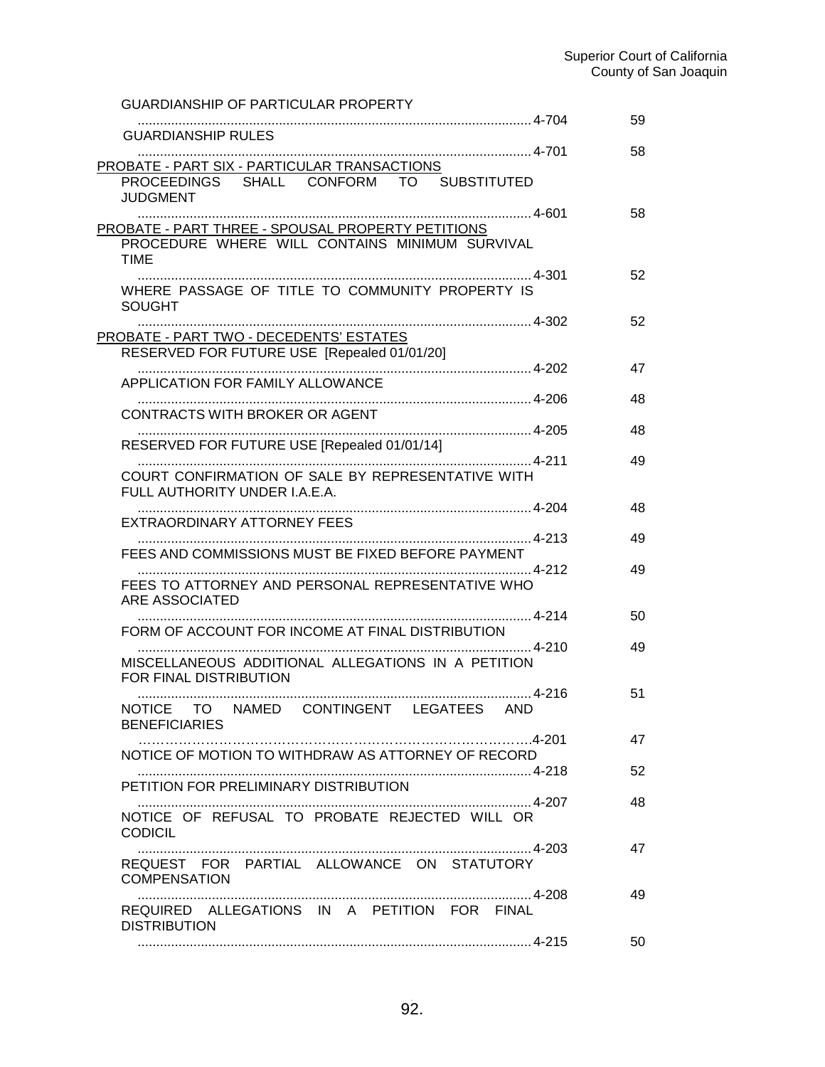GUARDIANSHIP OF PARTICULAR PROPERTY
........................................................................................................... 4-704 59

GUARDIANSHIP RULES
........................................................................................................... 4-701 58

PROBATE - PART SIX - PARTICULAR TRANSACTIONS

PROCEEDINGS SHALL CONFORM TO SUBSTITUTED JUDGMENT
........................................................................................................... 4-601 58

PROBATE - PART THREE - SPOUSAL PROPERTY PETITIONS

PROCEDURE WHERE WILL CONTAINS MINIMUM SURVIVAL TIME
........................................................................................................... 4-301 52

WHERE PASSAGE OF TITLE TO COMMUNITY PROPERTY IS SOUGHT
........................................................................................................... 4-302 52

PROBATE - PART TWO - DECEDENTS' ESTATES

RESERVED FOR FUTURE USE [Repealed 01/01/20]
........................................................................................................... 4-202 47

APPLICATION FOR FAMILY ALLOWANCE
........................................................................................................... 4-206 48

CONTRACTS WITH BROKER OR AGENT
........................................................................................................... 4-205 48

RESERVED FOR FUTURE USE [Repealed 01/01/14]
........................................................................................................... 4-211 49

COURT CONFIRMATION OF SALE BY REPRESENTATIVE WITH FULL AUTHORITY UNDER I.A.E.A.
........................................................................................................... 4-204 48

EXTRAORDINARY ATTORNEY FEES
........................................................................................................... 4-213 49

FEES AND COMMISSIONS MUST BE FIXED BEFORE PAYMENT
........................................................................................................... 4-212 49

FEES TO ATTORNEY AND PERSONAL REPRESENTATIVE WHO ARE ASSOCIATED
........................................................................................................... 4-214 50

FORM OF ACCOUNT FOR INCOME AT FINAL DISTRIBUTION
........................................................................................................... 4-210 49

MISCELLANEOUS ADDITIONAL ALLEGATIONS IN A PETITION FOR FINAL DISTRIBUTION
........................................................................................................... 4-216 51

NOTICE TO NAMED CONTINGENT LEGATEES AND BENEFICIARIES
………………………………………………………………………….4-201 47

NOTICE OF MOTION TO WITHDRAW AS ATTORNEY OF RECORD
........................................................................................................... 4-218 52

PETITION FOR PRELIMINARY DISTRIBUTION
........................................................................................................... 4-207 48

NOTICE OF REFUSAL TO PROBATE REJECTED WILL OR CODICIL
........................................................................................................... 4-203 47

REQUEST FOR PARTIAL ALLOWANCE ON STATUTORY COMPENSATION
........................................................................................................... 4-208 49

REQUIRED ALLEGATIONS IN A PETITION FOR FINAL DISTRIBUTION
........................................................................................................... 4-215 50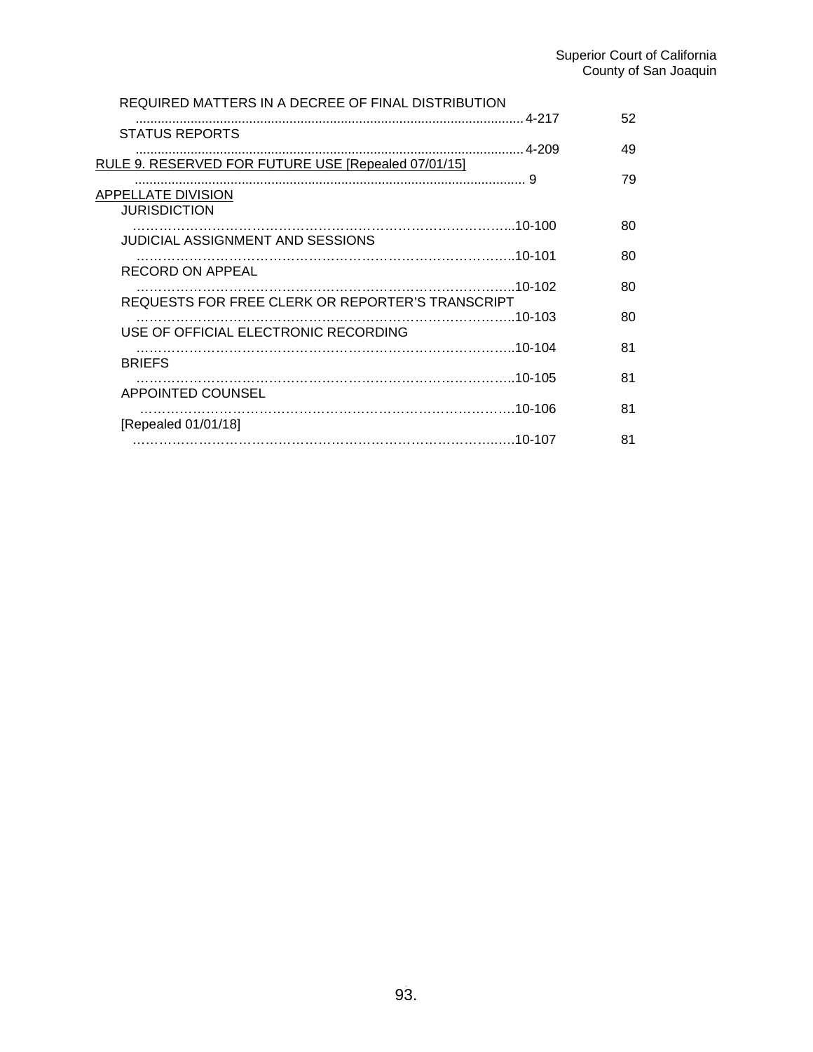REQUIRED MATTERS IN A DECREE OF FINAL DISTRIBUTION
......................................................................................................... 4-217 52

STATUS REPORTS
......................................................................................................... 4-209 49

<u>RULE 9. RESERVED FOR FUTURE USE [Repealed 07/01/15]</u>
......................................................................................................... 9 79

<u>APPELLATE DIVISION</u>

JURISDICTION
……………………………………………………………………………..10-100 80

JUDICIAL ASSIGNMENT AND SESSIONS
……………………………………………………………………………..10-101 80

RECORD ON APPEAL
……………………………………………………………………………..10-102 80

REQUESTS FOR FREE CLERK OR REPORTER'S TRANSCRIPT
……………………………………………………………………………..10-103 80

USE OF OFFICIAL ELECTRONIC RECORDING
……………………………………………………………………………..10-104 81

BRIEFS
……………………………………………………………………………..10-105 81

APPOINTED COUNSEL
……………………………………………………………………………..10-106 81

[Repealed 01/01/18]
……………………………………………………………………………..10-107 81